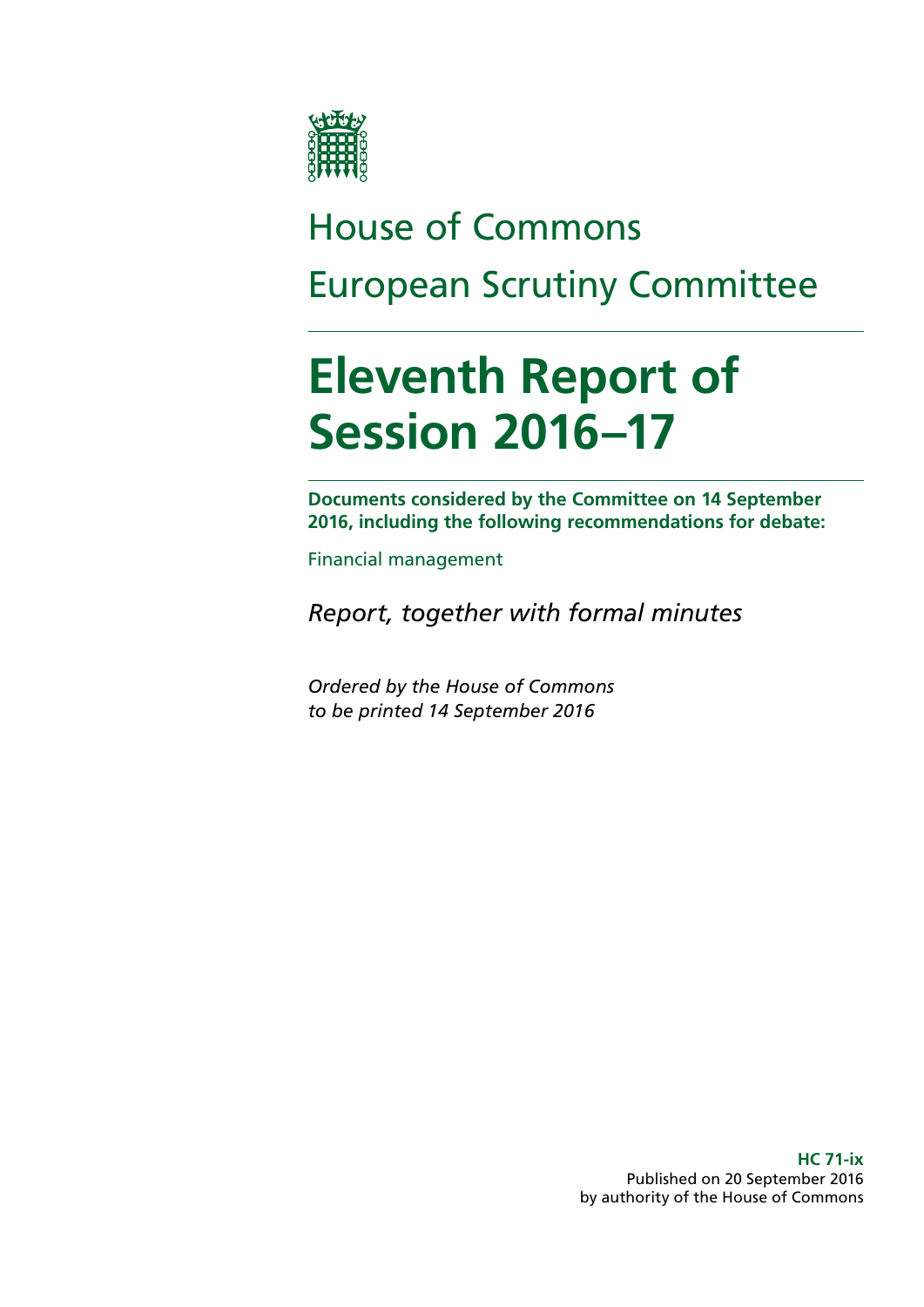# House of Commons

# European Scrutiny Committee

# Eleventh Report of Session 2016–17

**Documents considered by the Committee on 14 September 2016, including the following recommendations for debate:**

Financial management

*Report, together with formal minutes*

*Ordered by the House of Commons to be printed 14 September 2016*

**HC 71-ix**
Published on 20 September 2016
by authority of the House of Commons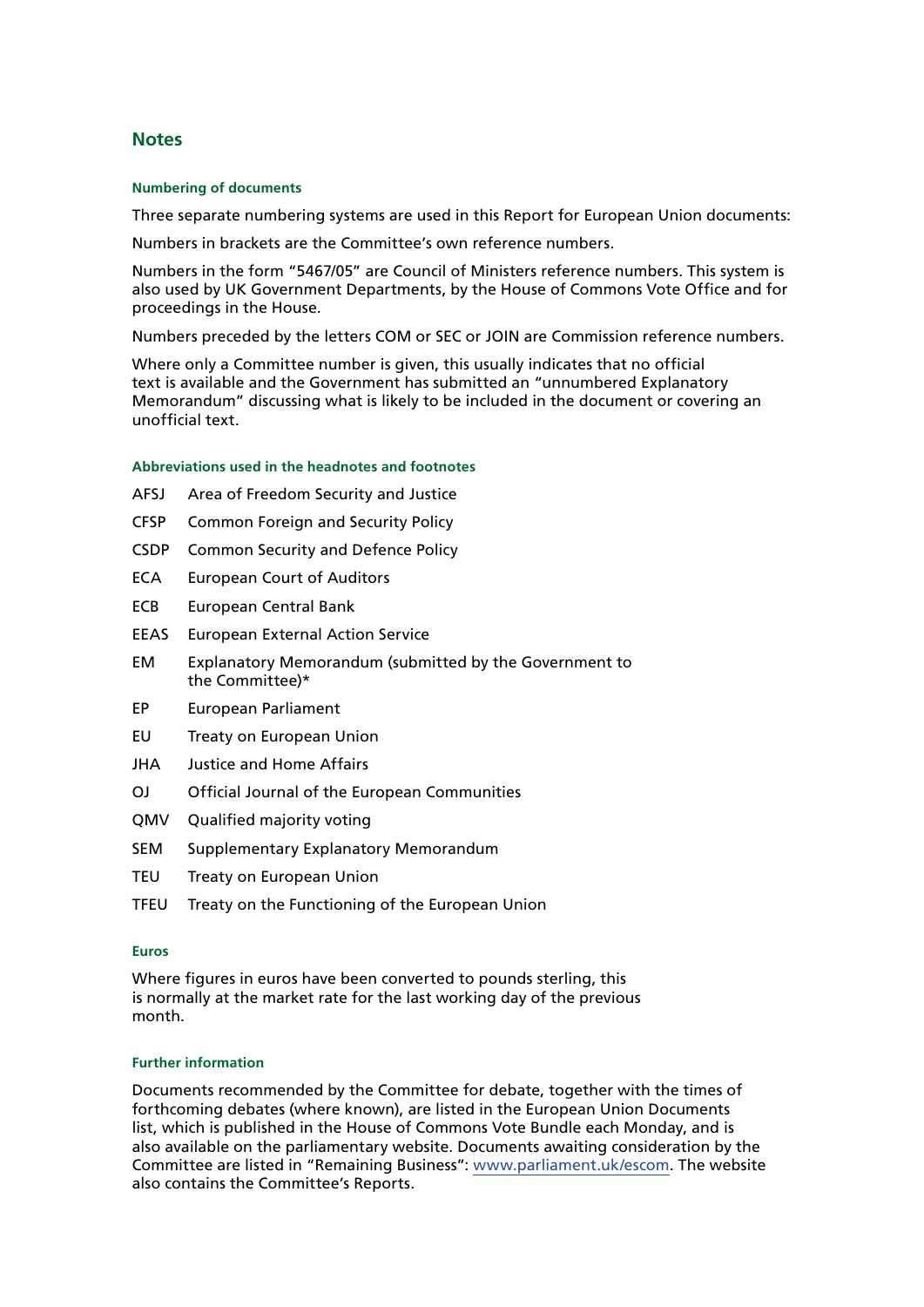## Notes

### Numbering of documents

Three separate numbering systems are used in this Report for European Union documents:

Numbers in brackets are the Committee's own reference numbers.

Numbers in the form "5467/05" are Council of Ministers reference numbers. This system is also used by UK Government Departments, by the House of Commons Vote Office and for proceedings in the House.

Numbers preceded by the letters COM or SEC or JOIN are Commission reference numbers.

Where only a Committee number is given, this usually indicates that no official text is available and the Government has submitted an "unnumbered Explanatory Memorandum" discussing what is likely to be included in the document or covering an unofficial text.

### Abbreviations used in the headnotes and footnotes

| | |
|---|---|
| AFSJ | Area of Freedom Security and Justice |
| CFSP | Common Foreign and Security Policy |
| CSDP | Common Security and Defence Policy |
| ECA | European Court of Auditors |
| ECB | European Central Bank |
| EEAS | European External Action Service |
| EM | Explanatory Memorandum (submitted by the Government to the Committee)* |
| EP | European Parliament |
| EU | Treaty on European Union |
| JHA | Justice and Home Affairs |
| OJ | Official Journal of the European Communities |
| QMV | Qualified majority voting |
| SEM | Supplementary Explanatory Memorandum |
| TEU | Treaty on European Union |
| TFEU | Treaty on the Functioning of the European Union |

### Euros

Where figures in euros have been converted to pounds sterling, this is normally at the market rate for the last working day of the previous month.

### Further information

Documents recommended by the Committee for debate, together with the times of forthcoming debates (where known), are listed in the European Union Documents list, which is published in the House of Commons Vote Bundle each Monday, and is also available on the parliamentary website. Documents awaiting consideration by the Committee are listed in "Remaining Business": www.parliament.uk/escom. The website also contains the Committee's Reports.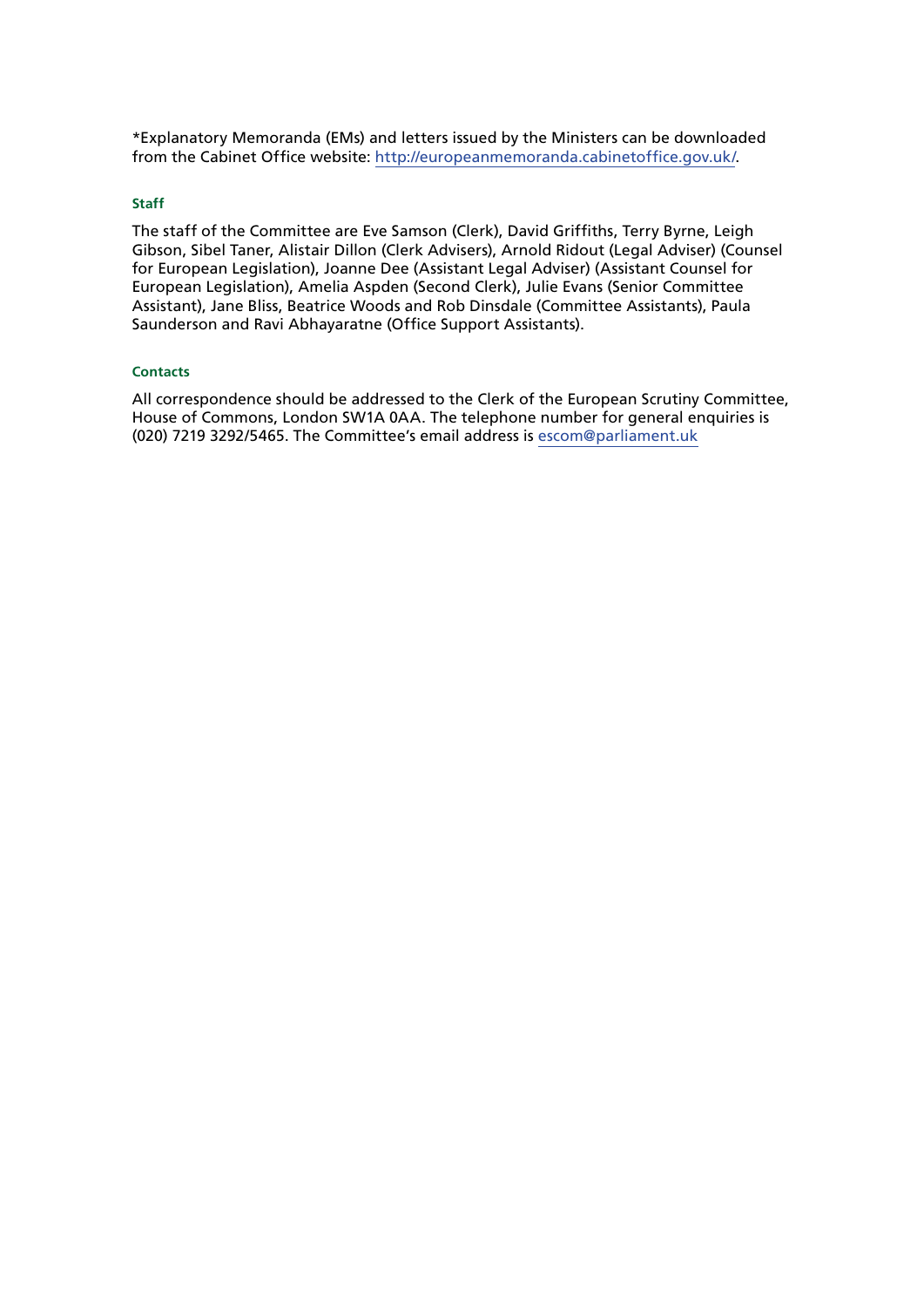*Explanatory Memoranda (EMs) and letters issued by the Ministers can be downloaded from the Cabinet Office website: http://europeanmemoranda.cabinetoffice.gov.uk/.

### Staff

The staff of the Committee are Eve Samson (Clerk), David Griffiths, Terry Byrne, Leigh Gibson, Sibel Taner, Alistair Dillon (Clerk Advisers), Arnold Ridout (Legal Adviser) (Counsel for European Legislation), Joanne Dee (Assistant Legal Adviser) (Assistant Counsel for European Legislation), Amelia Aspden (Second Clerk), Julie Evans (Senior Committee Assistant), Jane Bliss, Beatrice Woods and Rob Dinsdale (Committee Assistants), Paula Saunderson and Ravi Abhayaratne (Office Support Assistants).

### Contacts

All correspondence should be addressed to the Clerk of the European Scrutiny Committee, House of Commons, London SW1A 0AA. The telephone number for general enquiries is (020) 7219 3292/5465. The Committee's email address is escom@parliament.uk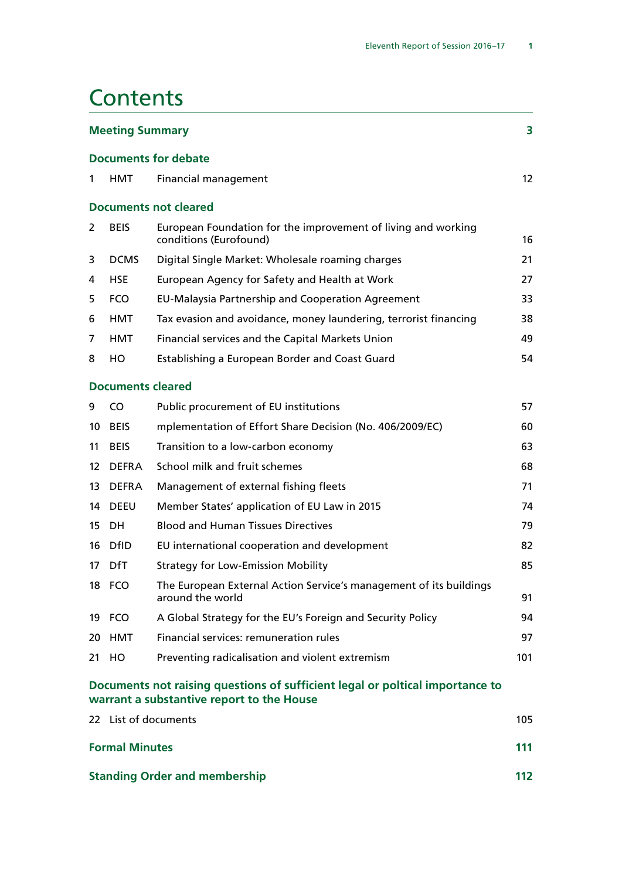# Contents

| | | | |
|---|---|---|---|
| **Meeting Summary** | | | **3** |
| **Documents for debate** | | | |
| 1 | HMT | Financial management | 12 |
| **Documents not cleared** | | | |
| 2 | BEIS | European Foundation for the improvement of living and working conditions (Eurofound) | 16 |
| 3 | DCMS | Digital Single Market: Wholesale roaming charges | 21 |
| 4 | HSE | European Agency for Safety and Health at Work | 27 |
| 5 | FCO | EU-Malaysia Partnership and Cooperation Agreement | 33 |
| 6 | HMT | Tax evasion and avoidance, money laundering, terrorist financing | 38 |
| 7 | HMT | Financial services and the Capital Markets Union | 49 |
| 8 | HO | Establishing a European Border and Coast Guard | 54 |
| **Documents cleared** | | | |
| 9 | CO | Public procurement of EU institutions | 57 |
| 10 | BEIS | mplementation of Effort Share Decision (No. 406/2009/EC) | 60 |
| 11 | BEIS | Transition to a low-carbon economy | 63 |
| 12 | DEFRA | School milk and fruit schemes | 68 |
| 13 | DEFRA | Management of external fishing fleets | 71 |
| 14 | DEEU | Member States' application of EU Law in 2015 | 74 |
| 15 | DH | Blood and Human Tissues Directives | 79 |
| 16 | DfID | EU international cooperation and development | 82 |
| 17 | DfT | Strategy for Low-Emission Mobility | 85 |
| 18 | FCO | The European External Action Service's management of its buildings around the world | 91 |
| 19 | FCO | A Global Strategy for the EU's Foreign and Security Policy | 94 |
| 20 | HMT | Financial services: remuneration rules | 97 |
| 21 | HO | Preventing radicalisation and violent extremism | 101 |
| **Documents not raising questions of sufficient legal or poltical importance to warrant a substantive report to the House** | | | |
| 22 | List of documents | | 105 |
| **Formal Minutes** | | | **111** |
| **Standing Order and membership** | | | **112** |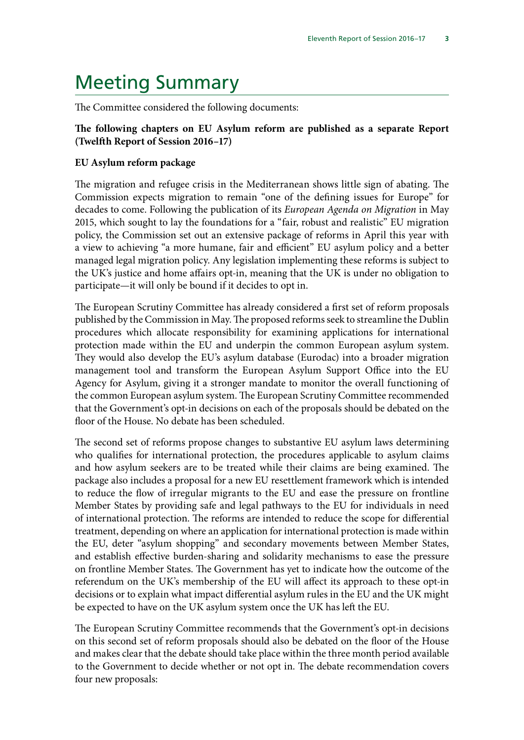# Meeting Summary

The Committee considered the following documents:

**The following chapters on EU Asylum reform are published as a separate Report (Twelfth Report of Session 2016–17)**

**EU Asylum reform package**

The migration and refugee crisis in the Mediterranean shows little sign of abating. The Commission expects migration to remain "one of the defining issues for Europe" for decades to come. Following the publication of its *European Agenda on Migration* in May 2015, which sought to lay the foundations for a "fair, robust and realistic" EU migration policy, the Commission set out an extensive package of reforms in April this year with a view to achieving "a more humane, fair and efficient" EU asylum policy and a better managed legal migration policy. Any legislation implementing these reforms is subject to the UK's justice and home affairs opt-in, meaning that the UK is under no obligation to participate—it will only be bound if it decides to opt in.

The European Scrutiny Committee has already considered a first set of reform proposals published by the Commission in May. The proposed reforms seek to streamline the Dublin procedures which allocate responsibility for examining applications for international protection made within the EU and underpin the common European asylum system. They would also develop the EU's asylum database (Eurodac) into a broader migration management tool and transform the European Asylum Support Office into the EU Agency for Asylum, giving it a stronger mandate to monitor the overall functioning of the common European asylum system. The European Scrutiny Committee recommended that the Government's opt-in decisions on each of the proposals should be debated on the floor of the House. No debate has been scheduled.

The second set of reforms propose changes to substantive EU asylum laws determining who qualifies for international protection, the procedures applicable to asylum claims and how asylum seekers are to be treated while their claims are being examined. The package also includes a proposal for a new EU resettlement framework which is intended to reduce the flow of irregular migrants to the EU and ease the pressure on frontline Member States by providing safe and legal pathways to the EU for individuals in need of international protection. The reforms are intended to reduce the scope for differential treatment, depending on where an application for international protection is made within the EU, deter "asylum shopping" and secondary movements between Member States, and establish effective burden-sharing and solidarity mechanisms to ease the pressure on frontline Member States. The Government has yet to indicate how the outcome of the referendum on the UK's membership of the EU will affect its approach to these opt-in decisions or to explain what impact differential asylum rules in the EU and the UK might be expected to have on the UK asylum system once the UK has left the EU.

The European Scrutiny Committee recommends that the Government's opt-in decisions on this second set of reform proposals should also be debated on the floor of the House and makes clear that the debate should take place within the three month period available to the Government to decide whether or not opt in. The debate recommendation covers four new proposals: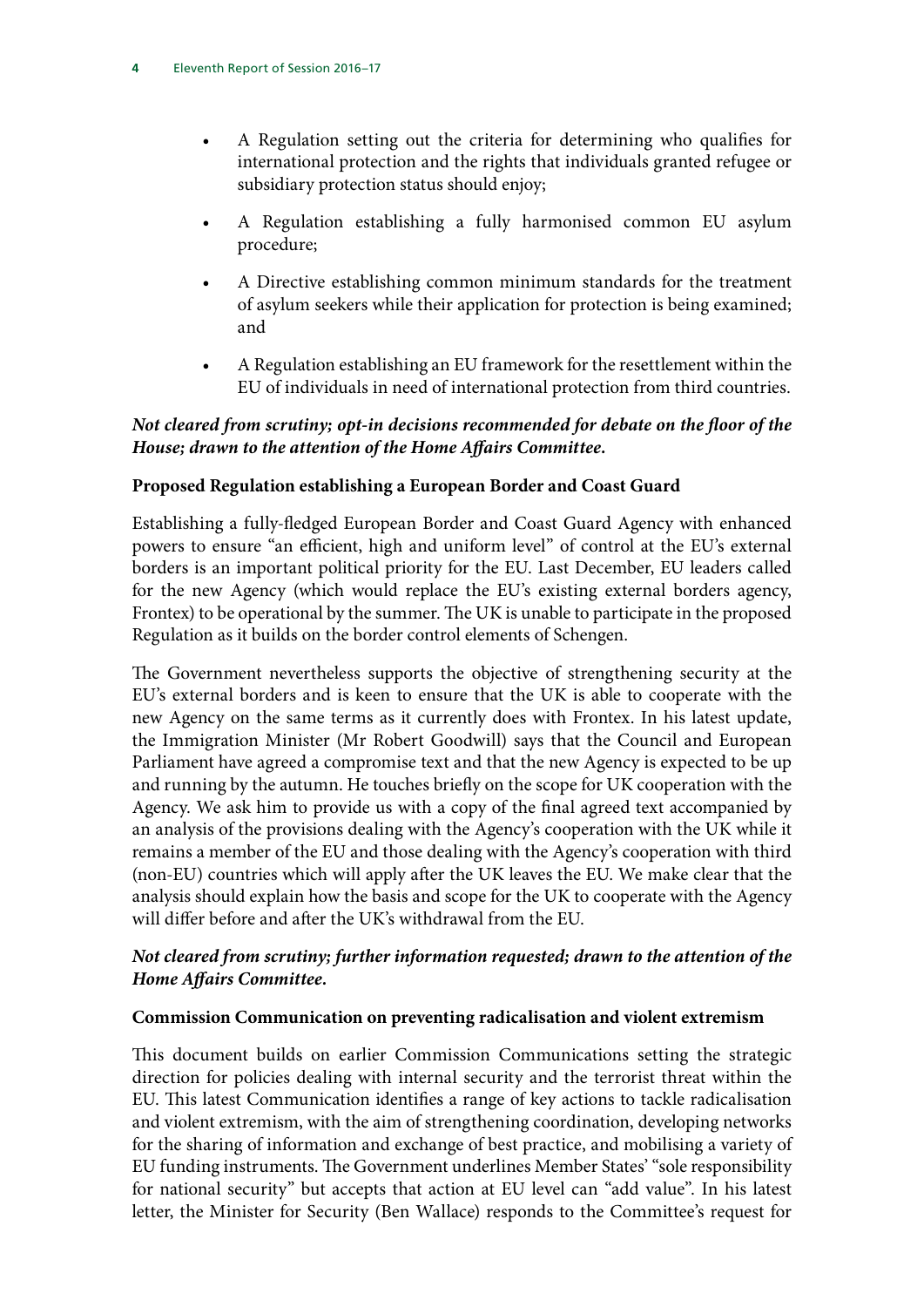- A Regulation setting out the criteria for determining who qualifies for international protection and the rights that individuals granted refugee or subsidiary protection status should enjoy;
- A Regulation establishing a fully harmonised common EU asylum procedure;
- A Directive establishing common minimum standards for the treatment of asylum seekers while their application for protection is being examined; and
- A Regulation establishing an EU framework for the resettlement within the EU of individuals in need of international protection from third countries.

***Not cleared from scrutiny; opt-in decisions recommended for debate on the floor of the House; drawn to the attention of the Home Affairs Committee.***

**Proposed Regulation establishing a European Border and Coast Guard**

Establishing a fully-fledged European Border and Coast Guard Agency with enhanced powers to ensure "an efficient, high and uniform level" of control at the EU's external borders is an important political priority for the EU. Last December, EU leaders called for the new Agency (which would replace the EU's existing external borders agency, Frontex) to be operational by the summer. The UK is unable to participate in the proposed Regulation as it builds on the border control elements of Schengen.

The Government nevertheless supports the objective of strengthening security at the EU's external borders and is keen to ensure that the UK is able to cooperate with the new Agency on the same terms as it currently does with Frontex. In his latest update, the Immigration Minister (Mr Robert Goodwill) says that the Council and European Parliament have agreed a compromise text and that the new Agency is expected to be up and running by the autumn. He touches briefly on the scope for UK cooperation with the Agency. We ask him to provide us with a copy of the final agreed text accompanied by an analysis of the provisions dealing with the Agency's cooperation with the UK while it remains a member of the EU and those dealing with the Agency's cooperation with third (non-EU) countries which will apply after the UK leaves the EU. We make clear that the analysis should explain how the basis and scope for the UK to cooperate with the Agency will differ before and after the UK's withdrawal from the EU.

***Not cleared from scrutiny; further information requested; drawn to the attention of the Home Affairs Committee.***

**Commission Communication on preventing radicalisation and violent extremism**

This document builds on earlier Commission Communications setting the strategic direction for policies dealing with internal security and the terrorist threat within the EU. This latest Communication identifies a range of key actions to tackle radicalisation and violent extremism, with the aim of strengthening coordination, developing networks for the sharing of information and exchange of best practice, and mobilising a variety of EU funding instruments. The Government underlines Member States' "sole responsibility for national security" but accepts that action at EU level can "add value". In his latest letter, the Minister for Security (Ben Wallace) responds to the Committee's request for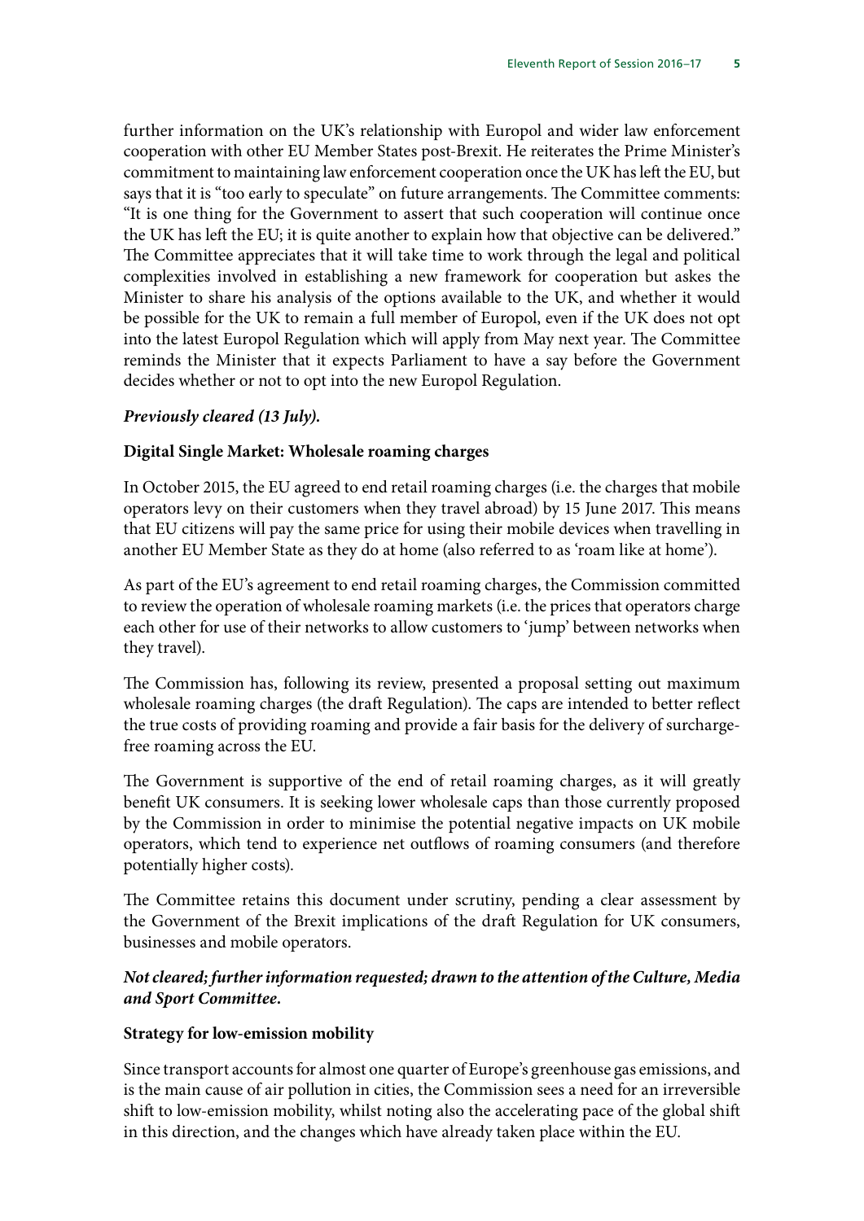further information on the UK's relationship with Europol and wider law enforcement cooperation with other EU Member States post-Brexit. He reiterates the Prime Minister's commitment to maintaining law enforcement cooperation once the UK has left the EU, but says that it is "too early to speculate" on future arrangements. The Committee comments: "It is one thing for the Government to assert that such cooperation will continue once the UK has left the EU; it is quite another to explain how that objective can be delivered." The Committee appreciates that it will take time to work through the legal and political complexities involved in establishing a new framework for cooperation but askes the Minister to share his analysis of the options available to the UK, and whether it would be possible for the UK to remain a full member of Europol, even if the UK does not opt into the latest Europol Regulation which will apply from May next year. The Committee reminds the Minister that it expects Parliament to have a say before the Government decides whether or not to opt into the new Europol Regulation.

***Previously cleared (13 July).***

**Digital Single Market: Wholesale roaming charges**

In October 2015, the EU agreed to end retail roaming charges (i.e. the charges that mobile operators levy on their customers when they travel abroad) by 15 June 2017. This means that EU citizens will pay the same price for using their mobile devices when travelling in another EU Member State as they do at home (also referred to as 'roam like at home').

As part of the EU's agreement to end retail roaming charges, the Commission committed to review the operation of wholesale roaming markets (i.e. the prices that operators charge each other for use of their networks to allow customers to 'jump' between networks when they travel).

The Commission has, following its review, presented a proposal setting out maximum wholesale roaming charges (the draft Regulation). The caps are intended to better reflect the true costs of providing roaming and provide a fair basis for the delivery of surcharge-free roaming across the EU.

The Government is supportive of the end of retail roaming charges, as it will greatly benefit UK consumers. It is seeking lower wholesale caps than those currently proposed by the Commission in order to minimise the potential negative impacts on UK mobile operators, which tend to experience net outflows of roaming consumers (and therefore potentially higher costs).

The Committee retains this document under scrutiny, pending a clear assessment by the Government of the Brexit implications of the draft Regulation for UK consumers, businesses and mobile operators.

***Not cleared; further information requested; drawn to the attention of the Culture, Media and Sport Committee.***

**Strategy for low-emission mobility**

Since transport accounts for almost one quarter of Europe's greenhouse gas emissions, and is the main cause of air pollution in cities, the Commission sees a need for an irreversible shift to low-emission mobility, whilst noting also the accelerating pace of the global shift in this direction, and the changes which have already taken place within the EU.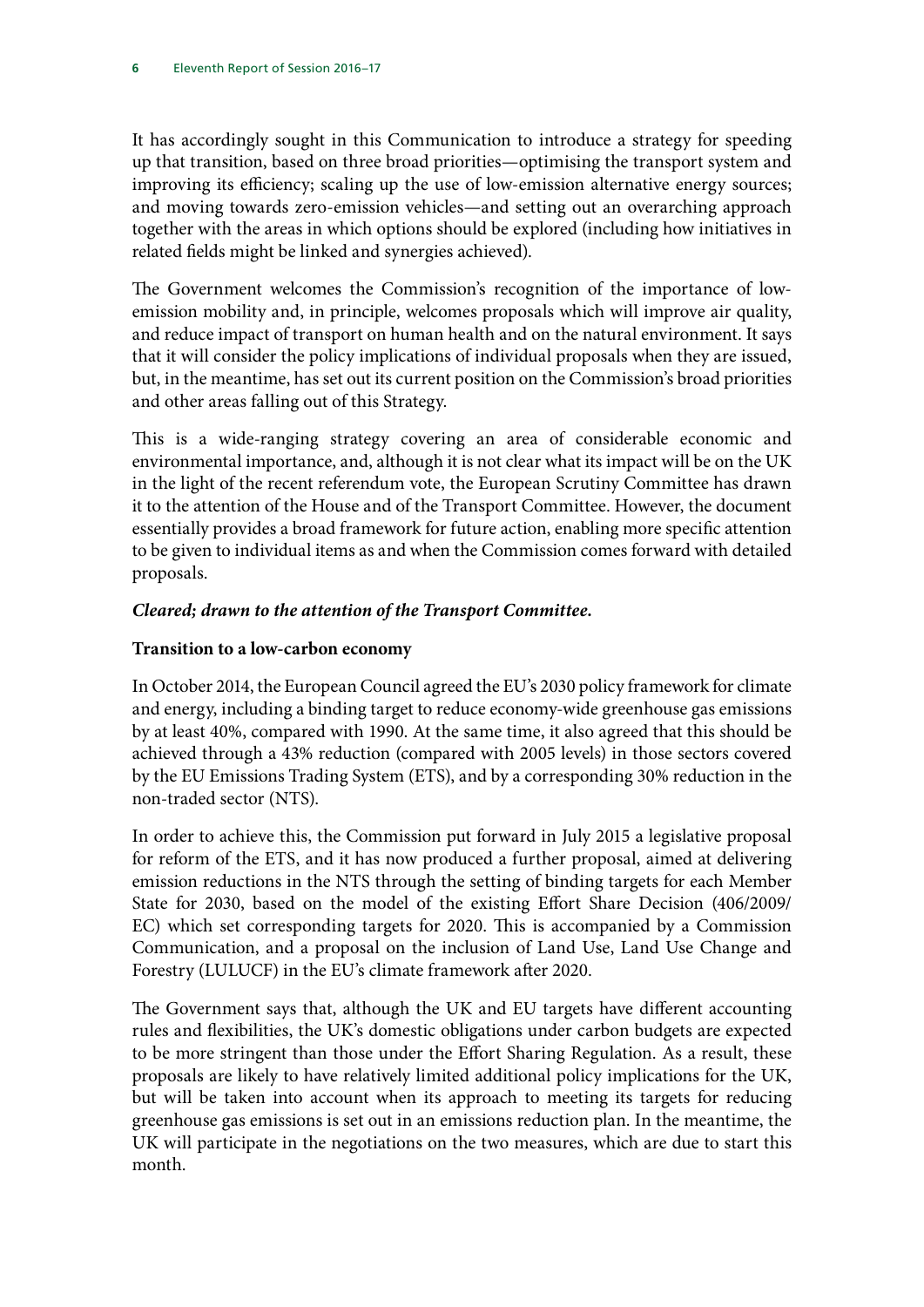It has accordingly sought in this Communication to introduce a strategy for speeding up that transition, based on three broad priorities—optimising the transport system and improving its efficiency; scaling up the use of low-emission alternative energy sources; and moving towards zero-emission vehicles—and setting out an overarching approach together with the areas in which options should be explored (including how initiatives in related fields might be linked and synergies achieved).

The Government welcomes the Commission's recognition of the importance of low-emission mobility and, in principle, welcomes proposals which will improve air quality, and reduce impact of transport on human health and on the natural environment. It says that it will consider the policy implications of individual proposals when they are issued, but, in the meantime, has set out its current position on the Commission's broad priorities and other areas falling out of this Strategy.

This is a wide-ranging strategy covering an area of considerable economic and environmental importance, and, although it is not clear what its impact will be on the UK in the light of the recent referendum vote, the European Scrutiny Committee has drawn it to the attention of the House and of the Transport Committee. However, the document essentially provides a broad framework for future action, enabling more specific attention to be given to individual items as and when the Commission comes forward with detailed proposals.

***Cleared; drawn to the attention of the Transport Committee.***

**Transition to a low-carbon economy**

In October 2014, the European Council agreed the EU's 2030 policy framework for climate and energy, including a binding target to reduce economy-wide greenhouse gas emissions by at least 40%, compared with 1990. At the same time, it also agreed that this should be achieved through a 43% reduction (compared with 2005 levels) in those sectors covered by the EU Emissions Trading System (ETS), and by a corresponding 30% reduction in the non-traded sector (NTS).

In order to achieve this, the Commission put forward in July 2015 a legislative proposal for reform of the ETS, and it has now produced a further proposal, aimed at delivering emission reductions in the NTS through the setting of binding targets for each Member State for 2030, based on the model of the existing Effort Share Decision (406/2009/EC) which set corresponding targets for 2020. This is accompanied by a Commission Communication, and a proposal on the inclusion of Land Use, Land Use Change and Forestry (LULUCF) in the EU's climate framework after 2020.

The Government says that, although the UK and EU targets have different accounting rules and flexibilities, the UK's domestic obligations under carbon budgets are expected to be more stringent than those under the Effort Sharing Regulation. As a result, these proposals are likely to have relatively limited additional policy implications for the UK, but will be taken into account when its approach to meeting its targets for reducing greenhouse gas emissions is set out in an emissions reduction plan. In the meantime, the UK will participate in the negotiations on the two measures, which are due to start this month.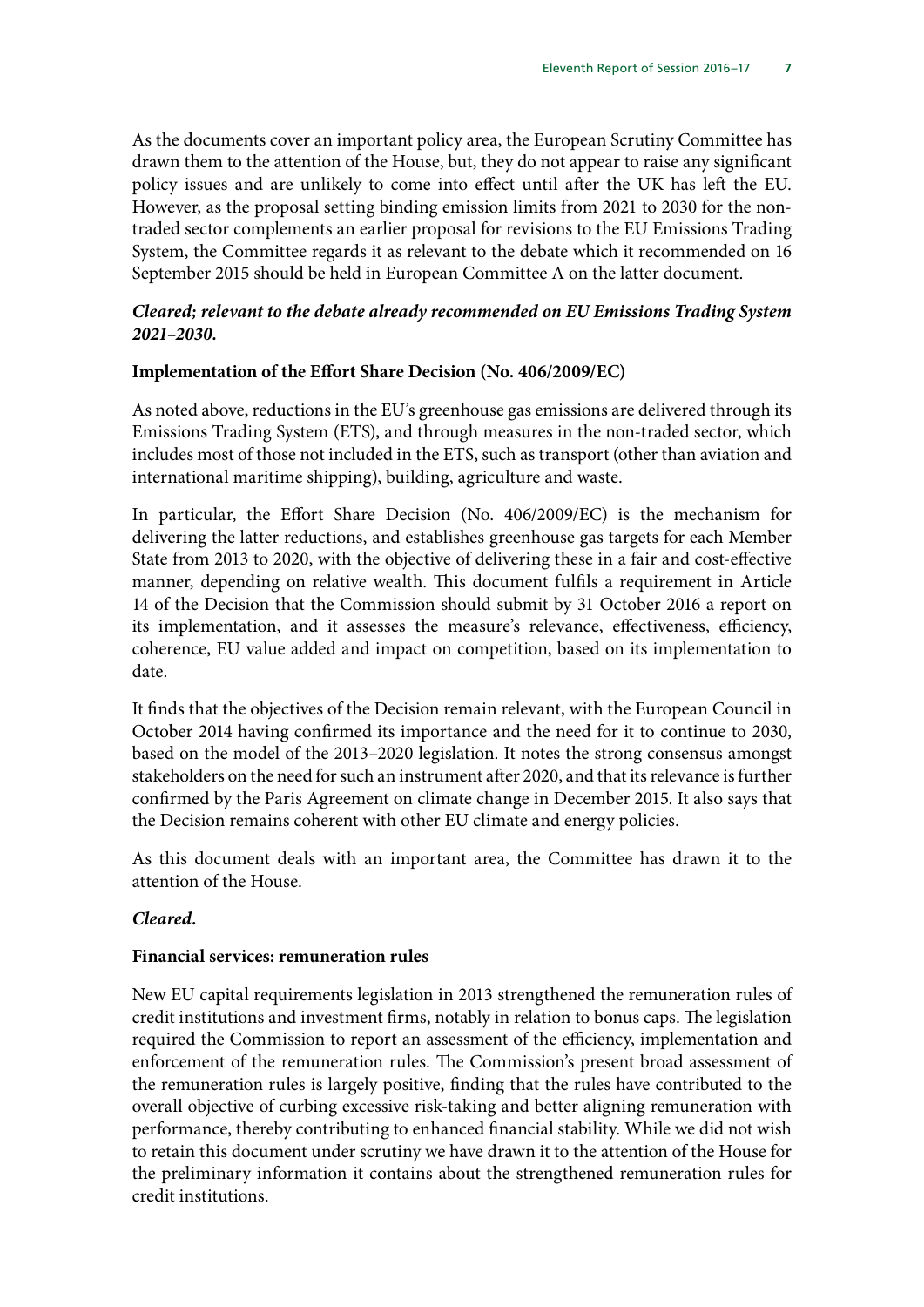As the documents cover an important policy area, the European Scrutiny Committee has drawn them to the attention of the House, but, they do not appear to raise any significant policy issues and are unlikely to come into effect until after the UK has left the EU. However, as the proposal setting binding emission limits from 2021 to 2030 for the non-traded sector complements an earlier proposal for revisions to the EU Emissions Trading System, the Committee regards it as relevant to the debate which it recommended on 16 September 2015 should be held in European Committee A on the latter document.

***Cleared; relevant to the debate already recommended on EU Emissions Trading System 2021–2030.***

**Implementation of the Effort Share Decision (No. 406/2009/EC)**

As noted above, reductions in the EU's greenhouse gas emissions are delivered through its Emissions Trading System (ETS), and through measures in the non-traded sector, which includes most of those not included in the ETS, such as transport (other than aviation and international maritime shipping), building, agriculture and waste.

In particular, the Effort Share Decision (No. 406/2009/EC) is the mechanism for delivering the latter reductions, and establishes greenhouse gas targets for each Member State from 2013 to 2020, with the objective of delivering these in a fair and cost-effective manner, depending on relative wealth. This document fulfils a requirement in Article 14 of the Decision that the Commission should submit by 31 October 2016 a report on its implementation, and it assesses the measure's relevance, effectiveness, efficiency, coherence, EU value added and impact on competition, based on its implementation to date.

It finds that the objectives of the Decision remain relevant, with the European Council in October 2014 having confirmed its importance and the need for it to continue to 2030, based on the model of the 2013–2020 legislation. It notes the strong consensus amongst stakeholders on the need for such an instrument after 2020, and that its relevance is further confirmed by the Paris Agreement on climate change in December 2015. It also says that the Decision remains coherent with other EU climate and energy policies.

As this document deals with an important area, the Committee has drawn it to the attention of the House.

***Cleared.***

**Financial services: remuneration rules**

New EU capital requirements legislation in 2013 strengthened the remuneration rules of credit institutions and investment firms, notably in relation to bonus caps. The legislation required the Commission to report an assessment of the efficiency, implementation and enforcement of the remuneration rules. The Commission's present broad assessment of the remuneration rules is largely positive, finding that the rules have contributed to the overall objective of curbing excessive risk-taking and better aligning remuneration with performance, thereby contributing to enhanced financial stability. While we did not wish to retain this document under scrutiny we have drawn it to the attention of the House for the preliminary information it contains about the strengthened remuneration rules for credit institutions.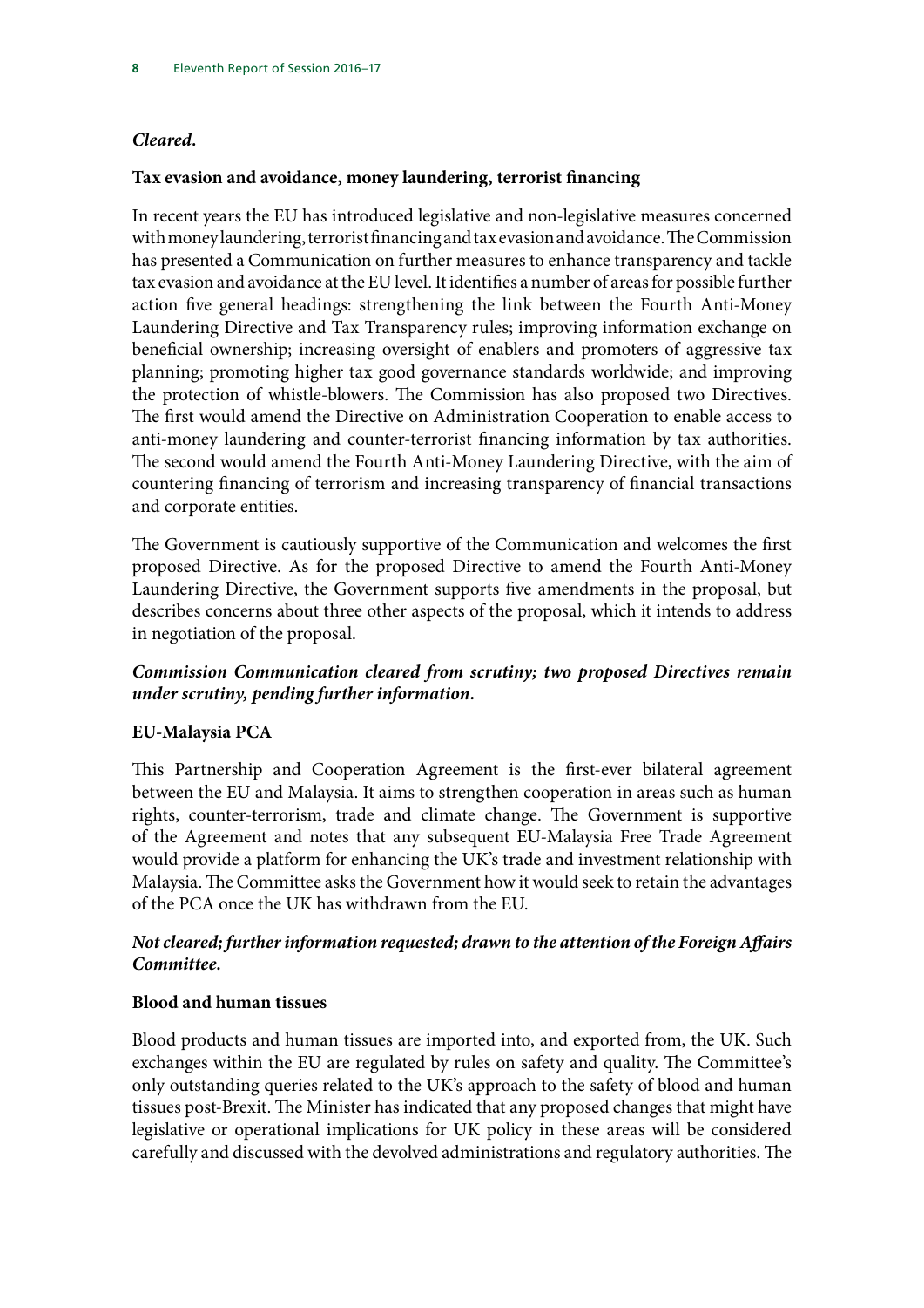***Cleared.***

**Tax evasion and avoidance, money laundering, terrorist financing**

In recent years the EU has introduced legislative and non-legislative measures concerned with money laundering, terrorist financing and tax evasion and avoidance. The Commission has presented a Communication on further measures to enhance transparency and tackle tax evasion and avoidance at the EU level. It identifies a number of areas for possible further action five general headings: strengthening the link between the Fourth Anti-Money Laundering Directive and Tax Transparency rules; improving information exchange on beneficial ownership; increasing oversight of enablers and promoters of aggressive tax planning; promoting higher tax good governance standards worldwide; and improving the protection of whistle-blowers. The Commission has also proposed two Directives. The first would amend the Directive on Administration Cooperation to enable access to anti-money laundering and counter-terrorist financing information by tax authorities. The second would amend the Fourth Anti-Money Laundering Directive, with the aim of countering financing of terrorism and increasing transparency of financial transactions and corporate entities.

The Government is cautiously supportive of the Communication and welcomes the first proposed Directive. As for the proposed Directive to amend the Fourth Anti-Money Laundering Directive, the Government supports five amendments in the proposal, but describes concerns about three other aspects of the proposal, which it intends to address in negotiation of the proposal.

***Commission Communication cleared from scrutiny; two proposed Directives remain under scrutiny, pending further information.***

**EU-Malaysia PCA**

This Partnership and Cooperation Agreement is the first-ever bilateral agreement between the EU and Malaysia. It aims to strengthen cooperation in areas such as human rights, counter-terrorism, trade and climate change. The Government is supportive of the Agreement and notes that any subsequent EU-Malaysia Free Trade Agreement would provide a platform for enhancing the UK's trade and investment relationship with Malaysia. The Committee asks the Government how it would seek to retain the advantages of the PCA once the UK has withdrawn from the EU.

***Not cleared; further information requested; drawn to the attention of the Foreign Affairs Committee.***

**Blood and human tissues**

Blood products and human tissues are imported into, and exported from, the UK. Such exchanges within the EU are regulated by rules on safety and quality. The Committee's only outstanding queries related to the UK's approach to the safety of blood and human tissues post-Brexit. The Minister has indicated that any proposed changes that might have legislative or operational implications for UK policy in these areas will be considered carefully and discussed with the devolved administrations and regulatory authorities. The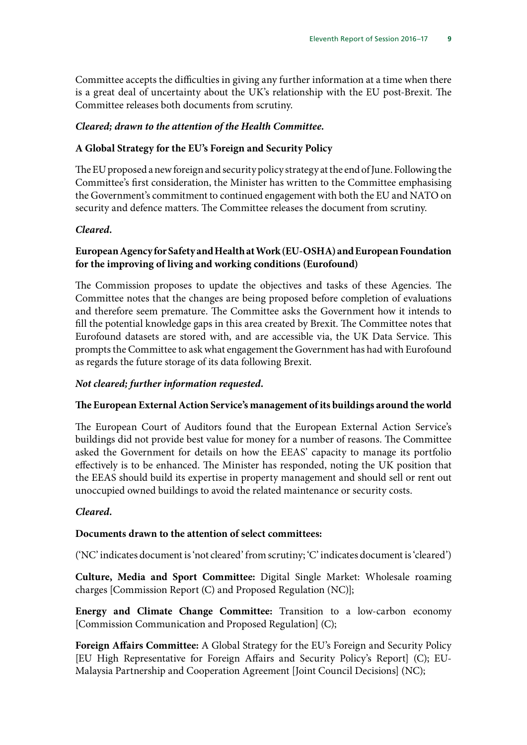Committee accepts the difficulties in giving any further information at a time when there is a great deal of uncertainty about the UK's relationship with the EU post-Brexit. The Committee releases both documents from scrutiny.

***Cleared; drawn to the attention of the Health Committee.***

**A Global Strategy for the EU's Foreign and Security Policy**

The EU proposed a new foreign and security policy strategy at the end of June. Following the Committee's first consideration, the Minister has written to the Committee emphasising the Government's commitment to continued engagement with both the EU and NATO on security and defence matters. The Committee releases the document from scrutiny.

***Cleared.***

**European Agency for Safety and Health at Work (EU-OSHA) and European Foundation for the improving of living and working conditions (Eurofound)**

The Commission proposes to update the objectives and tasks of these Agencies. The Committee notes that the changes are being proposed before completion of evaluations and therefore seem premature. The Committee asks the Government how it intends to fill the potential knowledge gaps in this area created by Brexit. The Committee notes that Eurofound datasets are stored with, and are accessible via, the UK Data Service. This prompts the Committee to ask what engagement the Government has had with Eurofound as regards the future storage of its data following Brexit.

***Not cleared; further information requested.***

**The European External Action Service's management of its buildings around the world**

The European Court of Auditors found that the European External Action Service's buildings did not provide best value for money for a number of reasons. The Committee asked the Government for details on how the EEAS' capacity to manage its portfolio effectively is to be enhanced. The Minister has responded, noting the UK position that the EEAS should build its expertise in property management and should sell or rent out unoccupied owned buildings to avoid the related maintenance or security costs.

***Cleared.***

**Documents drawn to the attention of select committees:**

('NC' indicates document is 'not cleared' from scrutiny; 'C' indicates document is 'cleared')

**Culture, Media and Sport Committee:** Digital Single Market: Wholesale roaming charges [Commission Report (C) and Proposed Regulation (NC)];

**Energy and Climate Change Committee:** Transition to a low-carbon economy [Commission Communication and Proposed Regulation] (C);

**Foreign Affairs Committee:** A Global Strategy for the EU's Foreign and Security Policy [EU High Representative for Foreign Affairs and Security Policy's Report] (C); EU-Malaysia Partnership and Cooperation Agreement [Joint Council Decisions] (NC);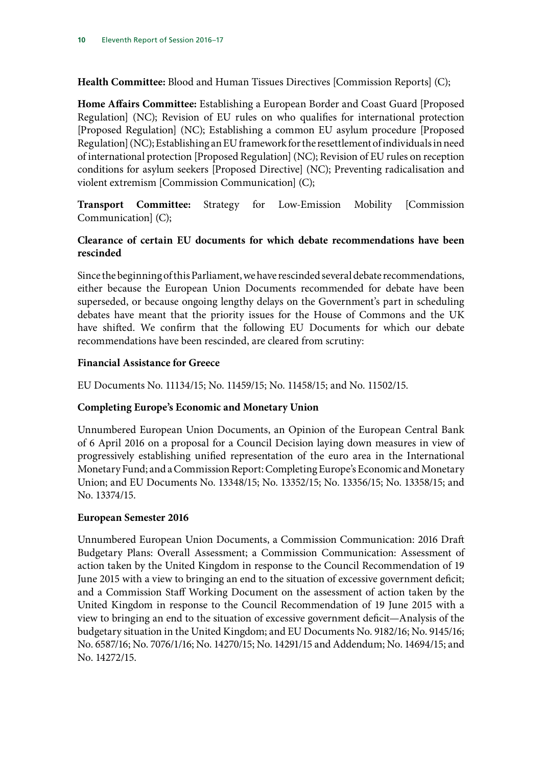**Health Committee:** Blood and Human Tissues Directives [Commission Reports] (C);

**Home Affairs Committee:** Establishing a European Border and Coast Guard [Proposed Regulation] (NC); Revision of EU rules on who qualifies for international protection [Proposed Regulation] (NC); Establishing a common EU asylum procedure [Proposed Regulation] (NC); Establishing an EU framework for the resettlement of individuals in need of international protection [Proposed Regulation] (NC); Revision of EU rules on reception conditions for asylum seekers [Proposed Directive] (NC); Preventing radicalisation and violent extremism [Commission Communication] (C);

**Transport Committee:** Strategy for Low-Emission Mobility [Commission Communication] (C);

**Clearance of certain EU documents for which debate recommendations have been rescinded**

Since the beginning of this Parliament, we have rescinded several debate recommendations, either because the European Union Documents recommended for debate have been superseded, or because ongoing lengthy delays on the Government's part in scheduling debates have meant that the priority issues for the House of Commons and the UK have shifted. We confirm that the following EU Documents for which our debate recommendations have been rescinded, are cleared from scrutiny:

**Financial Assistance for Greece**

EU Documents No. 11134/15; No. 11459/15; No. 11458/15; and No. 11502/15.

**Completing Europe's Economic and Monetary Union**

Unnumbered European Union Documents, an Opinion of the European Central Bank of 6 April 2016 on a proposal for a Council Decision laying down measures in view of progressively establishing unified representation of the euro area in the International Monetary Fund; and a Commission Report: Completing Europe's Economic and Monetary Union; and EU Documents No. 13348/15; No. 13352/15; No. 13356/15; No. 13358/15; and No. 13374/15.

**European Semester 2016**

Unnumbered European Union Documents, a Commission Communication: 2016 Draft Budgetary Plans: Overall Assessment; a Commission Communication: Assessment of action taken by the United Kingdom in response to the Council Recommendation of 19 June 2015 with a view to bringing an end to the situation of excessive government deficit; and a Commission Staff Working Document on the assessment of action taken by the United Kingdom in response to the Council Recommendation of 19 June 2015 with a view to bringing an end to the situation of excessive government deficit—Analysis of the budgetary situation in the United Kingdom; and EU Documents No. 9182/16; No. 9145/16; No. 6587/16; No. 7076/1/16; No. 14270/15; No. 14291/15 and Addendum; No. 14694/15; and No. 14272/15.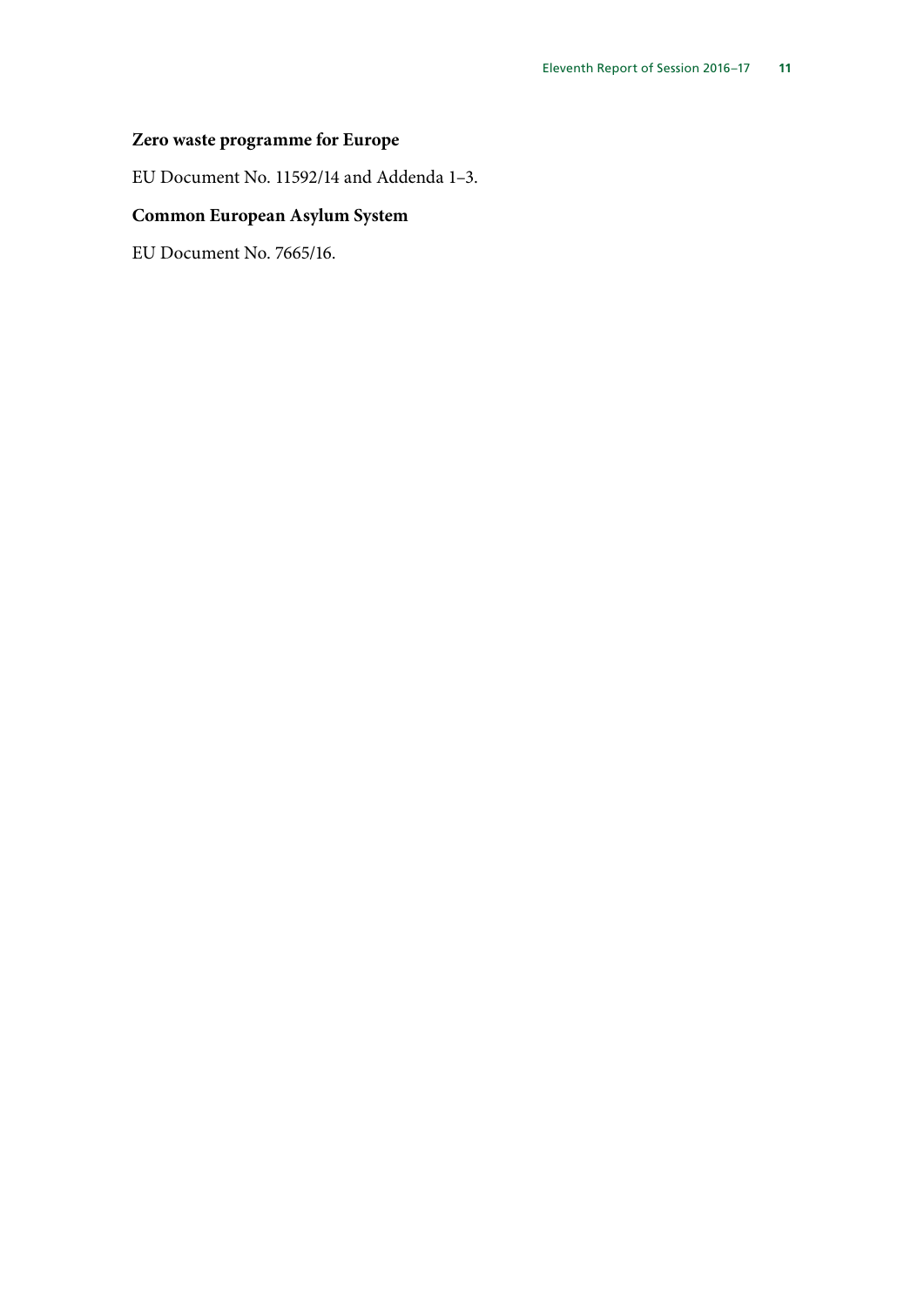**Zero waste programme for Europe**

EU Document No. 11592/14 and Addenda 1–3.

**Common European Asylum System**

EU Document No. 7665/16.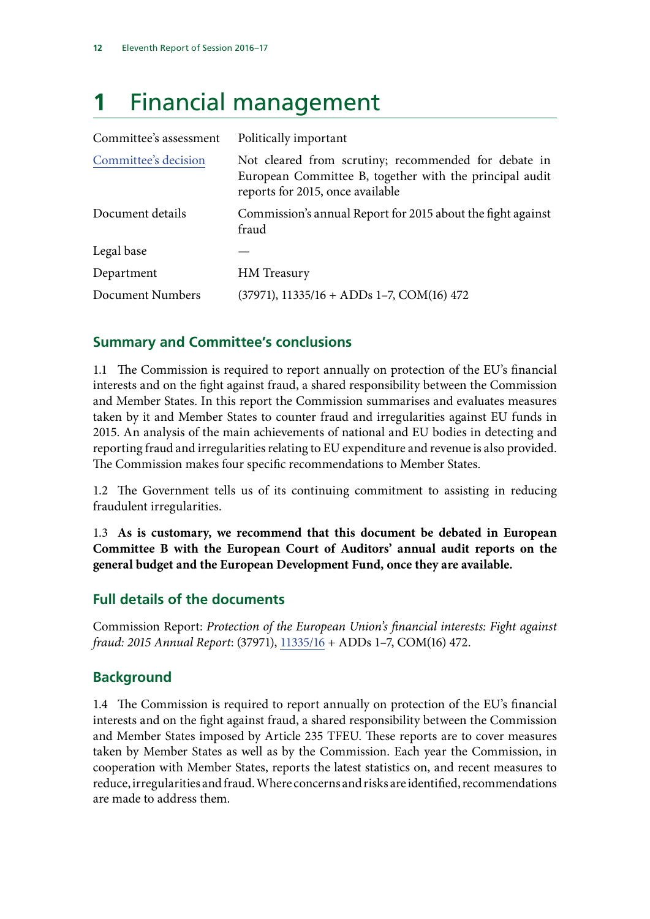# 1 Financial management

| Committee's assessment | Politically important |
| --- | --- |
| Committee's decision | Not cleared from scrutiny; recommended for debate in European Committee B, together with the principal audit reports for 2015, once available |
| Document details | Commission's annual Report for 2015 about the fight against fraud |
| Legal base | — |
| Department | HM Treasury |
| Document Numbers | (37971), 11335/16 + ADDs 1–7, COM(16) 472 |

## Summary and Committee's conclusions

1.1 The Commission is required to report annually on protection of the EU's financial interests and on the fight against fraud, a shared responsibility between the Commission and Member States. In this report the Commission summarises and evaluates measures taken by it and Member States to counter fraud and irregularities against EU funds in 2015. An analysis of the main achievements of national and EU bodies in detecting and reporting fraud and irregularities relating to EU expenditure and revenue is also provided. The Commission makes four specific recommendations to Member States.

1.2 The Government tells us of its continuing commitment to assisting in reducing fraudulent irregularities.

1.3 **As is customary, we recommend that this document be debated in European Committee B with the European Court of Auditors' annual audit reports on the general budget and the European Development Fund, once they are available.**

## Full details of the documents

Commission Report: *Protection of the European Union's financial interests: Fight against fraud: 2015 Annual Report*: (37971), 11335/16 + ADDs 1–7, COM(16) 472.

## Background

1.4 The Commission is required to report annually on protection of the EU's financial interests and on the fight against fraud, a shared responsibility between the Commission and Member States imposed by Article 235 TFEU. These reports are to cover measures taken by Member States as well as by the Commission. Each year the Commission, in cooperation with Member States, reports the latest statistics on, and recent measures to reduce, irregularities and fraud. Where concerns and risks are identified, recommendations are made to address them.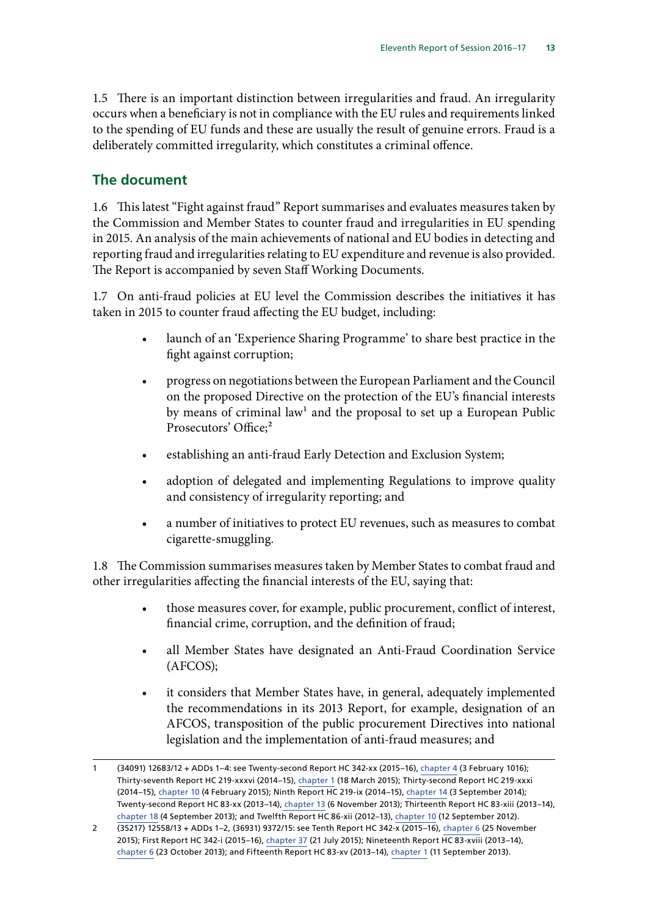1.5 There is an important distinction between irregularities and fraud. An irregularity occurs when a beneficiary is not in compliance with the EU rules and requirements linked to the spending of EU funds and these are usually the result of genuine errors. Fraud is a deliberately committed irregularity, which constitutes a criminal offence.

## The document

1.6 This latest "Fight against fraud" Report summarises and evaluates measures taken by the Commission and Member States to counter fraud and irregularities in EU spending in 2015. An analysis of the main achievements of national and EU bodies in detecting and reporting fraud and irregularities relating to EU expenditure and revenue is also provided. The Report is accompanied by seven Staff Working Documents.

1.7 On anti-fraud policies at EU level the Commission describes the initiatives it has taken in 2015 to counter fraud affecting the EU budget, including:

- launch of an 'Experience Sharing Programme' to share best practice in the fight against corruption;
- progress on negotiations between the European Parliament and the Council on the proposed Directive on the protection of the EU's financial interests by means of criminal law[1] and the proposal to set up a European Public Prosecutors' Office;[2]
- establishing an anti-fraud Early Detection and Exclusion System;
- adoption of delegated and implementing Regulations to improve quality and consistency of irregularity reporting; and
- a number of initiatives to protect EU revenues, such as measures to combat cigarette-smuggling.

1.8 The Commission summarises measures taken by Member States to combat fraud and other irregularities affecting the financial interests of the EU, saying that:

- those measures cover, for example, public procurement, conflict of interest, financial crime, corruption, and the definition of fraud;
- all Member States have designated an Anti-Fraud Coordination Service (AFCOS);
- it considers that Member States have, in general, adequately implemented the recommendations in its 2013 Report, for example, designation of an AFCOS, transposition of the public procurement Directives into national legislation and the implementation of anti-fraud measures; and

---

1 (34091) 12683/12 + ADDs 1–4: see Twenty-second Report HC 342-xx (2015–16), chapter 4 (3 February 1016); Thirty-seventh Report HC 219-xxxvi (2014–15), chapter 1 (18 March 2015); Thirty-second Report HC 219-xxxi (2014–15), chapter 10 (4 February 2015); Ninth Report HC 219-ix (2014–15), chapter 14 (3 September 2014); Twenty-second Report HC 83-xx (2013–14), chapter 13 (6 November 2013); Thirteenth Report HC 83-xiii (2013–14), chapter 18 (4 September 2013); and Twelfth Report HC 86-xii (2012–13), chapter 10 (12 September 2012).

2 (35217) 12558/13 + ADDs 1–2, (36931) 9372/15: see Tenth Report HC 342-x (2015–16), chapter 6 (25 November 2015); First Report HC 342-i (2015–16), chapter 37 (21 July 2015); Nineteenth Report HC 83-xviii (2013–14), chapter 6 (23 October 2013); and Fifteenth Report HC 83-xv (2013–14), chapter 1 (11 September 2013).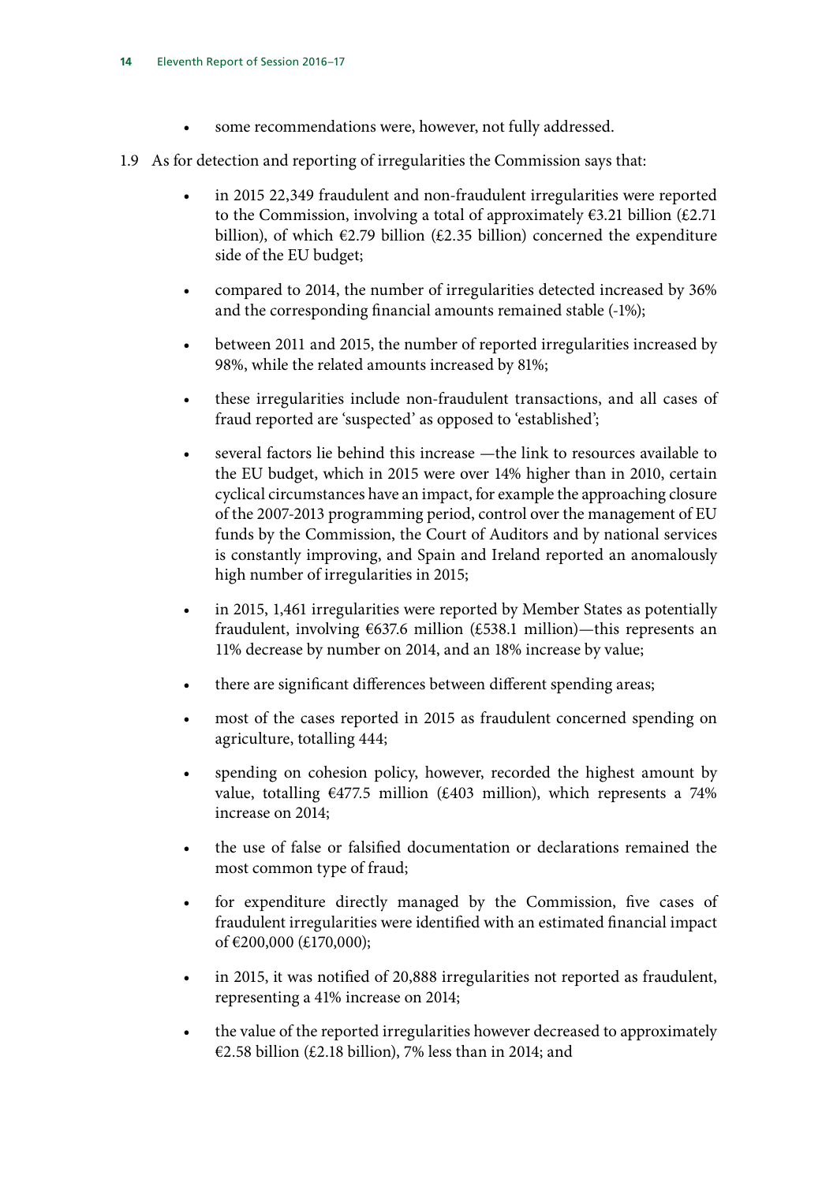- some recommendations were, however, not fully addressed.

1.9 As for detection and reporting of irregularities the Commission says that:

- in 2015 22,349 fraudulent and non-fraudulent irregularities were reported to the Commission, involving a total of approximately €3.21 billion (£2.71 billion), of which €2.79 billion (£2.35 billion) concerned the expenditure side of the EU budget;
- compared to 2014, the number of irregularities detected increased by 36% and the corresponding financial amounts remained stable (-1%);
- between 2011 and 2015, the number of reported irregularities increased by 98%, while the related amounts increased by 81%;
- these irregularities include non-fraudulent transactions, and all cases of fraud reported are 'suspected' as opposed to 'established';
- several factors lie behind this increase —the link to resources available to the EU budget, which in 2015 were over 14% higher than in 2010, certain cyclical circumstances have an impact, for example the approaching closure of the 2007-2013 programming period, control over the management of EU funds by the Commission, the Court of Auditors and by national services is constantly improving, and Spain and Ireland reported an anomalously high number of irregularities in 2015;
- in 2015, 1,461 irregularities were reported by Member States as potentially fraudulent, involving €637.6 million (£538.1 million)—this represents an 11% decrease by number on 2014, and an 18% increase by value;
- there are significant differences between different spending areas;
- most of the cases reported in 2015 as fraudulent concerned spending on agriculture, totalling 444;
- spending on cohesion policy, however, recorded the highest amount by value, totalling €477.5 million (£403 million), which represents a 74% increase on 2014;
- the use of false or falsified documentation or declarations remained the most common type of fraud;
- for expenditure directly managed by the Commission, five cases of fraudulent irregularities were identified with an estimated financial impact of €200,000 (£170,000);
- in 2015, it was notified of 20,888 irregularities not reported as fraudulent, representing a 41% increase on 2014;
- the value of the reported irregularities however decreased to approximately €2.58 billion (£2.18 billion), 7% less than in 2014; and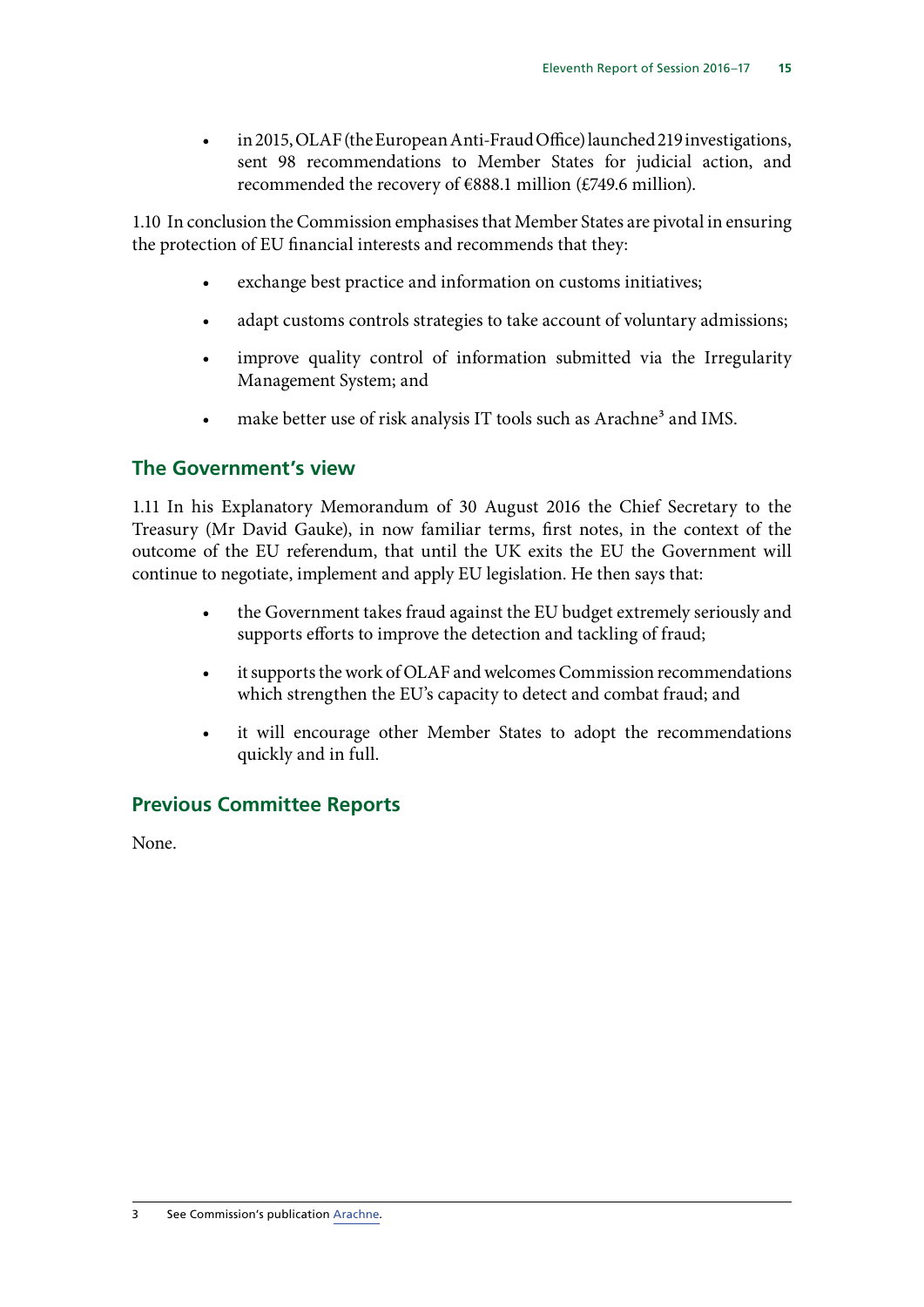- in 2015, OLAF (the European Anti-Fraud Office) launched 219 investigations, sent 98 recommendations to Member States for judicial action, and recommended the recovery of €888.1 million (£749.6 million).

1.10 In conclusion the Commission emphasises that Member States are pivotal in ensuring the protection of EU financial interests and recommends that they:

- exchange best practice and information on customs initiatives;
- adapt customs controls strategies to take account of voluntary admissions;
- improve quality control of information submitted via the Irregularity Management System; and
- make better use of risk analysis IT tools such as Arachne[3] and IMS.

## The Government's view

1.11 In his Explanatory Memorandum of 30 August 2016 the Chief Secretary to the Treasury (Mr David Gauke), in now familiar terms, first notes, in the context of the outcome of the EU referendum, that until the UK exits the EU the Government will continue to negotiate, implement and apply EU legislation. He then says that:

- the Government takes fraud against the EU budget extremely seriously and supports efforts to improve the detection and tackling of fraud;
- it supports the work of OLAF and welcomes Commission recommendations which strengthen the EU's capacity to detect and combat fraud; and
- it will encourage other Member States to adopt the recommendations quickly and in full.

## Previous Committee Reports

None.

3 See Commission's publication Arachne.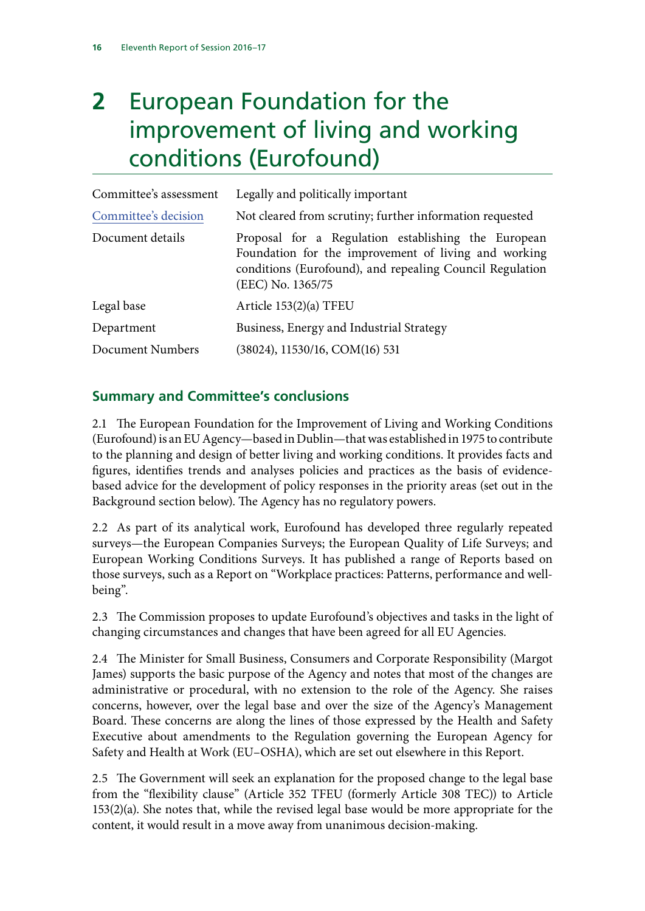# 2 European Foundation for the improvement of living and working conditions (Eurofound)

| | |
|---|---|
| Committee's assessment | Legally and politically important |
| Committee's decision | Not cleared from scrutiny; further information requested |
| Document details | Proposal for a Regulation establishing the European Foundation for the improvement of living and working conditions (Eurofound), and repealing Council Regulation (EEC) No. 1365/75 |
| Legal base | Article 153(2)(a) TFEU |
| Department | Business, Energy and Industrial Strategy |
| Document Numbers | (38024), 11530/16, COM(16) 531 |

## Summary and Committee's conclusions

2.1 The European Foundation for the Improvement of Living and Working Conditions (Eurofound) is an EU Agency—based in Dublin—that was established in 1975 to contribute to the planning and design of better living and working conditions. It provides facts and figures, identifies trends and analyses policies and practices as the basis of evidence-based advice for the development of policy responses in the priority areas (set out in the Background section below). The Agency has no regulatory powers.

2.2 As part of its analytical work, Eurofound has developed three regularly repeated surveys—the European Companies Surveys; the European Quality of Life Surveys; and European Working Conditions Surveys. It has published a range of Reports based on those surveys, such as a Report on "Workplace practices: Patterns, performance and well-being".

2.3 The Commission proposes to update Eurofound's objectives and tasks in the light of changing circumstances and changes that have been agreed for all EU Agencies.

2.4 The Minister for Small Business, Consumers and Corporate Responsibility (Margot James) supports the basic purpose of the Agency and notes that most of the changes are administrative or procedural, with no extension to the role of the Agency. She raises concerns, however, over the legal base and over the size of the Agency's Management Board. These concerns are along the lines of those expressed by the Health and Safety Executive about amendments to the Regulation governing the European Agency for Safety and Health at Work (EU–OSHA), which are set out elsewhere in this Report.

2.5 The Government will seek an explanation for the proposed change to the legal base from the "flexibility clause" (Article 352 TFEU (formerly Article 308 TEC)) to Article 153(2)(a). She notes that, while the revised legal base would be more appropriate for the content, it would result in a move away from unanimous decision-making.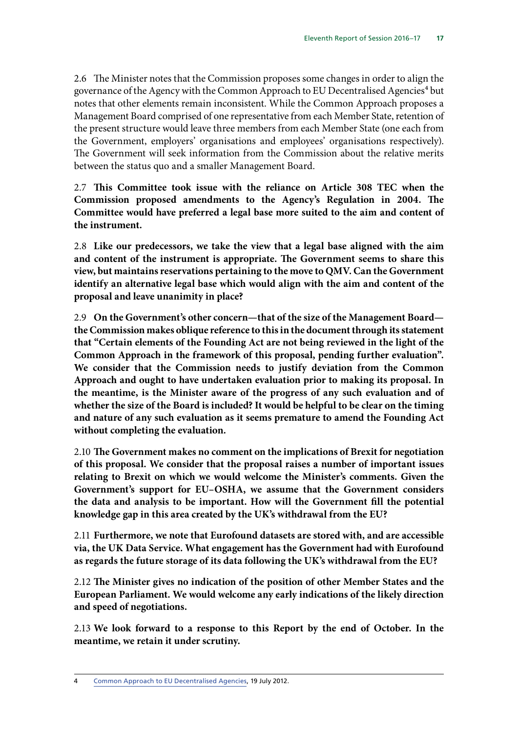2.6 The Minister notes that the Commission proposes some changes in order to align the governance of the Agency with the Common Approach to EU Decentralised Agencies[4] but notes that other elements remain inconsistent. While the Common Approach proposes a Management Board comprised of one representative from each Member State, retention of the present structure would leave three members from each Member State (one each from the Government, employers' organisations and employees' organisations respectively). The Government will seek information from the Commission about the relative merits between the status quo and a smaller Management Board.

2.7 **This Committee took issue with the reliance on Article 308 TEC when the Commission proposed amendments to the Agency's Regulation in 2004. The Committee would have preferred a legal base more suited to the aim and content of the instrument.**

2.8 **Like our predecessors, we take the view that a legal base aligned with the aim and content of the instrument is appropriate. The Government seems to share this view, but maintains reservations pertaining to the move to QMV. Can the Government identify an alternative legal base which would align with the aim and content of the proposal and leave unanimity in place?**

2.9 **On the Government's other concern—that of the size of the Management Board—the Commission makes oblique reference to this in the document through its statement that "Certain elements of the Founding Act are not being reviewed in the light of the Common Approach in the framework of this proposal, pending further evaluation". We consider that the Commission needs to justify deviation from the Common Approach and ought to have undertaken evaluation prior to making its proposal. In the meantime, is the Minister aware of the progress of any such evaluation and of whether the size of the Board is included? It would be helpful to be clear on the timing and nature of any such evaluation as it seems premature to amend the Founding Act without completing the evaluation.**

2.10 **The Government makes no comment on the implications of Brexit for negotiation of this proposal. We consider that the proposal raises a number of important issues relating to Brexit on which we would welcome the Minister's comments. Given the Government's support for EU–OSHA, we assume that the Government considers the data and analysis to be important. How will the Government fill the potential knowledge gap in this area created by the UK's withdrawal from the EU?**

2.11 **Furthermore, we note that Eurofound datasets are stored with, and are accessible via, the UK Data Service. What engagement has the Government had with Eurofound as regards the future storage of its data following the UK's withdrawal from the EU?**

2.12 **The Minister gives no indication of the position of other Member States and the European Parliament. We would welcome any early indications of the likely direction and speed of negotiations.**

2.13 **We look forward to a response to this Report by the end of October. In the meantime, we retain it under scrutiny.**

---

4 Common Approach to EU Decentralised Agencies, 19 July 2012.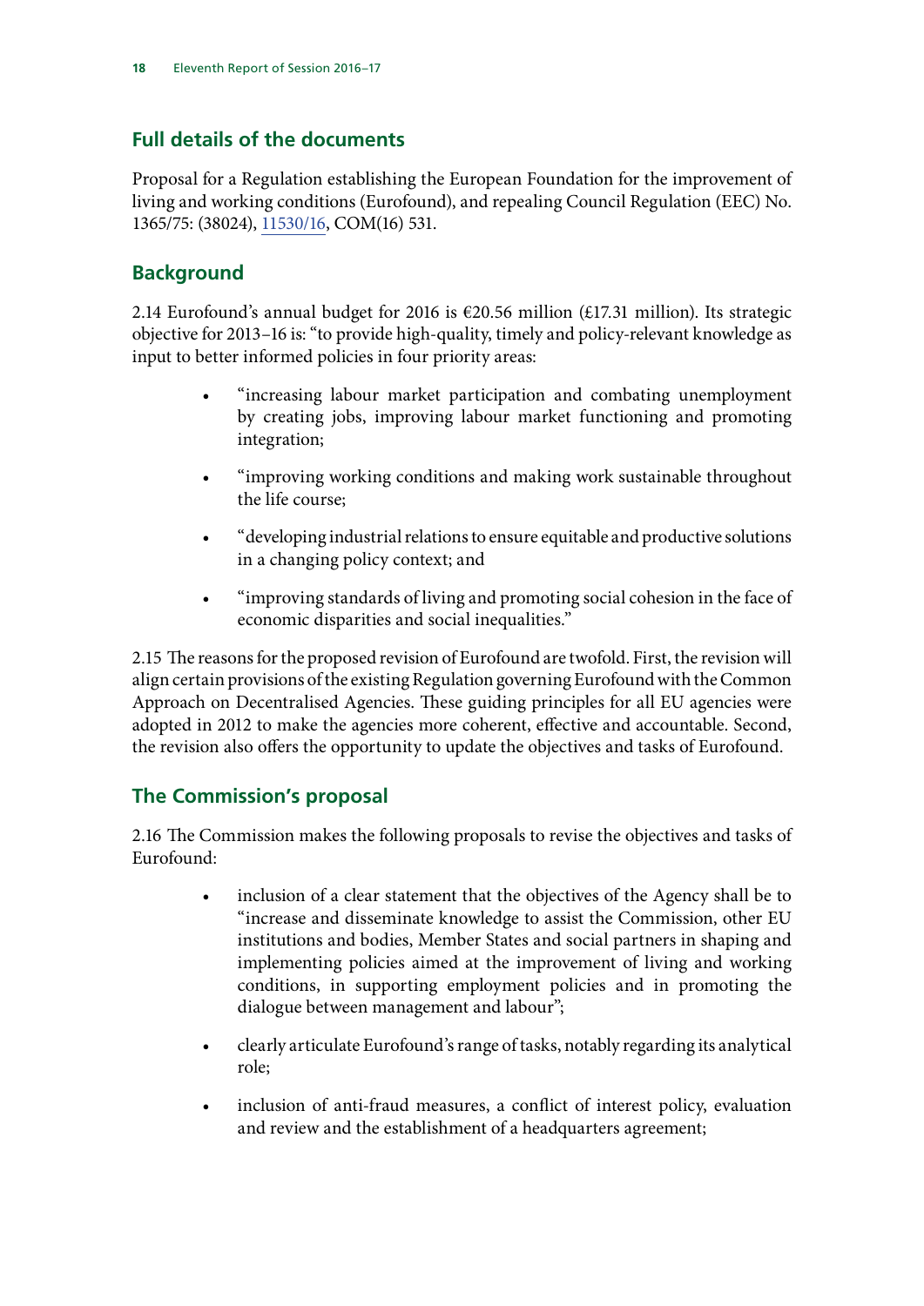## Full details of the documents

Proposal for a Regulation establishing the European Foundation for the improvement of living and working conditions (Eurofound), and repealing Council Regulation (EEC) No. 1365/75: (38024), 11530/16, COM(16) 531.

## Background

2.14 Eurofound's annual budget for 2016 is €20.56 million (£17.31 million). Its strategic objective for 2013–16 is: "to provide high-quality, timely and policy-relevant knowledge as input to better informed policies in four priority areas:

- "increasing labour market participation and combating unemployment by creating jobs, improving labour market functioning and promoting integration;
- "improving working conditions and making work sustainable throughout the life course;
- "developing industrial relations to ensure equitable and productive solutions in a changing policy context; and
- "improving standards of living and promoting social cohesion in the face of economic disparities and social inequalities."

2.15 The reasons for the proposed revision of Eurofound are twofold. First, the revision will align certain provisions of the existing Regulation governing Eurofound with the Common Approach on Decentralised Agencies. These guiding principles for all EU agencies were adopted in 2012 to make the agencies more coherent, effective and accountable. Second, the revision also offers the opportunity to update the objectives and tasks of Eurofound.

## The Commission's proposal

2.16 The Commission makes the following proposals to revise the objectives and tasks of Eurofound:

- inclusion of a clear statement that the objectives of the Agency shall be to "increase and disseminate knowledge to assist the Commission, other EU institutions and bodies, Member States and social partners in shaping and implementing policies aimed at the improvement of living and working conditions, in supporting employment policies and in promoting the dialogue between management and labour";
- clearly articulate Eurofound's range of tasks, notably regarding its analytical role;
- inclusion of anti-fraud measures, a conflict of interest policy, evaluation and review and the establishment of a headquarters agreement;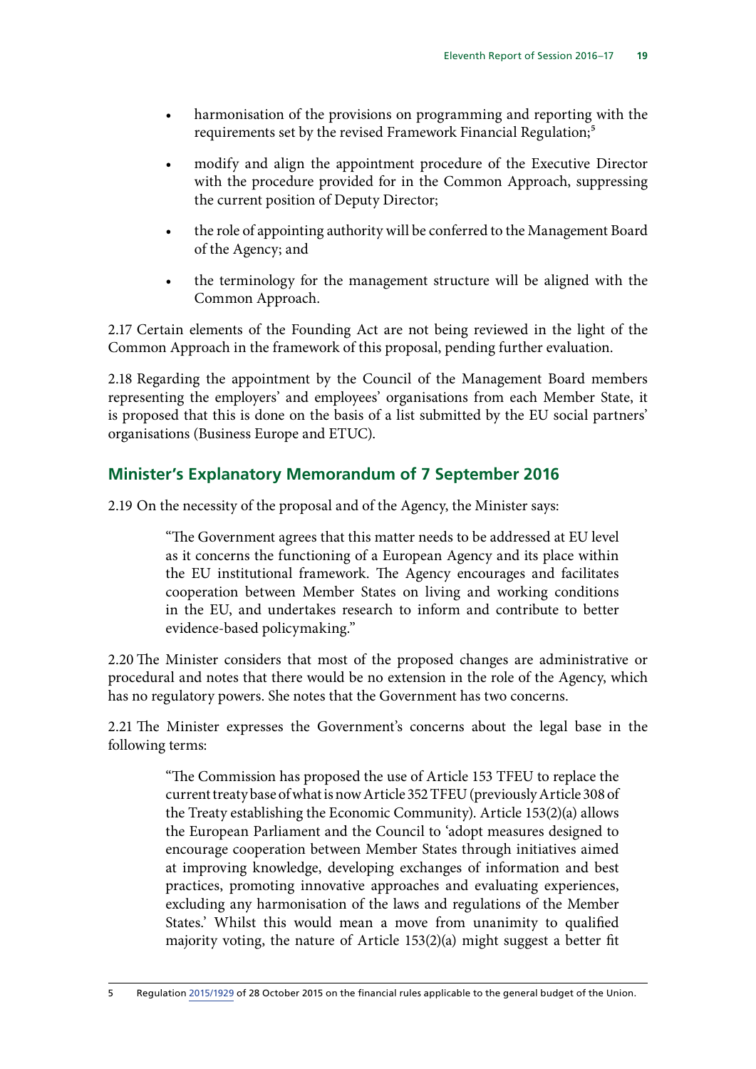- harmonisation of the provisions on programming and reporting with the requirements set by the revised Framework Financial Regulation;[5]
- modify and align the appointment procedure of the Executive Director with the procedure provided for in the Common Approach, suppressing the current position of Deputy Director;
- the role of appointing authority will be conferred to the Management Board of the Agency; and
- the terminology for the management structure will be aligned with the Common Approach.

2.17 Certain elements of the Founding Act are not being reviewed in the light of the Common Approach in the framework of this proposal, pending further evaluation.

2.18 Regarding the appointment by the Council of the Management Board members representing the employers' and employees' organisations from each Member State, it is proposed that this is done on the basis of a list submitted by the EU social partners' organisations (Business Europe and ETUC).

## Minister's Explanatory Memorandum of 7 September 2016

2.19 On the necessity of the proposal and of the Agency, the Minister says:

> "The Government agrees that this matter needs to be addressed at EU level as it concerns the functioning of a European Agency and its place within the EU institutional framework. The Agency encourages and facilitates cooperation between Member States on living and working conditions in the EU, and undertakes research to inform and contribute to better evidence-based policymaking."

2.20 The Minister considers that most of the proposed changes are administrative or procedural and notes that there would be no extension in the role of the Agency, which has no regulatory powers. She notes that the Government has two concerns.

2.21 The Minister expresses the Government's concerns about the legal base in the following terms:

> "The Commission has proposed the use of Article 153 TFEU to replace the current treaty base of what is now Article 352 TFEU (previously Article 308 of the Treaty establishing the Economic Community). Article 153(2)(a) allows the European Parliament and the Council to 'adopt measures designed to encourage cooperation between Member States through initiatives aimed at improving knowledge, developing exchanges of information and best practices, promoting innovative approaches and evaluating experiences, excluding any harmonisation of the laws and regulations of the Member States.' Whilst this would mean a move from unanimity to qualified majority voting, the nature of Article 153(2)(a) might suggest a better fit

5 Regulation 2015/1929 of 28 October 2015 on the financial rules applicable to the general budget of the Union.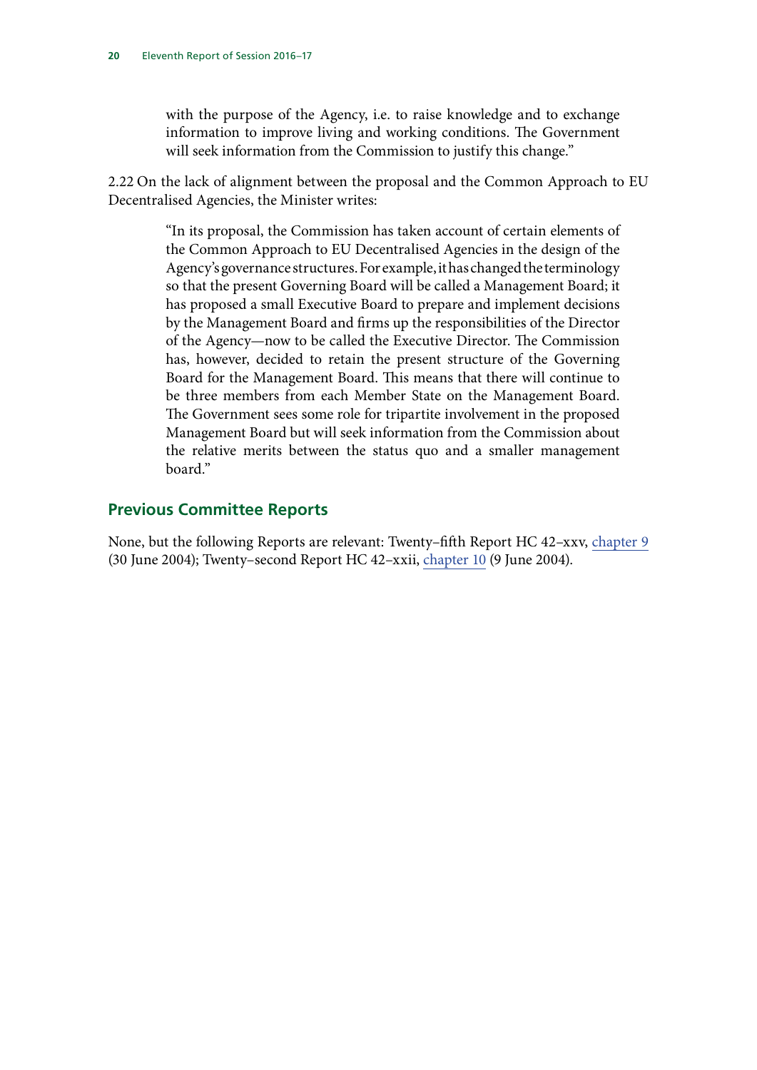> with the purpose of the Agency, i.e. to raise knowledge and to exchange information to improve living and working conditions. The Government will seek information from the Commission to justify this change."

2.22 On the lack of alignment between the proposal and the Common Approach to EU Decentralised Agencies, the Minister writes:

> "In its proposal, the Commission has taken account of certain elements of the Common Approach to EU Decentralised Agencies in the design of the Agency's governance structures. For example, it has changed the terminology so that the present Governing Board will be called a Management Board; it has proposed a small Executive Board to prepare and implement decisions by the Management Board and firms up the responsibilities of the Director of the Agency—now to be called the Executive Director. The Commission has, however, decided to retain the present structure of the Governing Board for the Management Board. This means that there will continue to be three members from each Member State on the Management Board. The Government sees some role for tripartite involvement in the proposed Management Board but will seek information from the Commission about the relative merits between the status quo and a smaller management board."

## Previous Committee Reports

None, but the following Reports are relevant: Twenty–fifth Report HC 42–xxv, chapter 9 (30 June 2004); Twenty–second Report HC 42–xxii, chapter 10 (9 June 2004).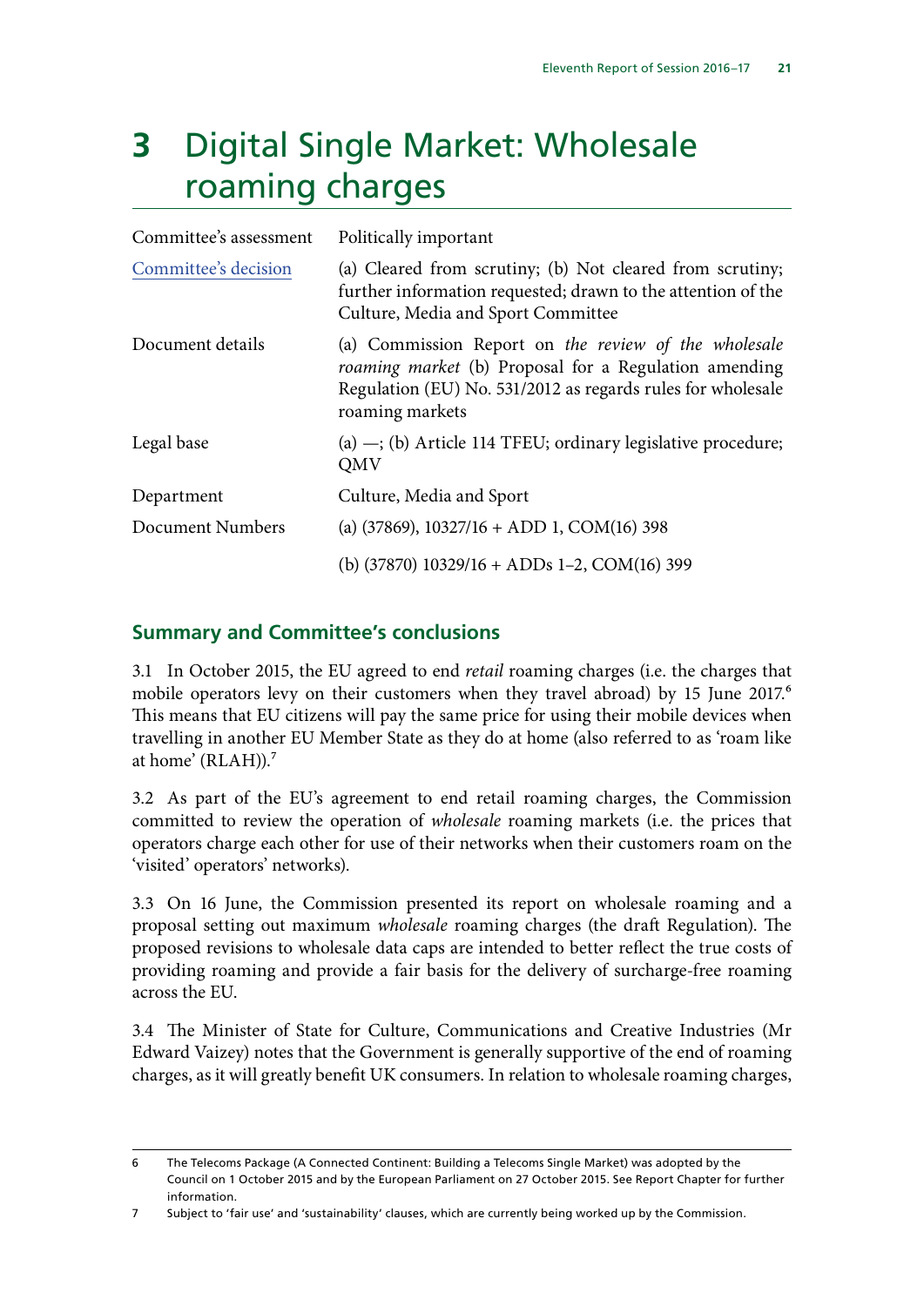# 3 Digital Single Market: Wholesale roaming charges

| | |
|---|---|
| Committee's assessment | Politically important |
| Committee's decision | (a) Cleared from scrutiny; (b) Not cleared from scrutiny; further information requested; drawn to the attention of the Culture, Media and Sport Committee |
| Document details | (a) Commission Report on *the review of the wholesale roaming market* (b) Proposal for a Regulation amending Regulation (EU) No. 531/2012 as regards rules for wholesale roaming markets |
| Legal base | (a) —; (b) Article 114 TFEU; ordinary legislative procedure; QMV |
| Department | Culture, Media and Sport |
| Document Numbers | (a) (37869), 10327/16 + ADD 1, COM(16) 398 |
| | (b) (37870) 10329/16 + ADDs 1–2, COM(16) 399 |

## Summary and Committee's conclusions

3.1 In October 2015, the EU agreed to end *retail* roaming charges (i.e. the charges that mobile operators levy on their customers when they travel abroad) by 15 June 2017.[6] This means that EU citizens will pay the same price for using their mobile devices when travelling in another EU Member State as they do at home (also referred to as 'roam like at home' (RLAH)).[7]

3.2 As part of the EU's agreement to end retail roaming charges, the Commission committed to review the operation of *wholesale* roaming markets (i.e. the prices that operators charge each other for use of their networks when their customers roam on the 'visited' operators' networks).

3.3 On 16 June, the Commission presented its report on wholesale roaming and a proposal setting out maximum *wholesale* roaming charges (the draft Regulation). The proposed revisions to wholesale data caps are intended to better reflect the true costs of providing roaming and provide a fair basis for the delivery of surcharge-free roaming across the EU.

3.4 The Minister of State for Culture, Communications and Creative Industries (Mr Edward Vaizey) notes that the Government is generally supportive of the end of roaming charges, as it will greatly benefit UK consumers. In relation to wholesale roaming charges,

---

6 The Telecoms Package (A Connected Continent: Building a Telecoms Single Market) was adopted by the Council on 1 October 2015 and by the European Parliament on 27 October 2015. See Report Chapter for further information.

7 Subject to 'fair use' and 'sustainability' clauses, which are currently being worked up by the Commission.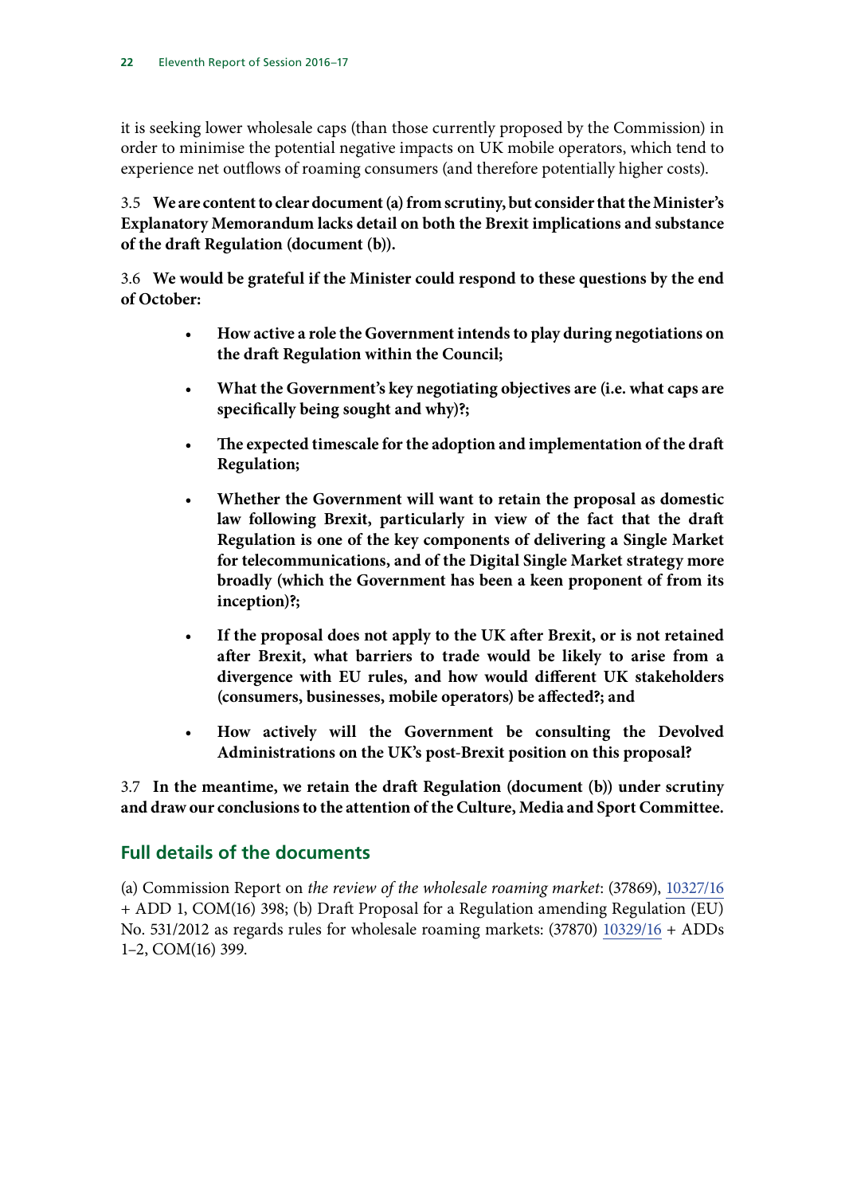it is seeking lower wholesale caps (than those currently proposed by the Commission) in order to minimise the potential negative impacts on UK mobile operators, which tend to experience net outflows of roaming consumers (and therefore potentially higher costs).

3.5 **We are content to clear document (a) from scrutiny, but consider that the Minister's Explanatory Memorandum lacks detail on both the Brexit implications and substance of the draft Regulation (document (b)).**

3.6 **We would be grateful if the Minister could respond to these questions by the end of October:**

- **How active a role the Government intends to play during negotiations on the draft Regulation within the Council;**
- **What the Government's key negotiating objectives are (i.e. what caps are specifically being sought and why)?;**
- **The expected timescale for the adoption and implementation of the draft Regulation;**
- **Whether the Government will want to retain the proposal as domestic law following Brexit, particularly in view of the fact that the draft Regulation is one of the key components of delivering a Single Market for telecommunications, and of the Digital Single Market strategy more broadly (which the Government has been a keen proponent of from its inception)?;**
- **If the proposal does not apply to the UK after Brexit, or is not retained after Brexit, what barriers to trade would be likely to arise from a divergence with EU rules, and how would different UK stakeholders (consumers, businesses, mobile operators) be affected?; and**
- **How actively will the Government be consulting the Devolved Administrations on the UK's post-Brexit position on this proposal?**

3.7 **In the meantime, we retain the draft Regulation (document (b)) under scrutiny and draw our conclusions to the attention of the Culture, Media and Sport Committee.**

## Full details of the documents

(a) Commission Report on *the review of the wholesale roaming market*: (37869), 10327/16 + ADD 1, COM(16) 398; (b) Draft Proposal for a Regulation amending Regulation (EU) No. 531/2012 as regards rules for wholesale roaming markets: (37870) 10329/16 + ADDs 1–2, COM(16) 399.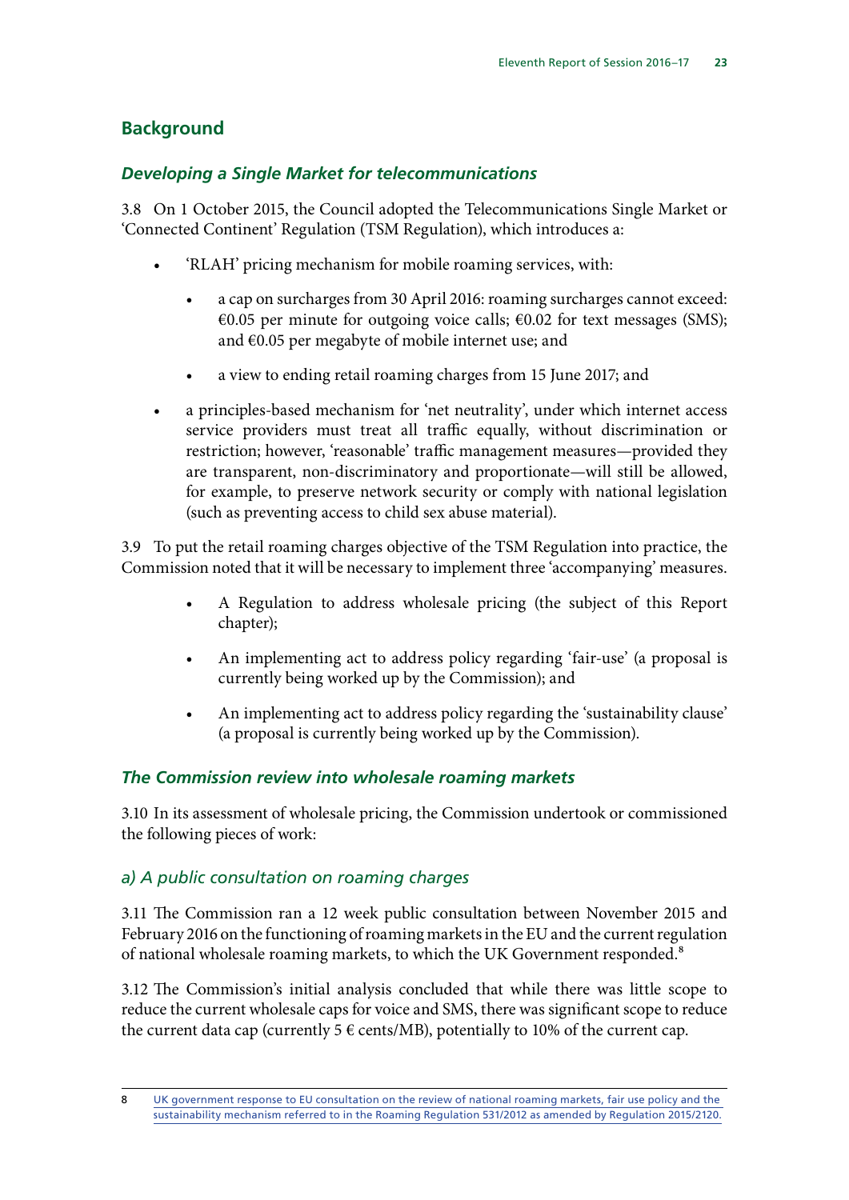## Background

### *Developing a Single Market for telecommunications*

3.8 On 1 October 2015, the Council adopted the Telecommunications Single Market or 'Connected Continent' Regulation (TSM Regulation), which introduces a:

- 'RLAH' pricing mechanism for mobile roaming services, with:
  - a cap on surcharges from 30 April 2016: roaming surcharges cannot exceed: €0.05 per minute for outgoing voice calls; €0.02 for text messages (SMS); and €0.05 per megabyte of mobile internet use; and
  - a view to ending retail roaming charges from 15 June 2017; and
- a principles-based mechanism for 'net neutrality', under which internet access service providers must treat all traffic equally, without discrimination or restriction; however, 'reasonable' traffic management measures—provided they are transparent, non-discriminatory and proportionate—will still be allowed, for example, to preserve network security or comply with national legislation (such as preventing access to child sex abuse material).

3.9 To put the retail roaming charges objective of the TSM Regulation into practice, the Commission noted that it will be necessary to implement three 'accompanying' measures.

- A Regulation to address wholesale pricing (the subject of this Report chapter);
- An implementing act to address policy regarding 'fair-use' (a proposal is currently being worked up by the Commission); and
- An implementing act to address policy regarding the 'sustainability clause' (a proposal is currently being worked up by the Commission).

### *The Commission review into wholesale roaming markets*

3.10 In its assessment of wholesale pricing, the Commission undertook or commissioned the following pieces of work:

#### *a) A public consultation on roaming charges*

3.11 The Commission ran a 12 week public consultation between November 2015 and February 2016 on the functioning of roaming markets in the EU and the current regulation of national wholesale roaming markets, to which the UK Government responded.[8]

3.12 The Commission's initial analysis concluded that while there was little scope to reduce the current wholesale caps for voice and SMS, there was significant scope to reduce the current data cap (currently 5 € cents/MB), potentially to 10% of the current cap.

---

8 UK government response to EU consultation on the review of national roaming markets, fair use policy and the sustainability mechanism referred to in the Roaming Regulation 531/2012 as amended by Regulation 2015/2120.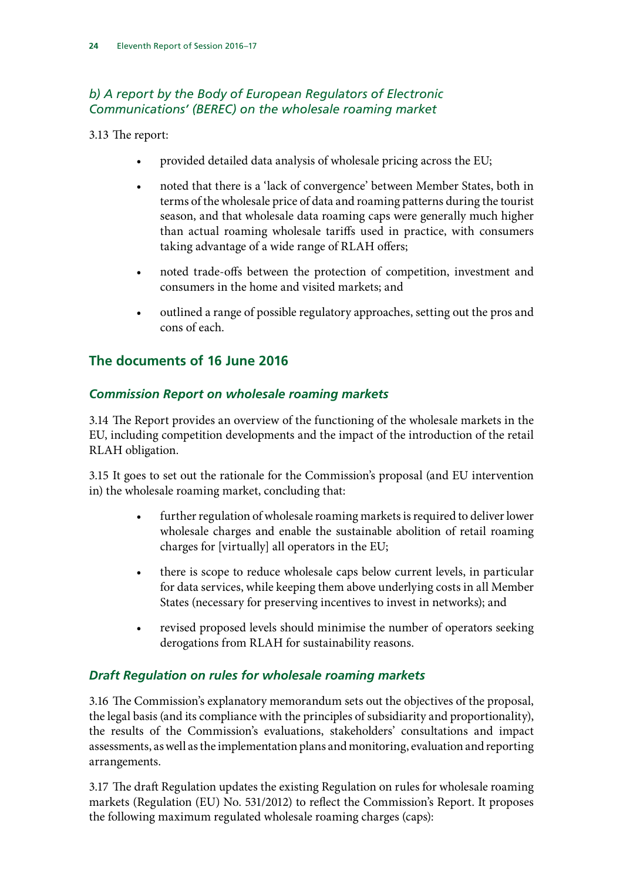### *b) A report by the Body of European Regulators of Electronic Communications' (BEREC) on the wholesale roaming market*

3.13 The report:

- provided detailed data analysis of wholesale pricing across the EU;
- noted that there is a 'lack of convergence' between Member States, both in terms of the wholesale price of data and roaming patterns during the tourist season, and that wholesale data roaming caps were generally much higher than actual roaming wholesale tariffs used in practice, with consumers taking advantage of a wide range of RLAH offers;
- noted trade-offs between the protection of competition, investment and consumers in the home and visited markets; and
- outlined a range of possible regulatory approaches, setting out the pros and cons of each.

## The documents of 16 June 2016

### *Commission Report on wholesale roaming markets*

3.14 The Report provides an overview of the functioning of the wholesale markets in the EU, including competition developments and the impact of the introduction of the retail RLAH obligation.

3.15 It goes to set out the rationale for the Commission's proposal (and EU intervention in) the wholesale roaming market, concluding that:

- further regulation of wholesale roaming markets is required to deliver lower wholesale charges and enable the sustainable abolition of retail roaming charges for [virtually] all operators in the EU;
- there is scope to reduce wholesale caps below current levels, in particular for data services, while keeping them above underlying costs in all Member States (necessary for preserving incentives to invest in networks); and
- revised proposed levels should minimise the number of operators seeking derogations from RLAH for sustainability reasons.

### *Draft Regulation on rules for wholesale roaming markets*

3.16 The Commission's explanatory memorandum sets out the objectives of the proposal, the legal basis (and its compliance with the principles of subsidiarity and proportionality), the results of the Commission's evaluations, stakeholders' consultations and impact assessments, as well as the implementation plans and monitoring, evaluation and reporting arrangements.

3.17 The draft Regulation updates the existing Regulation on rules for wholesale roaming markets (Regulation (EU) No. 531/2012) to reflect the Commission's Report. It proposes the following maximum regulated wholesale roaming charges (caps):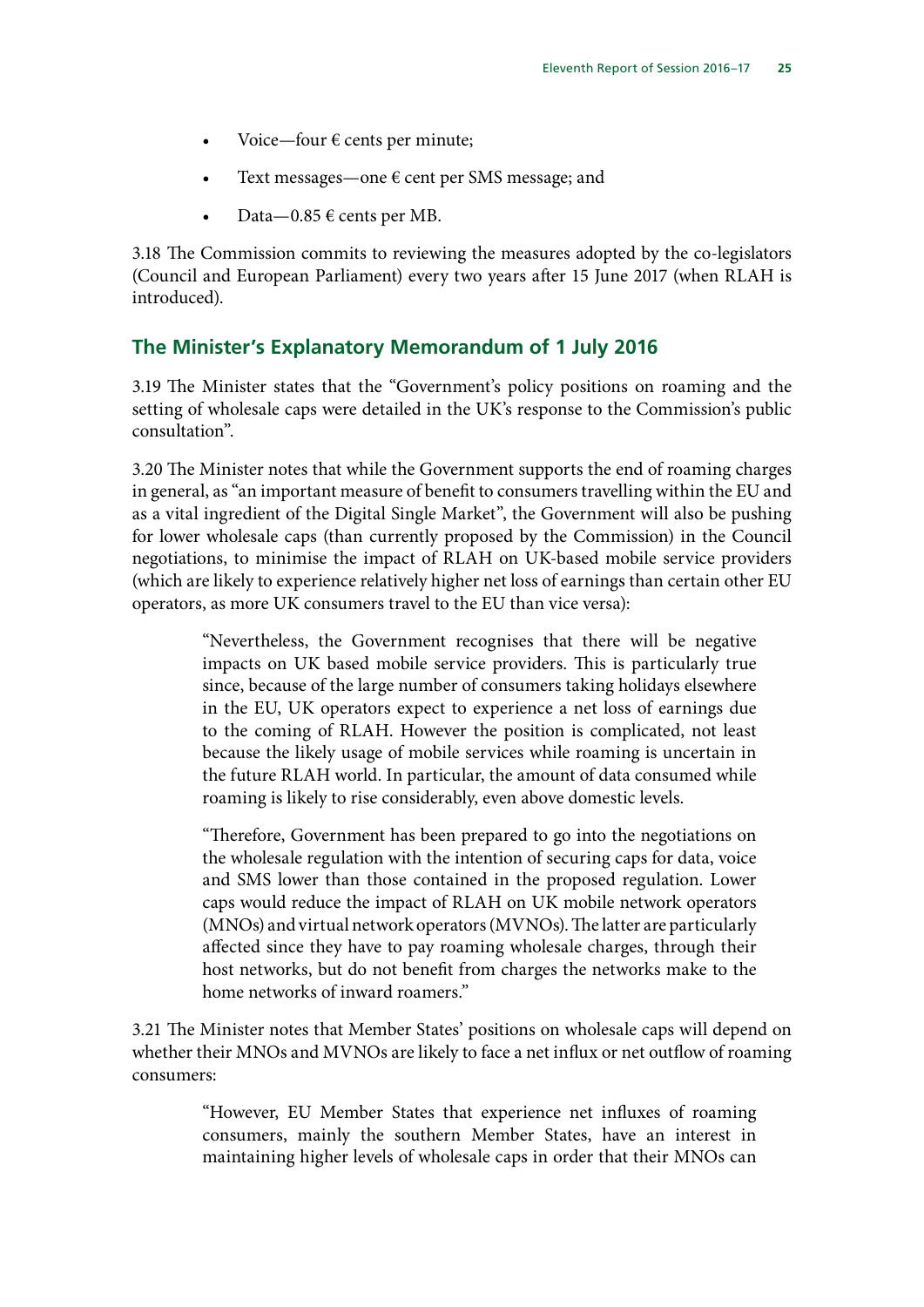- Voice—four € cents per minute;
- Text messages—one € cent per SMS message; and
- Data—0.85 € cents per MB.

3.18 The Commission commits to reviewing the measures adopted by the co-legislators (Council and European Parliament) every two years after 15 June 2017 (when RLAH is introduced).

## The Minister's Explanatory Memorandum of 1 July 2016

3.19 The Minister states that the "Government's policy positions on roaming and the setting of wholesale caps were detailed in the UK's response to the Commission's public consultation".

3.20 The Minister notes that while the Government supports the end of roaming charges in general, as "an important measure of benefit to consumers travelling within the EU and as a vital ingredient of the Digital Single Market", the Government will also be pushing for lower wholesale caps (than currently proposed by the Commission) in the Council negotiations, to minimise the impact of RLAH on UK-based mobile service providers (which are likely to experience relatively higher net loss of earnings than certain other EU operators, as more UK consumers travel to the EU than vice versa):

> "Nevertheless, the Government recognises that there will be negative impacts on UK based mobile service providers. This is particularly true since, because of the large number of consumers taking holidays elsewhere in the EU, UK operators expect to experience a net loss of earnings due to the coming of RLAH. However the position is complicated, not least because the likely usage of mobile services while roaming is uncertain in the future RLAH world. In particular, the amount of data consumed while roaming is likely to rise considerably, even above domestic levels.
>
> "Therefore, Government has been prepared to go into the negotiations on the wholesale regulation with the intention of securing caps for data, voice and SMS lower than those contained in the proposed regulation. Lower caps would reduce the impact of RLAH on UK mobile network operators (MNOs) and virtual network operators (MVNOs). The latter are particularly affected since they have to pay roaming wholesale charges, through their host networks, but do not benefit from charges the networks make to the home networks of inward roamers."

3.21 The Minister notes that Member States' positions on wholesale caps will depend on whether their MNOs and MVNOs are likely to face a net influx or net outflow of roaming consumers:

> "However, EU Member States that experience net influxes of roaming consumers, mainly the southern Member States, have an interest in maintaining higher levels of wholesale caps in order that their MNOs can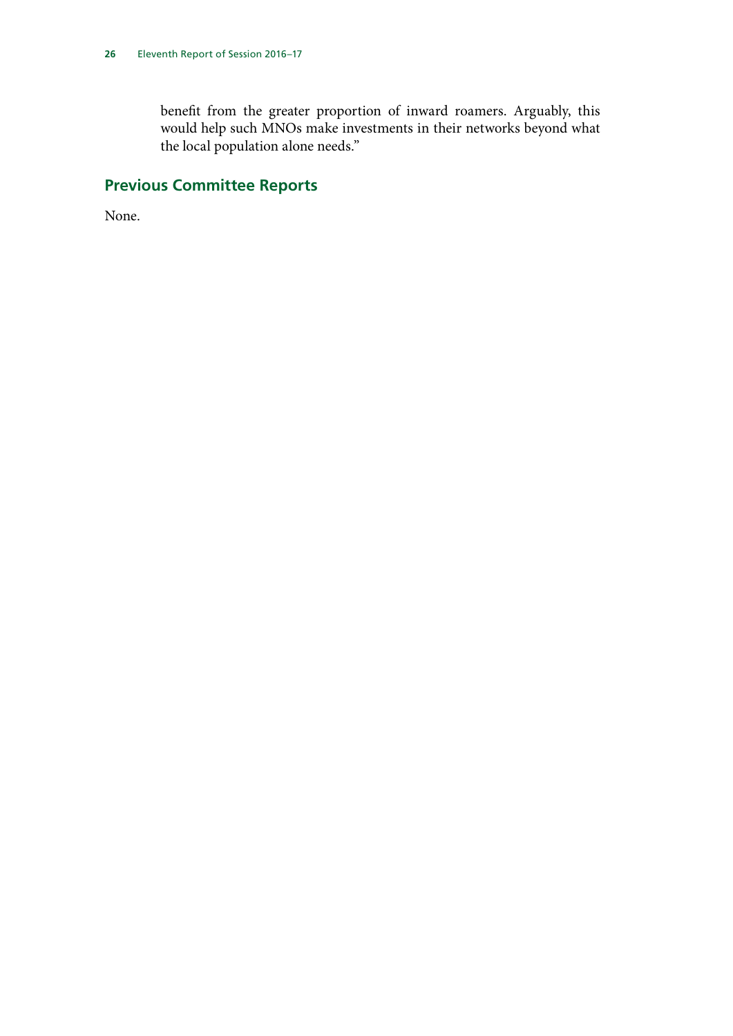> benefit from the greater proportion of inward roamers. Arguably, this would help such MNOs make investments in their networks beyond what the local population alone needs."

## Previous Committee Reports

None.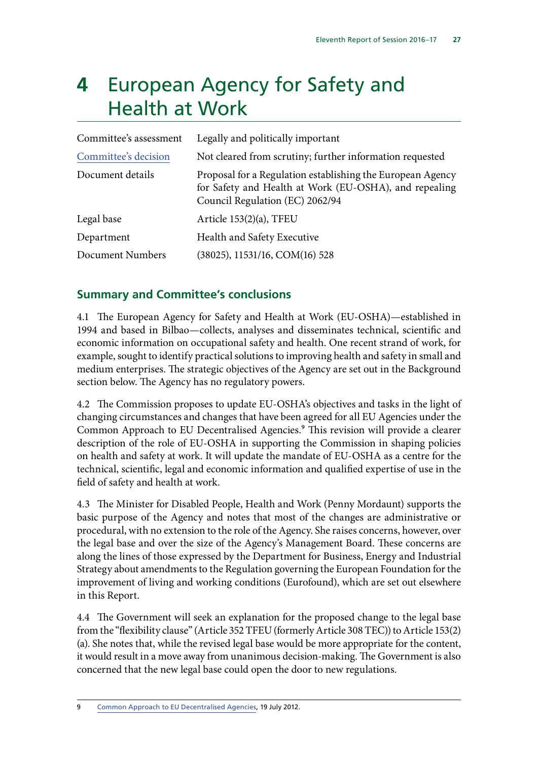# 4 European Agency for Safety and Health at Work

| | |
|---|---|
| Committee's assessment | Legally and politically important |
| Committee's decision | Not cleared from scrutiny; further information requested |
| Document details | Proposal for a Regulation establishing the European Agency for Safety and Health at Work (EU-OSHA), and repealing Council Regulation (EC) 2062/94 |
| Legal base | Article 153(2)(a), TFEU |
| Department | Health and Safety Executive |
| Document Numbers | (38025), 11531/16, COM(16) 528 |

## Summary and Committee's conclusions

4.1 The European Agency for Safety and Health at Work (EU-OSHA)—established in 1994 and based in Bilbao—collects, analyses and disseminates technical, scientific and economic information on occupational safety and health. One recent strand of work, for example, sought to identify practical solutions to improving health and safety in small and medium enterprises. The strategic objectives of the Agency are set out in the Background section below. The Agency has no regulatory powers.

4.2 The Commission proposes to update EU-OSHA's objectives and tasks in the light of changing circumstances and changes that have been agreed for all EU Agencies under the Common Approach to EU Decentralised Agencies.[9] This revision will provide a clearer description of the role of EU-OSHA in supporting the Commission in shaping policies on health and safety at work. It will update the mandate of EU-OSHA as a centre for the technical, scientific, legal and economic information and qualified expertise of use in the field of safety and health at work.

4.3 The Minister for Disabled People, Health and Work (Penny Mordaunt) supports the basic purpose of the Agency and notes that most of the changes are administrative or procedural, with no extension to the role of the Agency. She raises concerns, however, over the legal base and over the size of the Agency's Management Board. These concerns are along the lines of those expressed by the Department for Business, Energy and Industrial Strategy about amendments to the Regulation governing the European Foundation for the improvement of living and working conditions (Eurofound), which are set out elsewhere in this Report.

4.4 The Government will seek an explanation for the proposed change to the legal base from the "flexibility clause" (Article 352 TFEU (formerly Article 308 TEC)) to Article 153(2)(a). She notes that, while the revised legal base would be more appropriate for the content, it would result in a move away from unanimous decision-making. The Government is also concerned that the new legal base could open the door to new regulations.

9 Common Approach to EU Decentralised Agencies, 19 July 2012.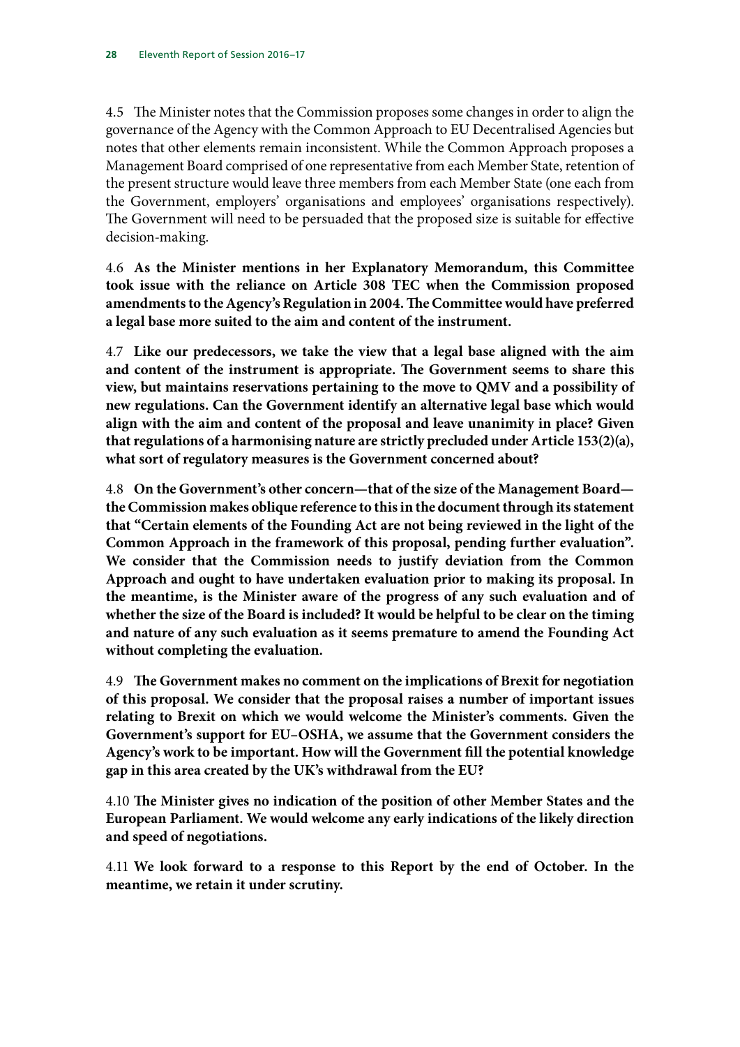4.5 The Minister notes that the Commission proposes some changes in order to align the governance of the Agency with the Common Approach to EU Decentralised Agencies but notes that other elements remain inconsistent. While the Common Approach proposes a Management Board comprised of one representative from each Member State, retention of the present structure would leave three members from each Member State (one each from the Government, employers' organisations and employees' organisations respectively). The Government will need to be persuaded that the proposed size is suitable for effective decision-making.

4.6 **As the Minister mentions in her Explanatory Memorandum, this Committee took issue with the reliance on Article 308 TEC when the Commission proposed amendments to the Agency's Regulation in 2004. The Committee would have preferred a legal base more suited to the aim and content of the instrument.**

4.7 **Like our predecessors, we take the view that a legal base aligned with the aim and content of the instrument is appropriate. The Government seems to share this view, but maintains reservations pertaining to the move to QMV and a possibility of new regulations. Can the Government identify an alternative legal base which would align with the aim and content of the proposal and leave unanimity in place? Given that regulations of a harmonising nature are strictly precluded under Article 153(2)(a), what sort of regulatory measures is the Government concerned about?**

4.8 **On the Government's other concern—that of the size of the Management Board—the Commission makes oblique reference to this in the document through its statement that "Certain elements of the Founding Act are not being reviewed in the light of the Common Approach in the framework of this proposal, pending further evaluation". We consider that the Commission needs to justify deviation from the Common Approach and ought to have undertaken evaluation prior to making its proposal. In the meantime, is the Minister aware of the progress of any such evaluation and of whether the size of the Board is included? It would be helpful to be clear on the timing and nature of any such evaluation as it seems premature to amend the Founding Act without completing the evaluation.**

4.9 **The Government makes no comment on the implications of Brexit for negotiation of this proposal. We consider that the proposal raises a number of important issues relating to Brexit on which we would welcome the Minister's comments. Given the Government's support for EU–OSHA, we assume that the Government considers the Agency's work to be important. How will the Government fill the potential knowledge gap in this area created by the UK's withdrawal from the EU?**

4.10 **The Minister gives no indication of the position of other Member States and the European Parliament. We would welcome any early indications of the likely direction and speed of negotiations.**

4.11 **We look forward to a response to this Report by the end of October. In the meantime, we retain it under scrutiny.**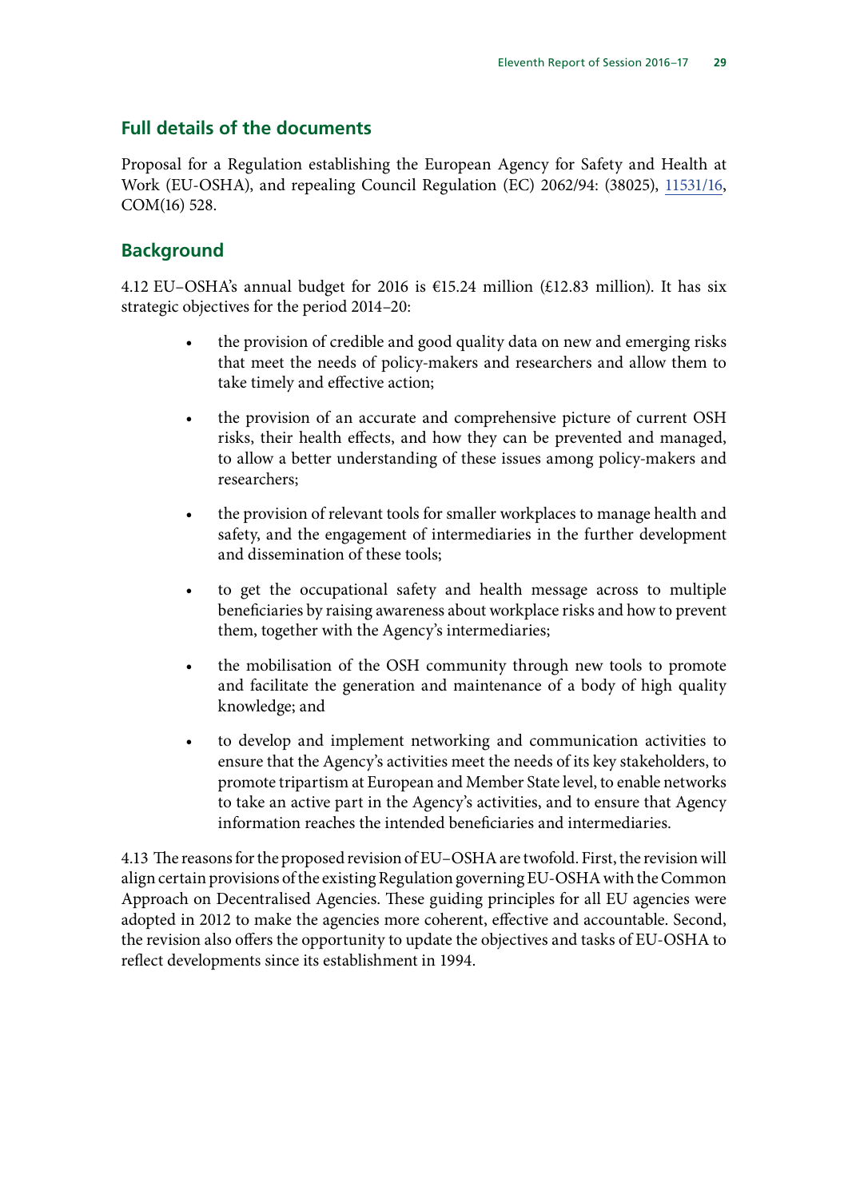## Full details of the documents

Proposal for a Regulation establishing the European Agency for Safety and Health at Work (EU-OSHA), and repealing Council Regulation (EC) 2062/94: (38025), [11531/16](#), COM(16) 528.

## Background

4.12 EU–OSHA's annual budget for 2016 is €15.24 million (£12.83 million). It has six strategic objectives for the period 2014–20:

- the provision of credible and good quality data on new and emerging risks that meet the needs of policy-makers and researchers and allow them to take timely and effective action;
- the provision of an accurate and comprehensive picture of current OSH risks, their health effects, and how they can be prevented and managed, to allow a better understanding of these issues among policy-makers and researchers;
- the provision of relevant tools for smaller workplaces to manage health and safety, and the engagement of intermediaries in the further development and dissemination of these tools;
- to get the occupational safety and health message across to multiple beneficiaries by raising awareness about workplace risks and how to prevent them, together with the Agency's intermediaries;
- the mobilisation of the OSH community through new tools to promote and facilitate the generation and maintenance of a body of high quality knowledge; and
- to develop and implement networking and communication activities to ensure that the Agency's activities meet the needs of its key stakeholders, to promote tripartism at European and Member State level, to enable networks to take an active part in the Agency's activities, and to ensure that Agency information reaches the intended beneficiaries and intermediaries.

4.13 The reasons for the proposed revision of EU–OSHA are twofold. First, the revision will align certain provisions of the existing Regulation governing EU-OSHA with the Common Approach on Decentralised Agencies. These guiding principles for all EU agencies were adopted in 2012 to make the agencies more coherent, effective and accountable. Second, the revision also offers the opportunity to update the objectives and tasks of EU-OSHA to reflect developments since its establishment in 1994.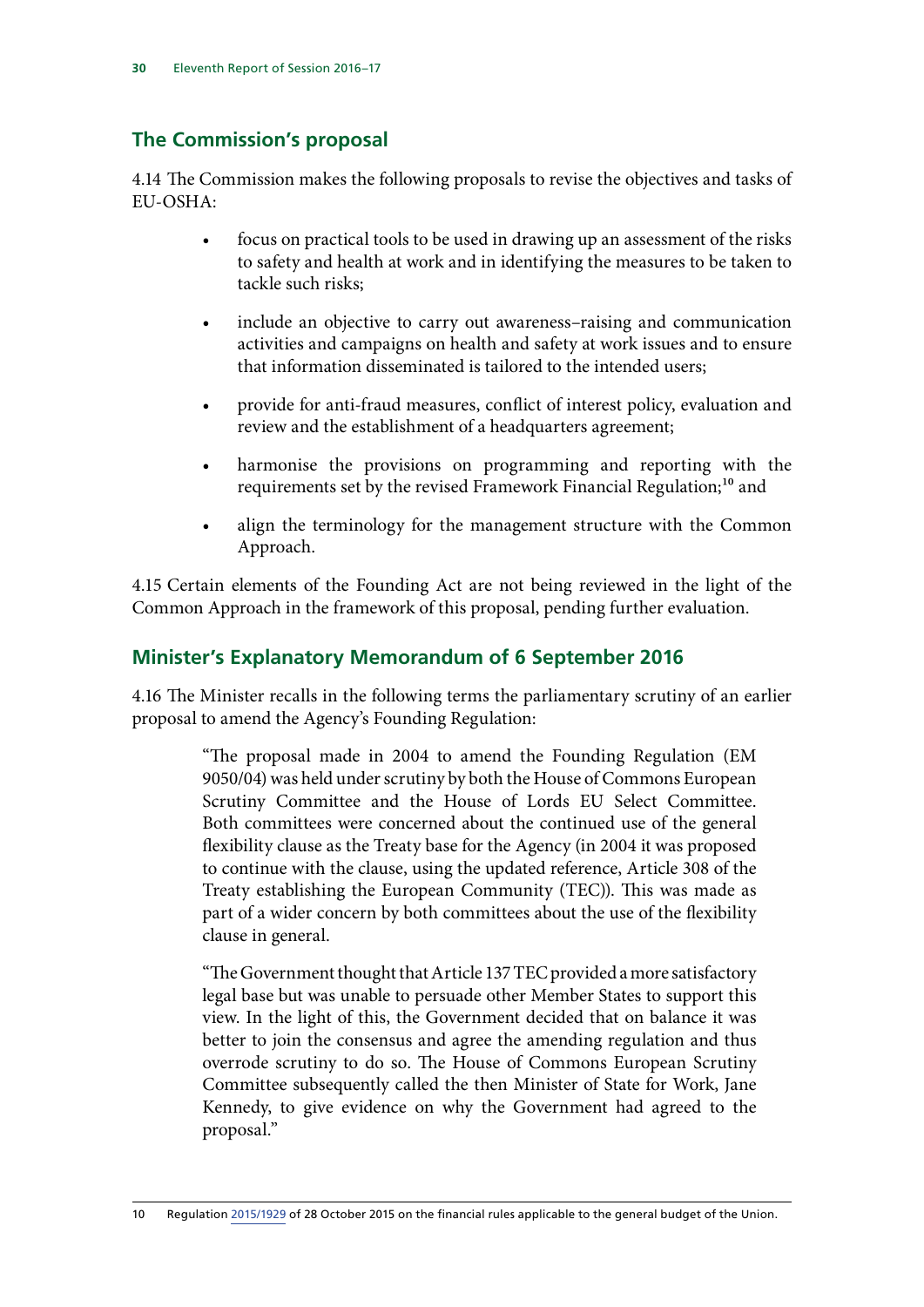## The Commission's proposal

4.14 The Commission makes the following proposals to revise the objectives and tasks of EU-OSHA:

- focus on practical tools to be used in drawing up an assessment of the risks to safety and health at work and in identifying the measures to be taken to tackle such risks;
- include an objective to carry out awareness–raising and communication activities and campaigns on health and safety at work issues and to ensure that information disseminated is tailored to the intended users;
- provide for anti-fraud measures, conflict of interest policy, evaluation and review and the establishment of a headquarters agreement;
- harmonise the provisions on programming and reporting with the requirements set by the revised Framework Financial Regulation;[10] and
- align the terminology for the management structure with the Common Approach.

4.15 Certain elements of the Founding Act are not being reviewed in the light of the Common Approach in the framework of this proposal, pending further evaluation.

## Minister's Explanatory Memorandum of 6 September 2016

4.16 The Minister recalls in the following terms the parliamentary scrutiny of an earlier proposal to amend the Agency's Founding Regulation:

> "The proposal made in 2004 to amend the Founding Regulation (EM 9050/04) was held under scrutiny by both the House of Commons European Scrutiny Committee and the House of Lords EU Select Committee. Both committees were concerned about the continued use of the general flexibility clause as the Treaty base for the Agency (in 2004 it was proposed to continue with the clause, using the updated reference, Article 308 of the Treaty establishing the European Community (TEC)). This was made as part of a wider concern by both committees about the use of the flexibility clause in general.
>
> "The Government thought that Article 137 TEC provided a more satisfactory legal base but was unable to persuade other Member States to support this view. In the light of this, the Government decided that on balance it was better to join the consensus and agree the amending regulation and thus overrode scrutiny to do so. The House of Commons European Scrutiny Committee subsequently called the then Minister of State for Work, Jane Kennedy, to give evidence on why the Government had agreed to the proposal."

10 Regulation 2015/1929 of 28 October 2015 on the financial rules applicable to the general budget of the Union.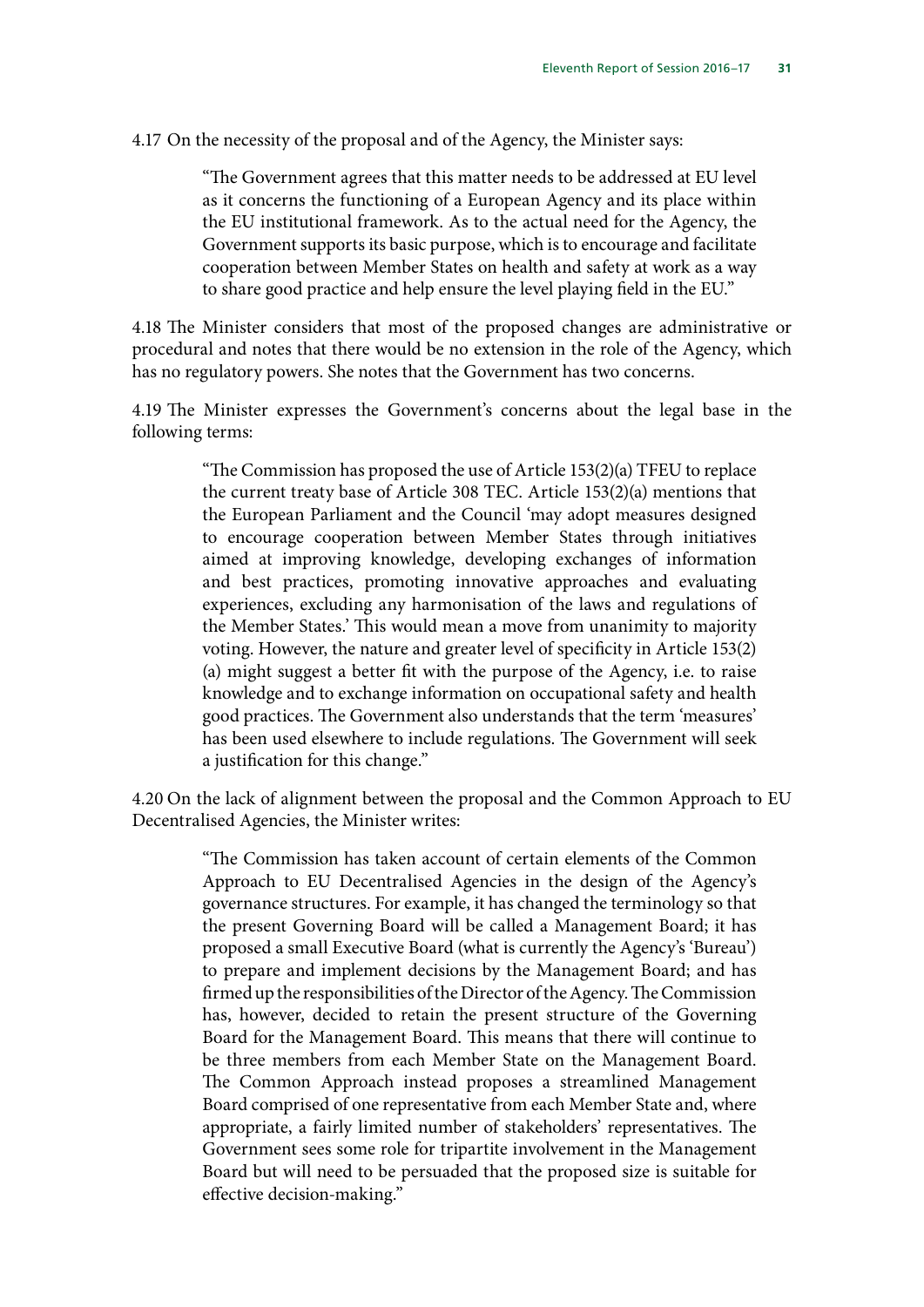4.17 On the necessity of the proposal and of the Agency, the Minister says:

> "The Government agrees that this matter needs to be addressed at EU level as it concerns the functioning of a European Agency and its place within the EU institutional framework. As to the actual need for the Agency, the Government supports its basic purpose, which is to encourage and facilitate cooperation between Member States on health and safety at work as a way to share good practice and help ensure the level playing field in the EU."

4.18 The Minister considers that most of the proposed changes are administrative or procedural and notes that there would be no extension in the role of the Agency, which has no regulatory powers. She notes that the Government has two concerns.

4.19 The Minister expresses the Government's concerns about the legal base in the following terms:

> "The Commission has proposed the use of Article 153(2)(a) TFEU to replace the current treaty base of Article 308 TEC. Article 153(2)(a) mentions that the European Parliament and the Council 'may adopt measures designed to encourage cooperation between Member States through initiatives aimed at improving knowledge, developing exchanges of information and best practices, promoting innovative approaches and evaluating experiences, excluding any harmonisation of the laws and regulations of the Member States.' This would mean a move from unanimity to majority voting. However, the nature and greater level of specificity in Article 153(2)(a) might suggest a better fit with the purpose of the Agency, i.e. to raise knowledge and to exchange information on occupational safety and health good practices. The Government also understands that the term 'measures' has been used elsewhere to include regulations. The Government will seek a justification for this change."

4.20 On the lack of alignment between the proposal and the Common Approach to EU Decentralised Agencies, the Minister writes:

> "The Commission has taken account of certain elements of the Common Approach to EU Decentralised Agencies in the design of the Agency's governance structures. For example, it has changed the terminology so that the present Governing Board will be called a Management Board; it has proposed a small Executive Board (what is currently the Agency's 'Bureau') to prepare and implement decisions by the Management Board; and has firmed up the responsibilities of the Director of the Agency. The Commission has, however, decided to retain the present structure of the Governing Board for the Management Board. This means that there will continue to be three members from each Member State on the Management Board. The Common Approach instead proposes a streamlined Management Board comprised of one representative from each Member State and, where appropriate, a fairly limited number of stakeholders' representatives. The Government sees some role for tripartite involvement in the Management Board but will need to be persuaded that the proposed size is suitable for effective decision-making."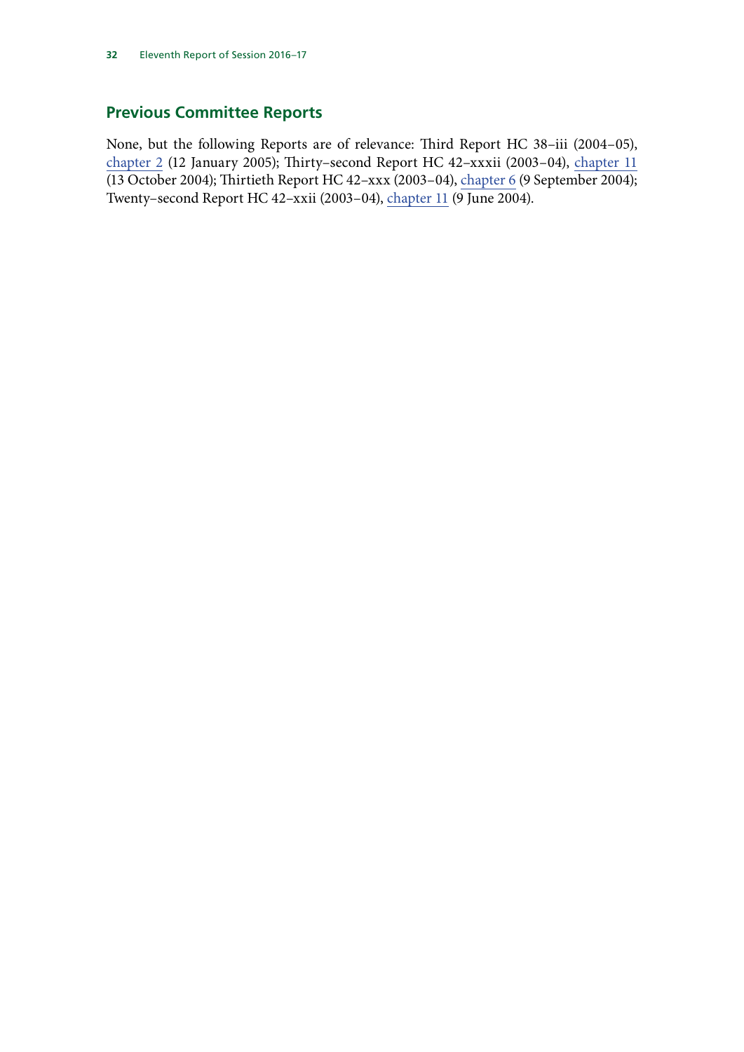## Previous Committee Reports

None, but the following Reports are of relevance: Third Report HC 38–iii (2004–05), chapter 2 (12 January 2005); Thirty–second Report HC 42–xxxii (2003–04), chapter 11 (13 October 2004); Thirtieth Report HC 42–xxx (2003–04), chapter 6 (9 September 2004); Twenty–second Report HC 42–xxii (2003–04), chapter 11 (9 June 2004).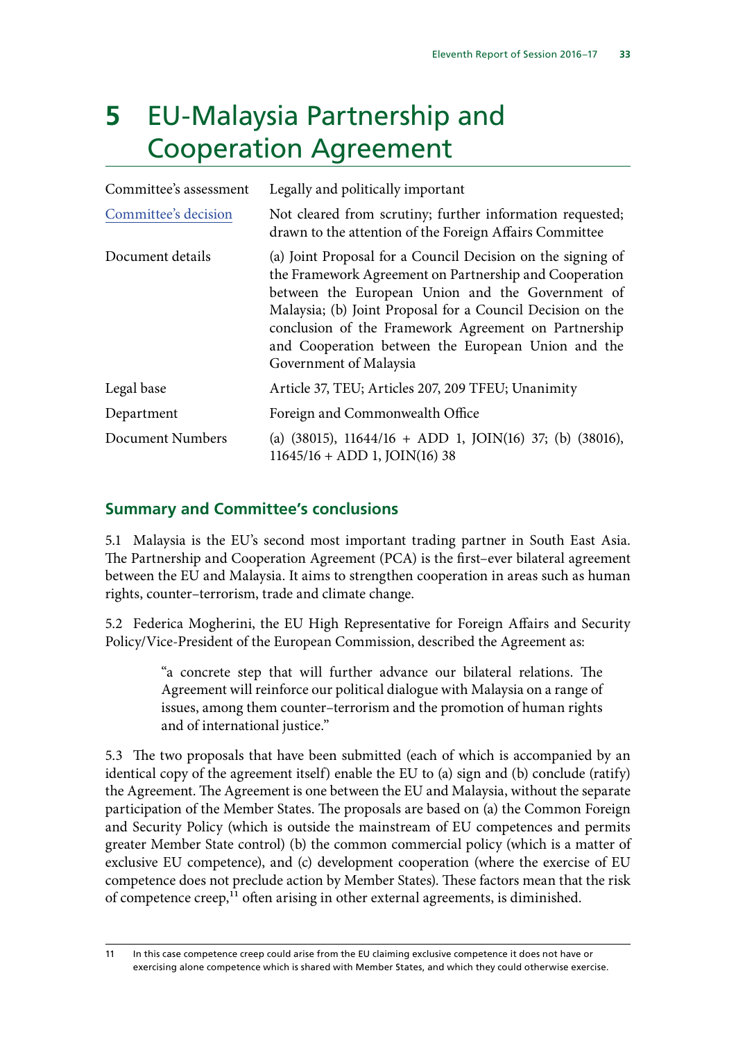# 5 EU-Malaysia Partnership and Cooperation Agreement

| | |
|---|---|
| Committee's assessment | Legally and politically important |
| Committee's decision | Not cleared from scrutiny; further information requested; drawn to the attention of the Foreign Affairs Committee |
| Document details | (a) Joint Proposal for a Council Decision on the signing of the Framework Agreement on Partnership and Cooperation between the European Union and the Government of Malaysia; (b) Joint Proposal for a Council Decision on the conclusion of the Framework Agreement on Partnership and Cooperation between the European Union and the Government of Malaysia |
| Legal base | Article 37, TEU; Articles 207, 209 TFEU; Unanimity |
| Department | Foreign and Commonwealth Office |
| Document Numbers | (a) (38015), 11644/16 + ADD 1, JOIN(16) 37; (b) (38016), 11645/16 + ADD 1, JOIN(16) 38 |

## Summary and Committee's conclusions

5.1 Malaysia is the EU's second most important trading partner in South East Asia. The Partnership and Cooperation Agreement (PCA) is the first–ever bilateral agreement between the EU and Malaysia. It aims to strengthen cooperation in areas such as human rights, counter–terrorism, trade and climate change.

5.2 Federica Mogherini, the EU High Representative for Foreign Affairs and Security Policy/Vice-President of the European Commission, described the Agreement as:

> "a concrete step that will further advance our bilateral relations. The Agreement will reinforce our political dialogue with Malaysia on a range of issues, among them counter–terrorism and the promotion of human rights and of international justice."

5.3 The two proposals that have been submitted (each of which is accompanied by an identical copy of the agreement itself) enable the EU to (a) sign and (b) conclude (ratify) the Agreement. The Agreement is one between the EU and Malaysia, without the separate participation of the Member States. The proposals are based on (a) the Common Foreign and Security Policy (which is outside the mainstream of EU competences and permits greater Member State control) (b) the common commercial policy (which is a matter of exclusive EU competence), and (c) development cooperation (where the exercise of EU competence does not preclude action by Member States). These factors mean that the risk of competence creep,[11] often arising in other external agreements, is diminished.

11 In this case competence creep could arise from the EU claiming exclusive competence it does not have or exercising alone competence which is shared with Member States, and which they could otherwise exercise.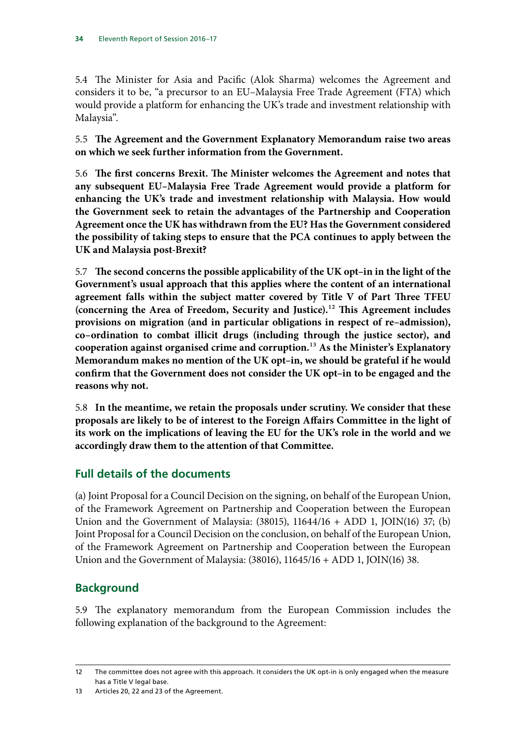5.4 The Minister for Asia and Pacific (Alok Sharma) welcomes the Agreement and considers it to be, "a precursor to an EU–Malaysia Free Trade Agreement (FTA) which would provide a platform for enhancing the UK's trade and investment relationship with Malaysia".

5.5 **The Agreement and the Government Explanatory Memorandum raise two areas on which we seek further information from the Government.**

5.6 **The first concerns Brexit. The Minister welcomes the Agreement and notes that any subsequent EU–Malaysia Free Trade Agreement would provide a platform for enhancing the UK's trade and investment relationship with Malaysia. How would the Government seek to retain the advantages of the Partnership and Cooperation Agreement once the UK has withdrawn from the EU? Has the Government considered the possibility of taking steps to ensure that the PCA continues to apply between the UK and Malaysia post-Brexit?**

5.7 **The second concerns the possible applicability of the UK opt–in in the light of the Government's usual approach that this applies where the content of an international agreement falls within the subject matter covered by Title V of Part Three TFEU (concerning the Area of Freedom, Security and Justice).[12] This Agreement includes provisions on migration (and in particular obligations in respect of re–admission), co–ordination to combat illicit drugs (including through the justice sector), and cooperation against organised crime and corruption.[13] As the Minister's Explanatory Memorandum makes no mention of the UK opt–in, we should be grateful if he would confirm that the Government does not consider the UK opt–in to be engaged and the reasons why not.**

5.8 **In the meantime, we retain the proposals under scrutiny. We consider that these proposals are likely to be of interest to the Foreign Affairs Committee in the light of its work on the implications of leaving the EU for the UK's role in the world and we accordingly draw them to the attention of that Committee.**

## Full details of the documents

(a) Joint Proposal for a Council Decision on the signing, on behalf of the European Union, of the Framework Agreement on Partnership and Cooperation between the European Union and the Government of Malaysia: (38015), 11644/16 + ADD 1, JOIN(16) 37; (b) Joint Proposal for a Council Decision on the conclusion, on behalf of the European Union, of the Framework Agreement on Partnership and Cooperation between the European Union and the Government of Malaysia: (38016), 11645/16 + ADD 1, JOIN(16) 38.

## Background

5.9 The explanatory memorandum from the European Commission includes the following explanation of the background to the Agreement:

---

12 The committee does not agree with this approach. It considers the UK opt-in is only engaged when the measure has a Title V legal base.

13 Articles 20, 22 and 23 of the Agreement.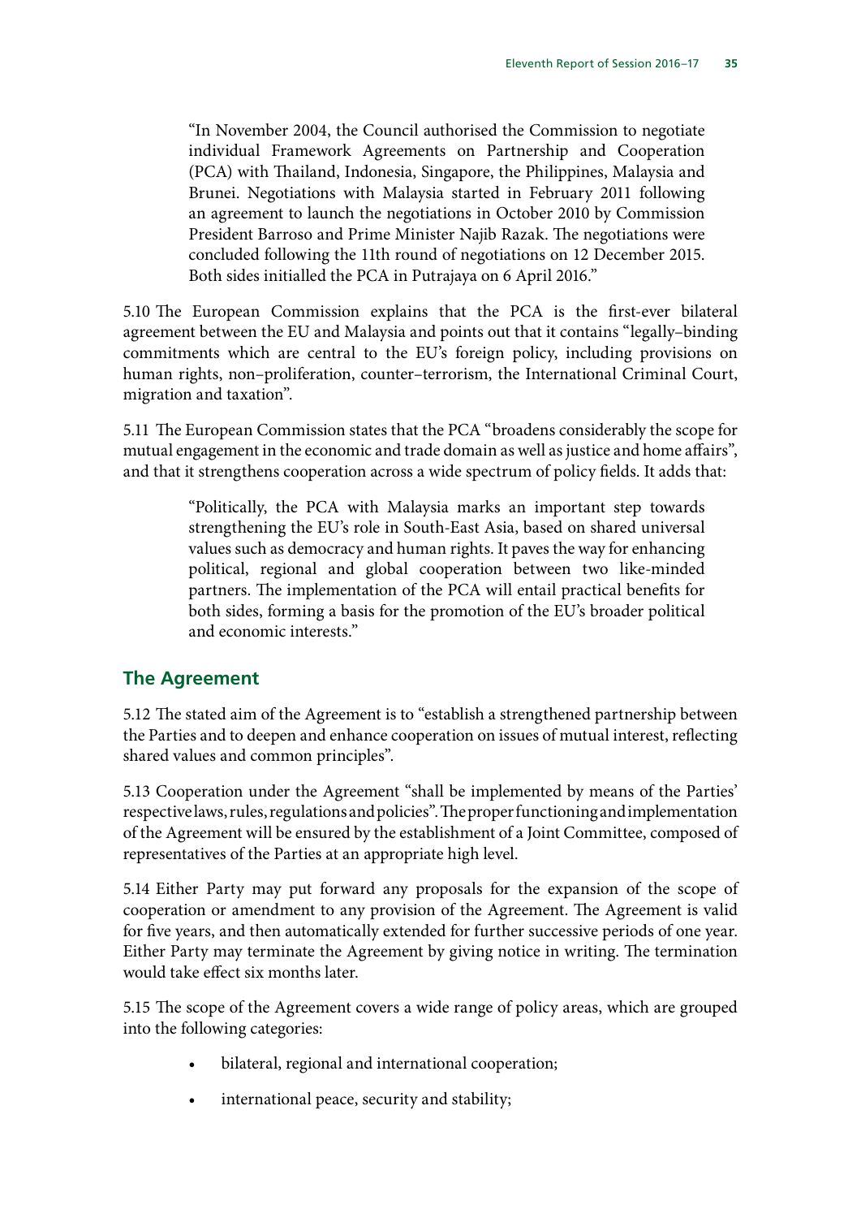> "In November 2004, the Council authorised the Commission to negotiate individual Framework Agreements on Partnership and Cooperation (PCA) with Thailand, Indonesia, Singapore, the Philippines, Malaysia and Brunei. Negotiations with Malaysia started in February 2011 following an agreement to launch the negotiations in October 2010 by Commission President Barroso and Prime Minister Najib Razak. The negotiations were concluded following the 11th round of negotiations on 12 December 2015. Both sides initialled the PCA in Putrajaya on 6 April 2016."

5.10 The European Commission explains that the PCA is the first-ever bilateral agreement between the EU and Malaysia and points out that it contains "legally–binding commitments which are central to the EU's foreign policy, including provisions on human rights, non–proliferation, counter–terrorism, the International Criminal Court, migration and taxation".

5.11 The European Commission states that the PCA "broadens considerably the scope for mutual engagement in the economic and trade domain as well as justice and home affairs", and that it strengthens cooperation across a wide spectrum of policy fields. It adds that:

> "Politically, the PCA with Malaysia marks an important step towards strengthening the EU's role in South-East Asia, based on shared universal values such as democracy and human rights. It paves the way for enhancing political, regional and global cooperation between two like-minded partners. The implementation of the PCA will entail practical benefits for both sides, forming a basis for the promotion of the EU's broader political and economic interests."

## The Agreement

5.12 The stated aim of the Agreement is to "establish a strengthened partnership between the Parties and to deepen and enhance cooperation on issues of mutual interest, reflecting shared values and common principles".

5.13 Cooperation under the Agreement "shall be implemented by means of the Parties' respective laws, rules, regulations and policies". The proper functioning and implementation of the Agreement will be ensured by the establishment of a Joint Committee, composed of representatives of the Parties at an appropriate high level.

5.14 Either Party may put forward any proposals for the expansion of the scope of cooperation or amendment to any provision of the Agreement. The Agreement is valid for five years, and then automatically extended for further successive periods of one year. Either Party may terminate the Agreement by giving notice in writing. The termination would take effect six months later.

5.15 The scope of the Agreement covers a wide range of policy areas, which are grouped into the following categories:

- bilateral, regional and international cooperation;
- international peace, security and stability;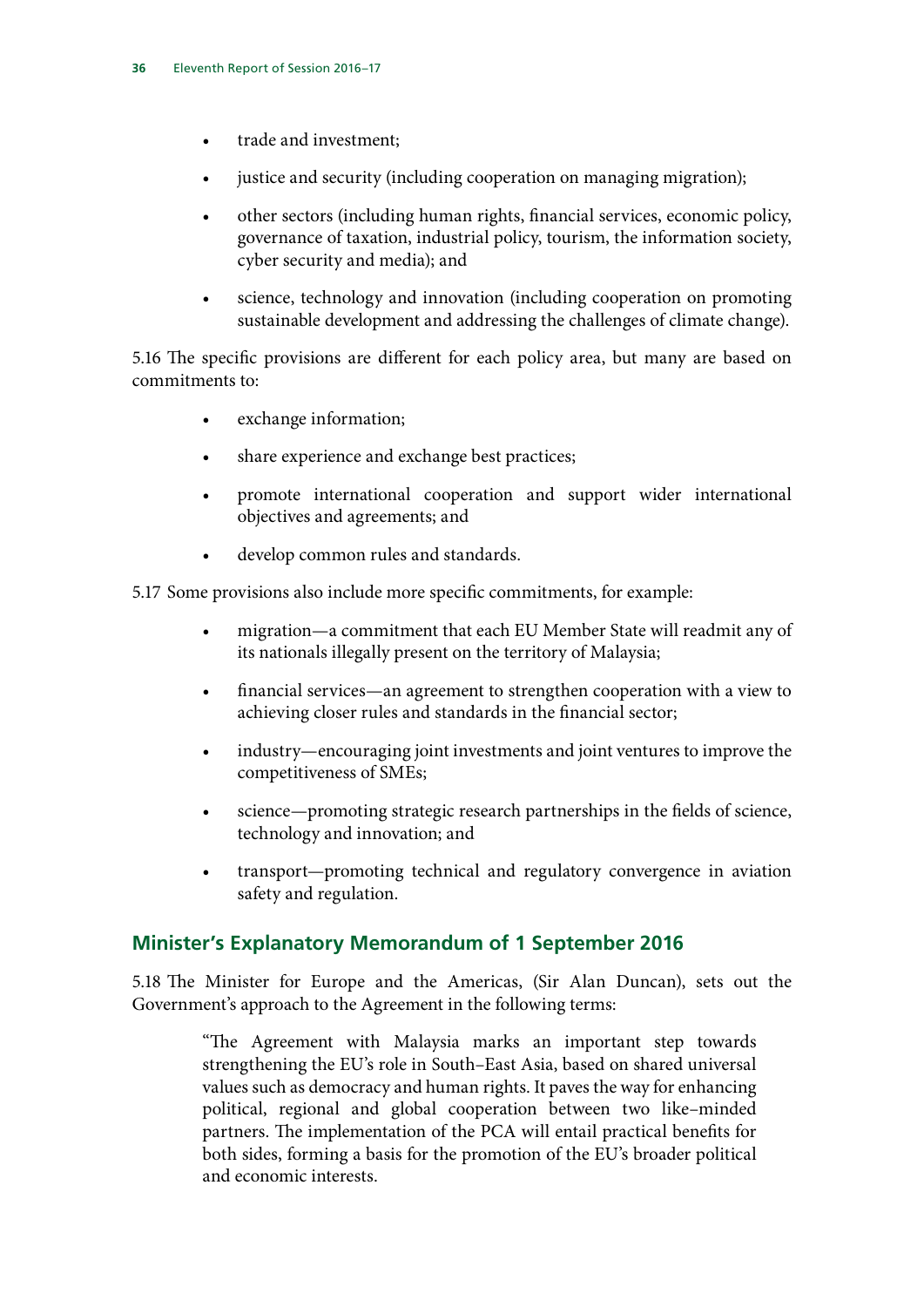- trade and investment;
- justice and security (including cooperation on managing migration);
- other sectors (including human rights, financial services, economic policy, governance of taxation, industrial policy, tourism, the information society, cyber security and media); and
- science, technology and innovation (including cooperation on promoting sustainable development and addressing the challenges of climate change).

5.16 The specific provisions are different for each policy area, but many are based on commitments to:

- exchange information;
- share experience and exchange best practices;
- promote international cooperation and support wider international objectives and agreements; and
- develop common rules and standards.

5.17 Some provisions also include more specific commitments, for example:

- migration—a commitment that each EU Member State will readmit any of its nationals illegally present on the territory of Malaysia;
- financial services—an agreement to strengthen cooperation with a view to achieving closer rules and standards in the financial sector;
- industry—encouraging joint investments and joint ventures to improve the competitiveness of SMEs;
- science—promoting strategic research partnerships in the fields of science, technology and innovation; and
- transport—promoting technical and regulatory convergence in aviation safety and regulation.

## Minister's Explanatory Memorandum of 1 September 2016

5.18 The Minister for Europe and the Americas, (Sir Alan Duncan), sets out the Government's approach to the Agreement in the following terms:

> "The Agreement with Malaysia marks an important step towards strengthening the EU's role in South–East Asia, based on shared universal values such as democracy and human rights. It paves the way for enhancing political, regional and global cooperation between two like–minded partners. The implementation of the PCA will entail practical benefits for both sides, forming a basis for the promotion of the EU's broader political and economic interests.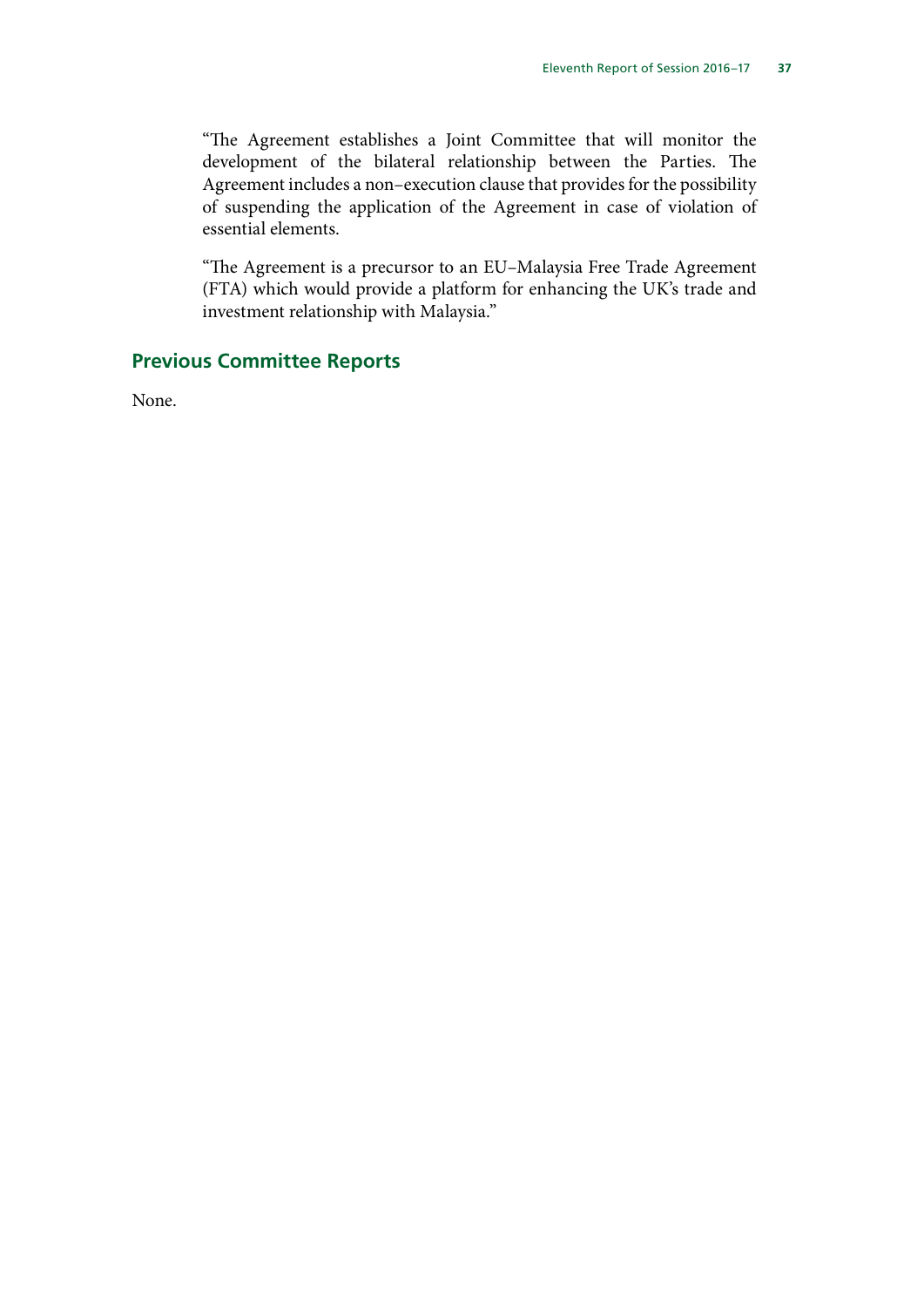"The Agreement establishes a Joint Committee that will monitor the development of the bilateral relationship between the Parties. The Agreement includes a non–execution clause that provides for the possibility of suspending the application of the Agreement in case of violation of essential elements.

"The Agreement is a precursor to an EU–Malaysia Free Trade Agreement (FTA) which would provide a platform for enhancing the UK's trade and investment relationship with Malaysia."

## Previous Committee Reports

None.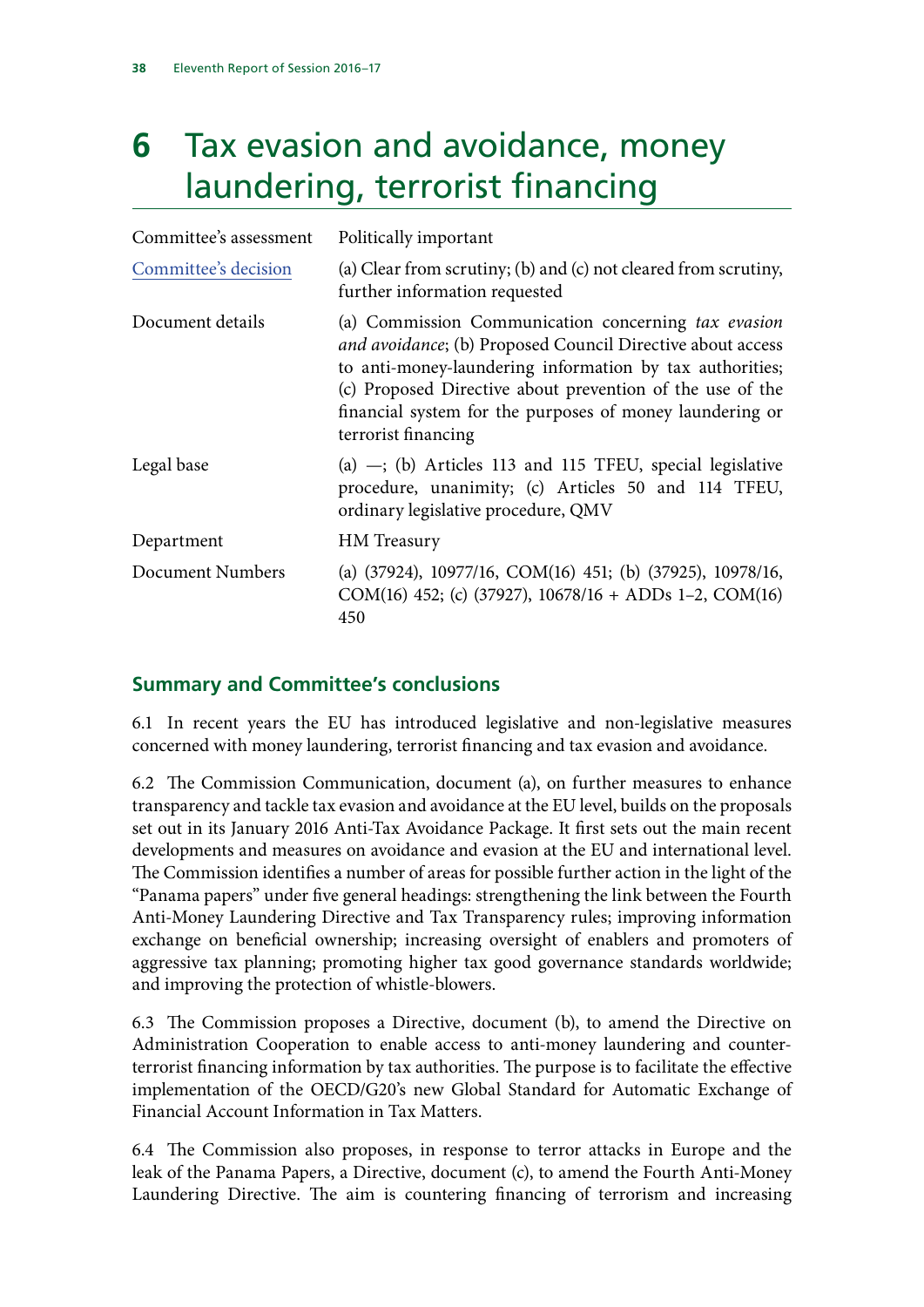# 6 Tax evasion and avoidance, money laundering, terrorist financing

| | |
|---|---|
| Committee's assessment | Politically important |
| Committee's decision | (a) Clear from scrutiny; (b) and (c) not cleared from scrutiny, further information requested |
| Document details | (a) Commission Communication concerning *tax evasion and avoidance*; (b) Proposed Council Directive about access to anti-money-laundering information by tax authorities; (c) Proposed Directive about prevention of the use of the financial system for the purposes of money laundering or terrorist financing |
| Legal base | (a) —; (b) Articles 113 and 115 TFEU, special legislative procedure, unanimity; (c) Articles 50 and 114 TFEU, ordinary legislative procedure, QMV |
| Department | HM Treasury |
| Document Numbers | (a) (37924), 10977/16, COM(16) 451; (b) (37925), 10978/16, COM(16) 452; (c) (37927), 10678/16 + ADDs 1–2, COM(16) 450 |

## Summary and Committee's conclusions

6.1 In recent years the EU has introduced legislative and non-legislative measures concerned with money laundering, terrorist financing and tax evasion and avoidance.

6.2 The Commission Communication, document (a), on further measures to enhance transparency and tackle tax evasion and avoidance at the EU level, builds on the proposals set out in its January 2016 Anti-Tax Avoidance Package. It first sets out the main recent developments and measures on avoidance and evasion at the EU and international level. The Commission identifies a number of areas for possible further action in the light of the "Panama papers" under five general headings: strengthening the link between the Fourth Anti-Money Laundering Directive and Tax Transparency rules; improving information exchange on beneficial ownership; increasing oversight of enablers and promoters of aggressive tax planning; promoting higher tax good governance standards worldwide; and improving the protection of whistle-blowers.

6.3 The Commission proposes a Directive, document (b), to amend the Directive on Administration Cooperation to enable access to anti-money laundering and counter-terrorist financing information by tax authorities. The purpose is to facilitate the effective implementation of the OECD/G20's new Global Standard for Automatic Exchange of Financial Account Information in Tax Matters.

6.4 The Commission also proposes, in response to terror attacks in Europe and the leak of the Panama Papers, a Directive, document (c), to amend the Fourth Anti-Money Laundering Directive. The aim is countering financing of terrorism and increasing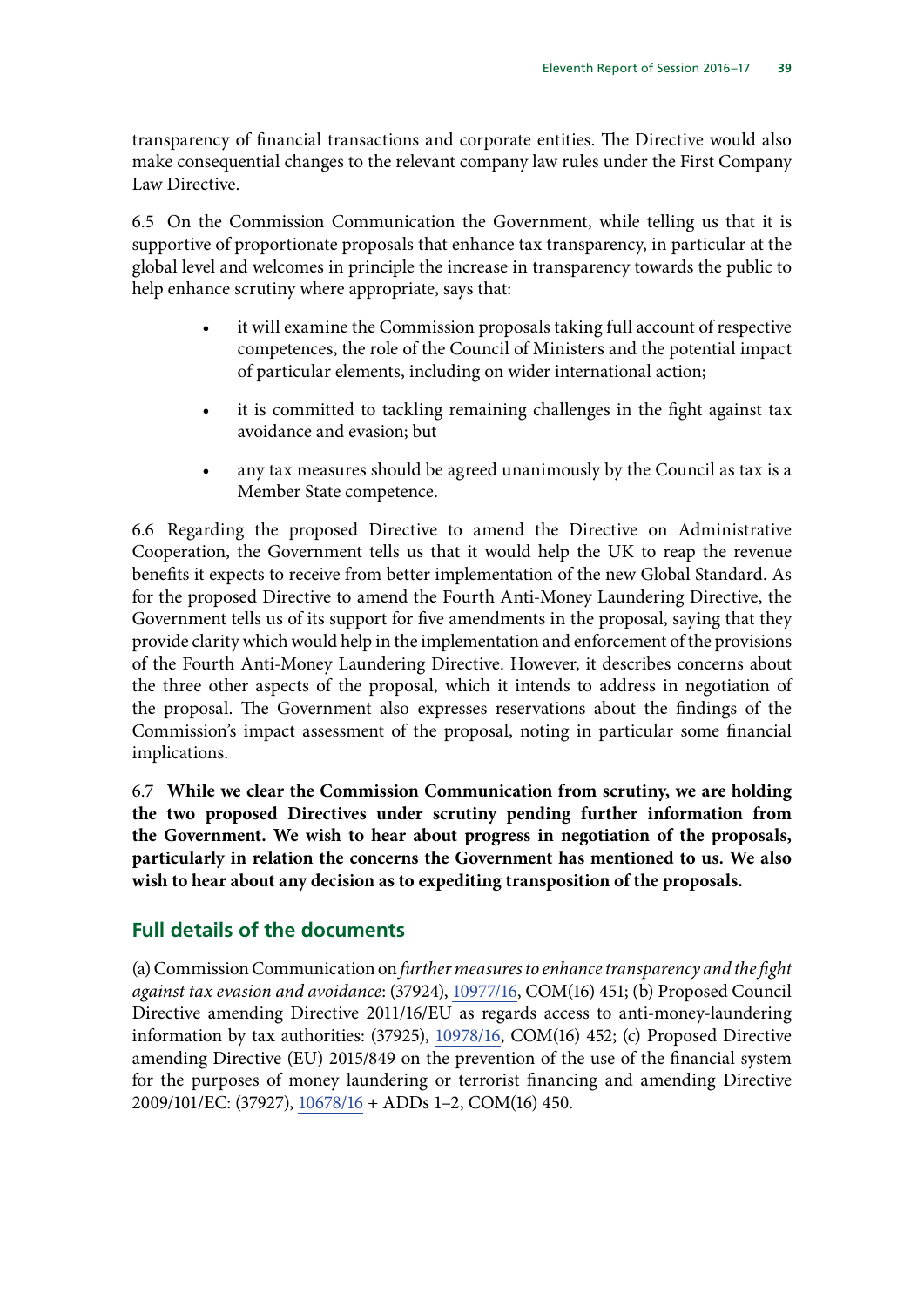transparency of financial transactions and corporate entities. The Directive would also make consequential changes to the relevant company law rules under the First Company Law Directive.

6.5 On the Commission Communication the Government, while telling us that it is supportive of proportionate proposals that enhance tax transparency, in particular at the global level and welcomes in principle the increase in transparency towards the public to help enhance scrutiny where appropriate, says that:

- it will examine the Commission proposals taking full account of respective competences, the role of the Council of Ministers and the potential impact of particular elements, including on wider international action;
- it is committed to tackling remaining challenges in the fight against tax avoidance and evasion; but
- any tax measures should be agreed unanimously by the Council as tax is a Member State competence.

6.6 Regarding the proposed Directive to amend the Directive on Administrative Cooperation, the Government tells us that it would help the UK to reap the revenue benefits it expects to receive from better implementation of the new Global Standard. As for the proposed Directive to amend the Fourth Anti-Money Laundering Directive, the Government tells us of its support for five amendments in the proposal, saying that they provide clarity which would help in the implementation and enforcement of the provisions of the Fourth Anti-Money Laundering Directive. However, it describes concerns about the three other aspects of the proposal, which it intends to address in negotiation of the proposal. The Government also expresses reservations about the findings of the Commission's impact assessment of the proposal, noting in particular some financial implications.

6.7 **While we clear the Commission Communication from scrutiny, we are holding the two proposed Directives under scrutiny pending further information from the Government. We wish to hear about progress in negotiation of the proposals, particularly in relation the concerns the Government has mentioned to us. We also wish to hear about any decision as to expediting transposition of the proposals.**

## Full details of the documents

(a) Commission Communication on *further measures to enhance transparency and the fight against tax evasion and avoidance*: (37924), 10977/16, COM(16) 451; (b) Proposed Council Directive amending Directive 2011/16/EU as regards access to anti-money-laundering information by tax authorities: (37925), 10978/16, COM(16) 452; (c) Proposed Directive amending Directive (EU) 2015/849 on the prevention of the use of the financial system for the purposes of money laundering or terrorist financing and amending Directive 2009/101/EC: (37927), 10678/16 + ADDs 1–2, COM(16) 450.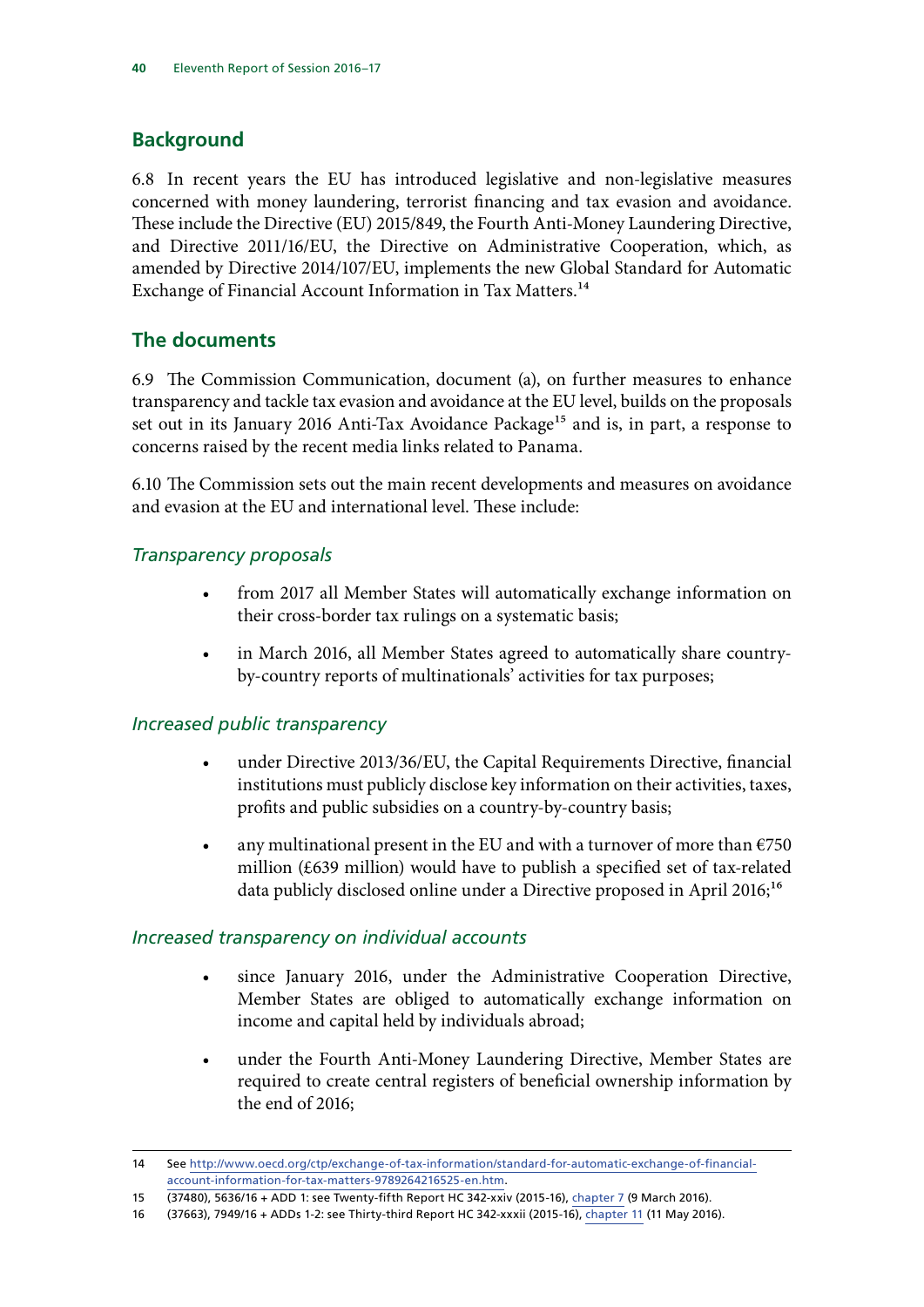## Background

6.8 In recent years the EU has introduced legislative and non-legislative measures concerned with money laundering, terrorist financing and tax evasion and avoidance. These include the Directive (EU) 2015/849, the Fourth Anti-Money Laundering Directive, and Directive 2011/16/EU, the Directive on Administrative Cooperation, which, as amended by Directive 2014/107/EU, implements the new Global Standard for Automatic Exchange of Financial Account Information in Tax Matters.[14]

## The documents

6.9 The Commission Communication, document (a), on further measures to enhance transparency and tackle tax evasion and avoidance at the EU level, builds on the proposals set out in its January 2016 Anti-Tax Avoidance Package[15] and is, in part, a response to concerns raised by the recent media links related to Panama.

6.10 The Commission sets out the main recent developments and measures on avoidance and evasion at the EU and international level. These include:

### *Transparency proposals*

- from 2017 all Member States will automatically exchange information on their cross-border tax rulings on a systematic basis;
- in March 2016, all Member States agreed to automatically share country-by-country reports of multinationals' activities for tax purposes;

### *Increased public transparency*

- under Directive 2013/36/EU, the Capital Requirements Directive, financial institutions must publicly disclose key information on their activities, taxes, profits and public subsidies on a country-by-country basis;
- any multinational present in the EU and with a turnover of more than €750 million (£639 million) would have to publish a specified set of tax-related data publicly disclosed online under a Directive proposed in April 2016;[16]

### *Increased transparency on individual accounts*

- since January 2016, under the Administrative Cooperation Directive, Member States are obliged to automatically exchange information on income and capital held by individuals abroad;
- under the Fourth Anti-Money Laundering Directive, Member States are required to create central registers of beneficial ownership information by the end of 2016;

---

14 See http://www.oecd.org/ctp/exchange-of-tax-information/standard-for-automatic-exchange-of-financial-account-information-for-tax-matters-9789264216525-en.htm.

15 (37480), 5636/16 + ADD 1: see Twenty-fifth Report HC 342-xxiv (2015-16), chapter 7 (9 March 2016).

16 (37663), 7949/16 + ADDs 1-2: see Thirty-third Report HC 342-xxxii (2015-16), chapter 11 (11 May 2016).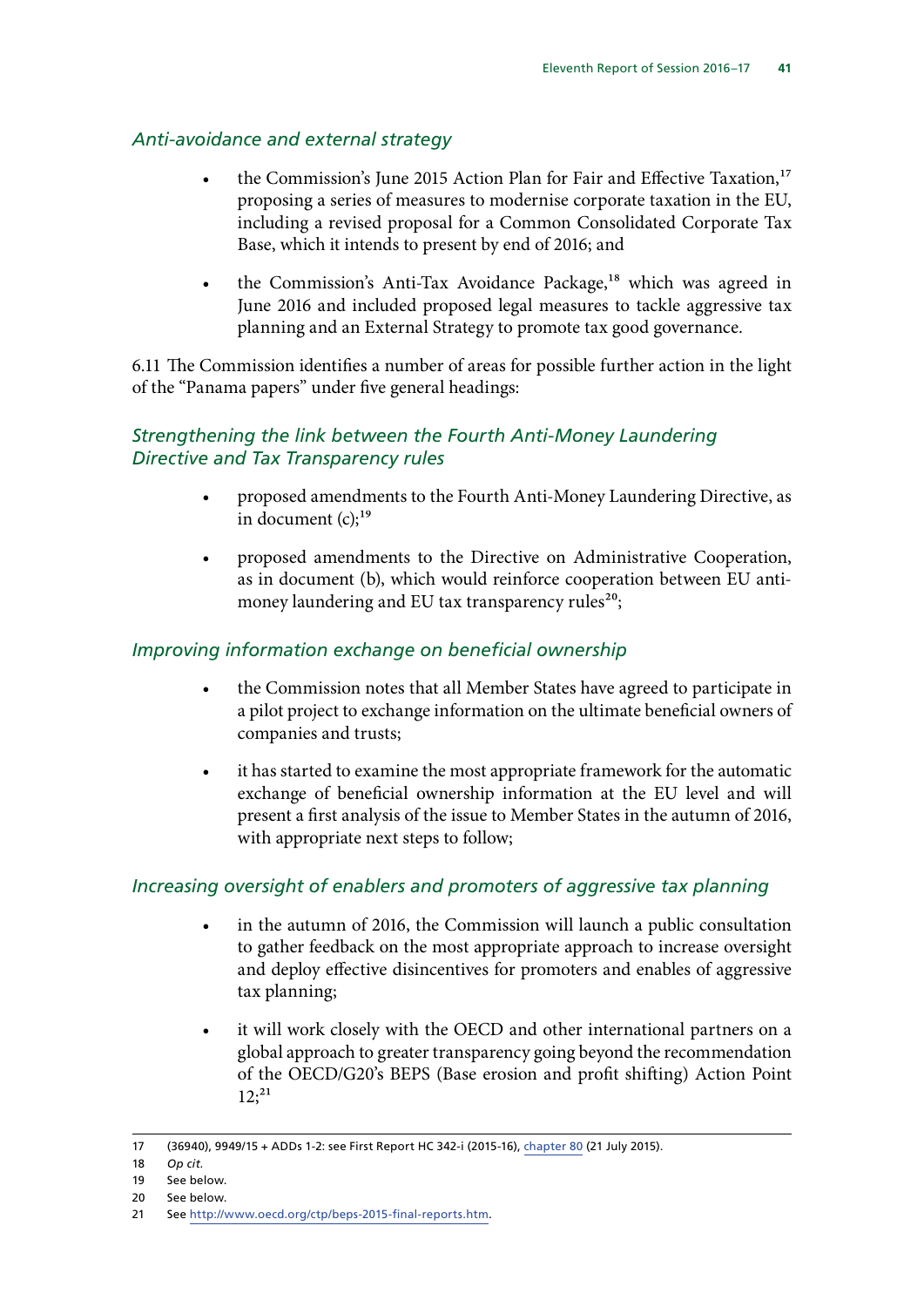### *Anti-avoidance and external strategy*

- the Commission's June 2015 Action Plan for Fair and Effective Taxation,[17] proposing a series of measures to modernise corporate taxation in the EU, including a revised proposal for a Common Consolidated Corporate Tax Base, which it intends to present by end of 2016; and

- the Commission's Anti-Tax Avoidance Package,[18] which was agreed in June 2016 and included proposed legal measures to tackle aggressive tax planning and an External Strategy to promote tax good governance.

6.11 The Commission identifies a number of areas for possible further action in the light of the "Panama papers" under five general headings:

### *Strengthening the link between the Fourth Anti-Money Laundering Directive and Tax Transparency rules*

- proposed amendments to the Fourth Anti-Money Laundering Directive, as in document (c);[19]

- proposed amendments to the Directive on Administrative Cooperation, as in document (b), which would reinforce cooperation between EU anti-money laundering and EU tax transparency rules[20];

### *Improving information exchange on beneficial ownership*

- the Commission notes that all Member States have agreed to participate in a pilot project to exchange information on the ultimate beneficial owners of companies and trusts;

- it has started to examine the most appropriate framework for the automatic exchange of beneficial ownership information at the EU level and will present a first analysis of the issue to Member States in the autumn of 2016, with appropriate next steps to follow;

### *Increasing oversight of enablers and promoters of aggressive tax planning*

- in the autumn of 2016, the Commission will launch a public consultation to gather feedback on the most appropriate approach to increase oversight and deploy effective disincentives for promoters and enables of aggressive tax planning;

- it will work closely with the OECD and other international partners on a global approach to greater transparency going beyond the recommendation of the OECD/G20's BEPS (Base erosion and profit shifting) Action Point 12;[21]

---

17 (36940), 9949/15 + ADDs 1-2: see First Report HC 342-i (2015-16), chapter 80 (21 July 2015).

18 *Op cit.*

19 See below.

20 See below.

21 See http://www.oecd.org/ctp/beps-2015-final-reports.htm.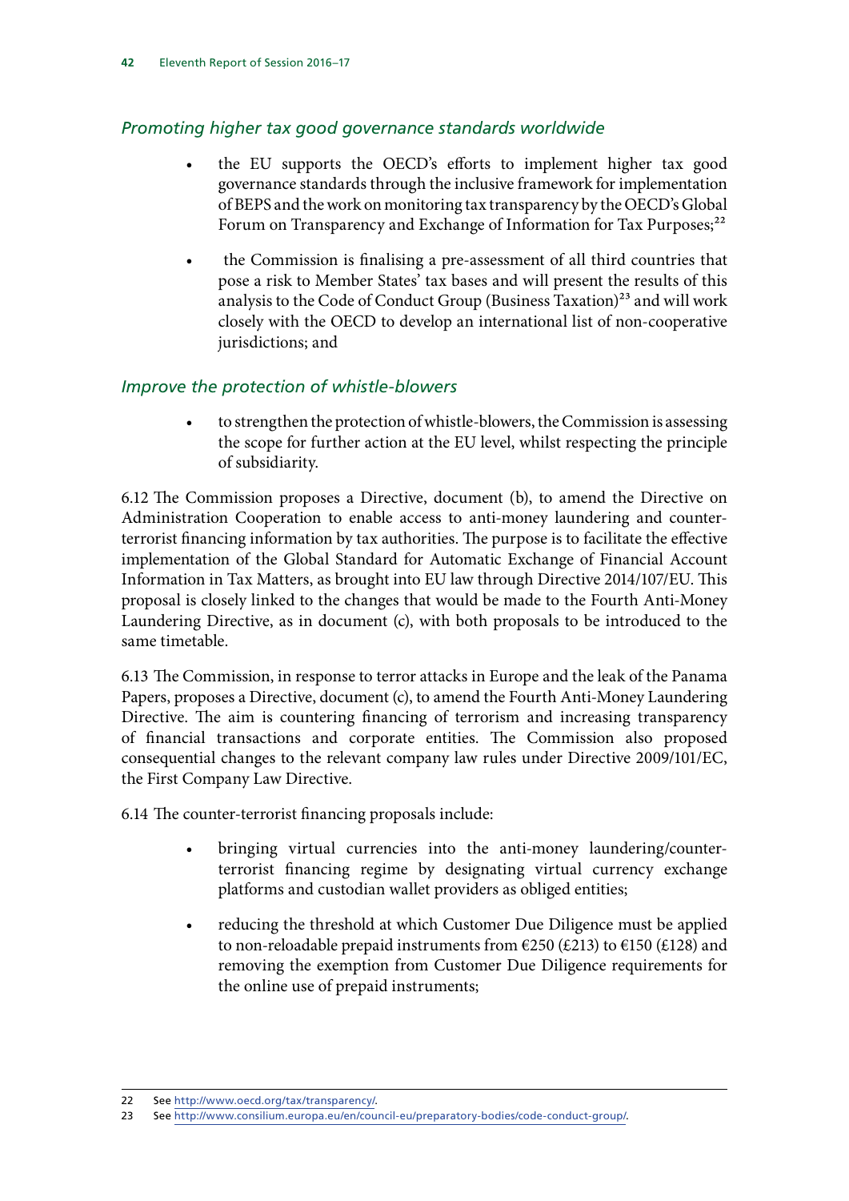### *Promoting higher tax good governance standards worldwide*

- the EU supports the OECD's efforts to implement higher tax good governance standards through the inclusive framework for implementation of BEPS and the work on monitoring tax transparency by the OECD's Global Forum on Transparency and Exchange of Information for Tax Purposes;[22]
- the Commission is finalising a pre-assessment of all third countries that pose a risk to Member States' tax bases and will present the results of this analysis to the Code of Conduct Group (Business Taxation)[23] and will work closely with the OECD to develop an international list of non-cooperative jurisdictions; and

### *Improve the protection of whistle-blowers*

- to strengthen the protection of whistle-blowers, the Commission is assessing the scope for further action at the EU level, whilst respecting the principle of subsidiarity.

6.12 The Commission proposes a Directive, document (b), to amend the Directive on Administration Cooperation to enable access to anti-money laundering and counter-terrorist financing information by tax authorities. The purpose is to facilitate the effective implementation of the Global Standard for Automatic Exchange of Financial Account Information in Tax Matters, as brought into EU law through Directive 2014/107/EU. This proposal is closely linked to the changes that would be made to the Fourth Anti-Money Laundering Directive, as in document (c), with both proposals to be introduced to the same timetable.

6.13 The Commission, in response to terror attacks in Europe and the leak of the Panama Papers, proposes a Directive, document (c), to amend the Fourth Anti-Money Laundering Directive. The aim is countering financing of terrorism and increasing transparency of financial transactions and corporate entities. The Commission also proposed consequential changes to the relevant company law rules under Directive 2009/101/EC, the First Company Law Directive.

6.14 The counter-terrorist financing proposals include:

- bringing virtual currencies into the anti-money laundering/counter-terrorist financing regime by designating virtual currency exchange platforms and custodian wallet providers as obliged entities;
- reducing the threshold at which Customer Due Diligence must be applied to non-reloadable prepaid instruments from €250 (£213) to €150 (£128) and removing the exemption from Customer Due Diligence requirements for the online use of prepaid instruments;

---

22 See http://www.oecd.org/tax/transparency/.

23 See http://www.consilium.europa.eu/en/council-eu/preparatory-bodies/code-conduct-group/.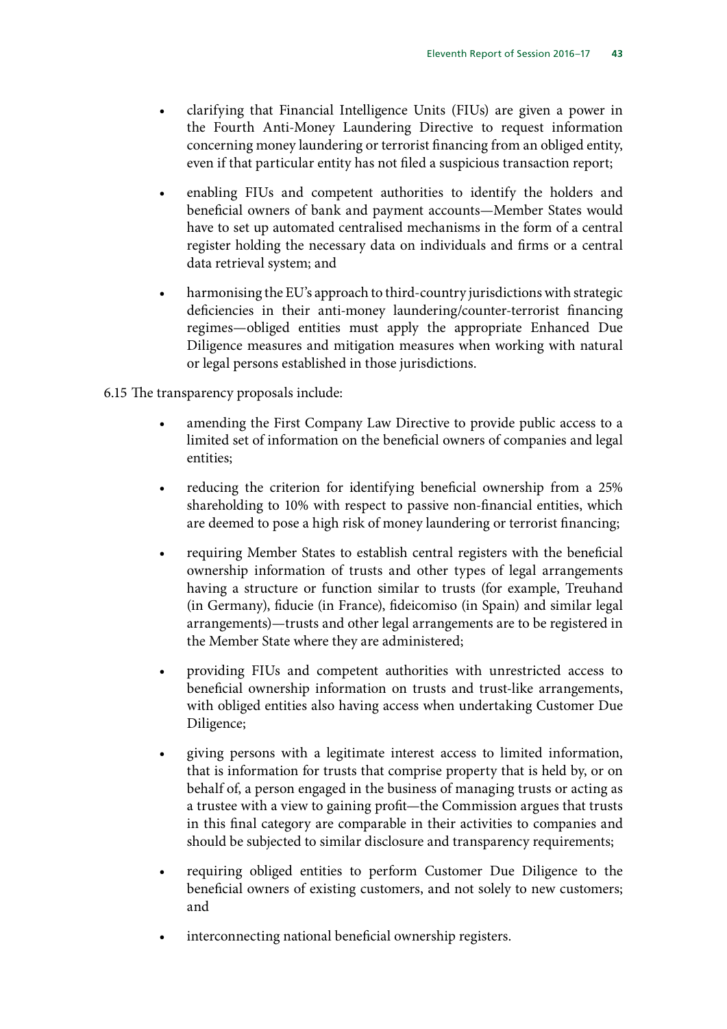- clarifying that Financial Intelligence Units (FIUs) are given a power in the Fourth Anti-Money Laundering Directive to request information concerning money laundering or terrorist financing from an obliged entity, even if that particular entity has not filed a suspicious transaction report;

- enabling FIUs and competent authorities to identify the holders and beneficial owners of bank and payment accounts—Member States would have to set up automated centralised mechanisms in the form of a central register holding the necessary data on individuals and firms or a central data retrieval system; and

- harmonising the EU's approach to third-country jurisdictions with strategic deficiencies in their anti-money laundering/counter-terrorist financing regimes—obliged entities must apply the appropriate Enhanced Due Diligence measures and mitigation measures when working with natural or legal persons established in those jurisdictions.

6.15 The transparency proposals include:

- amending the First Company Law Directive to provide public access to a limited set of information on the beneficial owners of companies and legal entities;

- reducing the criterion for identifying beneficial ownership from a 25% shareholding to 10% with respect to passive non-financial entities, which are deemed to pose a high risk of money laundering or terrorist financing;

- requiring Member States to establish central registers with the beneficial ownership information of trusts and other types of legal arrangements having a structure or function similar to trusts (for example, Treuhand (in Germany), fiducie (in France), fideicomiso (in Spain) and similar legal arrangements)—trusts and other legal arrangements are to be registered in the Member State where they are administered;

- providing FIUs and competent authorities with unrestricted access to beneficial ownership information on trusts and trust-like arrangements, with obliged entities also having access when undertaking Customer Due Diligence;

- giving persons with a legitimate interest access to limited information, that is information for trusts that comprise property that is held by, or on behalf of, a person engaged in the business of managing trusts or acting as a trustee with a view to gaining profit—the Commission argues that trusts in this final category are comparable in their activities to companies and should be subjected to similar disclosure and transparency requirements;

- requiring obliged entities to perform Customer Due Diligence to the beneficial owners of existing customers, and not solely to new customers; and

- interconnecting national beneficial ownership registers.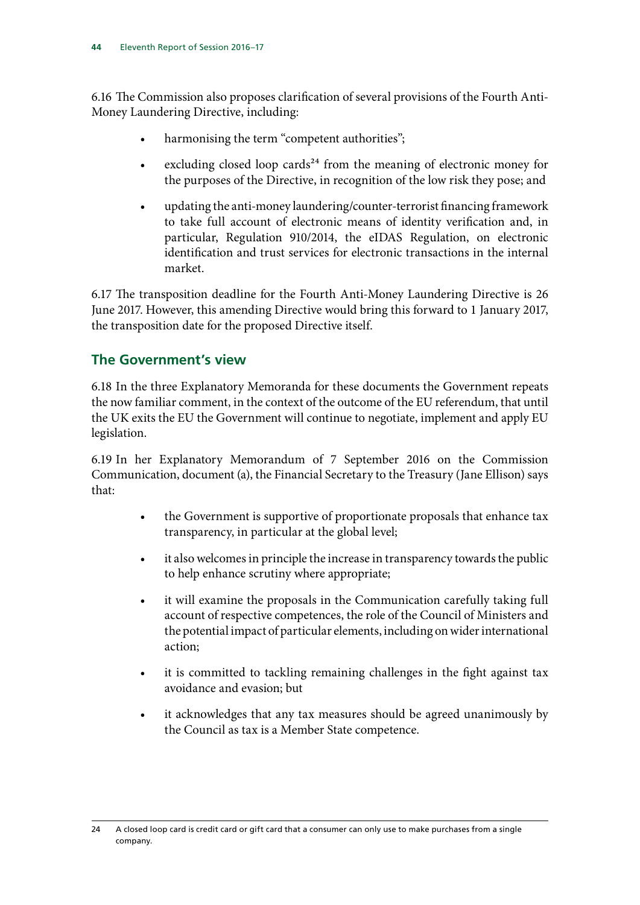6.16 The Commission also proposes clarification of several provisions of the Fourth Anti-Money Laundering Directive, including:

- harmonising the term "competent authorities";
- excluding closed loop cards[24] from the meaning of electronic money for the purposes of the Directive, in recognition of the low risk they pose; and
- updating the anti-money laundering/counter-terrorist financing framework to take full account of electronic means of identity verification and, in particular, Regulation 910/2014, the eIDAS Regulation, on electronic identification and trust services for electronic transactions in the internal market.

6.17 The transposition deadline for the Fourth Anti-Money Laundering Directive is 26 June 2017. However, this amending Directive would bring this forward to 1 January 2017, the transposition date for the proposed Directive itself.

## The Government's view

6.18 In the three Explanatory Memoranda for these documents the Government repeats the now familiar comment, in the context of the outcome of the EU referendum, that until the UK exits the EU the Government will continue to negotiate, implement and apply EU legislation.

6.19 In her Explanatory Memorandum of 7 September 2016 on the Commission Communication, document (a), the Financial Secretary to the Treasury (Jane Ellison) says that:

- the Government is supportive of proportionate proposals that enhance tax transparency, in particular at the global level;
- it also welcomes in principle the increase in transparency towards the public to help enhance scrutiny where appropriate;
- it will examine the proposals in the Communication carefully taking full account of respective competences, the role of the Council of Ministers and the potential impact of particular elements, including on wider international action;
- it is committed to tackling remaining challenges in the fight against tax avoidance and evasion; but
- it acknowledges that any tax measures should be agreed unanimously by the Council as tax is a Member State competence.

24 A closed loop card is credit card or gift card that a consumer can only use to make purchases from a single company.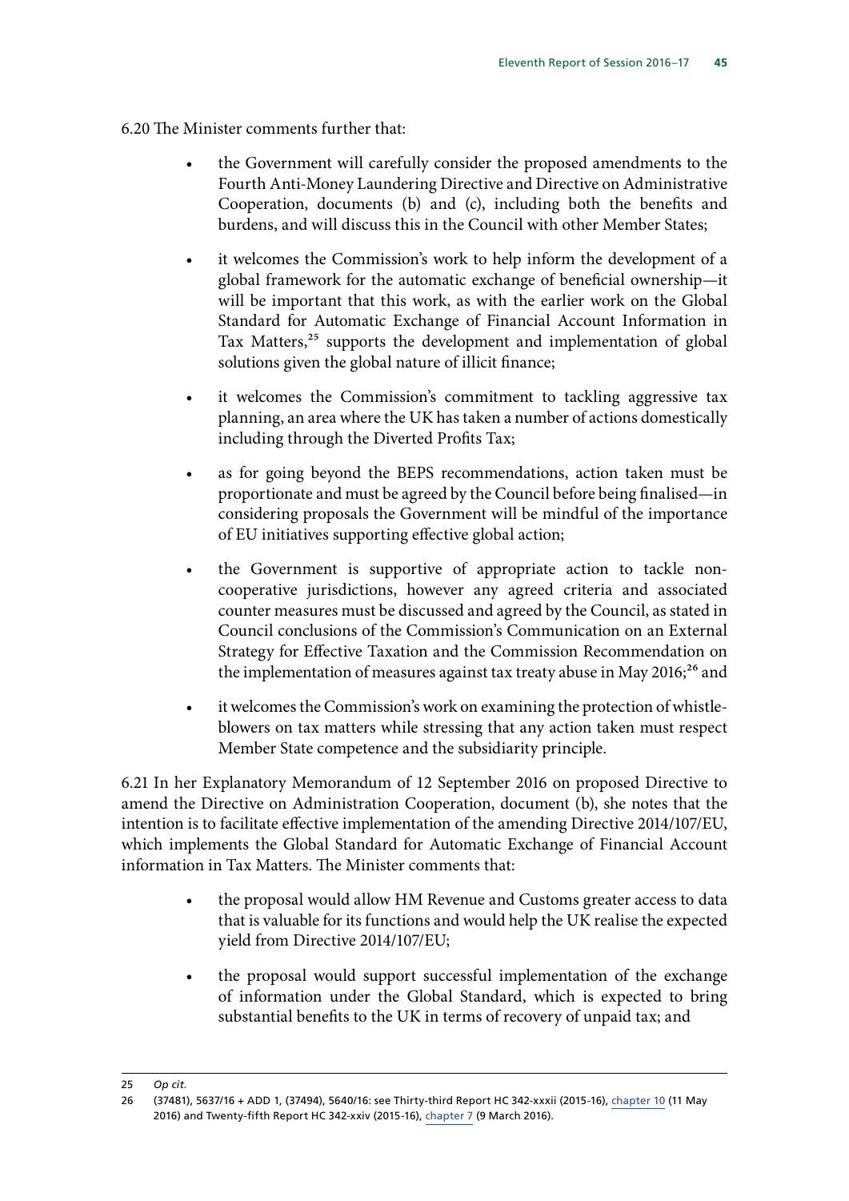6.20 The Minister comments further that:

- the Government will carefully consider the proposed amendments to the Fourth Anti-Money Laundering Directive and Directive on Administrative Cooperation, documents (b) and (c), including both the benefits and burdens, and will discuss this in the Council with other Member States;
- it welcomes the Commission's work to help inform the development of a global framework for the automatic exchange of beneficial ownership—it will be important that this work, as with the earlier work on the Global Standard for Automatic Exchange of Financial Account Information in Tax Matters,[25] supports the development and implementation of global solutions given the global nature of illicit finance;
- it welcomes the Commission's commitment to tackling aggressive tax planning, an area where the UK has taken a number of actions domestically including through the Diverted Profits Tax;
- as for going beyond the BEPS recommendations, action taken must be proportionate and must be agreed by the Council before being finalised—in considering proposals the Government will be mindful of the importance of EU initiatives supporting effective global action;
- the Government is supportive of appropriate action to tackle non-cooperative jurisdictions, however any agreed criteria and associated counter measures must be discussed and agreed by the Council, as stated in Council conclusions of the Commission's Communication on an External Strategy for Effective Taxation and the Commission Recommendation on the implementation of measures against tax treaty abuse in May 2016;[26] and
- it welcomes the Commission's work on examining the protection of whistle-blowers on tax matters while stressing that any action taken must respect Member State competence and the subsidiarity principle.

6.21 In her Explanatory Memorandum of 12 September 2016 on proposed Directive to amend the Directive on Administration Cooperation, document (b), she notes that the intention is to facilitate effective implementation of the amending Directive 2014/107/EU, which implements the Global Standard for Automatic Exchange of Financial Account information in Tax Matters. The Minister comments that:

- the proposal would allow HM Revenue and Customs greater access to data that is valuable for its functions and would help the UK realise the expected yield from Directive 2014/107/EU;
- the proposal would support successful implementation of the exchange of information under the Global Standard, which is expected to bring substantial benefits to the UK in terms of recovery of unpaid tax; and

---

25 *Op cit.*

26 (37481), 5637/16 + ADD 1, (37494), 5640/16: see Thirty-third Report HC 342-xxxii (2015-16), chapter 10 (11 May 2016) and Twenty-fifth Report HC 342-xxiv (2015-16), chapter 7 (9 March 2016).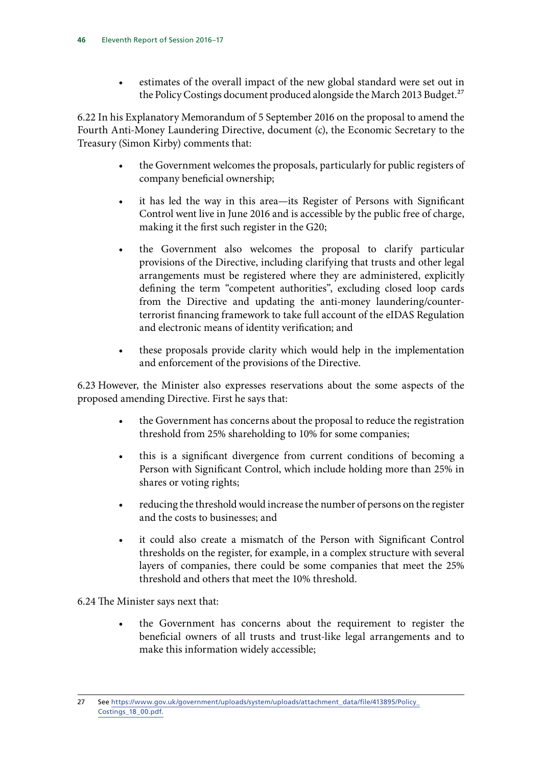- estimates of the overall impact of the new global standard were set out in the Policy Costings document produced alongside the March 2013 Budget.[27]

6.22 In his Explanatory Memorandum of 5 September 2016 on the proposal to amend the Fourth Anti-Money Laundering Directive, document (c), the Economic Secretary to the Treasury (Simon Kirby) comments that:

- the Government welcomes the proposals, particularly for public registers of company beneficial ownership;
- it has led the way in this area—its Register of Persons with Significant Control went live in June 2016 and is accessible by the public free of charge, making it the first such register in the G20;
- the Government also welcomes the proposal to clarify particular provisions of the Directive, including clarifying that trusts and other legal arrangements must be registered where they are administered, explicitly defining the term "competent authorities", excluding closed loop cards from the Directive and updating the anti-money laundering/counter-terrorist financing framework to take full account of the eIDAS Regulation and electronic means of identity verification; and
- these proposals provide clarity which would help in the implementation and enforcement of the provisions of the Directive.

6.23 However, the Minister also expresses reservations about the some aspects of the proposed amending Directive. First he says that:

- the Government has concerns about the proposal to reduce the registration threshold from 25% shareholding to 10% for some companies;
- this is a significant divergence from current conditions of becoming a Person with Significant Control, which include holding more than 25% in shares or voting rights;
- reducing the threshold would increase the number of persons on the register and the costs to businesses; and
- it could also create a mismatch of the Person with Significant Control thresholds on the register, for example, in a complex structure with several layers of companies, there could be some companies that meet the 25% threshold and others that meet the 10% threshold.

6.24 The Minister says next that:

- the Government has concerns about the requirement to register the beneficial owners of all trusts and trust-like legal arrangements and to make this information widely accessible;

27 See https://www.gov.uk/government/uploads/system/uploads/attachment_data/file/413895/Policy_Costings_18_00.pdf.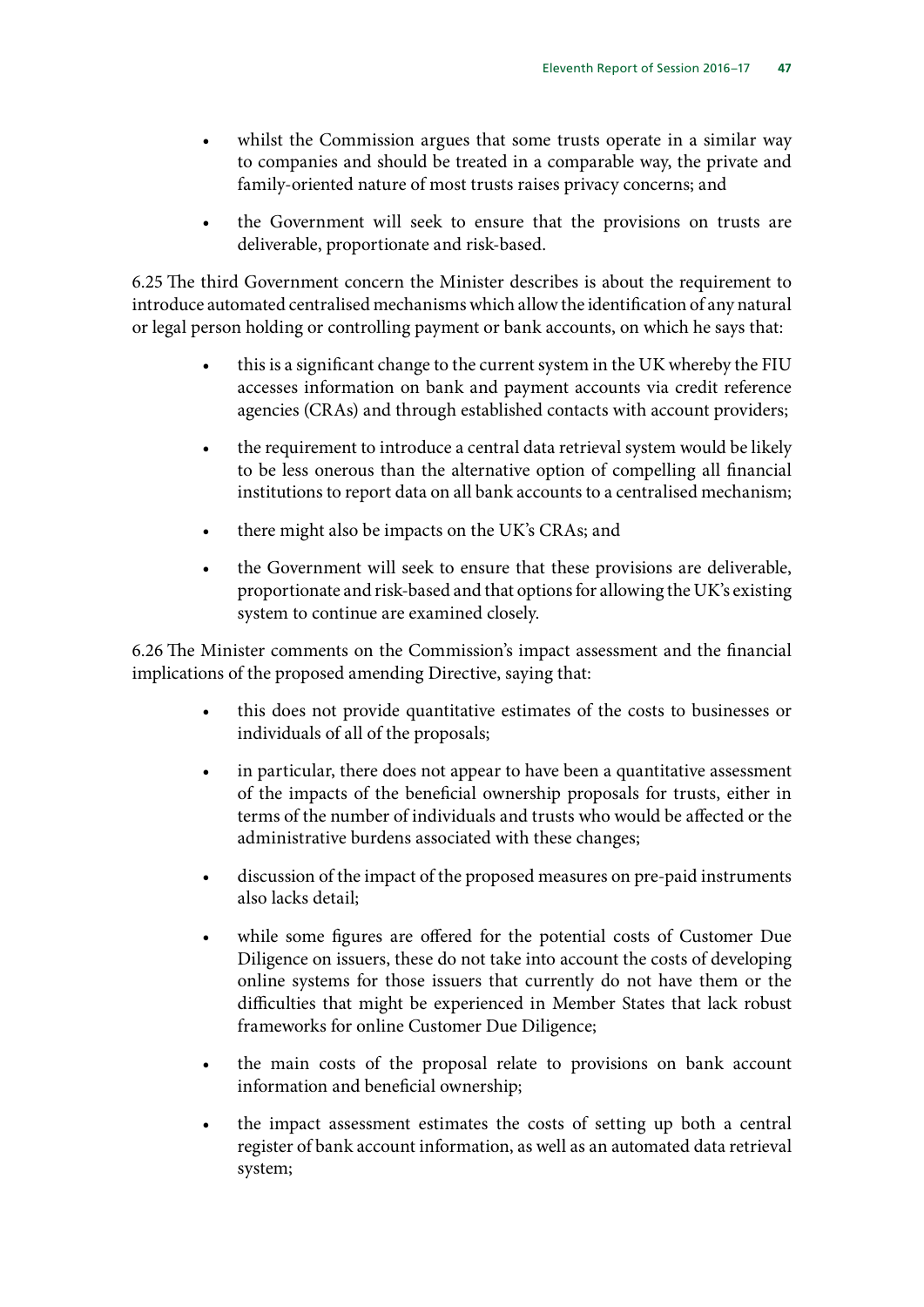- whilst the Commission argues that some trusts operate in a similar way to companies and should be treated in a comparable way, the private and family-oriented nature of most trusts raises privacy concerns; and
- the Government will seek to ensure that the provisions on trusts are deliverable, proportionate and risk-based.

6.25 The third Government concern the Minister describes is about the requirement to introduce automated centralised mechanisms which allow the identification of any natural or legal person holding or controlling payment or bank accounts, on which he says that:

- this is a significant change to the current system in the UK whereby the FIU accesses information on bank and payment accounts via credit reference agencies (CRAs) and through established contacts with account providers;
- the requirement to introduce a central data retrieval system would be likely to be less onerous than the alternative option of compelling all financial institutions to report data on all bank accounts to a centralised mechanism;
- there might also be impacts on the UK's CRAs; and
- the Government will seek to ensure that these provisions are deliverable, proportionate and risk-based and that options for allowing the UK's existing system to continue are examined closely.

6.26 The Minister comments on the Commission's impact assessment and the financial implications of the proposed amending Directive, saying that:

- this does not provide quantitative estimates of the costs to businesses or individuals of all of the proposals;
- in particular, there does not appear to have been a quantitative assessment of the impacts of the beneficial ownership proposals for trusts, either in terms of the number of individuals and trusts who would be affected or the administrative burdens associated with these changes;
- discussion of the impact of the proposed measures on pre-paid instruments also lacks detail;
- while some figures are offered for the potential costs of Customer Due Diligence on issuers, these do not take into account the costs of developing online systems for those issuers that currently do not have them or the difficulties that might be experienced in Member States that lack robust frameworks for online Customer Due Diligence;
- the main costs of the proposal relate to provisions on bank account information and beneficial ownership;
- the impact assessment estimates the costs of setting up both a central register of bank account information, as well as an automated data retrieval system;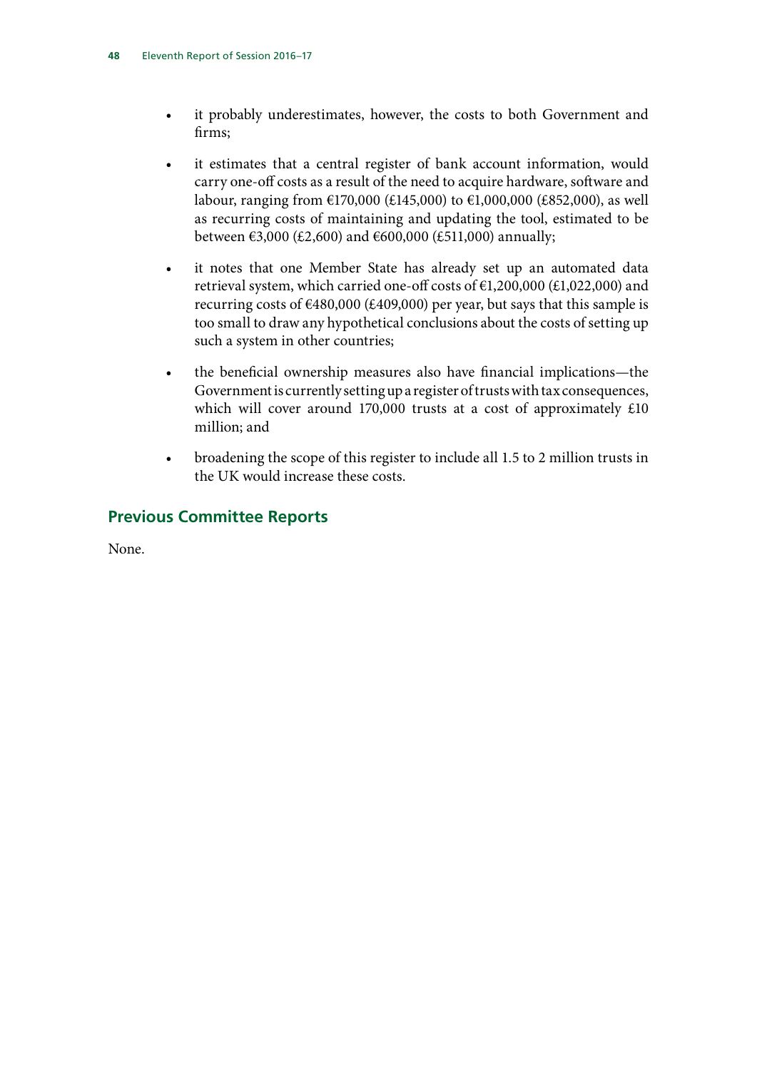- it probably underestimates, however, the costs to both Government and firms;
- it estimates that a central register of bank account information, would carry one-off costs as a result of the need to acquire hardware, software and labour, ranging from €170,000 (£145,000) to €1,000,000 (£852,000), as well as recurring costs of maintaining and updating the tool, estimated to be between €3,000 (£2,600) and €600,000 (£511,000) annually;
- it notes that one Member State has already set up an automated data retrieval system, which carried one-off costs of €1,200,000 (£1,022,000) and recurring costs of €480,000 (£409,000) per year, but says that this sample is too small to draw any hypothetical conclusions about the costs of setting up such a system in other countries;
- the beneficial ownership measures also have financial implications—the Government is currently setting up a register of trusts with tax consequences, which will cover around 170,000 trusts at a cost of approximately £10 million; and
- broadening the scope of this register to include all 1.5 to 2 million trusts in the UK would increase these costs.

## Previous Committee Reports

None.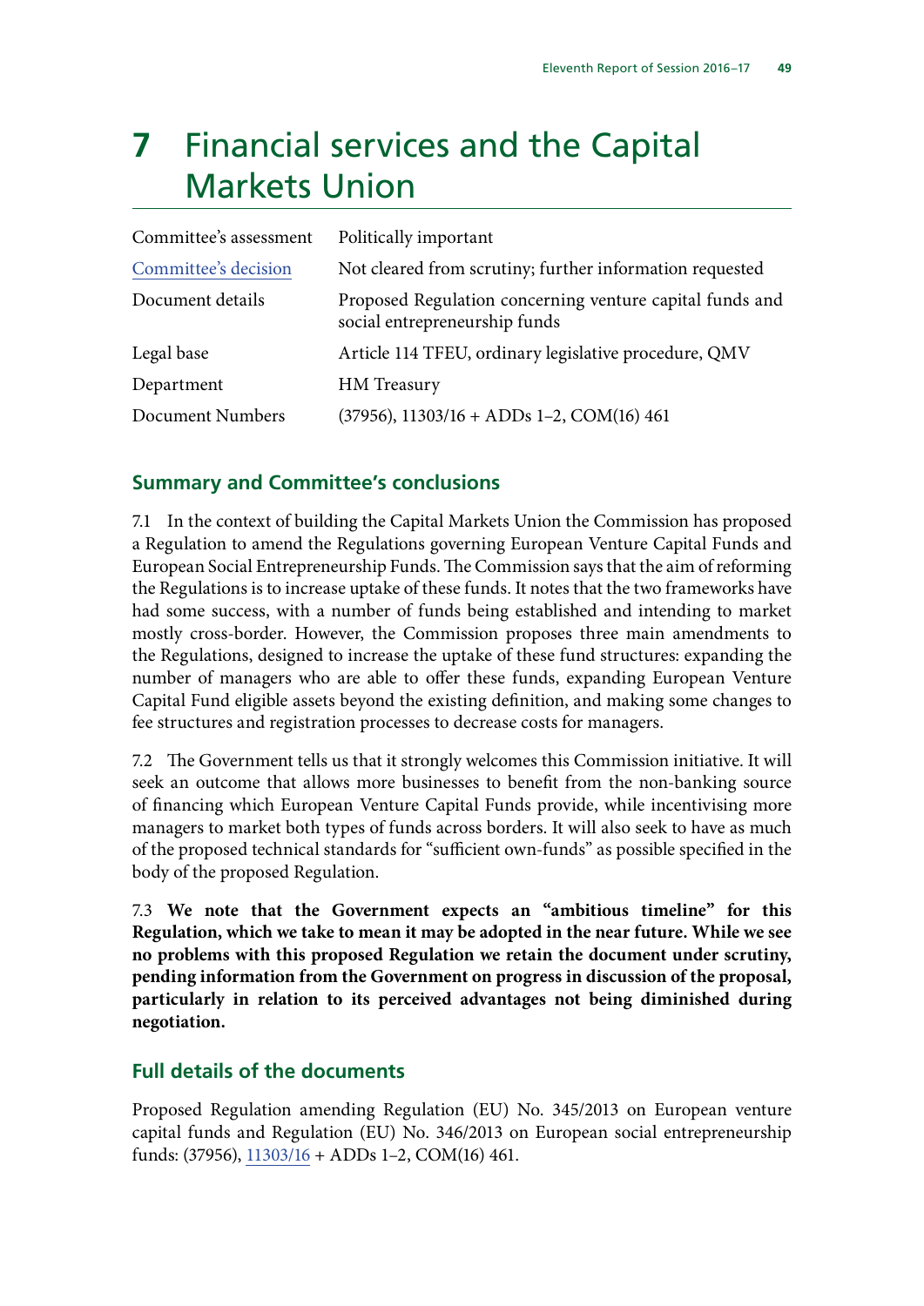# 7 Financial services and the Capital Markets Union

| | |
|---|---|
| Committee's assessment | Politically important |
| Committee's decision | Not cleared from scrutiny; further information requested |
| Document details | Proposed Regulation concerning venture capital funds and social entrepreneurship funds |
| Legal base | Article 114 TFEU, ordinary legislative procedure, QMV |
| Department | HM Treasury |
| Document Numbers | (37956), 11303/16 + ADDs 1–2, COM(16) 461 |

## Summary and Committee's conclusions

7.1 In the context of building the Capital Markets Union the Commission has proposed a Regulation to amend the Regulations governing European Venture Capital Funds and European Social Entrepreneurship Funds. The Commission says that the aim of reforming the Regulations is to increase uptake of these funds. It notes that the two frameworks have had some success, with a number of funds being established and intending to market mostly cross-border. However, the Commission proposes three main amendments to the Regulations, designed to increase the uptake of these fund structures: expanding the number of managers who are able to offer these funds, expanding European Venture Capital Fund eligible assets beyond the existing definition, and making some changes to fee structures and registration processes to decrease costs for managers.

7.2 The Government tells us that it strongly welcomes this Commission initiative. It will seek an outcome that allows more businesses to benefit from the non-banking source of financing which European Venture Capital Funds provide, while incentivising more managers to market both types of funds across borders. It will also seek to have as much of the proposed technical standards for "sufficient own-funds" as possible specified in the body of the proposed Regulation.

7.3 **We note that the Government expects an "ambitious timeline" for this Regulation, which we take to mean it may be adopted in the near future. While we see no problems with this proposed Regulation we retain the document under scrutiny, pending information from the Government on progress in discussion of the proposal, particularly in relation to its perceived advantages not being diminished during negotiation.**

## Full details of the documents

Proposed Regulation amending Regulation (EU) No. 345/2013 on European venture capital funds and Regulation (EU) No. 346/2013 on European social entrepreneurship funds: (37956), 11303/16 + ADDs 1–2, COM(16) 461.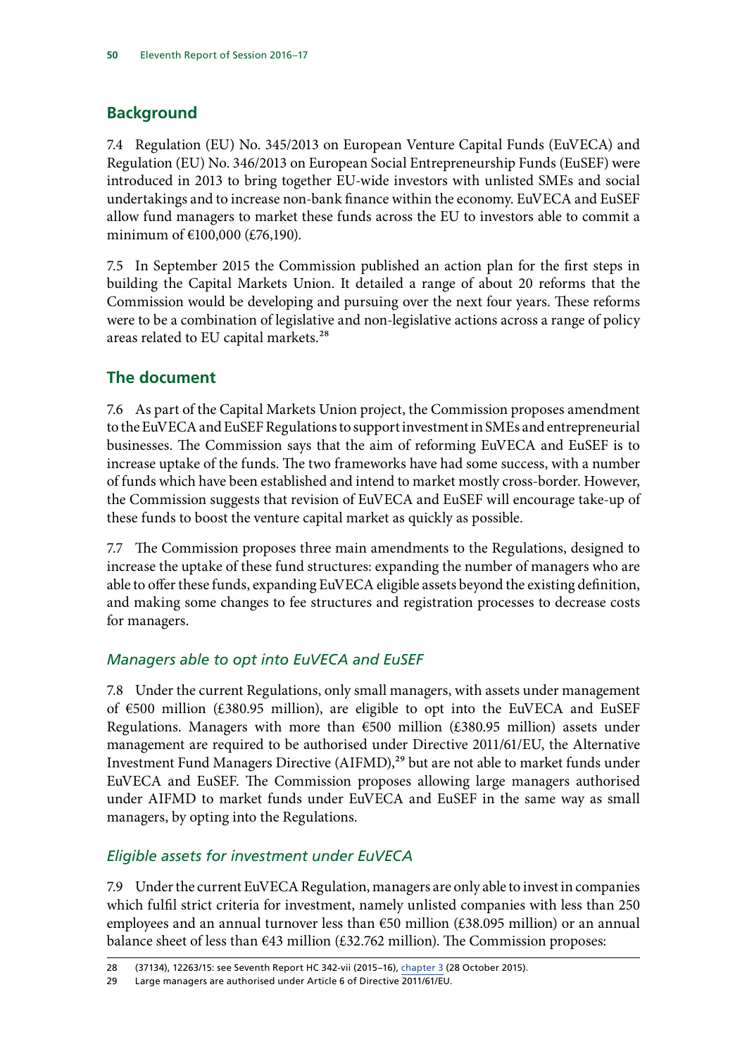## Background

7.4 Regulation (EU) No. 345/2013 on European Venture Capital Funds (EuVECA) and Regulation (EU) No. 346/2013 on European Social Entrepreneurship Funds (EuSEF) were introduced in 2013 to bring together EU-wide investors with unlisted SMEs and social undertakings and to increase non-bank finance within the economy. EuVECA and EuSEF allow fund managers to market these funds across the EU to investors able to commit a minimum of €100,000 (£76,190).

7.5 In September 2015 the Commission published an action plan for the first steps in building the Capital Markets Union. It detailed a range of about 20 reforms that the Commission would be developing and pursuing over the next four years. These reforms were to be a combination of legislative and non-legislative actions across a range of policy areas related to EU capital markets.[28]

## The document

7.6 As part of the Capital Markets Union project, the Commission proposes amendment to the EuVECA and EuSEF Regulations to support investment in SMEs and entrepreneurial businesses. The Commission says that the aim of reforming EuVECA and EuSEF is to increase uptake of the funds. The two frameworks have had some success, with a number of funds which have been established and intend to market mostly cross-border. However, the Commission suggests that revision of EuVECA and EuSEF will encourage take-up of these funds to boost the venture capital market as quickly as possible.

7.7 The Commission proposes three main amendments to the Regulations, designed to increase the uptake of these fund structures: expanding the number of managers who are able to offer these funds, expanding EuVECA eligible assets beyond the existing definition, and making some changes to fee structures and registration processes to decrease costs for managers.

### *Managers able to opt into EuVECA and EuSEF*

7.8 Under the current Regulations, only small managers, with assets under management of €500 million (£380.95 million), are eligible to opt into the EuVECA and EuSEF Regulations. Managers with more than €500 million (£380.95 million) assets under management are required to be authorised under Directive 2011/61/EU, the Alternative Investment Fund Managers Directive (AIFMD),[29] but are not able to market funds under EuVECA and EuSEF. The Commission proposes allowing large managers authorised under AIFMD to market funds under EuVECA and EuSEF in the same way as small managers, by opting into the Regulations.

### *Eligible assets for investment under EuVECA*

7.9 Under the current EuVECA Regulation, managers are only able to invest in companies which fulfil strict criteria for investment, namely unlisted companies with less than 250 employees and an annual turnover less than €50 million (£38.095 million) or an annual balance sheet of less than €43 million (£32.762 million). The Commission proposes:

---

28 (37134), 12263/15: see Seventh Report HC 342-vii (2015–16), chapter 3 (28 October 2015).

29 Large managers are authorised under Article 6 of Directive 2011/61/EU.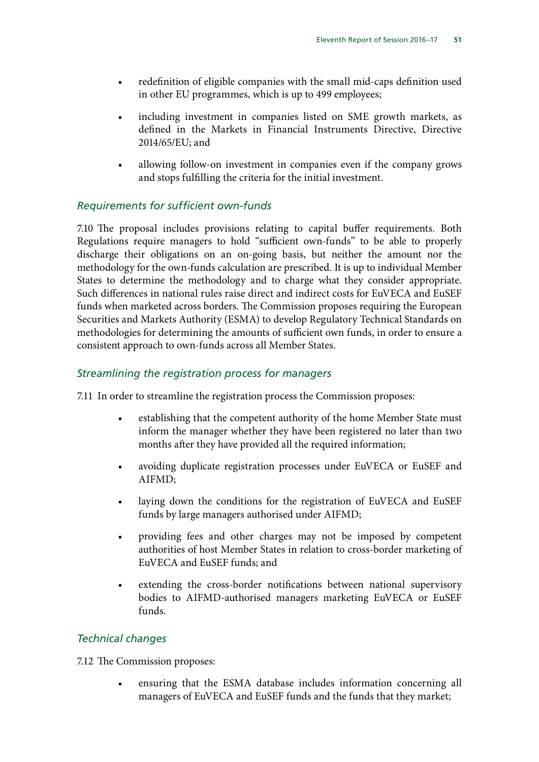- redefinition of eligible companies with the small mid-caps definition used in other EU programmes, which is up to 499 employees;
- including investment in companies listed on SME growth markets, as defined in the Markets in Financial Instruments Directive, Directive 2014/65/EU; and
- allowing follow-on investment in companies even if the company grows and stops fulfilling the criteria for the initial investment.

### *Requirements for sufficient own-funds*

7.10 The proposal includes provisions relating to capital buffer requirements. Both Regulations require managers to hold "sufficient own-funds" to be able to properly discharge their obligations on an on-going basis, but neither the amount nor the methodology for the own-funds calculation are prescribed. It is up to individual Member States to determine the methodology and to charge what they consider appropriate. Such differences in national rules raise direct and indirect costs for EuVECA and EuSEF funds when marketed across borders. The Commission proposes requiring the European Securities and Markets Authority (ESMA) to develop Regulatory Technical Standards on methodologies for determining the amounts of sufficient own funds, in order to ensure a consistent approach to own-funds across all Member States.

### *Streamlining the registration process for managers*

7.11 In order to streamline the registration process the Commission proposes:

- establishing that the competent authority of the home Member State must inform the manager whether they have been registered no later than two months after they have provided all the required information;
- avoiding duplicate registration processes under EuVECA or EuSEF and AIFMD;
- laying down the conditions for the registration of EuVECA and EuSEF funds by large managers authorised under AIFMD;
- providing fees and other charges may not be imposed by competent authorities of host Member States in relation to cross-border marketing of EuVECA and EuSEF funds; and
- extending the cross-border notifications between national supervisory bodies to AIFMD-authorised managers marketing EuVECA or EuSEF funds.

### *Technical changes*

7.12 The Commission proposes:

- ensuring that the ESMA database includes information concerning all managers of EuVECA and EuSEF funds and the funds that they market;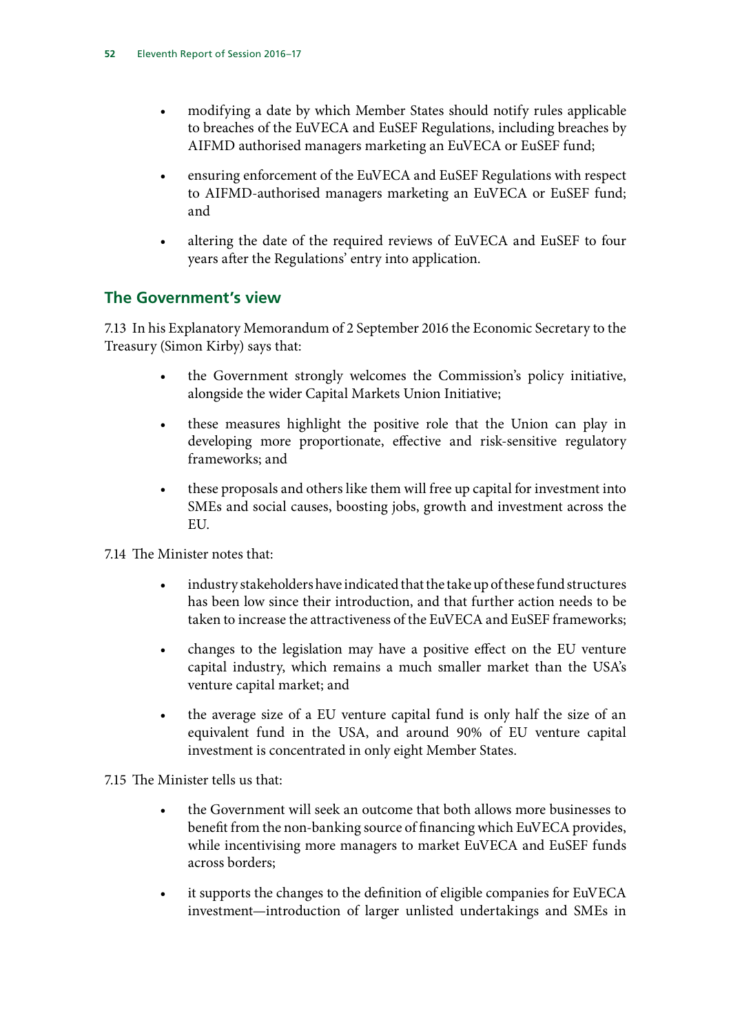- modifying a date by which Member States should notify rules applicable to breaches of the EuVECA and EuSEF Regulations, including breaches by AIFMD authorised managers marketing an EuVECA or EuSEF fund;
- ensuring enforcement of the EuVECA and EuSEF Regulations with respect to AIFMD-authorised managers marketing an EuVECA or EuSEF fund; and
- altering the date of the required reviews of EuVECA and EuSEF to four years after the Regulations' entry into application.

## The Government's view

7.13 In his Explanatory Memorandum of 2 September 2016 the Economic Secretary to the Treasury (Simon Kirby) says that:

- the Government strongly welcomes the Commission's policy initiative, alongside the wider Capital Markets Union Initiative;
- these measures highlight the positive role that the Union can play in developing more proportionate, effective and risk-sensitive regulatory frameworks; and
- these proposals and others like them will free up capital for investment into SMEs and social causes, boosting jobs, growth and investment across the EU.

7.14 The Minister notes that:

- industry stakeholders have indicated that the take up of these fund structures has been low since their introduction, and that further action needs to be taken to increase the attractiveness of the EuVECA and EuSEF frameworks;
- changes to the legislation may have a positive effect on the EU venture capital industry, which remains a much smaller market than the USA's venture capital market; and
- the average size of a EU venture capital fund is only half the size of an equivalent fund in the USA, and around 90% of EU venture capital investment is concentrated in only eight Member States.

7.15 The Minister tells us that:

- the Government will seek an outcome that both allows more businesses to benefit from the non-banking source of financing which EuVECA provides, while incentivising more managers to market EuVECA and EuSEF funds across borders;
- it supports the changes to the definition of eligible companies for EuVECA investment—introduction of larger unlisted undertakings and SMEs in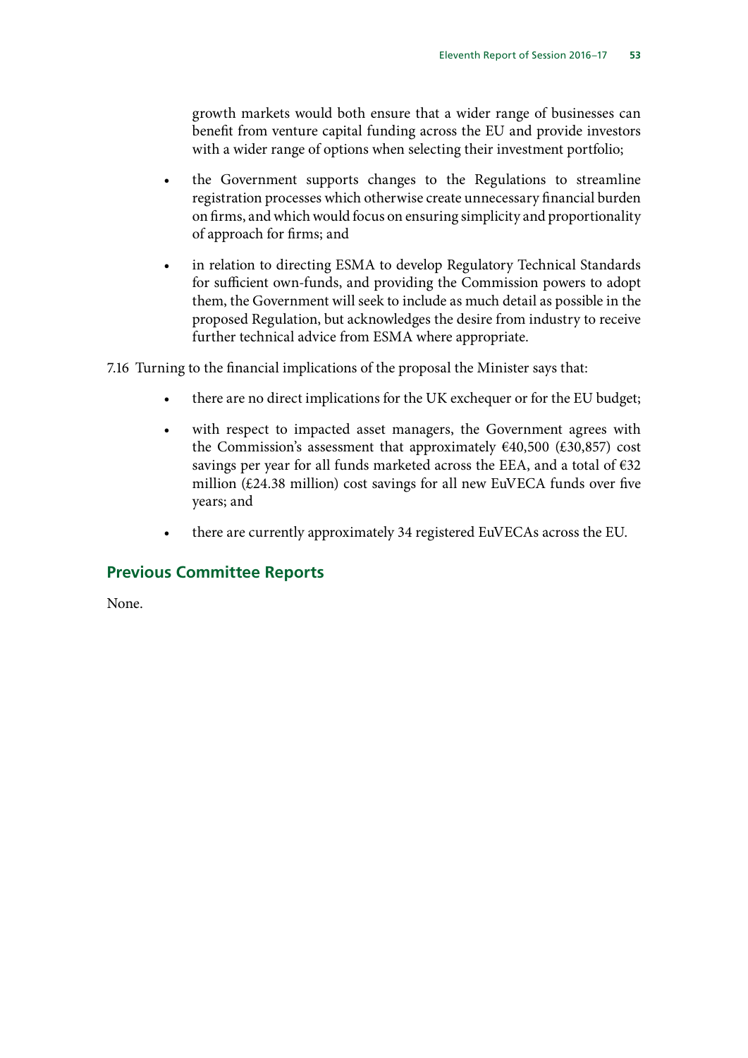growth markets would both ensure that a wider range of businesses can benefit from venture capital funding across the EU and provide investors with a wider range of options when selecting their investment portfolio;

- the Government supports changes to the Regulations to streamline registration processes which otherwise create unnecessary financial burden on firms, and which would focus on ensuring simplicity and proportionality of approach for firms; and
- in relation to directing ESMA to develop Regulatory Technical Standards for sufficient own-funds, and providing the Commission powers to adopt them, the Government will seek to include as much detail as possible in the proposed Regulation, but acknowledges the desire from industry to receive further technical advice from ESMA where appropriate.

7.16 Turning to the financial implications of the proposal the Minister says that:

- there are no direct implications for the UK exchequer or for the EU budget;
- with respect to impacted asset managers, the Government agrees with the Commission's assessment that approximately €40,500 (£30,857) cost savings per year for all funds marketed across the EEA, and a total of €32 million (£24.38 million) cost savings for all new EuVECA funds over five years; and
- there are currently approximately 34 registered EuVECAs across the EU.

## Previous Committee Reports

None.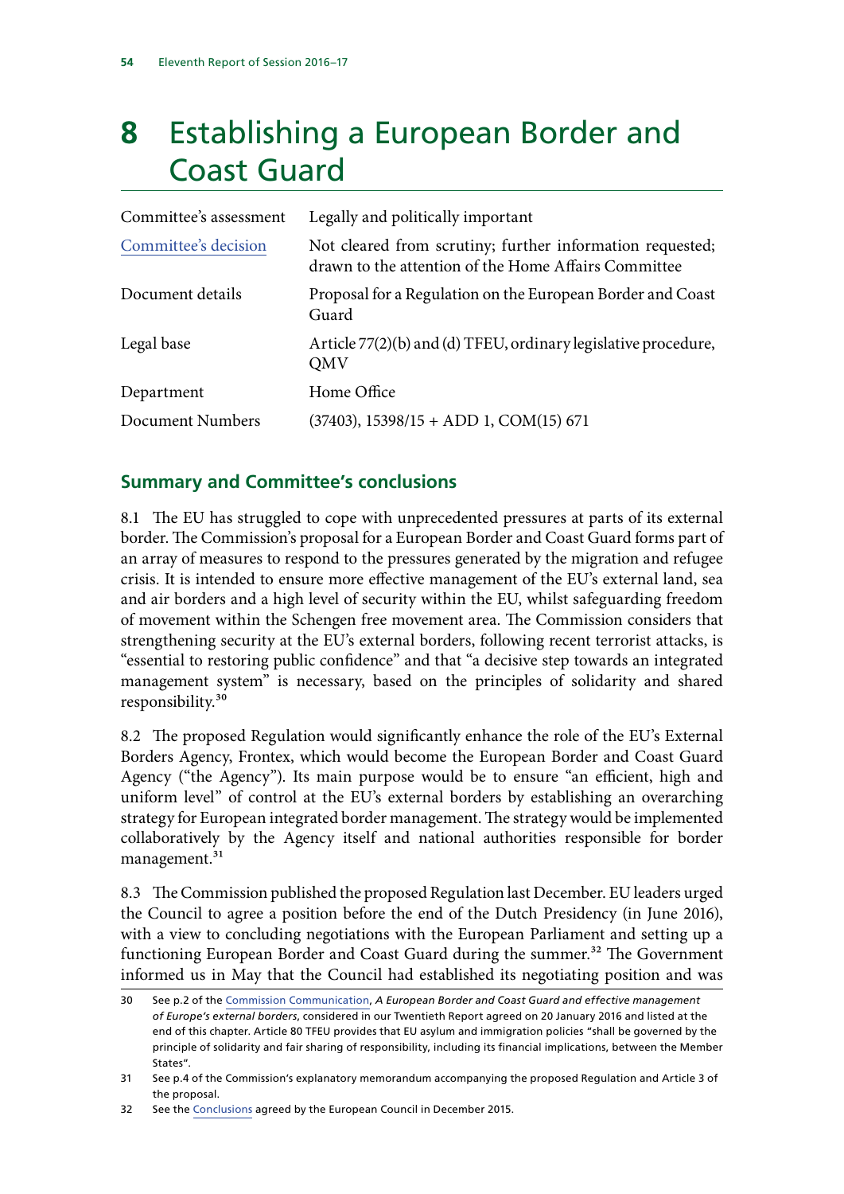# 8 Establishing a European Border and Coast Guard

| | |
|---|---|
| Committee's assessment | Legally and politically important |
| Committee's decision | Not cleared from scrutiny; further information requested; drawn to the attention of the Home Affairs Committee |
| Document details | Proposal for a Regulation on the European Border and Coast Guard |
| Legal base | Article 77(2)(b) and (d) TFEU, ordinary legislative procedure, QMV |
| Department | Home Office |
| Document Numbers | (37403), 15398/15 + ADD 1, COM(15) 671 |

## Summary and Committee's conclusions

8.1 The EU has struggled to cope with unprecedented pressures at parts of its external border. The Commission's proposal for a European Border and Coast Guard forms part of an array of measures to respond to the pressures generated by the migration and refugee crisis. It is intended to ensure more effective management of the EU's external land, sea and air borders and a high level of security within the EU, whilst safeguarding freedom of movement within the Schengen free movement area. The Commission considers that strengthening security at the EU's external borders, following recent terrorist attacks, is "essential to restoring public confidence" and that "a decisive step towards an integrated management system" is necessary, based on the principles of solidarity and shared responsibility.[30]

8.2 The proposed Regulation would significantly enhance the role of the EU's External Borders Agency, Frontex, which would become the European Border and Coast Guard Agency ("the Agency"). Its main purpose would be to ensure "an efficient, high and uniform level" of control at the EU's external borders by establishing an overarching strategy for European integrated border management. The strategy would be implemented collaboratively by the Agency itself and national authorities responsible for border management.[31]

8.3 The Commission published the proposed Regulation last December. EU leaders urged the Council to agree a position before the end of the Dutch Presidency (in June 2016), with a view to concluding negotiations with the European Parliament and setting up a functioning European Border and Coast Guard during the summer.[32] The Government informed us in May that the Council had established its negotiating position and was

30 See p.2 of the Commission Communication, *A European Border and Coast Guard and effective management of Europe's external borders*, considered in our Twentieth Report agreed on 20 January 2016 and listed at the end of this chapter. Article 80 TFEU provides that EU asylum and immigration policies "shall be governed by the principle of solidarity and fair sharing of responsibility, including its financial implications, between the Member States".

31 See p.4 of the Commission's explanatory memorandum accompanying the proposed Regulation and Article 3 of the proposal.

32 See the Conclusions agreed by the European Council in December 2015.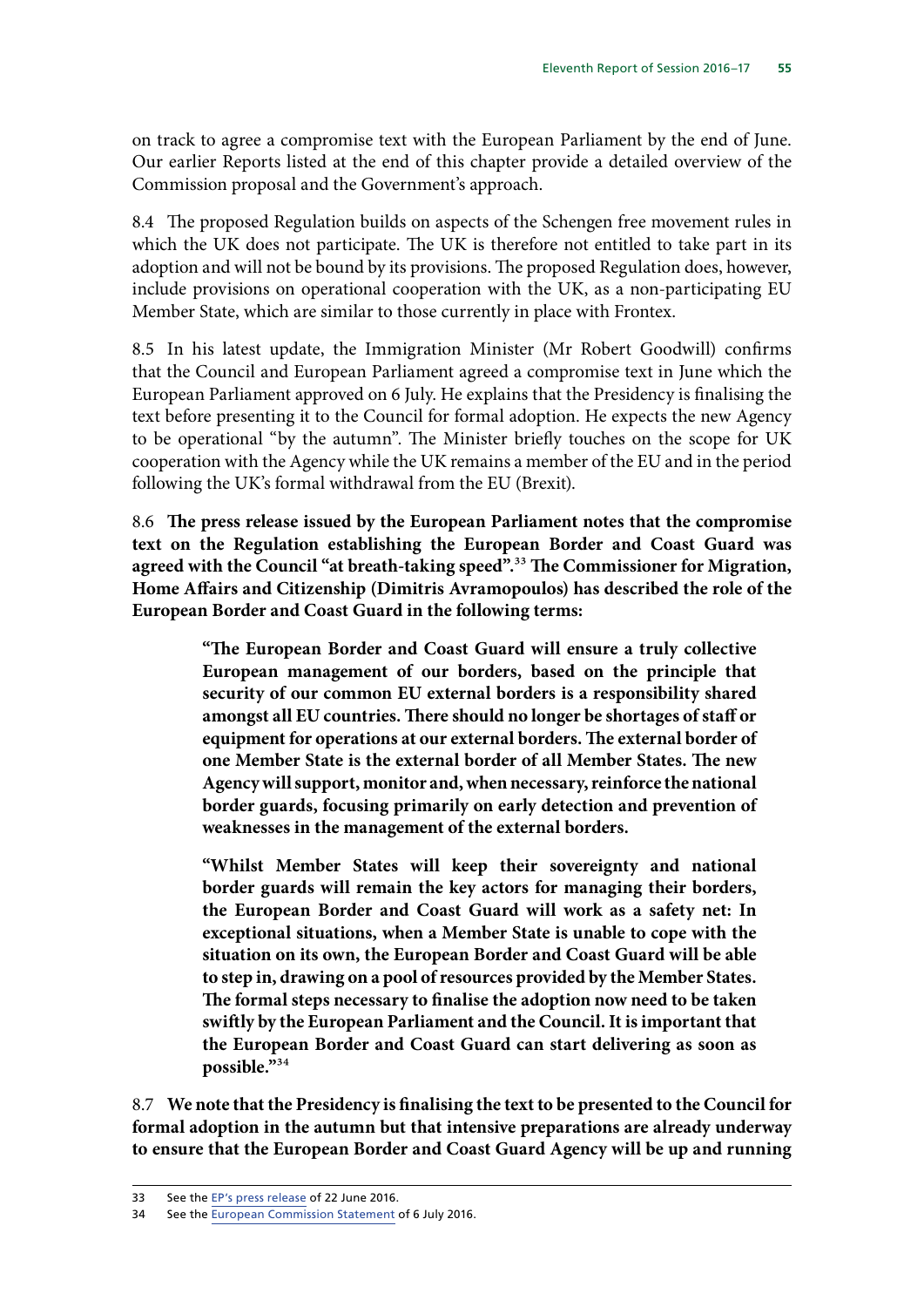on track to agree a compromise text with the European Parliament by the end of June. Our earlier Reports listed at the end of this chapter provide a detailed overview of the Commission proposal and the Government's approach.

8.4 The proposed Regulation builds on aspects of the Schengen free movement rules in which the UK does not participate. The UK is therefore not entitled to take part in its adoption and will not be bound by its provisions. The proposed Regulation does, however, include provisions on operational cooperation with the UK, as a non-participating EU Member State, which are similar to those currently in place with Frontex.

8.5 In his latest update, the Immigration Minister (Mr Robert Goodwill) confirms that the Council and European Parliament agreed a compromise text in June which the European Parliament approved on 6 July. He explains that the Presidency is finalising the text before presenting it to the Council for formal adoption. He expects the new Agency to be operational "by the autumn". The Minister briefly touches on the scope for UK cooperation with the Agency while the UK remains a member of the EU and in the period following the UK's formal withdrawal from the EU (Brexit).

8.6 **The press release issued by the European Parliament notes that the compromise text on the Regulation establishing the European Border and Coast Guard was agreed with the Council "at breath-taking speed".[33] The Commissioner for Migration, Home Affairs and Citizenship (Dimitris Avramopoulos) has described the role of the European Border and Coast Guard in the following terms:**

> **"The European Border and Coast Guard will ensure a truly collective European management of our borders, based on the principle that security of our common EU external borders is a responsibility shared amongst all EU countries. There should no longer be shortages of staff or equipment for operations at our external borders. The external border of one Member State is the external border of all Member States. The new Agency will support, monitor and, when necessary, reinforce the national border guards, focusing primarily on early detection and prevention of weaknesses in the management of the external borders.**
>
> **"Whilst Member States will keep their sovereignty and national border guards will remain the key actors for managing their borders, the European Border and Coast Guard will work as a safety net: In exceptional situations, when a Member State is unable to cope with the situation on its own, the European Border and Coast Guard will be able to step in, drawing on a pool of resources provided by the Member States. The formal steps necessary to finalise the adoption now need to be taken swiftly by the European Parliament and the Council. It is important that the European Border and Coast Guard can start delivering as soon as possible."[34]**

8.7 **We note that the Presidency is finalising the text to be presented to the Council for formal adoption in the autumn but that intensive preparations are already underway to ensure that the European Border and Coast Guard Agency will be up and running**

---

33 See the EP's press release of 22 June 2016.

34 See the European Commission Statement of 6 July 2016.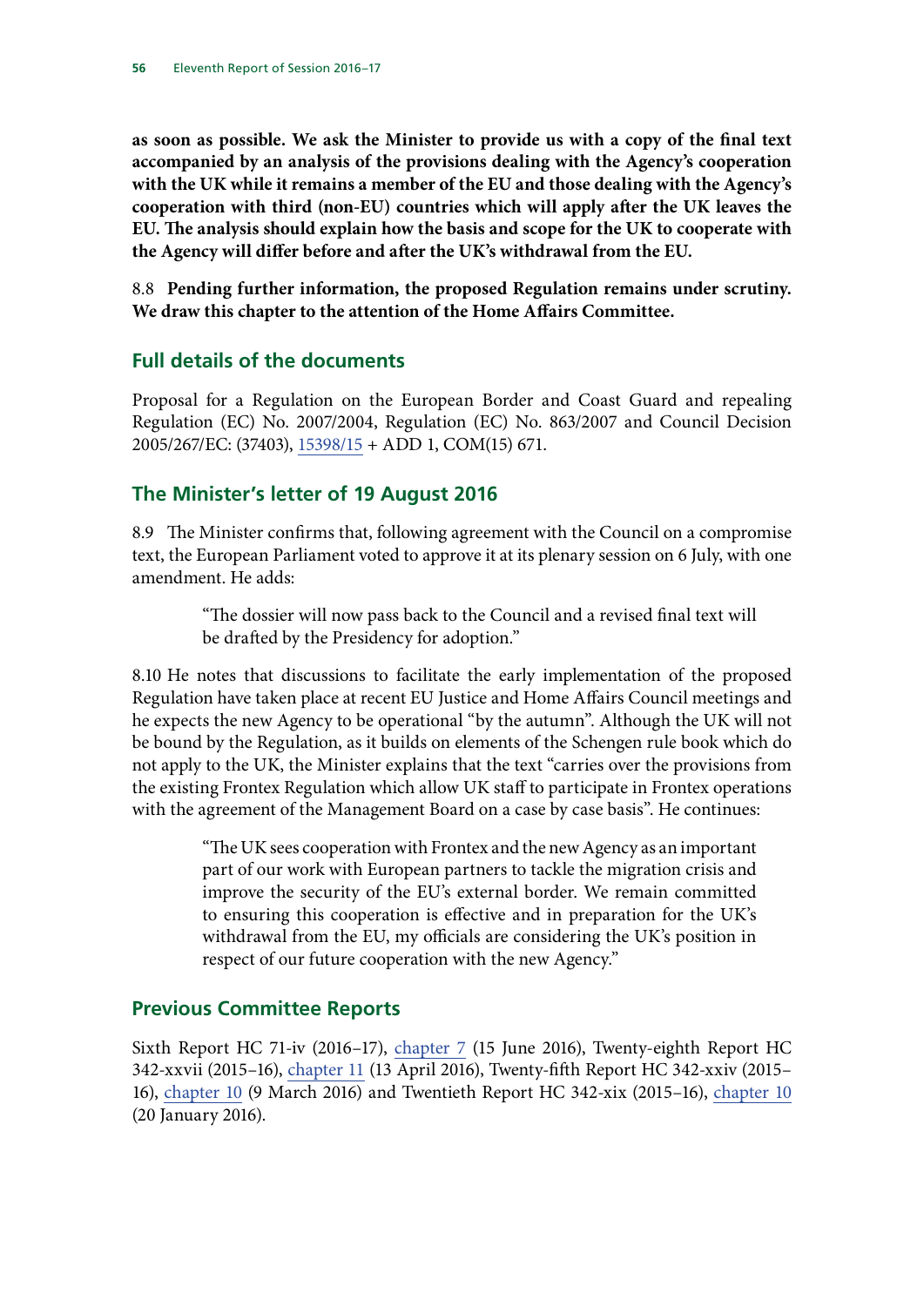**as soon as possible. We ask the Minister to provide us with a copy of the final text accompanied by an analysis of the provisions dealing with the Agency's cooperation with the UK while it remains a member of the EU and those dealing with the Agency's cooperation with third (non-EU) countries which will apply after the UK leaves the EU. The analysis should explain how the basis and scope for the UK to cooperate with the Agency will differ before and after the UK's withdrawal from the EU.**

8.8 **Pending further information, the proposed Regulation remains under scrutiny. We draw this chapter to the attention of the Home Affairs Committee.**

## Full details of the documents

Proposal for a Regulation on the European Border and Coast Guard and repealing Regulation (EC) No. 2007/2004, Regulation (EC) No. 863/2007 and Council Decision 2005/267/EC: (37403), 15398/15 + ADD 1, COM(15) 671.

## The Minister's letter of 19 August 2016

8.9 The Minister confirms that, following agreement with the Council on a compromise text, the European Parliament voted to approve it at its plenary session on 6 July, with one amendment. He adds:

> "The dossier will now pass back to the Council and a revised final text will be drafted by the Presidency for adoption."

8.10 He notes that discussions to facilitate the early implementation of the proposed Regulation have taken place at recent EU Justice and Home Affairs Council meetings and he expects the new Agency to be operational "by the autumn". Although the UK will not be bound by the Regulation, as it builds on elements of the Schengen rule book which do not apply to the UK, the Minister explains that the text "carries over the provisions from the existing Frontex Regulation which allow UK staff to participate in Frontex operations with the agreement of the Management Board on a case by case basis". He continues:

> "The UK sees cooperation with Frontex and the new Agency as an important part of our work with European partners to tackle the migration crisis and improve the security of the EU's external border. We remain committed to ensuring this cooperation is effective and in preparation for the UK's withdrawal from the EU, my officials are considering the UK's position in respect of our future cooperation with the new Agency."

## Previous Committee Reports

Sixth Report HC 71-iv (2016–17), chapter 7 (15 June 2016), Twenty-eighth Report HC 342-xxvii (2015–16), chapter 11 (13 April 2016), Twenty-fifth Report HC 342-xxiv (2015–16), chapter 10 (9 March 2016) and Twentieth Report HC 342-xix (2015–16), chapter 10 (20 January 2016).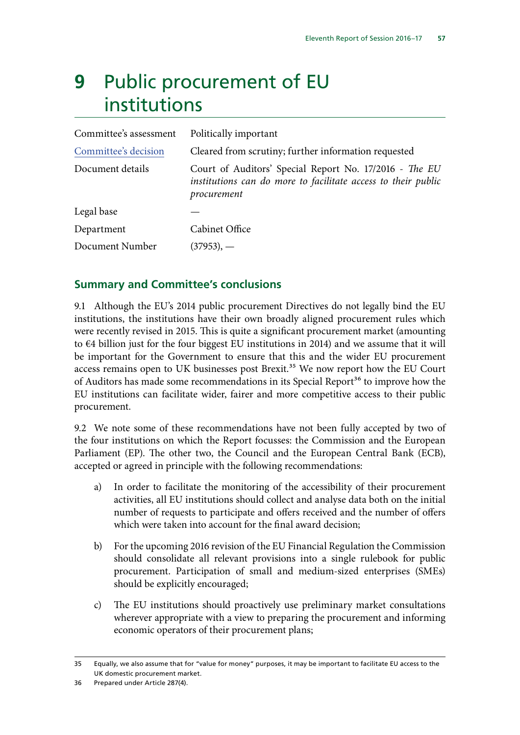# 9 Public procurement of EU institutions

| | |
|---|---|
| Committee's assessment | Politically important |
| Committee's decision | Cleared from scrutiny; further information requested |
| Document details | Court of Auditors' Special Report No. 17/2016 - *The EU institutions can do more to facilitate access to their public procurement* |
| Legal base | — |
| Department | Cabinet Office |
| Document Number | (37953), — |

## Summary and Committee's conclusions

9.1 Although the EU's 2014 public procurement Directives do not legally bind the EU institutions, the institutions have their own broadly aligned procurement rules which were recently revised in 2015. This is quite a significant procurement market (amounting to €4 billion just for the four biggest EU institutions in 2014) and we assume that it will be important for the Government to ensure that this and the wider EU procurement access remains open to UK businesses post Brexit.[35] We now report how the EU Court of Auditors has made some recommendations in its Special Report[36] to improve how the EU institutions can facilitate wider, fairer and more competitive access to their public procurement.

9.2 We note some of these recommendations have not been fully accepted by two of the four institutions on which the Report focusses: the Commission and the European Parliament (EP). The other two, the Council and the European Central Bank (ECB), accepted or agreed in principle with the following recommendations:

a) In order to facilitate the monitoring of the accessibility of their procurement activities, all EU institutions should collect and analyse data both on the initial number of requests to participate and offers received and the number of offers which were taken into account for the final award decision;

b) For the upcoming 2016 revision of the EU Financial Regulation the Commission should consolidate all relevant provisions into a single rulebook for public procurement. Participation of small and medium-sized enterprises (SMEs) should be explicitly encouraged;

c) The EU institutions should proactively use preliminary market consultations wherever appropriate with a view to preparing the procurement and informing economic operators of their procurement plans;

---

35 Equally, we also assume that for "value for money" purposes, it may be important to facilitate EU access to the UK domestic procurement market.

36 Prepared under Article 287(4).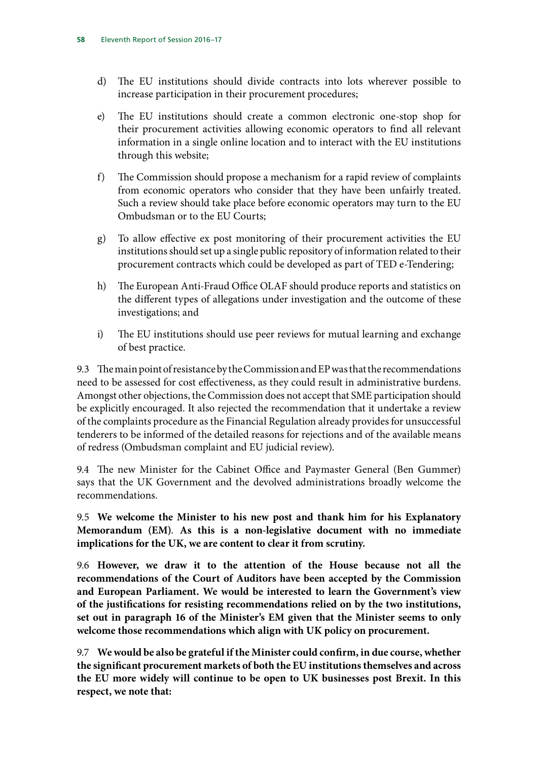d) The EU institutions should divide contracts into lots wherever possible to increase participation in their procurement procedures;

e) The EU institutions should create a common electronic one-stop shop for their procurement activities allowing economic operators to find all relevant information in a single online location and to interact with the EU institutions through this website;

f) The Commission should propose a mechanism for a rapid review of complaints from economic operators who consider that they have been unfairly treated. Such a review should take place before economic operators may turn to the EU Ombudsman or to the EU Courts;

g) To allow effective ex post monitoring of their procurement activities the EU institutions should set up a single public repository of information related to their procurement contracts which could be developed as part of TED e-Tendering;

h) The European Anti-Fraud Office OLAF should produce reports and statistics on the different types of allegations under investigation and the outcome of these investigations; and

i) The EU institutions should use peer reviews for mutual learning and exchange of best practice.

9.3 The main point of resistance by the Commission and EP was that the recommendations need to be assessed for cost effectiveness, as they could result in administrative burdens. Amongst other objections, the Commission does not accept that SME participation should be explicitly encouraged. It also rejected the recommendation that it undertake a review of the complaints procedure as the Financial Regulation already provides for unsuccessful tenderers to be informed of the detailed reasons for rejections and of the available means of redress (Ombudsman complaint and EU judicial review).

9.4 The new Minister for the Cabinet Office and Paymaster General (Ben Gummer) says that the UK Government and the devolved administrations broadly welcome the recommendations.

9.5 **We welcome the Minister to his new post and thank him for his Explanatory Memorandum (EM). As this is a non-legislative document with no immediate implications for the UK, we are content to clear it from scrutiny.**

9.6 **However, we draw it to the attention of the House because not all the recommendations of the Court of Auditors have been accepted by the Commission and European Parliament. We would be interested to learn the Government's view of the justifications for resisting recommendations relied on by the two institutions, set out in paragraph 16 of the Minister's EM given that the Minister seems to only welcome those recommendations which align with UK policy on procurement.**

9.7 **We would be also be grateful if the Minister could confirm, in due course, whether the significant procurement markets of both the EU institutions themselves and across the EU more widely will continue to be open to UK businesses post Brexit. In this respect, we note that:**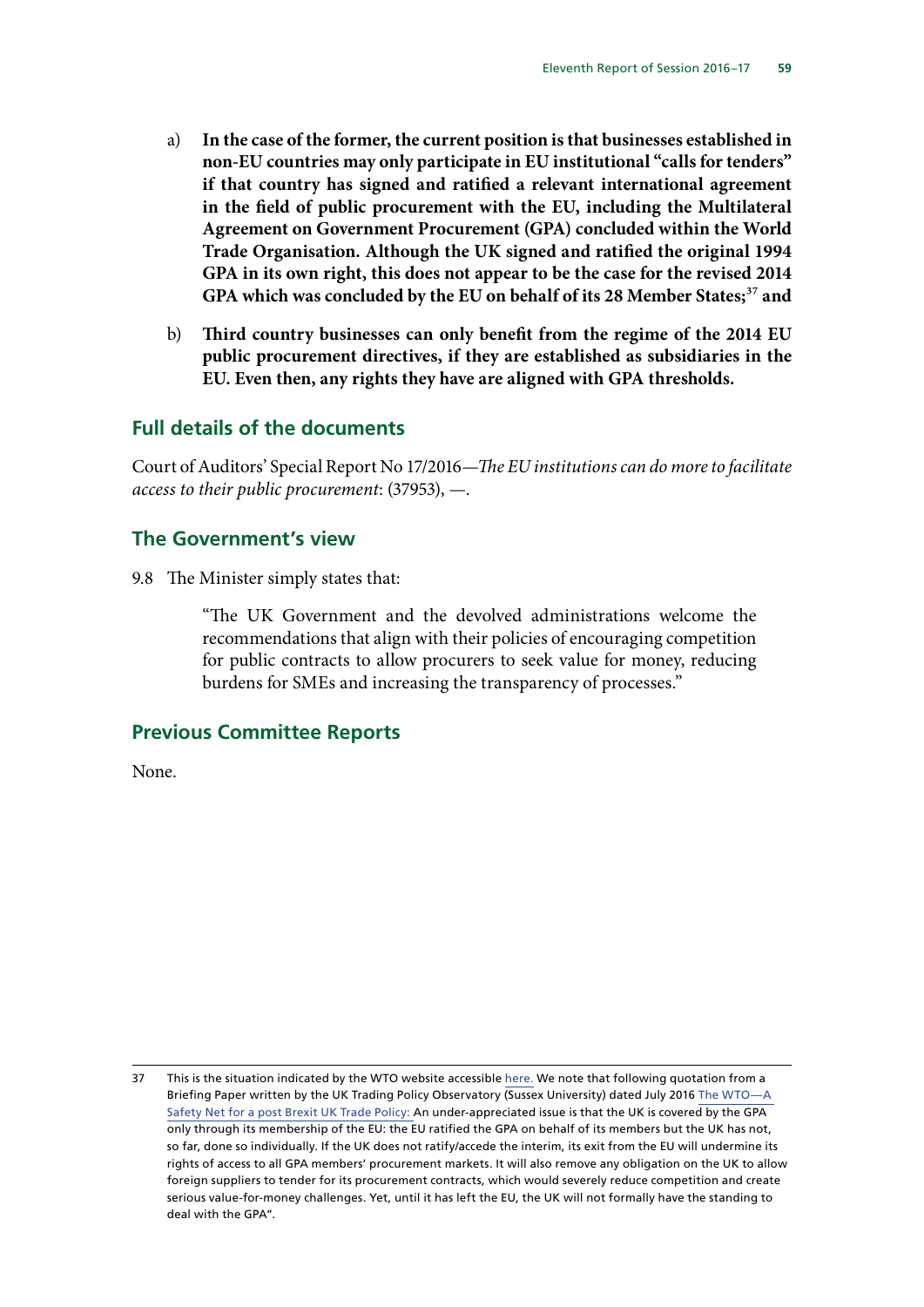a) **In the case of the former, the current position is that businesses established in non-EU countries may only participate in EU institutional "calls for tenders" if that country has signed and ratified a relevant international agreement in the field of public procurement with the EU, including the Multilateral Agreement on Government Procurement (GPA) concluded within the World Trade Organisation. Although the UK signed and ratified the original 1994 GPA in its own right, this does not appear to be the case for the revised 2014 GPA which was concluded by the EU on behalf of its 28 Member States;[37] and**

b) **Third country businesses can only benefit from the regime of the 2014 EU public procurement directives, if they are established as subsidiaries in the EU. Even then, any rights they have are aligned with GPA thresholds.**

## Full details of the documents

Court of Auditors' Special Report No 17/2016—*The EU institutions can do more to facilitate access to their public procurement*: (37953), —.

## The Government's view

9.8 The Minister simply states that:

> "The UK Government and the devolved administrations welcome the recommendations that align with their policies of encouraging competition for public contracts to allow procurers to seek value for money, reducing burdens for SMEs and increasing the transparency of processes."

## Previous Committee Reports

None.

---

37 This is the situation indicated by the WTO website accessible here. We note that following quotation from a Briefing Paper written by the UK Trading Policy Observatory (Sussex University) dated July 2016 The WTO—A Safety Net for a post Brexit UK Trade Policy: An under-appreciated issue is that the UK is covered by the GPA only through its membership of the EU: the EU ratified the GPA on behalf of its members but the UK has not, so far, done so individually. If the UK does not ratify/accede the interim, its exit from the EU will undermine its rights of access to all GPA members' procurement markets. It will also remove any obligation on the UK to allow foreign suppliers to tender for its procurement contracts, which would severely reduce competition and create serious value-for-money challenges. Yet, until it has left the EU, the UK will not formally have the standing to deal with the GPA".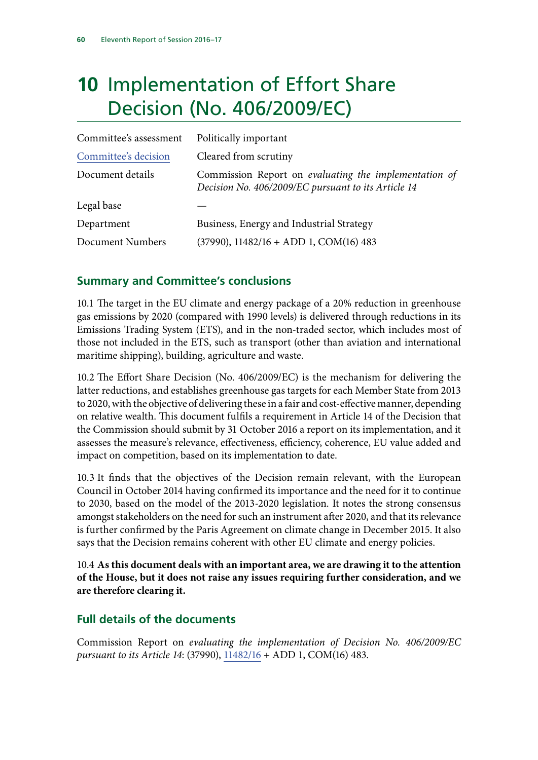# 10 Implementation of Effort Share Decision (No. 406/2009/EC)

| | |
|---|---|
| Committee's assessment | Politically important |
| Committee's decision | Cleared from scrutiny |
| Document details | Commission Report on *evaluating the implementation of Decision No. 406/2009/EC pursuant to its Article 14* |
| Legal base | — |
| Department | Business, Energy and Industrial Strategy |
| Document Numbers | (37990), 11482/16 + ADD 1, COM(16) 483 |

## Summary and Committee's conclusions

10.1 The target in the EU climate and energy package of a 20% reduction in greenhouse gas emissions by 2020 (compared with 1990 levels) is delivered through reductions in its Emissions Trading System (ETS), and in the non-traded sector, which includes most of those not included in the ETS, such as transport (other than aviation and international maritime shipping), building, agriculture and waste.

10.2 The Effort Share Decision (No. 406/2009/EC) is the mechanism for delivering the latter reductions, and establishes greenhouse gas targets for each Member State from 2013 to 2020, with the objective of delivering these in a fair and cost-effective manner, depending on relative wealth. This document fulfils a requirement in Article 14 of the Decision that the Commission should submit by 31 October 2016 a report on its implementation, and it assesses the measure's relevance, effectiveness, efficiency, coherence, EU value added and impact on competition, based on its implementation to date.

10.3 It finds that the objectives of the Decision remain relevant, with the European Council in October 2014 having confirmed its importance and the need for it to continue to 2030, based on the model of the 2013-2020 legislation. It notes the strong consensus amongst stakeholders on the need for such an instrument after 2020, and that its relevance is further confirmed by the Paris Agreement on climate change in December 2015. It also says that the Decision remains coherent with other EU climate and energy policies.

10.4 **As this document deals with an important area, we are drawing it to the attention of the House, but it does not raise any issues requiring further consideration, and we are therefore clearing it.**

## Full details of the documents

Commission Report on *evaluating the implementation of Decision No. 406/2009/EC pursuant to its Article 14*: (37990), 11482/16 + ADD 1, COM(16) 483.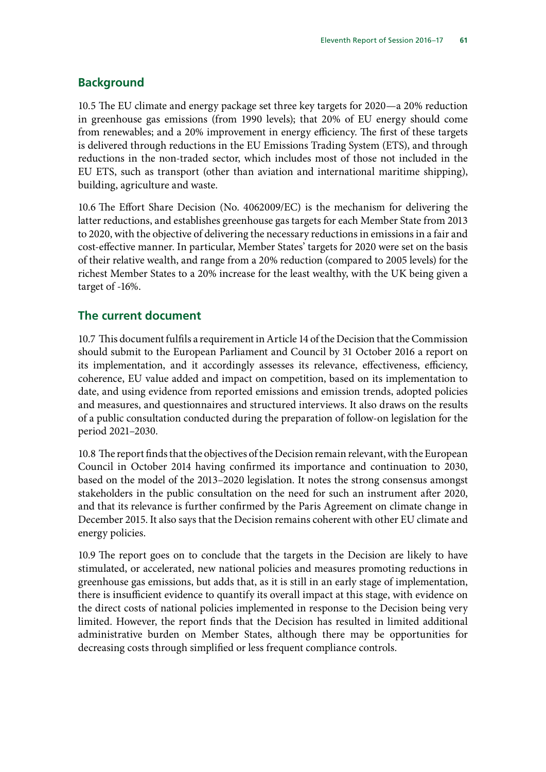## Background

10.5 The EU climate and energy package set three key targets for 2020—a 20% reduction in greenhouse gas emissions (from 1990 levels); that 20% of EU energy should come from renewables; and a 20% improvement in energy efficiency. The first of these targets is delivered through reductions in the EU Emissions Trading System (ETS), and through reductions in the non-traded sector, which includes most of those not included in the EU ETS, such as transport (other than aviation and international maritime shipping), building, agriculture and waste.

10.6 The Effort Share Decision (No. 4062009/EC) is the mechanism for delivering the latter reductions, and establishes greenhouse gas targets for each Member State from 2013 to 2020, with the objective of delivering the necessary reductions in emissions in a fair and cost-effective manner. In particular, Member States' targets for 2020 were set on the basis of their relative wealth, and range from a 20% reduction (compared to 2005 levels) for the richest Member States to a 20% increase for the least wealthy, with the UK being given a target of -16%.

## The current document

10.7 This document fulfils a requirement in Article 14 of the Decision that the Commission should submit to the European Parliament and Council by 31 October 2016 a report on its implementation, and it accordingly assesses its relevance, effectiveness, efficiency, coherence, EU value added and impact on competition, based on its implementation to date, and using evidence from reported emissions and emission trends, adopted policies and measures, and questionnaires and structured interviews. It also draws on the results of a public consultation conducted during the preparation of follow-on legislation for the period 2021–2030.

10.8 The report finds that the objectives of the Decision remain relevant, with the European Council in October 2014 having confirmed its importance and continuation to 2030, based on the model of the 2013–2020 legislation. It notes the strong consensus amongst stakeholders in the public consultation on the need for such an instrument after 2020, and that its relevance is further confirmed by the Paris Agreement on climate change in December 2015. It also says that the Decision remains coherent with other EU climate and energy policies.

10.9 The report goes on to conclude that the targets in the Decision are likely to have stimulated, or accelerated, new national policies and measures promoting reductions in greenhouse gas emissions, but adds that, as it is still in an early stage of implementation, there is insufficient evidence to quantify its overall impact at this stage, with evidence on the direct costs of national policies implemented in response to the Decision being very limited. However, the report finds that the Decision has resulted in limited additional administrative burden on Member States, although there may be opportunities for decreasing costs through simplified or less frequent compliance controls.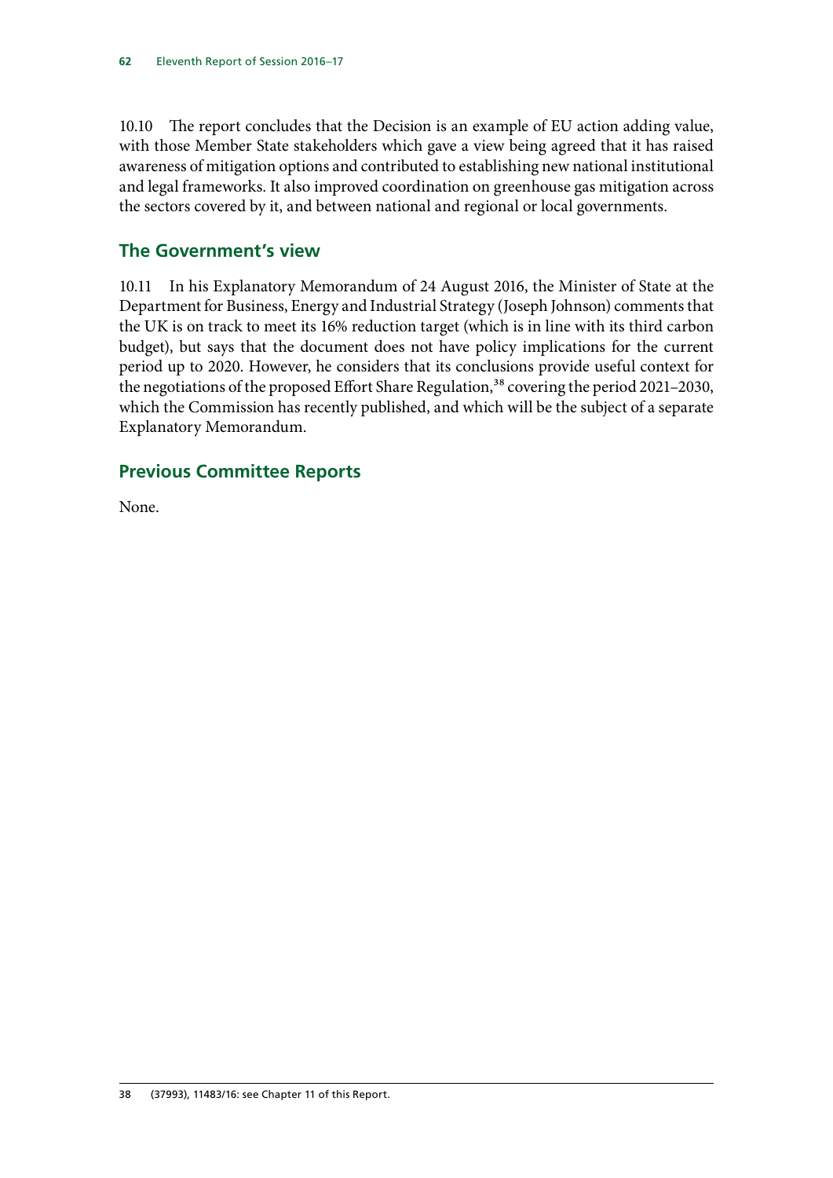10.10 The report concludes that the Decision is an example of EU action adding value, with those Member State stakeholders which gave a view being agreed that it has raised awareness of mitigation options and contributed to establishing new national institutional and legal frameworks. It also improved coordination on greenhouse gas mitigation across the sectors covered by it, and between national and regional or local governments.

## The Government's view

10.11 In his Explanatory Memorandum of 24 August 2016, the Minister of State at the Department for Business, Energy and Industrial Strategy (Joseph Johnson) comments that the UK is on track to meet its 16% reduction target (which is in line with its third carbon budget), but says that the document does not have policy implications for the current period up to 2020. However, he considers that its conclusions provide useful context for the negotiations of the proposed Effort Share Regulation,[38] covering the period 2021–2030, which the Commission has recently published, and which will be the subject of a separate Explanatory Memorandum.

## Previous Committee Reports

None.

38 (37993), 11483/16: see Chapter 11 of this Report.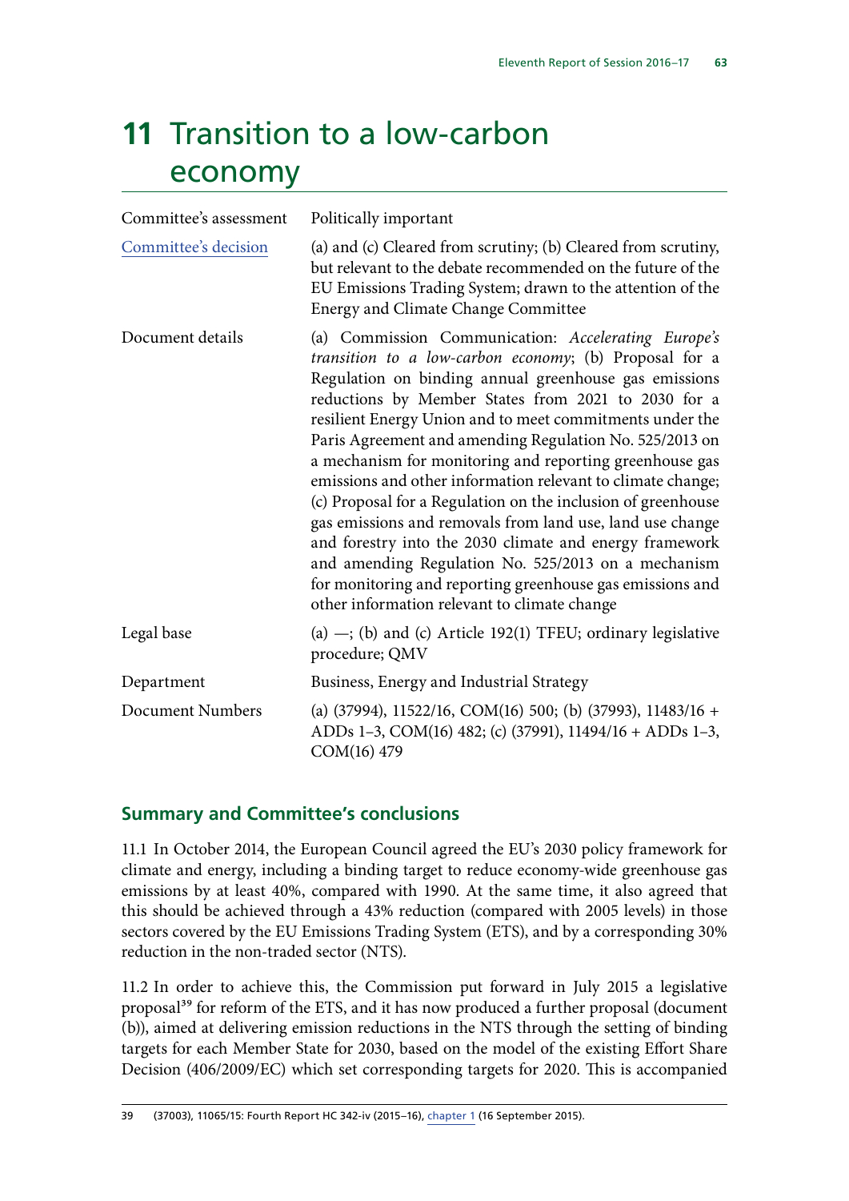# 11 Transition to a low-carbon economy

| | |
|---|---|
| Committee's assessment | Politically important |
| Committee's decision | (a) and (c) Cleared from scrutiny; (b) Cleared from scrutiny, but relevant to the debate recommended on the future of the EU Emissions Trading System; drawn to the attention of the Energy and Climate Change Committee |
| Document details | (a) Commission Communication: *Accelerating Europe's transition to a low-carbon economy*; (b) Proposal for a Regulation on binding annual greenhouse gas emissions reductions by Member States from 2021 to 2030 for a resilient Energy Union and to meet commitments under the Paris Agreement and amending Regulation No. 525/2013 on a mechanism for monitoring and reporting greenhouse gas emissions and other information relevant to climate change; (c) Proposal for a Regulation on the inclusion of greenhouse gas emissions and removals from land use, land use change and forestry into the 2030 climate and energy framework and amending Regulation No. 525/2013 on a mechanism for monitoring and reporting greenhouse gas emissions and other information relevant to climate change |
| Legal base | (a) —; (b) and (c) Article 192(1) TFEU; ordinary legislative procedure; QMV |
| Department | Business, Energy and Industrial Strategy |
| Document Numbers | (a) (37994), 11522/16, COM(16) 500; (b) (37993), 11483/16 + ADDs 1–3, COM(16) 482; (c) (37991), 11494/16 + ADDs 1–3, COM(16) 479 |

## Summary and Committee's conclusions

11.1 In October 2014, the European Council agreed the EU's 2030 policy framework for climate and energy, including a binding target to reduce economy-wide greenhouse gas emissions by at least 40%, compared with 1990. At the same time, it also agreed that this should be achieved through a 43% reduction (compared with 2005 levels) in those sectors covered by the EU Emissions Trading System (ETS), and by a corresponding 30% reduction in the non-traded sector (NTS).

11.2 In order to achieve this, the Commission put forward in July 2015 a legislative proposal[39] for reform of the ETS, and it has now produced a further proposal (document (b)), aimed at delivering emission reductions in the NTS through the setting of binding targets for each Member State for 2030, based on the model of the existing Effort Share Decision (406/2009/EC) which set corresponding targets for 2020. This is accompanied

39 (37003), 11065/15: Fourth Report HC 342-iv (2015–16), chapter 1 (16 September 2015).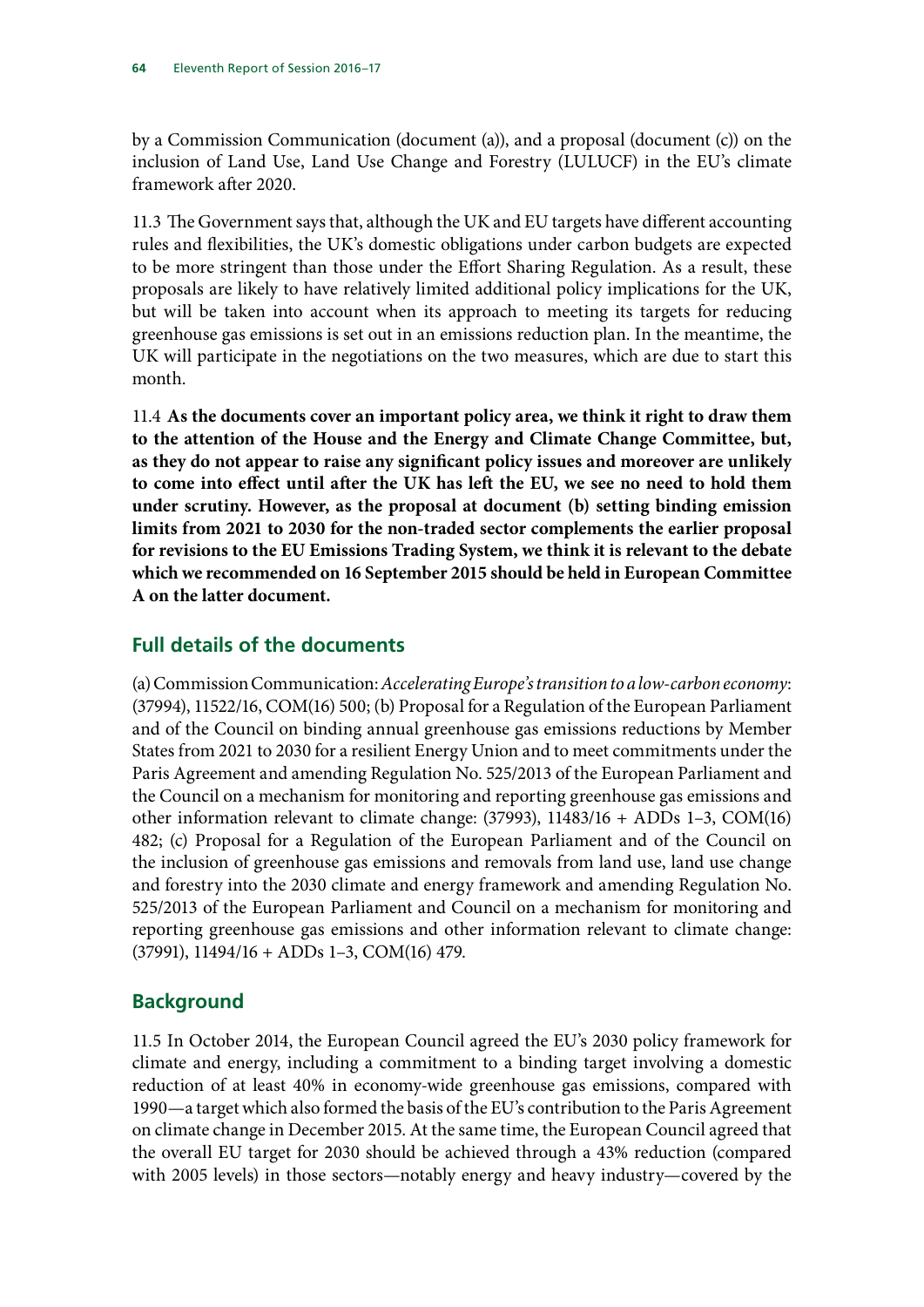by a Commission Communication (document (a)), and a proposal (document (c)) on the inclusion of Land Use, Land Use Change and Forestry (LULUCF) in the EU's climate framework after 2020.

11.3 The Government says that, although the UK and EU targets have different accounting rules and flexibilities, the UK's domestic obligations under carbon budgets are expected to be more stringent than those under the Effort Sharing Regulation. As a result, these proposals are likely to have relatively limited additional policy implications for the UK, but will be taken into account when its approach to meeting its targets for reducing greenhouse gas emissions is set out in an emissions reduction plan. In the meantime, the UK will participate in the negotiations on the two measures, which are due to start this month.

11.4 **As the documents cover an important policy area, we think it right to draw them to the attention of the House and the Energy and Climate Change Committee, but, as they do not appear to raise any significant policy issues and moreover are unlikely to come into effect until after the UK has left the EU, we see no need to hold them under scrutiny. However, as the proposal at document (b) setting binding emission limits from 2021 to 2030 for the non-traded sector complements the earlier proposal for revisions to the EU Emissions Trading System, we think it is relevant to the debate which we recommended on 16 September 2015 should be held in European Committee A on the latter document.**

## Full details of the documents

(a) Commission Communication: *Accelerating Europe's transition to a low-carbon economy*: (37994), 11522/16, COM(16) 500; (b) Proposal for a Regulation of the European Parliament and of the Council on binding annual greenhouse gas emissions reductions by Member States from 2021 to 2030 for a resilient Energy Union and to meet commitments under the Paris Agreement and amending Regulation No. 525/2013 of the European Parliament and the Council on a mechanism for monitoring and reporting greenhouse gas emissions and other information relevant to climate change: (37993), 11483/16 + ADDs 1–3, COM(16) 482; (c) Proposal for a Regulation of the European Parliament and of the Council on the inclusion of greenhouse gas emissions and removals from land use, land use change and forestry into the 2030 climate and energy framework and amending Regulation No. 525/2013 of the European Parliament and Council on a mechanism for monitoring and reporting greenhouse gas emissions and other information relevant to climate change: (37991), 11494/16 + ADDs 1–3, COM(16) 479.

## Background

11.5 In October 2014, the European Council agreed the EU's 2030 policy framework for climate and energy, including a commitment to a binding target involving a domestic reduction of at least 40% in economy-wide greenhouse gas emissions, compared with 1990—a target which also formed the basis of the EU's contribution to the Paris Agreement on climate change in December 2015. At the same time, the European Council agreed that the overall EU target for 2030 should be achieved through a 43% reduction (compared with 2005 levels) in those sectors—notably energy and heavy industry—covered by the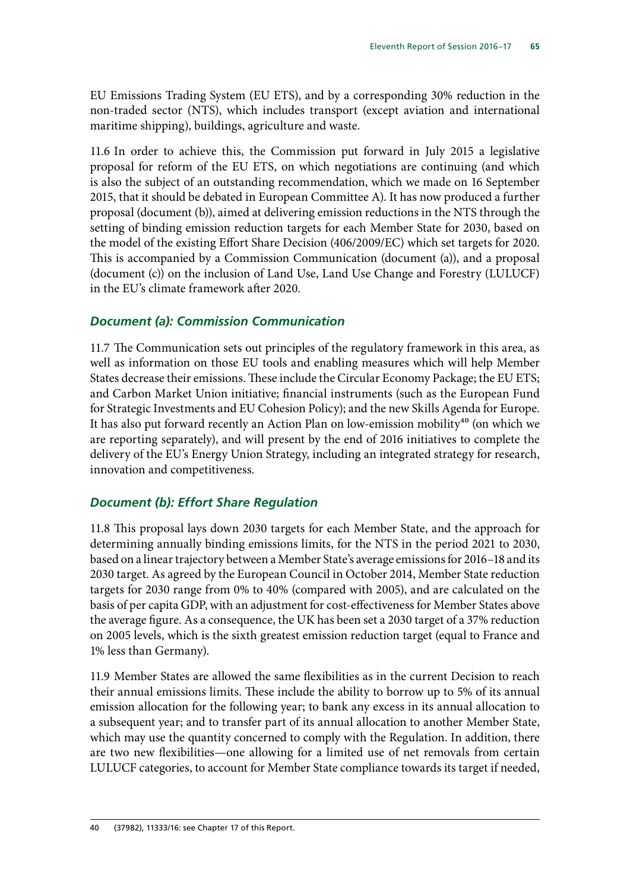EU Emissions Trading System (EU ETS), and by a corresponding 30% reduction in the non-traded sector (NTS), which includes transport (except aviation and international maritime shipping), buildings, agriculture and waste.

11.6 In order to achieve this, the Commission put forward in July 2015 a legislative proposal for reform of the EU ETS, on which negotiations are continuing (and which is also the subject of an outstanding recommendation, which we made on 16 September 2015, that it should be debated in European Committee A). It has now produced a further proposal (document (b)), aimed at delivering emission reductions in the NTS through the setting of binding emission reduction targets for each Member State for 2030, based on the model of the existing Effort Share Decision (406/2009/EC) which set targets for 2020. This is accompanied by a Commission Communication (document (a)), and a proposal (document (c)) on the inclusion of Land Use, Land Use Change and Forestry (LULUCF) in the EU's climate framework after 2020.

### *Document (a): Commission Communication*

11.7 The Communication sets out principles of the regulatory framework in this area, as well as information on those EU tools and enabling measures which will help Member States decrease their emissions. These include the Circular Economy Package; the EU ETS; and Carbon Market Union initiative; financial instruments (such as the European Fund for Strategic Investments and EU Cohesion Policy); and the new Skills Agenda for Europe. It has also put forward recently an Action Plan on low-emission mobility[40] (on which we are reporting separately), and will present by the end of 2016 initiatives to complete the delivery of the EU's Energy Union Strategy, including an integrated strategy for research, innovation and competitiveness.

### *Document (b): Effort Share Regulation*

11.8 This proposal lays down 2030 targets for each Member State, and the approach for determining annually binding emissions limits, for the NTS in the period 2021 to 2030, based on a linear trajectory between a Member State's average emissions for 2016–18 and its 2030 target. As agreed by the European Council in October 2014, Member State reduction targets for 2030 range from 0% to 40% (compared with 2005), and are calculated on the basis of per capita GDP, with an adjustment for cost-effectiveness for Member States above the average figure. As a consequence, the UK has been set a 2030 target of a 37% reduction on 2005 levels, which is the sixth greatest emission reduction target (equal to France and 1% less than Germany).

11.9 Member States are allowed the same flexibilities as in the current Decision to reach their annual emissions limits. These include the ability to borrow up to 5% of its annual emission allocation for the following year; to bank any excess in its annual allocation to a subsequent year; and to transfer part of its annual allocation to another Member State, which may use the quantity concerned to comply with the Regulation. In addition, there are two new flexibilities—one allowing for a limited use of net removals from certain LULUCF categories, to account for Member State compliance towards its target if needed,

40 (37982), 11333/16: see Chapter 17 of this Report.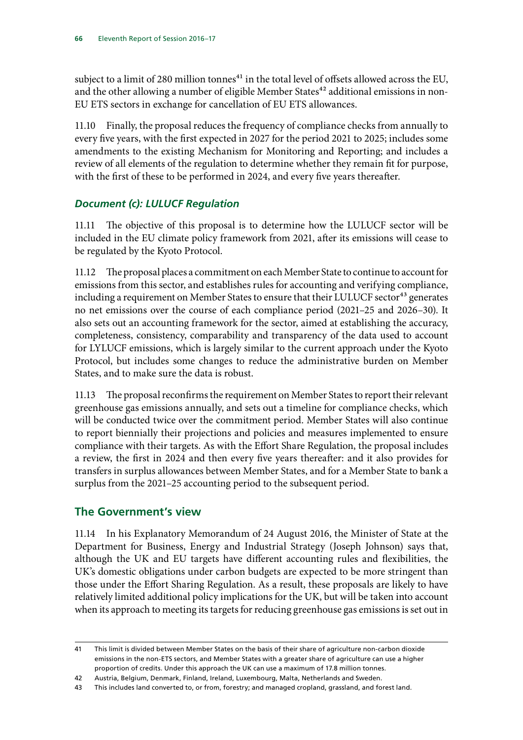subject to a limit of 280 million tonnes[41] in the total level of offsets allowed across the EU, and the other allowing a number of eligible Member States[42] additional emissions in non-EU ETS sectors in exchange for cancellation of EU ETS allowances.

11.10 Finally, the proposal reduces the frequency of compliance checks from annually to every five years, with the first expected in 2027 for the period 2021 to 2025; includes some amendments to the existing Mechanism for Monitoring and Reporting; and includes a review of all elements of the regulation to determine whether they remain fit for purpose, with the first of these to be performed in 2024, and every five years thereafter.

### *Document (c): LULUCF Regulation*

11.11 The objective of this proposal is to determine how the LULUCF sector will be included in the EU climate policy framework from 2021, after its emissions will cease to be regulated by the Kyoto Protocol.

11.12 The proposal places a commitment on each Member State to continue to account for emissions from this sector, and establishes rules for accounting and verifying compliance, including a requirement on Member States to ensure that their LULUCF sector[43] generates no net emissions over the course of each compliance period (2021–25 and 2026–30). It also sets out an accounting framework for the sector, aimed at establishing the accuracy, completeness, consistency, comparability and transparency of the data used to account for LYLUCF emissions, which is largely similar to the current approach under the Kyoto Protocol, but includes some changes to reduce the administrative burden on Member States, and to make sure the data is robust.

11.13 The proposal reconfirms the requirement on Member States to report their relevant greenhouse gas emissions annually, and sets out a timeline for compliance checks, which will be conducted twice over the commitment period. Member States will also continue to report biennially their projections and policies and measures implemented to ensure compliance with their targets. As with the Effort Share Regulation, the proposal includes a review, the first in 2024 and then every five years thereafter: and it also provides for transfers in surplus allowances between Member States, and for a Member State to bank a surplus from the 2021–25 accounting period to the subsequent period.

## The Government's view

11.14 In his Explanatory Memorandum of 24 August 2016, the Minister of State at the Department for Business, Energy and Industrial Strategy (Joseph Johnson) says that, although the UK and EU targets have different accounting rules and flexibilities, the UK's domestic obligations under carbon budgets are expected to be more stringent than those under the Effort Sharing Regulation. As a result, these proposals are likely to have relatively limited additional policy implications for the UK, but will be taken into account when its approach to meeting its targets for reducing greenhouse gas emissions is set out in

---

41 This limit is divided between Member States on the basis of their share of agriculture non-carbon dioxide emissions in the non-ETS sectors, and Member States with a greater share of agriculture can use a higher proportion of credits. Under this approach the UK can use a maximum of 17.8 million tonnes.

42 Austria, Belgium, Denmark, Finland, Ireland, Luxembourg, Malta, Netherlands and Sweden.

43 This includes land converted to, or from, forestry; and managed cropland, grassland, and forest land.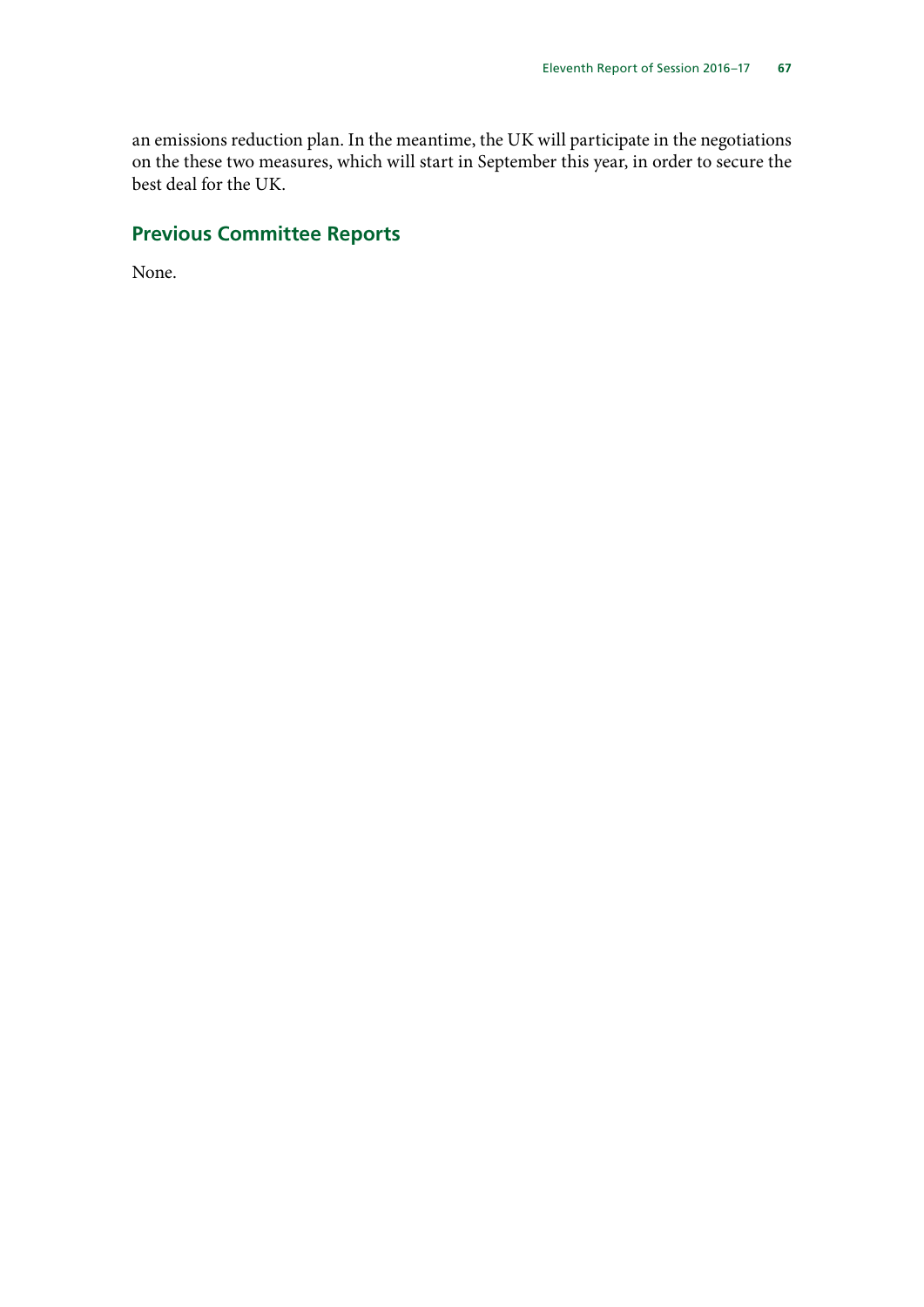an emissions reduction plan. In the meantime, the UK will participate in the negotiations on the these two measures, which will start in September this year, in order to secure the best deal for the UK.

## Previous Committee Reports

None.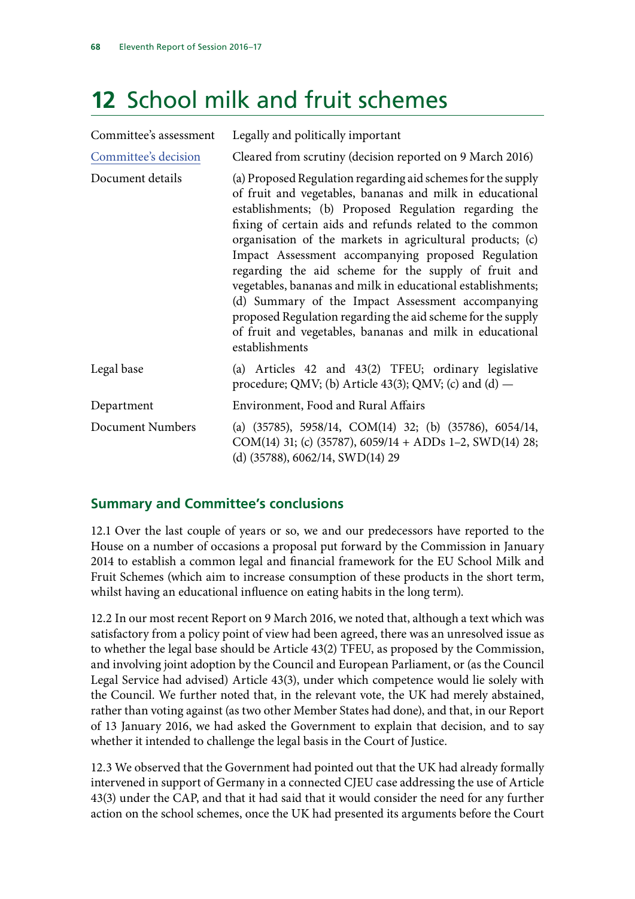# 12 School milk and fruit schemes

| Committee's assessment | Legally and politically important |
|---|---|
| Committee's decision | Cleared from scrutiny (decision reported on 9 March 2016) |
| Document details | (a) Proposed Regulation regarding aid schemes for the supply of fruit and vegetables, bananas and milk in educational establishments; (b) Proposed Regulation regarding the fixing of certain aids and refunds related to the common organisation of the markets in agricultural products; (c) Impact Assessment accompanying proposed Regulation regarding the aid scheme for the supply of fruit and vegetables, bananas and milk in educational establishments; (d) Summary of the Impact Assessment accompanying proposed Regulation regarding the aid scheme for the supply of fruit and vegetables, bananas and milk in educational establishments |
| Legal base | (a) Articles 42 and 43(2) TFEU; ordinary legislative procedure; QMV; (b) Article 43(3); QMV; (c) and (d) — |
| Department | Environment, Food and Rural Affairs |
| Document Numbers | (a) (35785), 5958/14, COM(14) 32; (b) (35786), 6054/14, COM(14) 31; (c) (35787), 6059/14 + ADDs 1–2, SWD(14) 28; (d) (35788), 6062/14, SWD(14) 29 |

## Summary and Committee's conclusions

12.1 Over the last couple of years or so, we and our predecessors have reported to the House on a number of occasions a proposal put forward by the Commission in January 2014 to establish a common legal and financial framework for the EU School Milk and Fruit Schemes (which aim to increase consumption of these products in the short term, whilst having an educational influence on eating habits in the long term).

12.2 In our most recent Report on 9 March 2016, we noted that, although a text which was satisfactory from a policy point of view had been agreed, there was an unresolved issue as to whether the legal base should be Article 43(2) TFEU, as proposed by the Commission, and involving joint adoption by the Council and European Parliament, or (as the Council Legal Service had advised) Article 43(3), under which competence would lie solely with the Council. We further noted that, in the relevant vote, the UK had merely abstained, rather than voting against (as two other Member States had done), and that, in our Report of 13 January 2016, we had asked the Government to explain that decision, and to say whether it intended to challenge the legal basis in the Court of Justice.

12.3 We observed that the Government had pointed out that the UK had already formally intervened in support of Germany in a connected CJEU case addressing the use of Article 43(3) under the CAP, and that it had said that it would consider the need for any further action on the school schemes, once the UK had presented its arguments before the Court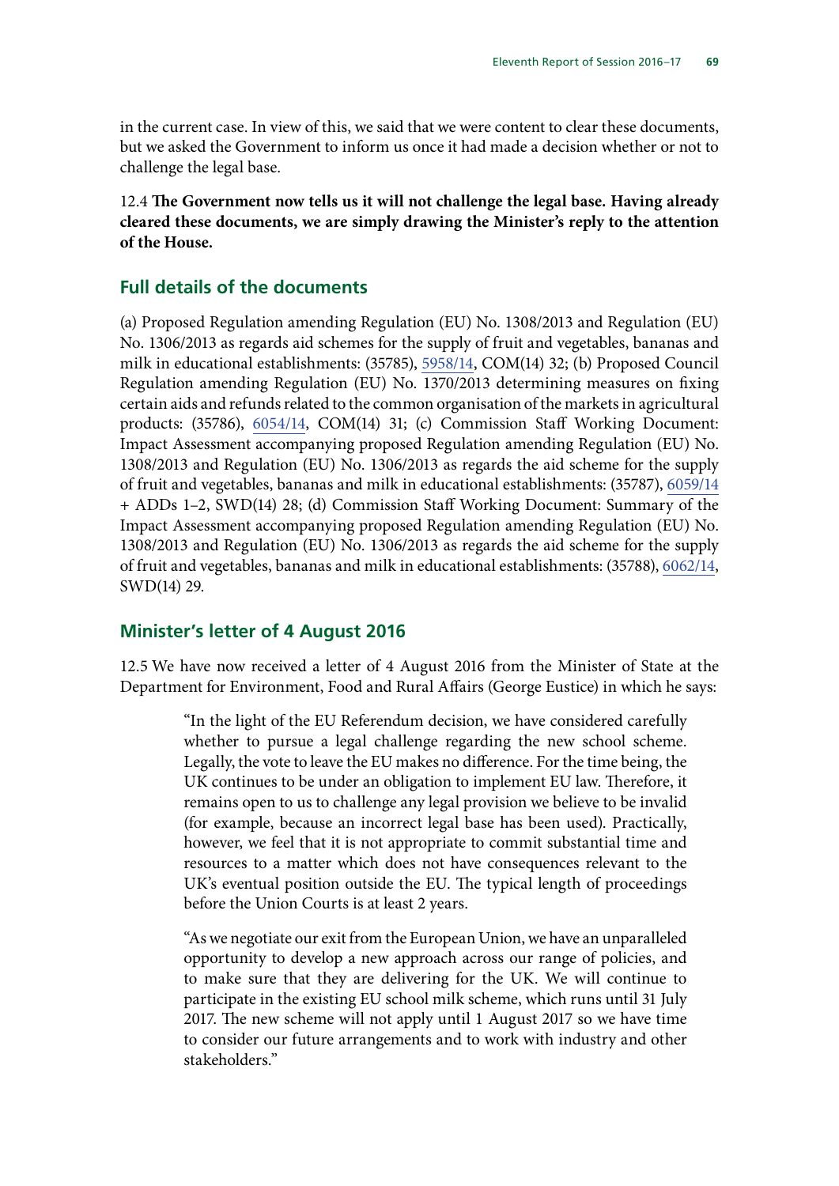in the current case. In view of this, we said that we were content to clear these documents, but we asked the Government to inform us once it had made a decision whether or not to challenge the legal base.

12.4 **The Government now tells us it will not challenge the legal base. Having already cleared these documents, we are simply drawing the Minister's reply to the attention of the House.**

## Full details of the documents

(a) Proposed Regulation amending Regulation (EU) No. 1308/2013 and Regulation (EU) No. 1306/2013 as regards aid schemes for the supply of fruit and vegetables, bananas and milk in educational establishments: (35785), 5958/14, COM(14) 32; (b) Proposed Council Regulation amending Regulation (EU) No. 1370/2013 determining measures on fixing certain aids and refunds related to the common organisation of the markets in agricultural products: (35786), 6054/14, COM(14) 31; (c) Commission Staff Working Document: Impact Assessment accompanying proposed Regulation amending Regulation (EU) No. 1308/2013 and Regulation (EU) No. 1306/2013 as regards the aid scheme for the supply of fruit and vegetables, bananas and milk in educational establishments: (35787), 6059/14 + ADDs 1–2, SWD(14) 28; (d) Commission Staff Working Document: Summary of the Impact Assessment accompanying proposed Regulation amending Regulation (EU) No. 1308/2013 and Regulation (EU) No. 1306/2013 as regards the aid scheme for the supply of fruit and vegetables, bananas and milk in educational establishments: (35788), 6062/14, SWD(14) 29.

## Minister's letter of 4 August 2016

12.5 We have now received a letter of 4 August 2016 from the Minister of State at the Department for Environment, Food and Rural Affairs (George Eustice) in which he says:

> "In the light of the EU Referendum decision, we have considered carefully whether to pursue a legal challenge regarding the new school scheme. Legally, the vote to leave the EU makes no difference. For the time being, the UK continues to be under an obligation to implement EU law. Therefore, it remains open to us to challenge any legal provision we believe to be invalid (for example, because an incorrect legal base has been used). Practically, however, we feel that it is not appropriate to commit substantial time and resources to a matter which does not have consequences relevant to the UK's eventual position outside the EU. The typical length of proceedings before the Union Courts is at least 2 years.
>
> "As we negotiate our exit from the European Union, we have an unparalleled opportunity to develop a new approach across our range of policies, and to make sure that they are delivering for the UK. We will continue to participate in the existing EU school milk scheme, which runs until 31 July 2017. The new scheme will not apply until 1 August 2017 so we have time to consider our future arrangements and to work with industry and other stakeholders."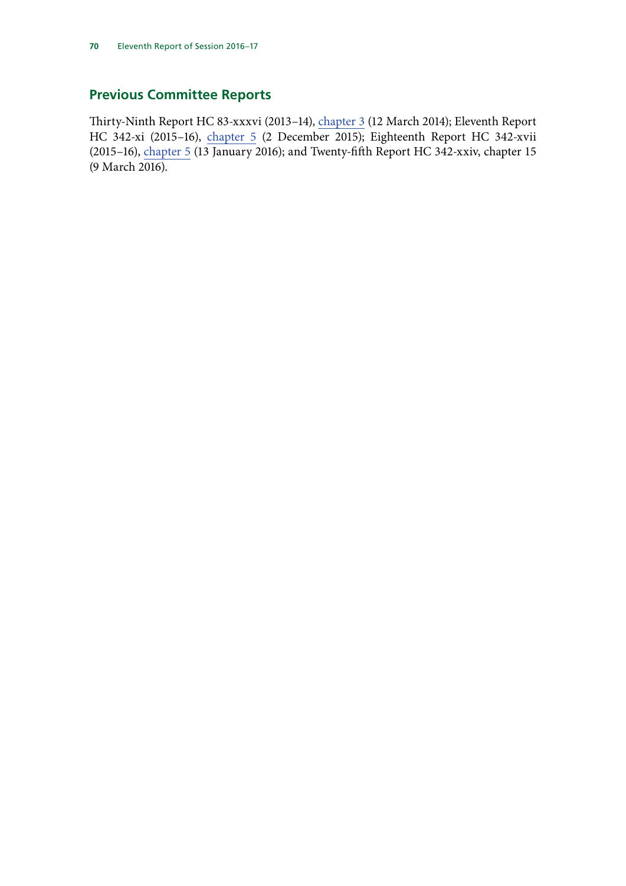## Previous Committee Reports

Thirty-Ninth Report HC 83-xxxvi (2013–14), chapter 3 (12 March 2014); Eleventh Report HC 342-xi (2015–16), chapter 5 (2 December 2015); Eighteenth Report HC 342-xvii (2015–16), chapter 5 (13 January 2016); and Twenty-fifth Report HC 342-xxiv, chapter 15 (9 March 2016).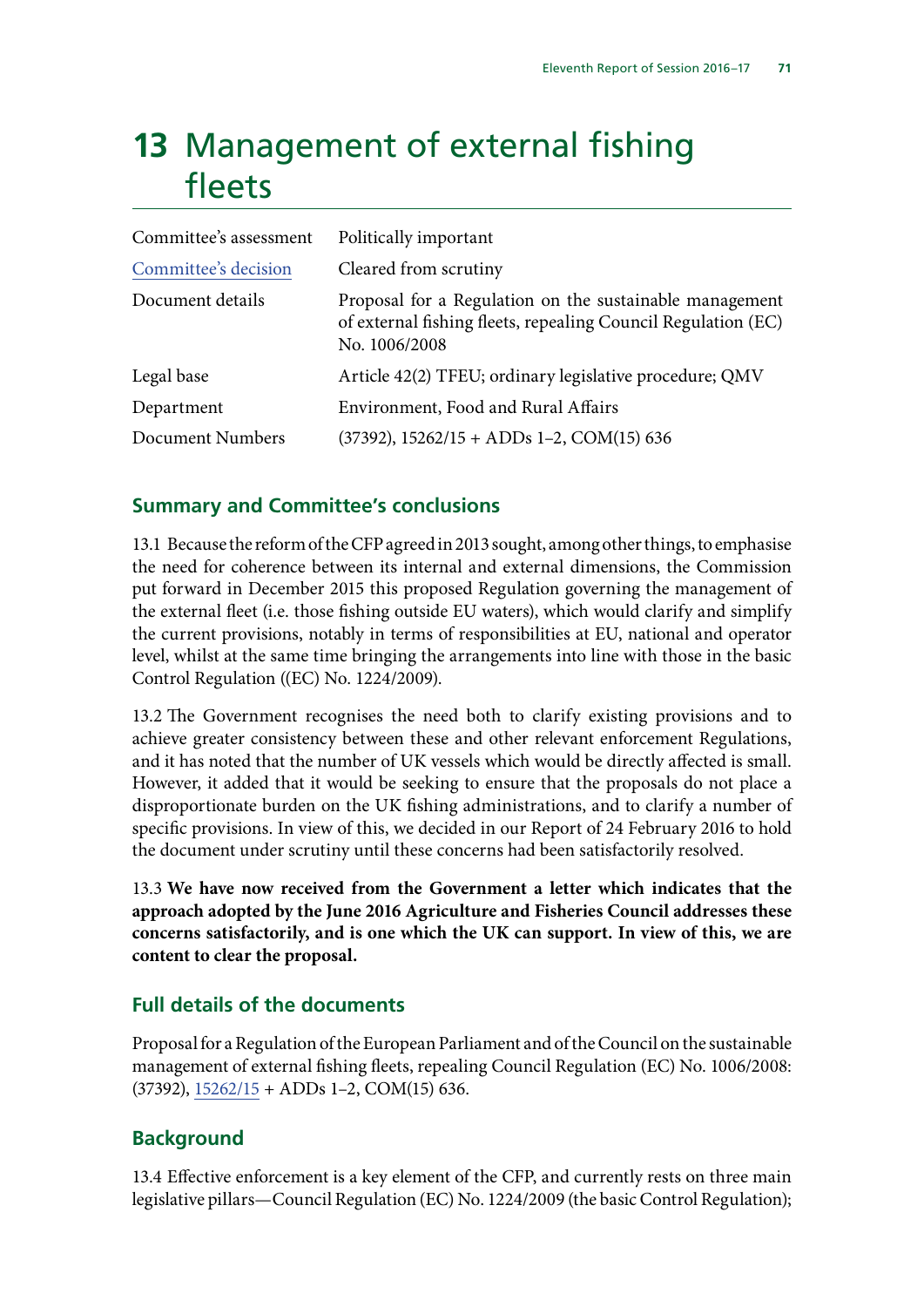# 13 Management of external fishing fleets

| | |
|---|---|
| Committee's assessment | Politically important |
| Committee's decision | Cleared from scrutiny |
| Document details | Proposal for a Regulation on the sustainable management of external fishing fleets, repealing Council Regulation (EC) No. 1006/2008 |
| Legal base | Article 42(2) TFEU; ordinary legislative procedure; QMV |
| Department | Environment, Food and Rural Affairs |
| Document Numbers | (37392), 15262/15 + ADDs 1–2, COM(15) 636 |

## Summary and Committee's conclusions

13.1 Because the reform of the CFP agreed in 2013 sought, among other things, to emphasise the need for coherence between its internal and external dimensions, the Commission put forward in December 2015 this proposed Regulation governing the management of the external fleet (i.e. those fishing outside EU waters), which would clarify and simplify the current provisions, notably in terms of responsibilities at EU, national and operator level, whilst at the same time bringing the arrangements into line with those in the basic Control Regulation ((EC) No. 1224/2009).

13.2 The Government recognises the need both to clarify existing provisions and to achieve greater consistency between these and other relevant enforcement Regulations, and it has noted that the number of UK vessels which would be directly affected is small. However, it added that it would be seeking to ensure that the proposals do not place a disproportionate burden on the UK fishing administrations, and to clarify a number of specific provisions. In view of this, we decided in our Report of 24 February 2016 to hold the document under scrutiny until these concerns had been satisfactorily resolved.

13.3 **We have now received from the Government a letter which indicates that the approach adopted by the June 2016 Agriculture and Fisheries Council addresses these concerns satisfactorily, and is one which the UK can support. In view of this, we are content to clear the proposal.**

## Full details of the documents

Proposal for a Regulation of the European Parliament and of the Council on the sustainable management of external fishing fleets, repealing Council Regulation (EC) No. 1006/2008: (37392), 15262/15 + ADDs 1–2, COM(15) 636.

## Background

13.4 Effective enforcement is a key element of the CFP, and currently rests on three main legislative pillars—Council Regulation (EC) No. 1224/2009 (the basic Control Regulation);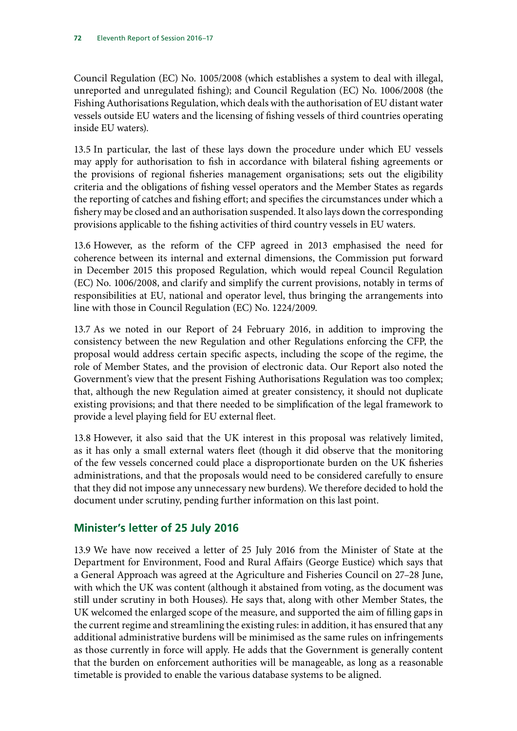Council Regulation (EC) No. 1005/2008 (which establishes a system to deal with illegal, unreported and unregulated fishing); and Council Regulation (EC) No. 1006/2008 (the Fishing Authorisations Regulation, which deals with the authorisation of EU distant water vessels outside EU waters and the licensing of fishing vessels of third countries operating inside EU waters).

13.5 In particular, the last of these lays down the procedure under which EU vessels may apply for authorisation to fish in accordance with bilateral fishing agreements or the provisions of regional fisheries management organisations; sets out the eligibility criteria and the obligations of fishing vessel operators and the Member States as regards the reporting of catches and fishing effort; and specifies the circumstances under which a fishery may be closed and an authorisation suspended. It also lays down the corresponding provisions applicable to the fishing activities of third country vessels in EU waters.

13.6 However, as the reform of the CFP agreed in 2013 emphasised the need for coherence between its internal and external dimensions, the Commission put forward in December 2015 this proposed Regulation, which would repeal Council Regulation (EC) No. 1006/2008, and clarify and simplify the current provisions, notably in terms of responsibilities at EU, national and operator level, thus bringing the arrangements into line with those in Council Regulation (EC) No. 1224/2009.

13.7 As we noted in our Report of 24 February 2016, in addition to improving the consistency between the new Regulation and other Regulations enforcing the CFP, the proposal would address certain specific aspects, including the scope of the regime, the role of Member States, and the provision of electronic data. Our Report also noted the Government's view that the present Fishing Authorisations Regulation was too complex; that, although the new Regulation aimed at greater consistency, it should not duplicate existing provisions; and that there needed to be simplification of the legal framework to provide a level playing field for EU external fleet.

13.8 However, it also said that the UK interest in this proposal was relatively limited, as it has only a small external waters fleet (though it did observe that the monitoring of the few vessels concerned could place a disproportionate burden on the UK fisheries administrations, and that the proposals would need to be considered carefully to ensure that they did not impose any unnecessary new burdens). We therefore decided to hold the document under scrutiny, pending further information on this last point.

## Minister's letter of 25 July 2016

13.9 We have now received a letter of 25 July 2016 from the Minister of State at the Department for Environment, Food and Rural Affairs (George Eustice) which says that a General Approach was agreed at the Agriculture and Fisheries Council on 27–28 June, with which the UK was content (although it abstained from voting, as the document was still under scrutiny in both Houses). He says that, along with other Member States, the UK welcomed the enlarged scope of the measure, and supported the aim of filling gaps in the current regime and streamlining the existing rules: in addition, it has ensured that any additional administrative burdens will be minimised as the same rules on infringements as those currently in force will apply. He adds that the Government is generally content that the burden on enforcement authorities will be manageable, as long as a reasonable timetable is provided to enable the various database systems to be aligned.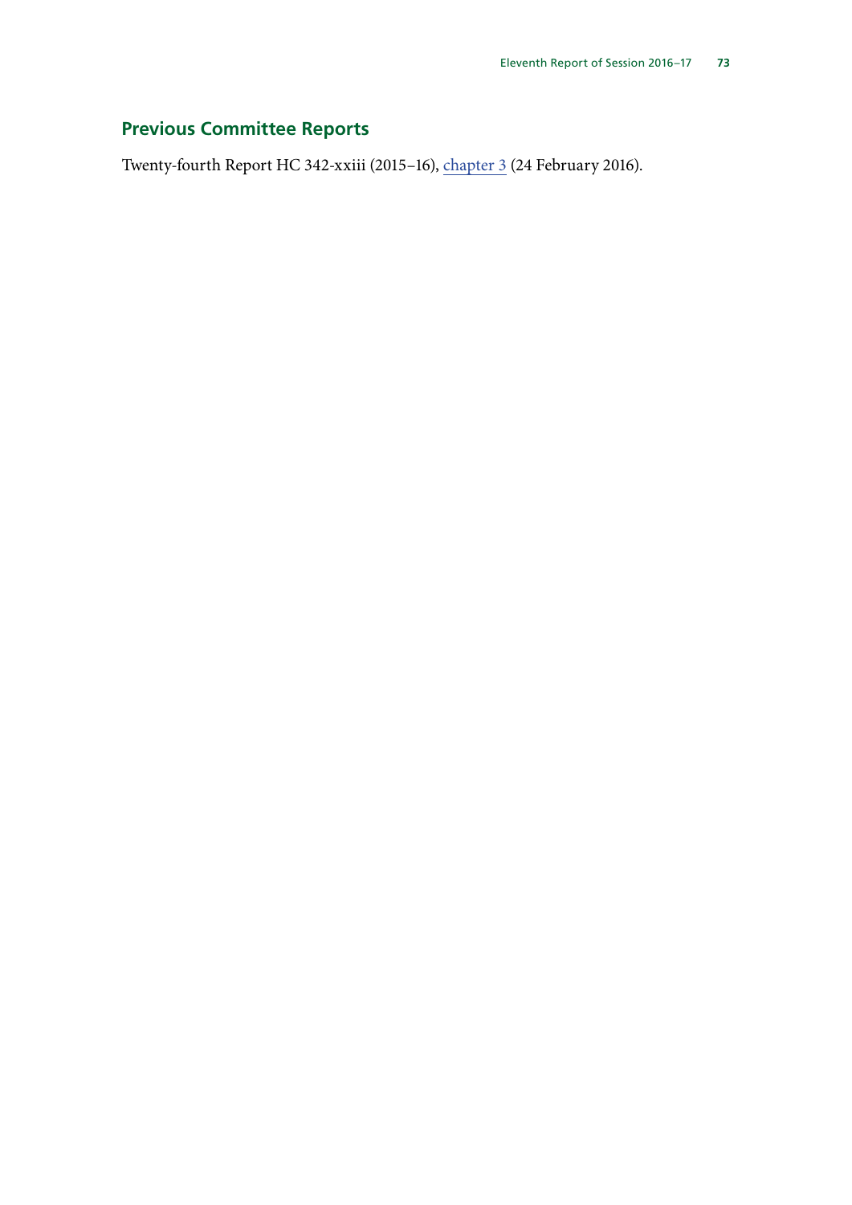## Previous Committee Reports

Twenty-fourth Report HC 342-xxiii (2015–16), chapter 3 (24 February 2016).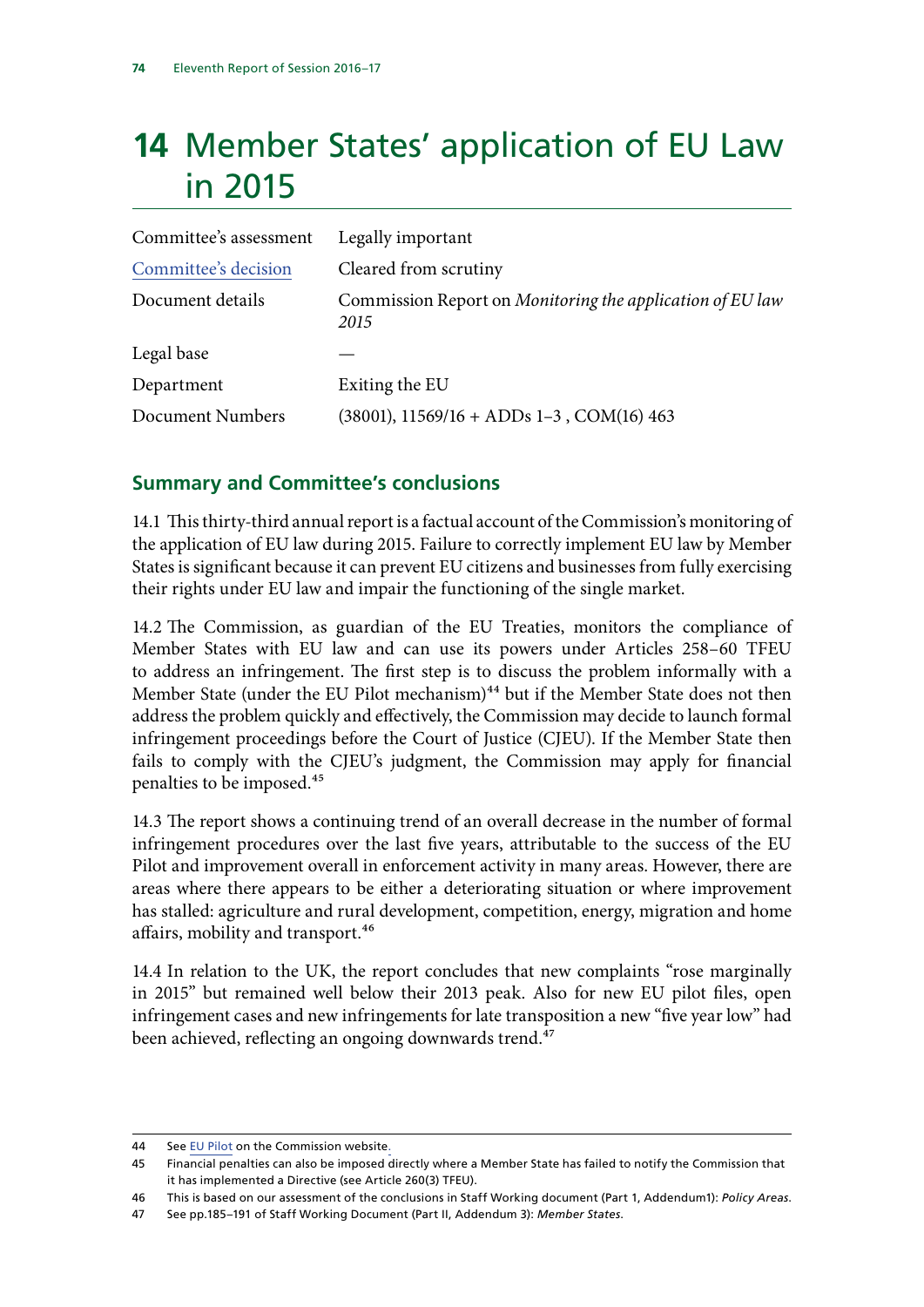# 14 Member States' application of EU Law in 2015

| | |
|---|---|
| Committee's assessment | Legally important |
| Committee's decision | Cleared from scrutiny |
| Document details | Commission Report on *Monitoring the application of EU law 2015* |
| Legal base | — |
| Department | Exiting the EU |
| Document Numbers | (38001), 11569/16 + ADDs 1–3 , COM(16) 463 |

## Summary and Committee's conclusions

14.1 This thirty-third annual report is a factual account of the Commission's monitoring of the application of EU law during 2015. Failure to correctly implement EU law by Member States is significant because it can prevent EU citizens and businesses from fully exercising their rights under EU law and impair the functioning of the single market.

14.2 The Commission, as guardian of the EU Treaties, monitors the compliance of Member States with EU law and can use its powers under Articles 258–60 TFEU to address an infringement. The first step is to discuss the problem informally with a Member State (under the EU Pilot mechanism)[44] but if the Member State does not then address the problem quickly and effectively, the Commission may decide to launch formal infringement proceedings before the Court of Justice (CJEU). If the Member State then fails to comply with the CJEU's judgment, the Commission may apply for financial penalties to be imposed.[45]

14.3 The report shows a continuing trend of an overall decrease in the number of formal infringement procedures over the last five years, attributable to the success of the EU Pilot and improvement overall in enforcement activity in many areas. However, there are areas where there appears to be either a deteriorating situation or where improvement has stalled: agriculture and rural development, competition, energy, migration and home affairs, mobility and transport.[46]

14.4 In relation to the UK, the report concludes that new complaints "rose marginally in 2015" but remained well below their 2013 peak. Also for new EU pilot files, open infringement cases and new infringements for late transposition a new "five year low" had been achieved, reflecting an ongoing downwards trend.[47]

---

44 See EU Pilot on the Commission website.

45 Financial penalties can also be imposed directly where a Member State has failed to notify the Commission that it has implemented a Directive (see Article 260(3) TFEU).

46 This is based on our assessment of the conclusions in Staff Working document (Part 1, Addendum1): *Policy Areas*.

47 See pp.185–191 of Staff Working Document (Part II, Addendum 3): *Member States*.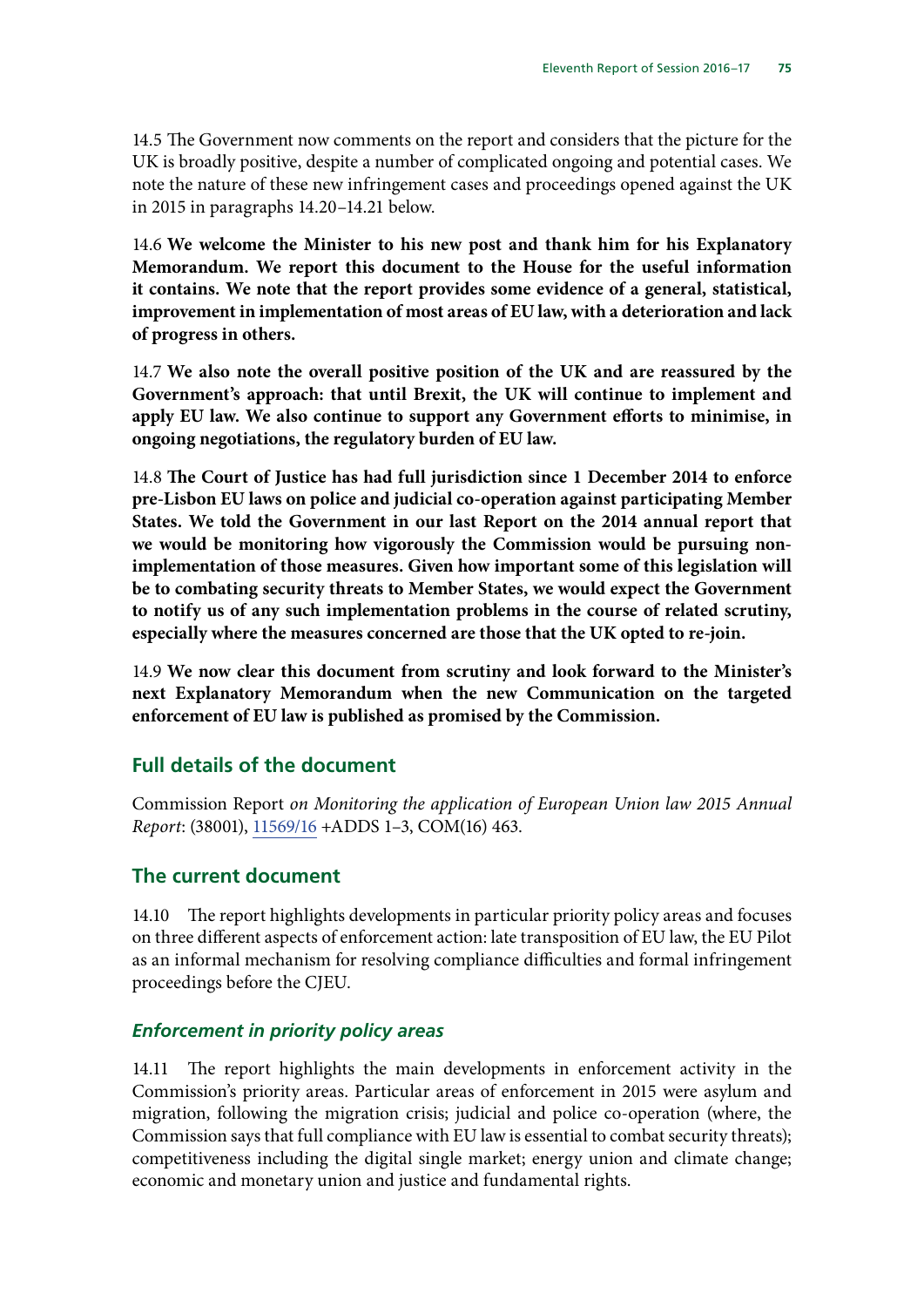14.5 The Government now comments on the report and considers that the picture for the UK is broadly positive, despite a number of complicated ongoing and potential cases. We note the nature of these new infringement cases and proceedings opened against the UK in 2015 in paragraphs 14.20–14.21 below.

14.6 **We welcome the Minister to his new post and thank him for his Explanatory Memorandum. We report this document to the House for the useful information it contains. We note that the report provides some evidence of a general, statistical, improvement in implementation of most areas of EU law, with a deterioration and lack of progress in others.**

14.7 **We also note the overall positive position of the UK and are reassured by the Government's approach: that until Brexit, the UK will continue to implement and apply EU law. We also continue to support any Government efforts to minimise, in ongoing negotiations, the regulatory burden of EU law.**

14.8 **The Court of Justice has had full jurisdiction since 1 December 2014 to enforce pre-Lisbon EU laws on police and judicial co-operation against participating Member States. We told the Government in our last Report on the 2014 annual report that we would be monitoring how vigorously the Commission would be pursuing non-implementation of those measures. Given how important some of this legislation will be to combating security threats to Member States, we would expect the Government to notify us of any such implementation problems in the course of related scrutiny, especially where the measures concerned are those that the UK opted to re-join.**

14.9 **We now clear this document from scrutiny and look forward to the Minister's next Explanatory Memorandum when the new Communication on the targeted enforcement of EU law is published as promised by the Commission.**

## Full details of the document

Commission Report *on Monitoring the application of European Union law 2015 Annual Report*: (38001), 11569/16 +ADDS 1–3, COM(16) 463.

## The current document

14.10 The report highlights developments in particular priority policy areas and focuses on three different aspects of enforcement action: late transposition of EU law, the EU Pilot as an informal mechanism for resolving compliance difficulties and formal infringement proceedings before the CJEU.

### *Enforcement in priority policy areas*

14.11 The report highlights the main developments in enforcement activity in the Commission's priority areas. Particular areas of enforcement in 2015 were asylum and migration, following the migration crisis; judicial and police co-operation (where, the Commission says that full compliance with EU law is essential to combat security threats); competitiveness including the digital single market; energy union and climate change; economic and monetary union and justice and fundamental rights.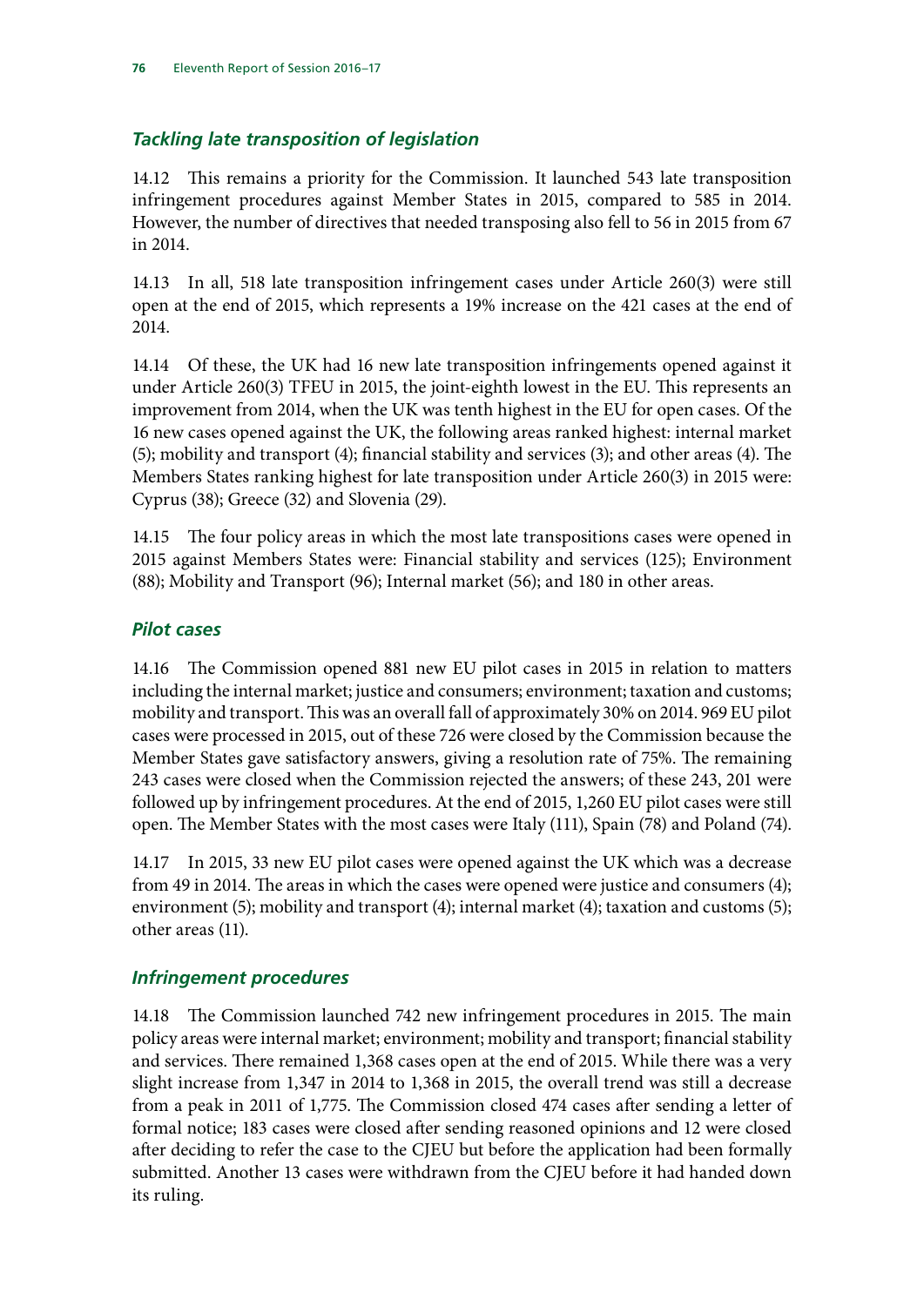### *Tackling late transposition of legislation*

14.12 This remains a priority for the Commission. It launched 543 late transposition infringement procedures against Member States in 2015, compared to 585 in 2014. However, the number of directives that needed transposing also fell to 56 in 2015 from 67 in 2014.

14.13 In all, 518 late transposition infringement cases under Article 260(3) were still open at the end of 2015, which represents a 19% increase on the 421 cases at the end of 2014.

14.14 Of these, the UK had 16 new late transposition infringements opened against it under Article 260(3) TFEU in 2015, the joint-eighth lowest in the EU. This represents an improvement from 2014, when the UK was tenth highest in the EU for open cases. Of the 16 new cases opened against the UK, the following areas ranked highest: internal market (5); mobility and transport (4); financial stability and services (3); and other areas (4). The Members States ranking highest for late transposition under Article 260(3) in 2015 were: Cyprus (38); Greece (32) and Slovenia (29).

14.15 The four policy areas in which the most late transpositions cases were opened in 2015 against Members States were: Financial stability and services (125); Environment (88); Mobility and Transport (96); Internal market (56); and 180 in other areas.

### *Pilot cases*

14.16 The Commission opened 881 new EU pilot cases in 2015 in relation to matters including the internal market; justice and consumers; environment; taxation and customs; mobility and transport. This was an overall fall of approximately 30% on 2014. 969 EU pilot cases were processed in 2015, out of these 726 were closed by the Commission because the Member States gave satisfactory answers, giving a resolution rate of 75%. The remaining 243 cases were closed when the Commission rejected the answers; of these 243, 201 were followed up by infringement procedures. At the end of 2015, 1,260 EU pilot cases were still open. The Member States with the most cases were Italy (111), Spain (78) and Poland (74).

14.17 In 2015, 33 new EU pilot cases were opened against the UK which was a decrease from 49 in 2014. The areas in which the cases were opened were justice and consumers (4); environment (5); mobility and transport (4); internal market (4); taxation and customs (5); other areas (11).

### *Infringement procedures*

14.18 The Commission launched 742 new infringement procedures in 2015. The main policy areas were internal market; environment; mobility and transport; financial stability and services. There remained 1,368 cases open at the end of 2015. While there was a very slight increase from 1,347 in 2014 to 1,368 in 2015, the overall trend was still a decrease from a peak in 2011 of 1,775. The Commission closed 474 cases after sending a letter of formal notice; 183 cases were closed after sending reasoned opinions and 12 were closed after deciding to refer the case to the CJEU but before the application had been formally submitted. Another 13 cases were withdrawn from the CJEU before it had handed down its ruling.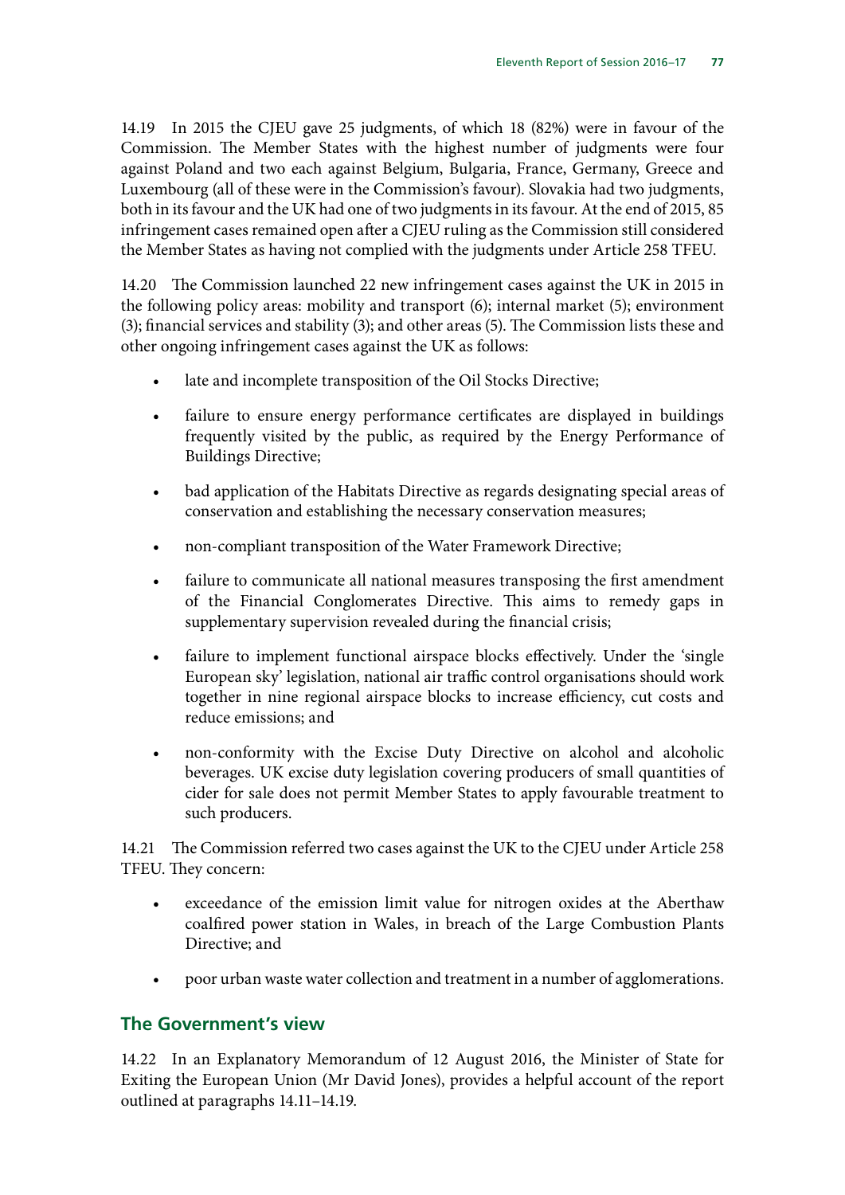14.19 In 2015 the CJEU gave 25 judgments, of which 18 (82%) were in favour of the Commission. The Member States with the highest number of judgments were four against Poland and two each against Belgium, Bulgaria, France, Germany, Greece and Luxembourg (all of these were in the Commission's favour). Slovakia had two judgments, both in its favour and the UK had one of two judgments in its favour. At the end of 2015, 85 infringement cases remained open after a CJEU ruling as the Commission still considered the Member States as having not complied with the judgments under Article 258 TFEU.

14.20 The Commission launched 22 new infringement cases against the UK in 2015 in the following policy areas: mobility and transport (6); internal market (5); environment (3); financial services and stability (3); and other areas (5). The Commission lists these and other ongoing infringement cases against the UK as follows:

- late and incomplete transposition of the Oil Stocks Directive;
- failure to ensure energy performance certificates are displayed in buildings frequently visited by the public, as required by the Energy Performance of Buildings Directive;
- bad application of the Habitats Directive as regards designating special areas of conservation and establishing the necessary conservation measures;
- non-compliant transposition of the Water Framework Directive;
- failure to communicate all national measures transposing the first amendment of the Financial Conglomerates Directive. This aims to remedy gaps in supplementary supervision revealed during the financial crisis;
- failure to implement functional airspace blocks effectively. Under the 'single European sky' legislation, national air traffic control organisations should work together in nine regional airspace blocks to increase efficiency, cut costs and reduce emissions; and
- non-conformity with the Excise Duty Directive on alcohol and alcoholic beverages. UK excise duty legislation covering producers of small quantities of cider for sale does not permit Member States to apply favourable treatment to such producers.

14.21 The Commission referred two cases against the UK to the CJEU under Article 258 TFEU. They concern:

- exceedance of the emission limit value for nitrogen oxides at the Aberthaw coalfired power station in Wales, in breach of the Large Combustion Plants Directive; and
- poor urban waste water collection and treatment in a number of agglomerations.

## The Government's view

14.22 In an Explanatory Memorandum of 12 August 2016, the Minister of State for Exiting the European Union (Mr David Jones), provides a helpful account of the report outlined at paragraphs 14.11–14.19.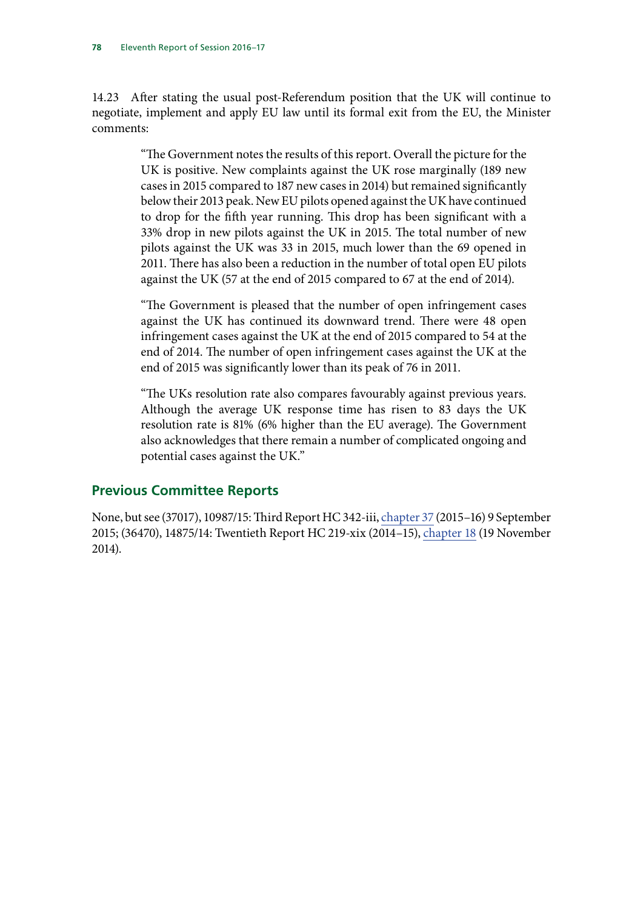14.23 After stating the usual post-Referendum position that the UK will continue to negotiate, implement and apply EU law until its formal exit from the EU, the Minister comments:

> "The Government notes the results of this report. Overall the picture for the UK is positive. New complaints against the UK rose marginally (189 new cases in 2015 compared to 187 new cases in 2014) but remained significantly below their 2013 peak. New EU pilots opened against the UK have continued to drop for the fifth year running. This drop has been significant with a 33% drop in new pilots against the UK in 2015. The total number of new pilots against the UK was 33 in 2015, much lower than the 69 opened in 2011. There has also been a reduction in the number of total open EU pilots against the UK (57 at the end of 2015 compared to 67 at the end of 2014).
>
> "The Government is pleased that the number of open infringement cases against the UK has continued its downward trend. There were 48 open infringement cases against the UK at the end of 2015 compared to 54 at the end of 2014. The number of open infringement cases against the UK at the end of 2015 was significantly lower than its peak of 76 in 2011.
>
> "The UKs resolution rate also compares favourably against previous years. Although the average UK response time has risen to 83 days the UK resolution rate is 81% (6% higher than the EU average). The Government also acknowledges that there remain a number of complicated ongoing and potential cases against the UK."

## Previous Committee Reports

None, but see (37017), 10987/15: Third Report HC 342-iii, chapter 37 (2015–16) 9 September 2015; (36470), 14875/14: Twentieth Report HC 219-xix (2014–15), chapter 18 (19 November 2014).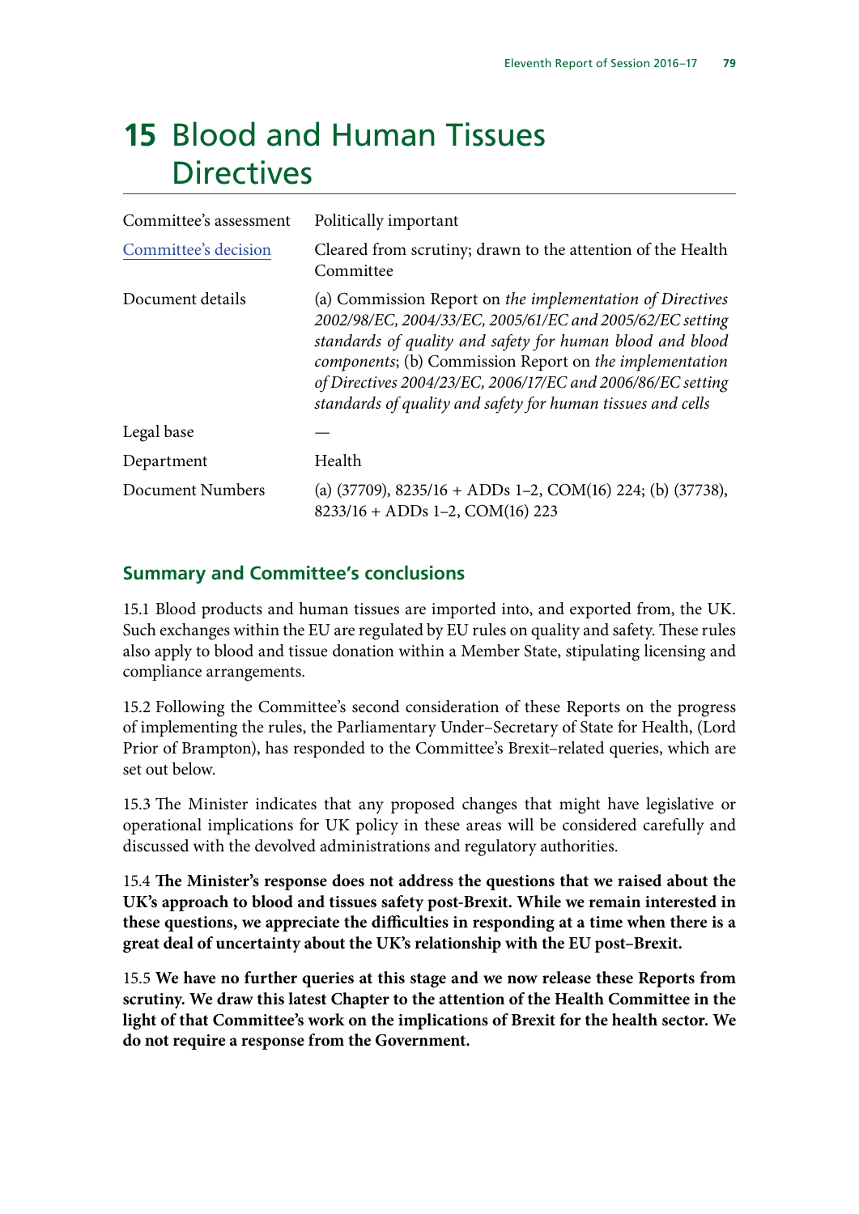# 15 Blood and Human Tissues Directives

| | |
|---|---|
| Committee's assessment | Politically important |
| Committee's decision | Cleared from scrutiny; drawn to the attention of the Health Committee |
| Document details | (a) Commission Report on *the implementation of Directives 2002/98/EC, 2004/33/EC, 2005/61/EC and 2005/62/EC setting standards of quality and safety for human blood and blood components*; (b) Commission Report on *the implementation of Directives 2004/23/EC, 2006/17/EC and 2006/86/EC setting standards of quality and safety for human tissues and cells* |
| Legal base | — |
| Department | Health |
| Document Numbers | (a) (37709), 8235/16 + ADDs 1–2, COM(16) 224; (b) (37738), 8233/16 + ADDs 1–2, COM(16) 223 |

## Summary and Committee's conclusions

15.1 Blood products and human tissues are imported into, and exported from, the UK. Such exchanges within the EU are regulated by EU rules on quality and safety. These rules also apply to blood and tissue donation within a Member State, stipulating licensing and compliance arrangements.

15.2 Following the Committee's second consideration of these Reports on the progress of implementing the rules, the Parliamentary Under–Secretary of State for Health, (Lord Prior of Brampton), has responded to the Committee's Brexit–related queries, which are set out below.

15.3 The Minister indicates that any proposed changes that might have legislative or operational implications for UK policy in these areas will be considered carefully and discussed with the devolved administrations and regulatory authorities.

15.4 **The Minister's response does not address the questions that we raised about the UK's approach to blood and tissues safety post-Brexit. While we remain interested in these questions, we appreciate the difficulties in responding at a time when there is a great deal of uncertainty about the UK's relationship with the EU post–Brexit.**

15.5 **We have no further queries at this stage and we now release these Reports from scrutiny. We draw this latest Chapter to the attention of the Health Committee in the light of that Committee's work on the implications of Brexit for the health sector. We do not require a response from the Government.**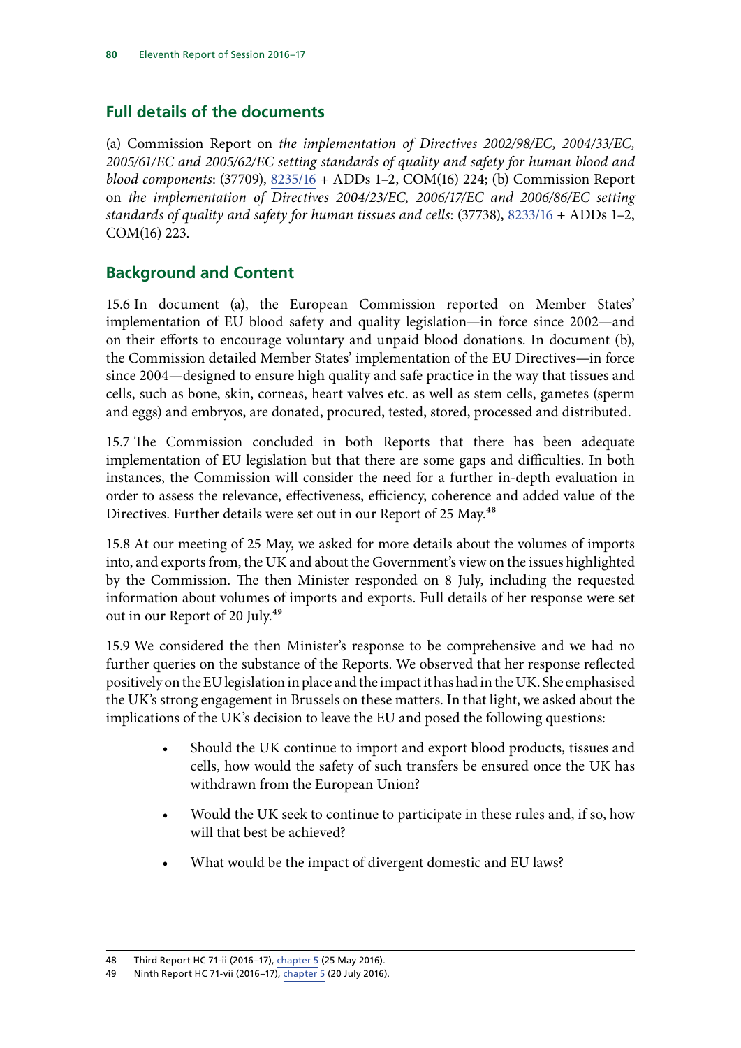## Full details of the documents

(a) Commission Report on *the implementation of Directives 2002/98/EC, 2004/33/EC, 2005/61/EC and 2005/62/EC setting standards of quality and safety for human blood and blood components*: (37709), 8235/16 + ADDs 1–2, COM(16) 224; (b) Commission Report on *the implementation of Directives 2004/23/EC, 2006/17/EC and 2006/86/EC setting standards of quality and safety for human tissues and cells*: (37738), 8233/16 + ADDs 1–2, COM(16) 223.

## Background and Content

15.6 In document (a), the European Commission reported on Member States' implementation of EU blood safety and quality legislation—in force since 2002—and on their efforts to encourage voluntary and unpaid blood donations. In document (b), the Commission detailed Member States' implementation of the EU Directives—in force since 2004—designed to ensure high quality and safe practice in the way that tissues and cells, such as bone, skin, corneas, heart valves etc. as well as stem cells, gametes (sperm and eggs) and embryos, are donated, procured, tested, stored, processed and distributed.

15.7 The Commission concluded in both Reports that there has been adequate implementation of EU legislation but that there are some gaps and difficulties. In both instances, the Commission will consider the need for a further in-depth evaluation in order to assess the relevance, effectiveness, efficiency, coherence and added value of the Directives. Further details were set out in our Report of 25 May.[48]

15.8 At our meeting of 25 May, we asked for more details about the volumes of imports into, and exports from, the UK and about the Government's view on the issues highlighted by the Commission. The then Minister responded on 8 July, including the requested information about volumes of imports and exports. Full details of her response were set out in our Report of 20 July.[49]

15.9 We considered the then Minister's response to be comprehensive and we had no further queries on the substance of the Reports. We observed that her response reflected positively on the EU legislation in place and the impact it has had in the UK. She emphasised the UK's strong engagement in Brussels on these matters. In that light, we asked about the implications of the UK's decision to leave the EU and posed the following questions:

- Should the UK continue to import and export blood products, tissues and cells, how would the safety of such transfers be ensured once the UK has withdrawn from the European Union?
- Would the UK seek to continue to participate in these rules and, if so, how will that best be achieved?
- What would be the impact of divergent domestic and EU laws?

48 Third Report HC 71-ii (2016–17), chapter 5 (25 May 2016).

49 Ninth Report HC 71-vii (2016–17), chapter 5 (20 July 2016).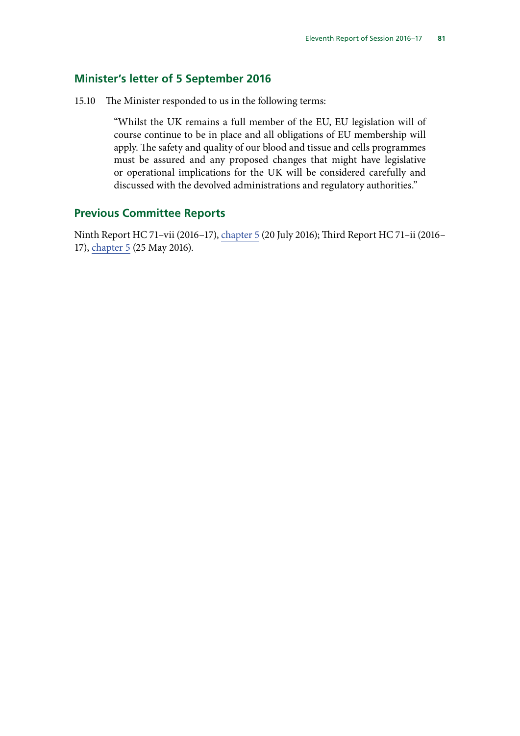## Minister's letter of 5 September 2016

15.10 The Minister responded to us in the following terms:

> "Whilst the UK remains a full member of the EU, EU legislation will of course continue to be in place and all obligations of EU membership will apply. The safety and quality of our blood and tissue and cells programmes must be assured and any proposed changes that might have legislative or operational implications for the UK will be considered carefully and discussed with the devolved administrations and regulatory authorities."

## Previous Committee Reports

Ninth Report HC 71–vii (2016–17), chapter 5 (20 July 2016); Third Report HC 71–ii (2016–17), chapter 5 (25 May 2016).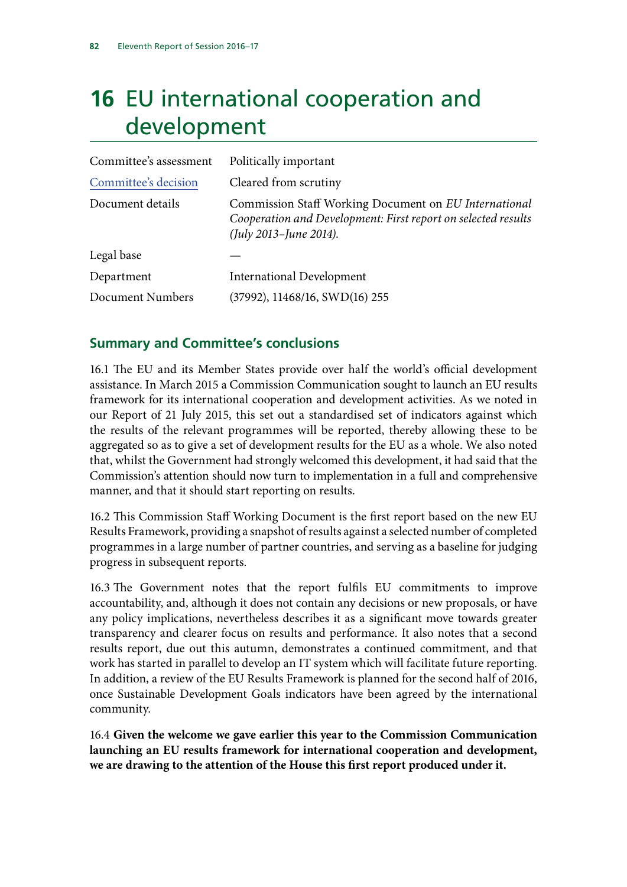# 16 EU international cooperation and development

| | |
|---|---|
| Committee's assessment | Politically important |
| Committee's decision | Cleared from scrutiny |
| Document details | Commission Staff Working Document on *EU International Cooperation and Development: First report on selected results (July 2013–June 2014).* |
| Legal base | — |
| Department | International Development |
| Document Numbers | (37992), 11468/16, SWD(16) 255 |

## Summary and Committee's conclusions

16.1 The EU and its Member States provide over half the world's official development assistance. In March 2015 a Commission Communication sought to launch an EU results framework for its international cooperation and development activities. As we noted in our Report of 21 July 2015, this set out a standardised set of indicators against which the results of the relevant programmes will be reported, thereby allowing these to be aggregated so as to give a set of development results for the EU as a whole. We also noted that, whilst the Government had strongly welcomed this development, it had said that the Commission's attention should now turn to implementation in a full and comprehensive manner, and that it should start reporting on results.

16.2 This Commission Staff Working Document is the first report based on the new EU Results Framework, providing a snapshot of results against a selected number of completed programmes in a large number of partner countries, and serving as a baseline for judging progress in subsequent reports.

16.3 The Government notes that the report fulfils EU commitments to improve accountability, and, although it does not contain any decisions or new proposals, or have any policy implications, nevertheless describes it as a significant move towards greater transparency and clearer focus on results and performance. It also notes that a second results report, due out this autumn, demonstrates a continued commitment, and that work has started in parallel to develop an IT system which will facilitate future reporting. In addition, a review of the EU Results Framework is planned for the second half of 2016, once Sustainable Development Goals indicators have been agreed by the international community.

16.4 **Given the welcome we gave earlier this year to the Commission Communication launching an EU results framework for international cooperation and development, we are drawing to the attention of the House this first report produced under it.**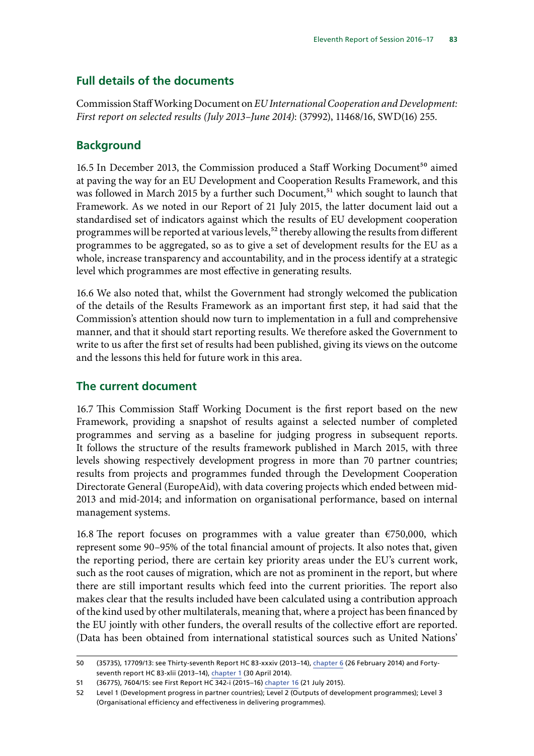## Full details of the documents

Commission Staff Working Document on *EU International Cooperation and Development: First report on selected results (July 2013–June 2014)*: (37992), 11468/16, SWD(16) 255.

## Background

16.5 In December 2013, the Commission produced a Staff Working Document[50] aimed at paving the way for an EU Development and Cooperation Results Framework, and this was followed in March 2015 by a further such Document,[51] which sought to launch that Framework. As we noted in our Report of 21 July 2015, the latter document laid out a standardised set of indicators against which the results of EU development cooperation programmes will be reported at various levels,[52] thereby allowing the results from different programmes to be aggregated, so as to give a set of development results for the EU as a whole, increase transparency and accountability, and in the process identify at a strategic level which programmes are most effective in generating results.

16.6 We also noted that, whilst the Government had strongly welcomed the publication of the details of the Results Framework as an important first step, it had said that the Commission's attention should now turn to implementation in a full and comprehensive manner, and that it should start reporting results. We therefore asked the Government to write to us after the first set of results had been published, giving its views on the outcome and the lessons this held for future work in this area.

## The current document

16.7 This Commission Staff Working Document is the first report based on the new Framework, providing a snapshot of results against a selected number of completed programmes and serving as a baseline for judging progress in subsequent reports. It follows the structure of the results framework published in March 2015, with three levels showing respectively development progress in more than 70 partner countries; results from projects and programmes funded through the Development Cooperation Directorate General (EuropeAid), with data covering projects which ended between mid-2013 and mid-2014; and information on organisational performance, based on internal management systems.

16.8 The report focuses on programmes with a value greater than €750,000, which represent some 90–95% of the total financial amount of projects. It also notes that, given the reporting period, there are certain key priority areas under the EU's current work, such as the root causes of migration, which are not as prominent in the report, but where there are still important results which feed into the current priorities. The report also makes clear that the results included have been calculated using a contribution approach of the kind used by other multilaterals, meaning that, where a project has been financed by the EU jointly with other funders, the overall results of the collective effort are reported. (Data has been obtained from international statistical sources such as United Nations'

---

50 (35735), 17709/13: see Thirty-seventh Report HC 83-xxxiv (2013–14), chapter 6 (26 February 2014) and Forty-seventh report HC 83-xlii (2013–14), chapter 1 (30 April 2014).

51 (36775), 7604/15: see First Report HC 342-i (2015–16) chapter 16 (21 July 2015).

52 Level 1 (Development progress in partner countries); Level 2 (Outputs of development programmes); Level 3 (Organisational efficiency and effectiveness in delivering programmes).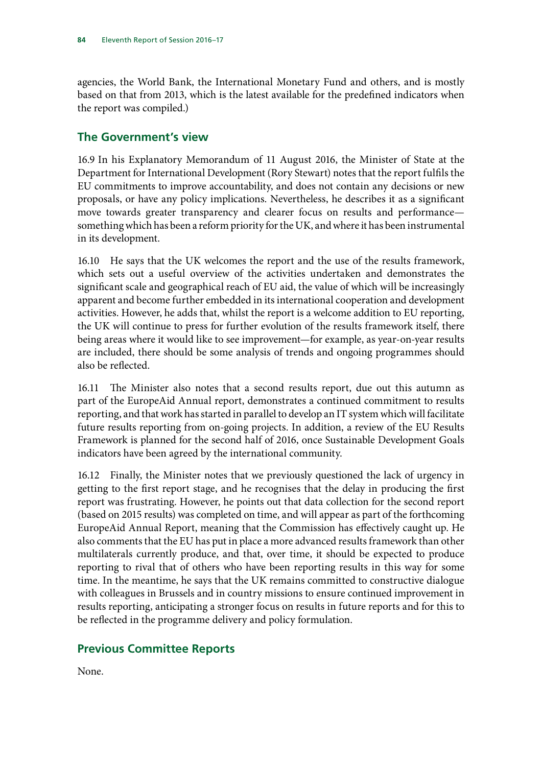agencies, the World Bank, the International Monetary Fund and others, and is mostly based on that from 2013, which is the latest available for the predefined indicators when the report was compiled.)

## The Government's view

16.9 In his Explanatory Memorandum of 11 August 2016, the Minister of State at the Department for International Development (Rory Stewart) notes that the report fulfils the EU commitments to improve accountability, and does not contain any decisions or new proposals, or have any policy implications. Nevertheless, he describes it as a significant move towards greater transparency and clearer focus on results and performance—something which has been a reform priority for the UK, and where it has been instrumental in its development.

16.10 He says that the UK welcomes the report and the use of the results framework, which sets out a useful overview of the activities undertaken and demonstrates the significant scale and geographical reach of EU aid, the value of which will be increasingly apparent and become further embedded in its international cooperation and development activities. However, he adds that, whilst the report is a welcome addition to EU reporting, the UK will continue to press for further evolution of the results framework itself, there being areas where it would like to see improvement—for example, as year-on-year results are included, there should be some analysis of trends and ongoing programmes should also be reflected.

16.11 The Minister also notes that a second results report, due out this autumn as part of the EuropeAid Annual report, demonstrates a continued commitment to results reporting, and that work has started in parallel to develop an IT system which will facilitate future results reporting from on-going projects. In addition, a review of the EU Results Framework is planned for the second half of 2016, once Sustainable Development Goals indicators have been agreed by the international community.

16.12 Finally, the Minister notes that we previously questioned the lack of urgency in getting to the first report stage, and he recognises that the delay in producing the first report was frustrating. However, he points out that data collection for the second report (based on 2015 results) was completed on time, and will appear as part of the forthcoming EuropeAid Annual Report, meaning that the Commission has effectively caught up. He also comments that the EU has put in place a more advanced results framework than other multilaterals currently produce, and that, over time, it should be expected to produce reporting to rival that of others who have been reporting results in this way for some time. In the meantime, he says that the UK remains committed to constructive dialogue with colleagues in Brussels and in country missions to ensure continued improvement in results reporting, anticipating a stronger focus on results in future reports and for this to be reflected in the programme delivery and policy formulation.

## Previous Committee Reports

None.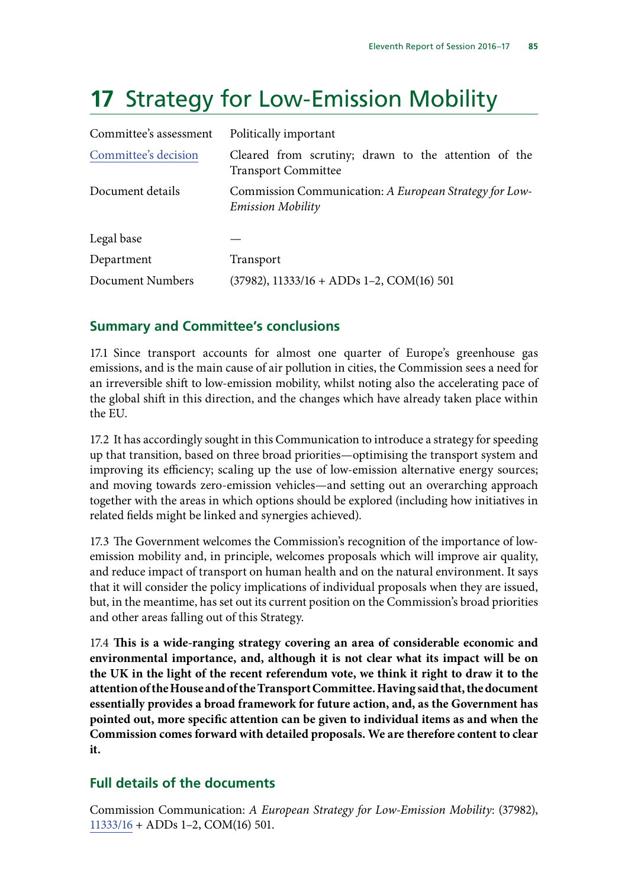# 17 Strategy for Low-Emission Mobility

| | |
|---|---|
| Committee's assessment | Politically important |
| Committee's decision | Cleared from scrutiny; drawn to the attention of the Transport Committee |
| Document details | Commission Communication: *A European Strategy for Low-Emission Mobility* |
| Legal base | — |
| Department | Transport |
| Document Numbers | (37982), 11333/16 + ADDs 1–2, COM(16) 501 |

## Summary and Committee's conclusions

17.1 Since transport accounts for almost one quarter of Europe's greenhouse gas emissions, and is the main cause of air pollution in cities, the Commission sees a need for an irreversible shift to low-emission mobility, whilst noting also the accelerating pace of the global shift in this direction, and the changes which have already taken place within the EU.

17.2 It has accordingly sought in this Communication to introduce a strategy for speeding up that transition, based on three broad priorities—optimising the transport system and improving its efficiency; scaling up the use of low-emission alternative energy sources; and moving towards zero-emission vehicles—and setting out an overarching approach together with the areas in which options should be explored (including how initiatives in related fields might be linked and synergies achieved).

17.3 The Government welcomes the Commission's recognition of the importance of low-emission mobility and, in principle, welcomes proposals which will improve air quality, and reduce impact of transport on human health and on the natural environment. It says that it will consider the policy implications of individual proposals when they are issued, but, in the meantime, has set out its current position on the Commission's broad priorities and other areas falling out of this Strategy.

17.4 **This is a wide-ranging strategy covering an area of considerable economic and environmental importance, and, although it is not clear what its impact will be on the UK in the light of the recent referendum vote, we think it right to draw it to the attention of the House and of the Transport Committee. Having said that, the document essentially provides a broad framework for future action, and, as the Government has pointed out, more specific attention can be given to individual items as and when the Commission comes forward with detailed proposals. We are therefore content to clear it.**

## Full details of the documents

Commission Communication: *A European Strategy for Low-Emission Mobility*: (37982), 11333/16 + ADDs 1–2, COM(16) 501.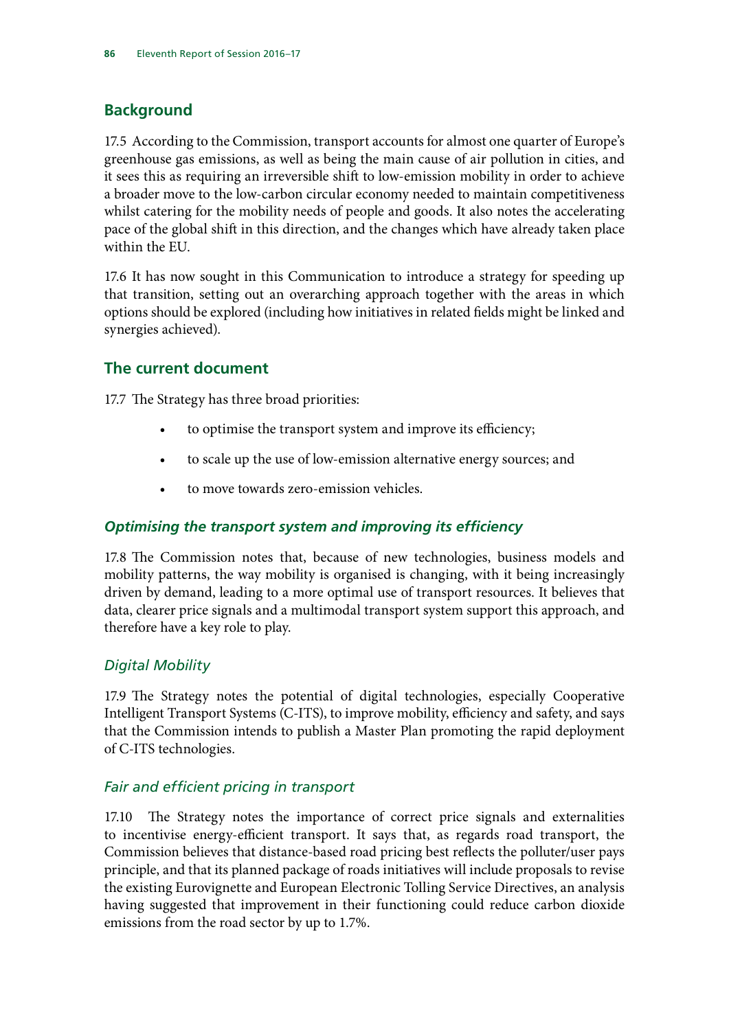## Background

17.5 According to the Commission, transport accounts for almost one quarter of Europe's greenhouse gas emissions, as well as being the main cause of air pollution in cities, and it sees this as requiring an irreversible shift to low-emission mobility in order to achieve a broader move to the low-carbon circular economy needed to maintain competitiveness whilst catering for the mobility needs of people and goods. It also notes the accelerating pace of the global shift in this direction, and the changes which have already taken place within the EU.

17.6 It has now sought in this Communication to introduce a strategy for speeding up that transition, setting out an overarching approach together with the areas in which options should be explored (including how initiatives in related fields might be linked and synergies achieved).

## The current document

17.7 The Strategy has three broad priorities:

- to optimise the transport system and improve its efficiency;
- to scale up the use of low-emission alternative energy sources; and
- to move towards zero-emission vehicles.

### *Optimising the transport system and improving its efficiency*

17.8 The Commission notes that, because of new technologies, business models and mobility patterns, the way mobility is organised is changing, with it being increasingly driven by demand, leading to a more optimal use of transport resources. It believes that data, clearer price signals and a multimodal transport system support this approach, and therefore have a key role to play.

### *Digital Mobility*

17.9 The Strategy notes the potential of digital technologies, especially Cooperative Intelligent Transport Systems (C-ITS), to improve mobility, efficiency and safety, and says that the Commission intends to publish a Master Plan promoting the rapid deployment of C-ITS technologies.

### *Fair and efficient pricing in transport*

17.10 The Strategy notes the importance of correct price signals and externalities to incentivise energy-efficient transport. It says that, as regards road transport, the Commission believes that distance-based road pricing best reflects the polluter/user pays principle, and that its planned package of roads initiatives will include proposals to revise the existing Eurovignette and European Electronic Tolling Service Directives, an analysis having suggested that improvement in their functioning could reduce carbon dioxide emissions from the road sector by up to 1.7%.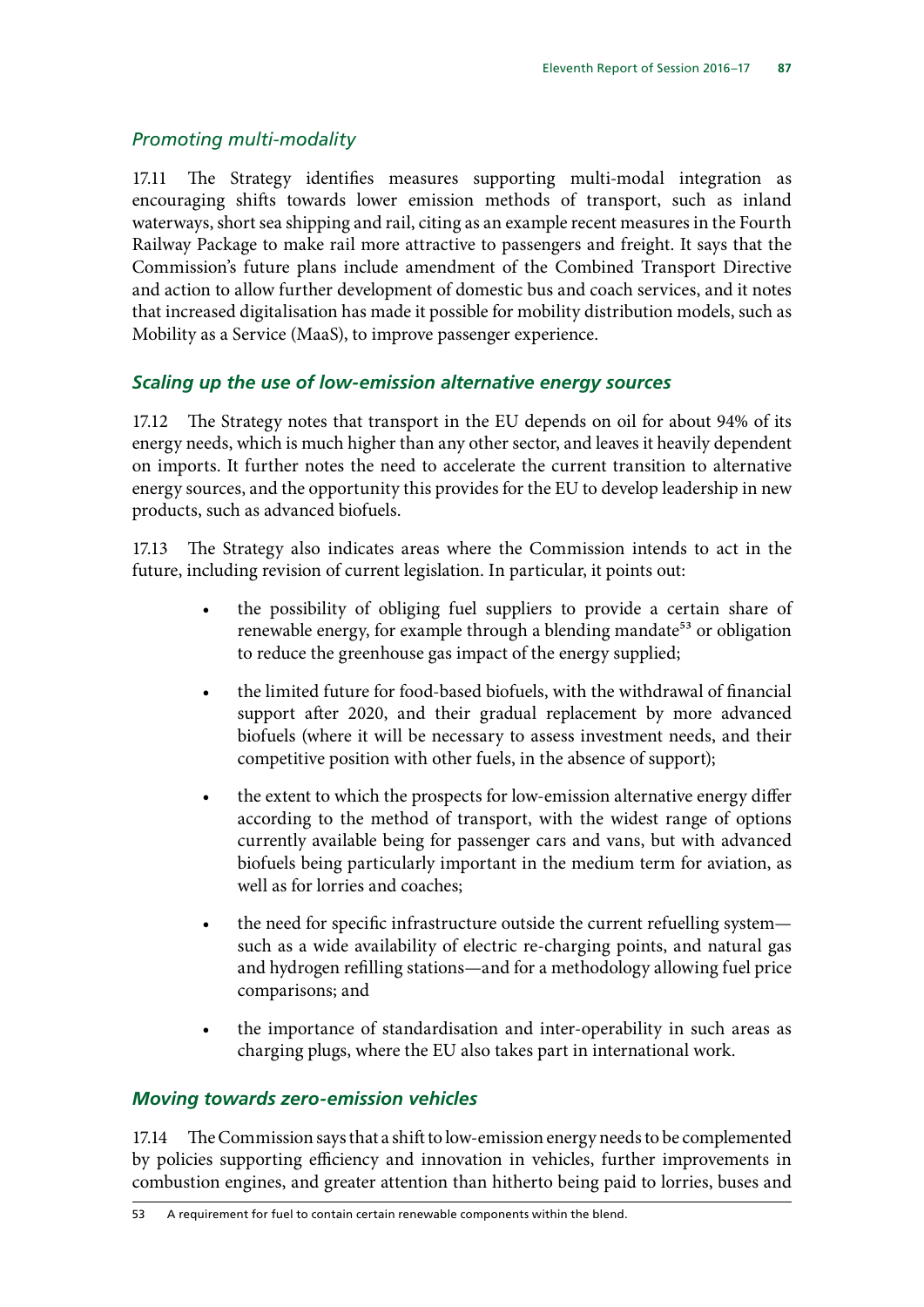### *Promoting multi-modality*

17.11 The Strategy identifies measures supporting multi-modal integration as encouraging shifts towards lower emission methods of transport, such as inland waterways, short sea shipping and rail, citing as an example recent measures in the Fourth Railway Package to make rail more attractive to passengers and freight. It says that the Commission's future plans include amendment of the Combined Transport Directive and action to allow further development of domestic bus and coach services, and it notes that increased digitalisation has made it possible for mobility distribution models, such as Mobility as a Service (MaaS), to improve passenger experience.

### *Scaling up the use of low-emission alternative energy sources*

17.12 The Strategy notes that transport in the EU depends on oil for about 94% of its energy needs, which is much higher than any other sector, and leaves it heavily dependent on imports. It further notes the need to accelerate the current transition to alternative energy sources, and the opportunity this provides for the EU to develop leadership in new products, such as advanced biofuels.

17.13 The Strategy also indicates areas where the Commission intends to act in the future, including revision of current legislation. In particular, it points out:

- the possibility of obliging fuel suppliers to provide a certain share of renewable energy, for example through a blending mandate[53] or obligation to reduce the greenhouse gas impact of the energy supplied;
- the limited future for food-based biofuels, with the withdrawal of financial support after 2020, and their gradual replacement by more advanced biofuels (where it will be necessary to assess investment needs, and their competitive position with other fuels, in the absence of support);
- the extent to which the prospects for low-emission alternative energy differ according to the method of transport, with the widest range of options currently available being for passenger cars and vans, but with advanced biofuels being particularly important in the medium term for aviation, as well as for lorries and coaches;
- the need for specific infrastructure outside the current refuelling system—such as a wide availability of electric re-charging points, and natural gas and hydrogen refilling stations—and for a methodology allowing fuel price comparisons; and
- the importance of standardisation and inter-operability in such areas as charging plugs, where the EU also takes part in international work.

### *Moving towards zero-emission vehicles*

17.14 The Commission says that a shift to low-emission energy needs to be complemented by policies supporting efficiency and innovation in vehicles, further improvements in combustion engines, and greater attention than hitherto being paid to lorries, buses and

53 A requirement for fuel to contain certain renewable components within the blend.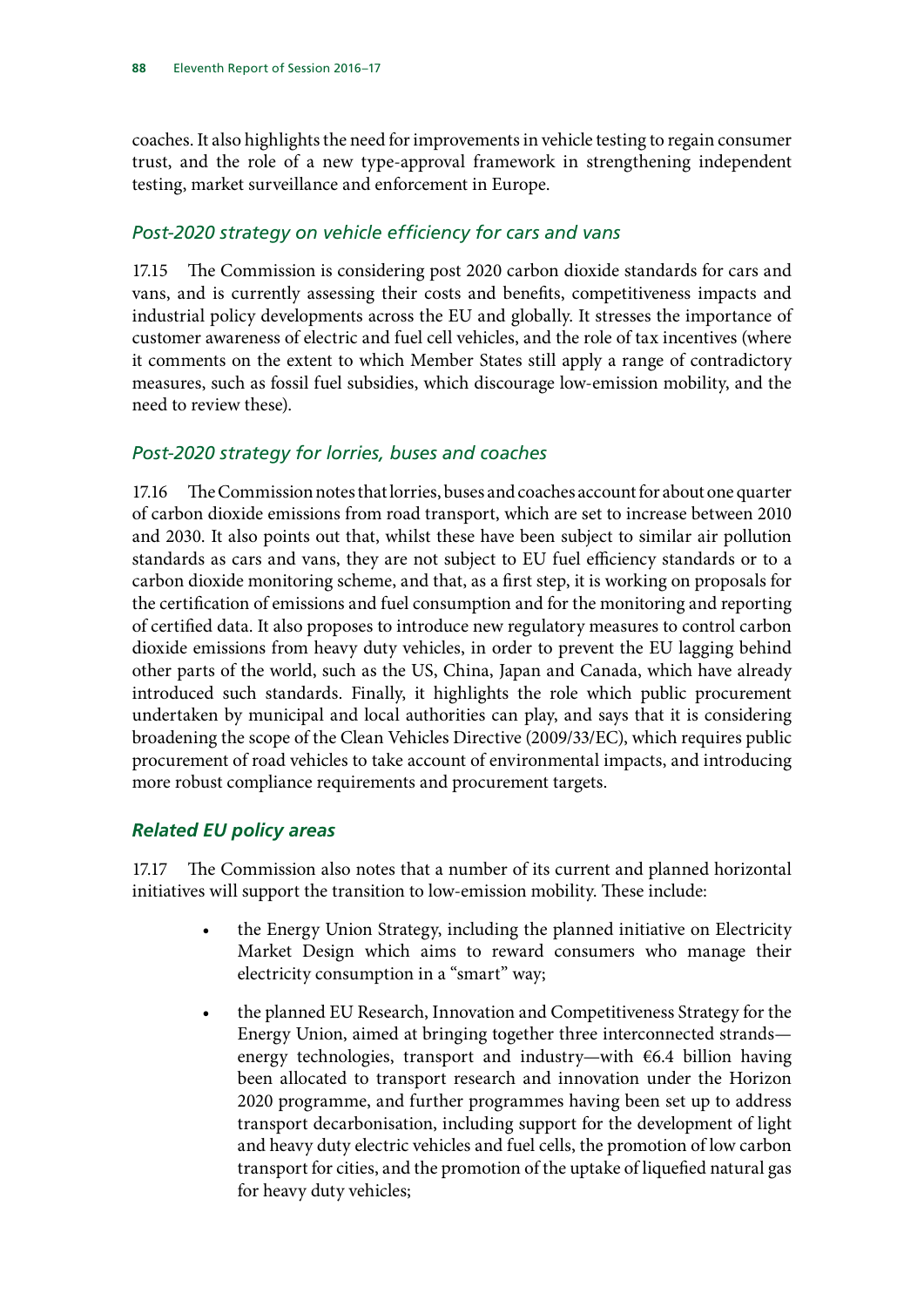coaches. It also highlights the need for improvements in vehicle testing to regain consumer trust, and the role of a new type-approval framework in strengthening independent testing, market surveillance and enforcement in Europe.

### *Post-2020 strategy on vehicle efficiency for cars and vans*

17.15 The Commission is considering post 2020 carbon dioxide standards for cars and vans, and is currently assessing their costs and benefits, competitiveness impacts and industrial policy developments across the EU and globally. It stresses the importance of customer awareness of electric and fuel cell vehicles, and the role of tax incentives (where it comments on the extent to which Member States still apply a range of contradictory measures, such as fossil fuel subsidies, which discourage low-emission mobility, and the need to review these).

### *Post-2020 strategy for lorries, buses and coaches*

17.16 The Commission notes that lorries, buses and coaches account for about one quarter of carbon dioxide emissions from road transport, which are set to increase between 2010 and 2030. It also points out that, whilst these have been subject to similar air pollution standards as cars and vans, they are not subject to EU fuel efficiency standards or to a carbon dioxide monitoring scheme, and that, as a first step, it is working on proposals for the certification of emissions and fuel consumption and for the monitoring and reporting of certified data. It also proposes to introduce new regulatory measures to control carbon dioxide emissions from heavy duty vehicles, in order to prevent the EU lagging behind other parts of the world, such as the US, China, Japan and Canada, which have already introduced such standards. Finally, it highlights the role which public procurement undertaken by municipal and local authorities can play, and says that it is considering broadening the scope of the Clean Vehicles Directive (2009/33/EC), which requires public procurement of road vehicles to take account of environmental impacts, and introducing more robust compliance requirements and procurement targets.

## *Related EU policy areas*

17.17 The Commission also notes that a number of its current and planned horizontal initiatives will support the transition to low-emission mobility. These include:

- the Energy Union Strategy, including the planned initiative on Electricity Market Design which aims to reward consumers who manage their electricity consumption in a "smart" way;
- the planned EU Research, Innovation and Competitiveness Strategy for the Energy Union, aimed at bringing together three interconnected strands—energy technologies, transport and industry—with €6.4 billion having been allocated to transport research and innovation under the Horizon 2020 programme, and further programmes having been set up to address transport decarbonisation, including support for the development of light and heavy duty electric vehicles and fuel cells, the promotion of low carbon transport for cities, and the promotion of the uptake of liquefied natural gas for heavy duty vehicles;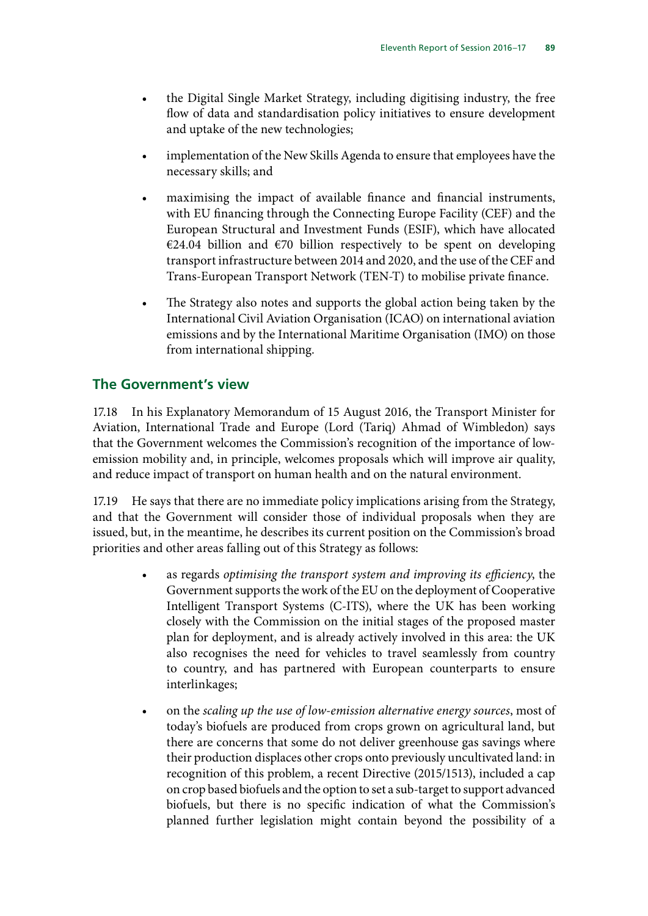- the Digital Single Market Strategy, including digitising industry, the free flow of data and standardisation policy initiatives to ensure development and uptake of the new technologies;
- implementation of the New Skills Agenda to ensure that employees have the necessary skills; and
- maximising the impact of available finance and financial instruments, with EU financing through the Connecting Europe Facility (CEF) and the European Structural and Investment Funds (ESIF), which have allocated €24.04 billion and €70 billion respectively to be spent on developing transport infrastructure between 2014 and 2020, and the use of the CEF and Trans-European Transport Network (TEN-T) to mobilise private finance.
- The Strategy also notes and supports the global action being taken by the International Civil Aviation Organisation (ICAO) on international aviation emissions and by the International Maritime Organisation (IMO) on those from international shipping.

## The Government's view

17.18 In his Explanatory Memorandum of 15 August 2016, the Transport Minister for Aviation, International Trade and Europe (Lord (Tariq) Ahmad of Wimbledon) says that the Government welcomes the Commission's recognition of the importance of low-emission mobility and, in principle, welcomes proposals which will improve air quality, and reduce impact of transport on human health and on the natural environment.

17.19 He says that there are no immediate policy implications arising from the Strategy, and that the Government will consider those of individual proposals when they are issued, but, in the meantime, he describes its current position on the Commission's broad priorities and other areas falling out of this Strategy as follows:

- as regards *optimising the transport system and improving its efficiency*, the Government supports the work of the EU on the deployment of Cooperative Intelligent Transport Systems (C-ITS), where the UK has been working closely with the Commission on the initial stages of the proposed master plan for deployment, and is already actively involved in this area: the UK also recognises the need for vehicles to travel seamlessly from country to country, and has partnered with European counterparts to ensure interlinkages;
- on the *scaling up the use of low-emission alternative energy sources*, most of today's biofuels are produced from crops grown on agricultural land, but there are concerns that some do not deliver greenhouse gas savings where their production displaces other crops onto previously uncultivated land: in recognition of this problem, a recent Directive (2015/1513), included a cap on crop based biofuels and the option to set a sub-target to support advanced biofuels, but there is no specific indication of what the Commission's planned further legislation might contain beyond the possibility of a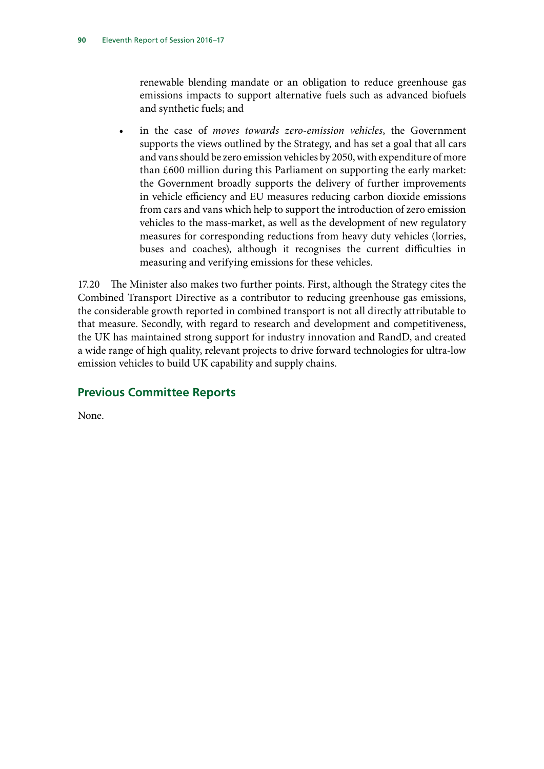renewable blending mandate or an obligation to reduce greenhouse gas emissions impacts to support alternative fuels such as advanced biofuels and synthetic fuels; and

- in the case of *moves towards zero-emission vehicles*, the Government supports the views outlined by the Strategy, and has set a goal that all cars and vans should be zero emission vehicles by 2050, with expenditure of more than £600 million during this Parliament on supporting the early market: the Government broadly supports the delivery of further improvements in vehicle efficiency and EU measures reducing carbon dioxide emissions from cars and vans which help to support the introduction of zero emission vehicles to the mass-market, as well as the development of new regulatory measures for corresponding reductions from heavy duty vehicles (lorries, buses and coaches), although it recognises the current difficulties in measuring and verifying emissions for these vehicles.

17.20 The Minister also makes two further points. First, although the Strategy cites the Combined Transport Directive as a contributor to reducing greenhouse gas emissions, the considerable growth reported in combined transport is not all directly attributable to that measure. Secondly, with regard to research and development and competitiveness, the UK has maintained strong support for industry innovation and RandD, and created a wide range of high quality, relevant projects to drive forward technologies for ultra-low emission vehicles to build UK capability and supply chains.

## Previous Committee Reports

None.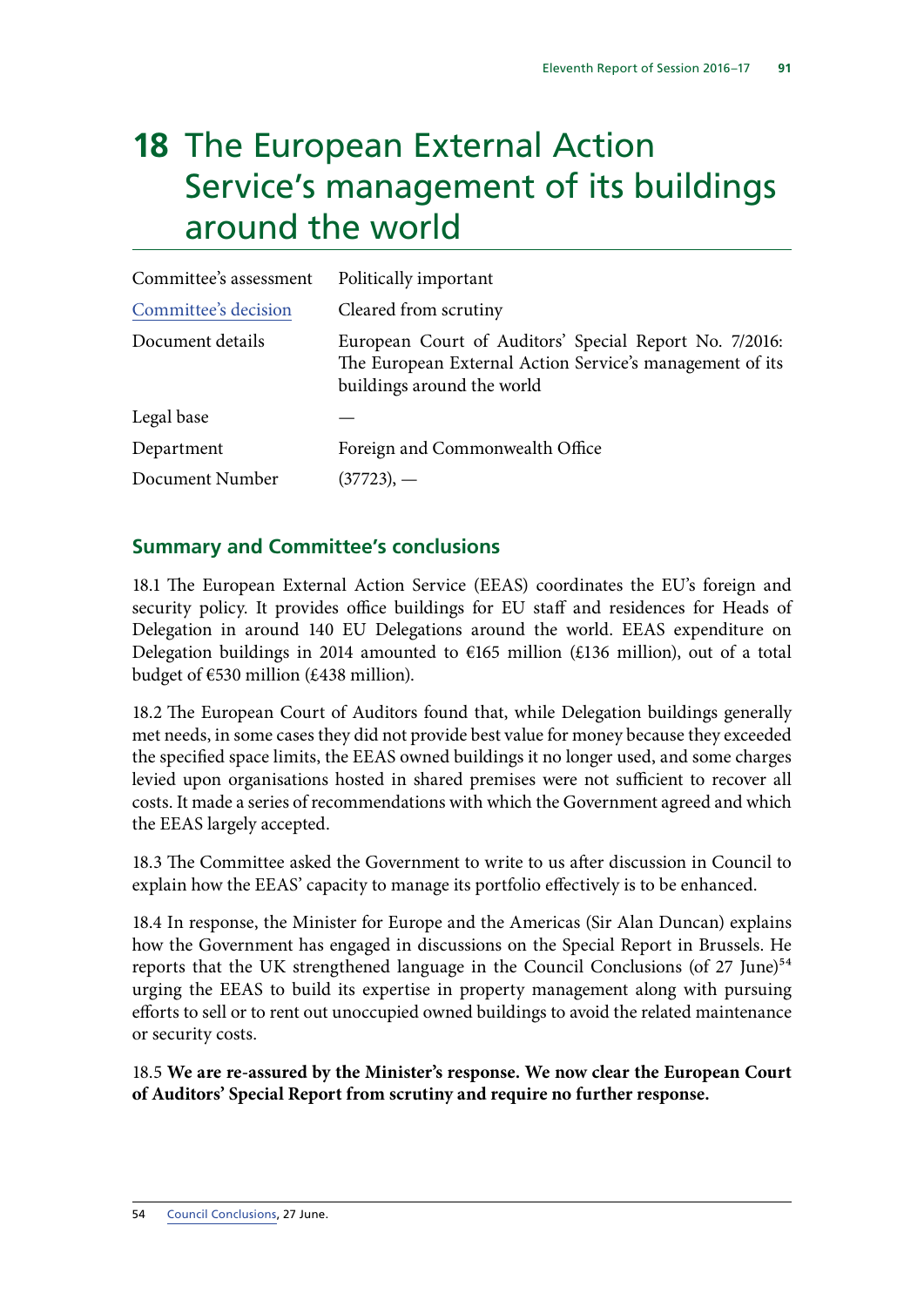# 18 The European External Action Service's management of its buildings around the world

| Committee's assessment | Politically important |
| --- | --- |
| Committee's decision | Cleared from scrutiny |
| Document details | European Court of Auditors' Special Report No. 7/2016: The European External Action Service's management of its buildings around the world |
| Legal base | — |
| Department | Foreign and Commonwealth Office |
| Document Number | (37723), — |

## Summary and Committee's conclusions

18.1 The European External Action Service (EEAS) coordinates the EU's foreign and security policy. It provides office buildings for EU staff and residences for Heads of Delegation in around 140 EU Delegations around the world. EEAS expenditure on Delegation buildings in 2014 amounted to €165 million (£136 million), out of a total budget of €530 million (£438 million).

18.2 The European Court of Auditors found that, while Delegation buildings generally met needs, in some cases they did not provide best value for money because they exceeded the specified space limits, the EEAS owned buildings it no longer used, and some charges levied upon organisations hosted in shared premises were not sufficient to recover all costs. It made a series of recommendations with which the Government agreed and which the EEAS largely accepted.

18.3 The Committee asked the Government to write to us after discussion in Council to explain how the EEAS' capacity to manage its portfolio effectively is to be enhanced.

18.4 In response, the Minister for Europe and the Americas (Sir Alan Duncan) explains how the Government has engaged in discussions on the Special Report in Brussels. He reports that the UK strengthened language in the Council Conclusions (of 27 June)[54] urging the EEAS to build its expertise in property management along with pursuing efforts to sell or to rent out unoccupied owned buildings to avoid the related maintenance or security costs.

18.5 **We are re-assured by the Minister's response. We now clear the European Court of Auditors' Special Report from scrutiny and require no further response.**

54 Council Conclusions, 27 June.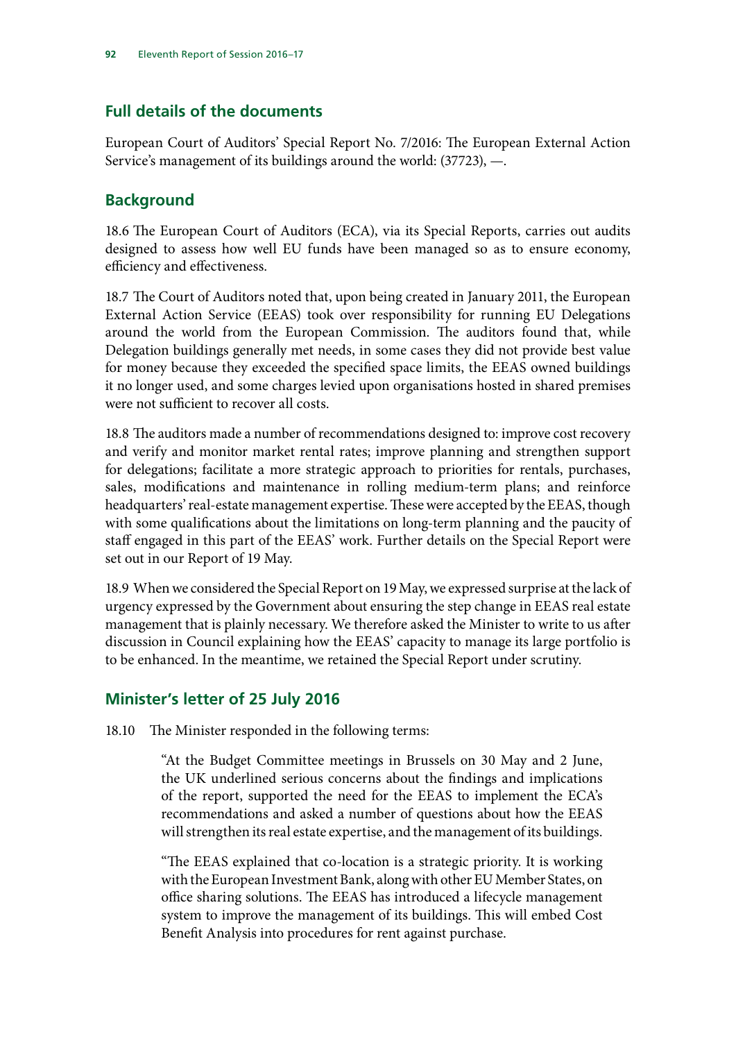## Full details of the documents

European Court of Auditors' Special Report No. 7/2016: The European External Action Service's management of its buildings around the world: (37723), —.

## Background

18.6 The European Court of Auditors (ECA), via its Special Reports, carries out audits designed to assess how well EU funds have been managed so as to ensure economy, efficiency and effectiveness.

18.7 The Court of Auditors noted that, upon being created in January 2011, the European External Action Service (EEAS) took over responsibility for running EU Delegations around the world from the European Commission. The auditors found that, while Delegation buildings generally met needs, in some cases they did not provide best value for money because they exceeded the specified space limits, the EEAS owned buildings it no longer used, and some charges levied upon organisations hosted in shared premises were not sufficient to recover all costs.

18.8 The auditors made a number of recommendations designed to: improve cost recovery and verify and monitor market rental rates; improve planning and strengthen support for delegations; facilitate a more strategic approach to priorities for rentals, purchases, sales, modifications and maintenance in rolling medium-term plans; and reinforce headquarters' real-estate management expertise. These were accepted by the EEAS, though with some qualifications about the limitations on long-term planning and the paucity of staff engaged in this part of the EEAS' work. Further details on the Special Report were set out in our Report of 19 May.

18.9 When we considered the Special Report on 19 May, we expressed surprise at the lack of urgency expressed by the Government about ensuring the step change in EEAS real estate management that is plainly necessary. We therefore asked the Minister to write to us after discussion in Council explaining how the EEAS' capacity to manage its large portfolio is to be enhanced. In the meantime, we retained the Special Report under scrutiny.

## Minister's letter of 25 July 2016

18.10 The Minister responded in the following terms:

> "At the Budget Committee meetings in Brussels on 30 May and 2 June, the UK underlined serious concerns about the findings and implications of the report, supported the need for the EEAS to implement the ECA's recommendations and asked a number of questions about how the EEAS will strengthen its real estate expertise, and the management of its buildings.
>
> "The EEAS explained that co-location is a strategic priority. It is working with the European Investment Bank, along with other EU Member States, on office sharing solutions. The EEAS has introduced a lifecycle management system to improve the management of its buildings. This will embed Cost Benefit Analysis into procedures for rent against purchase.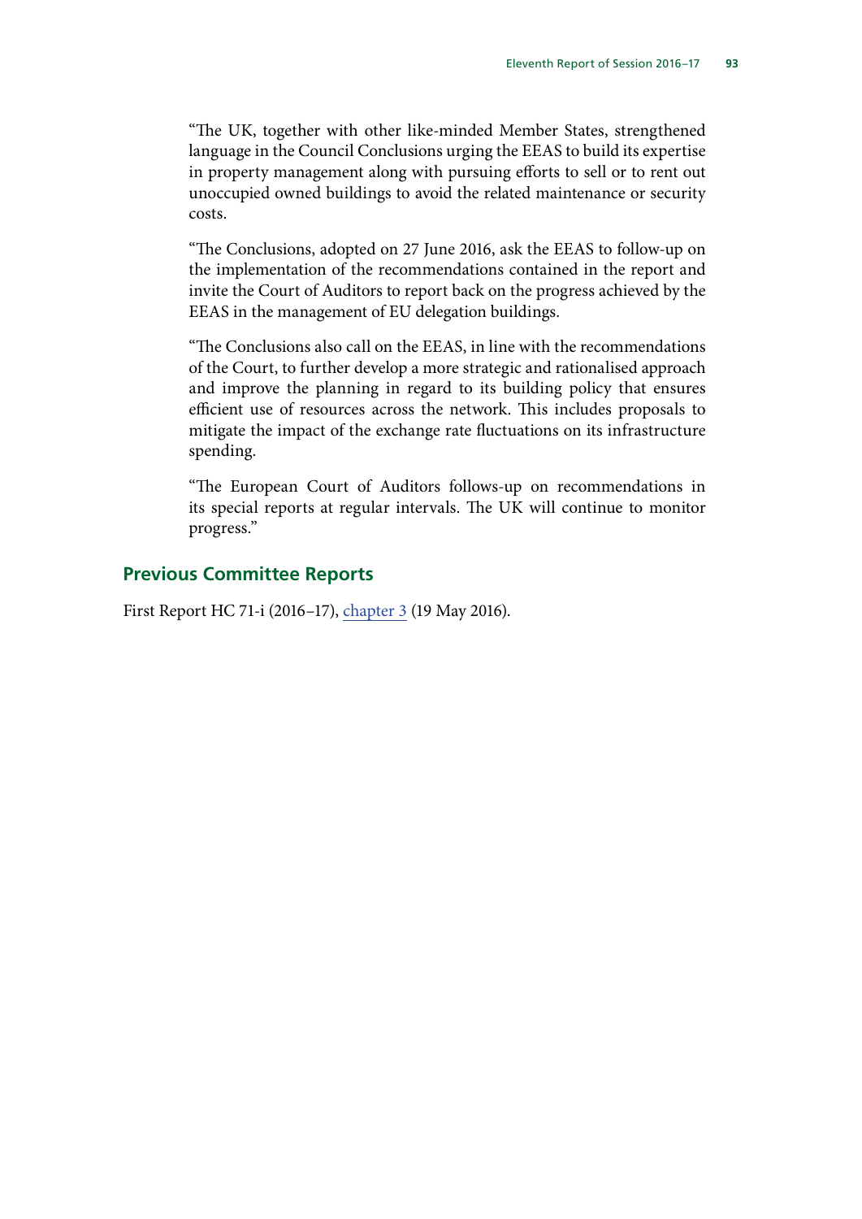"The UK, together with other like-minded Member States, strengthened language in the Council Conclusions urging the EEAS to build its expertise in property management along with pursuing efforts to sell or to rent out unoccupied owned buildings to avoid the related maintenance or security costs.

"The Conclusions, adopted on 27 June 2016, ask the EEAS to follow-up on the implementation of the recommendations contained in the report and invite the Court of Auditors to report back on the progress achieved by the EEAS in the management of EU delegation buildings.

"The Conclusions also call on the EEAS, in line with the recommendations of the Court, to further develop a more strategic and rationalised approach and improve the planning in regard to its building policy that ensures efficient use of resources across the network. This includes proposals to mitigate the impact of the exchange rate fluctuations on its infrastructure spending.

"The European Court of Auditors follows-up on recommendations in its special reports at regular intervals. The UK will continue to monitor progress."

## Previous Committee Reports

First Report HC 71-i (2016–17), chapter 3 (19 May 2016).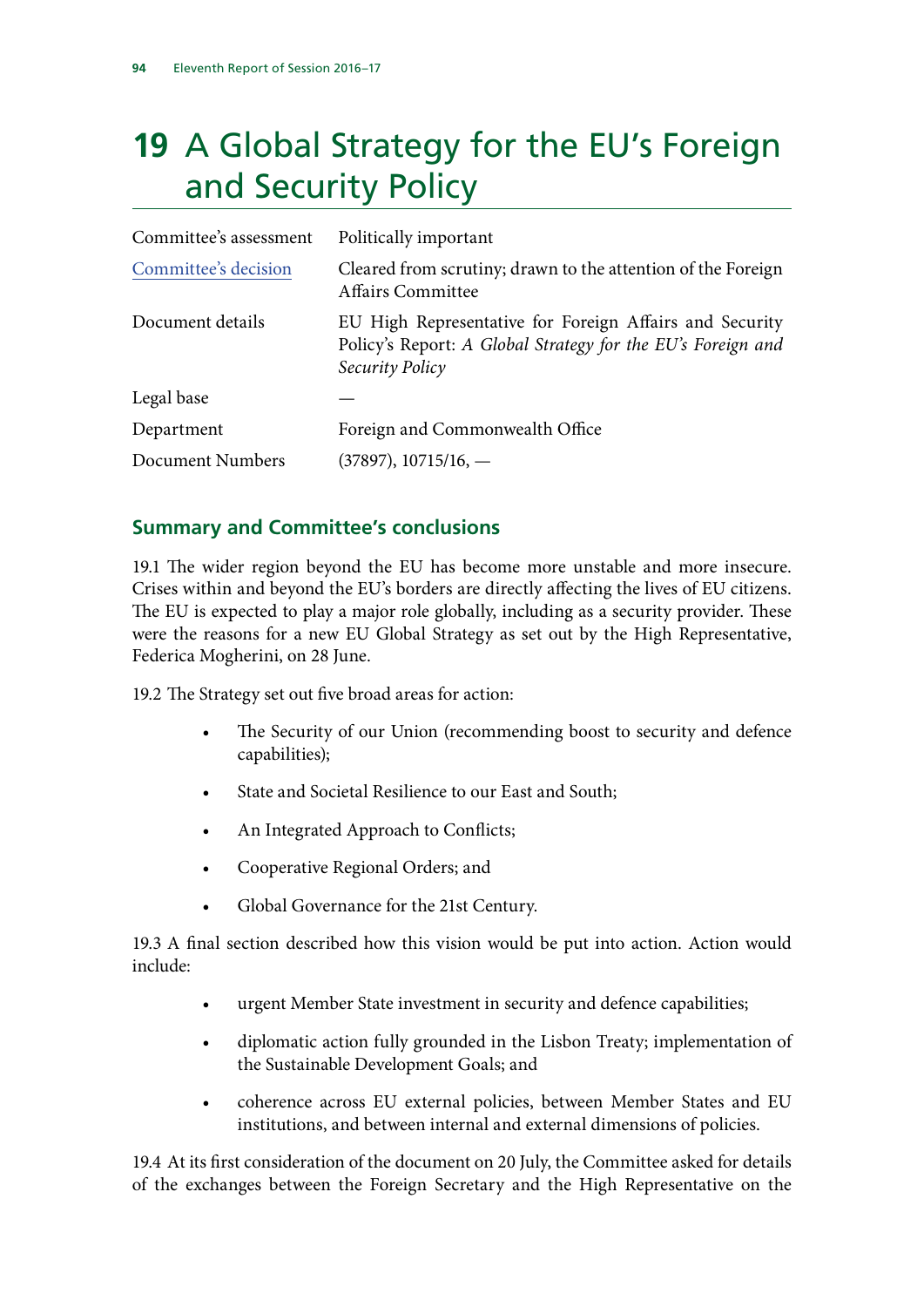# 19 A Global Strategy for the EU's Foreign and Security Policy

| | |
|---|---|
| Committee's assessment | Politically important |
| Committee's decision | Cleared from scrutiny; drawn to the attention of the Foreign Affairs Committee |
| Document details | EU High Representative for Foreign Affairs and Security Policy's Report: *A Global Strategy for the EU's Foreign and Security Policy* |
| Legal base | — |
| Department | Foreign and Commonwealth Office |
| Document Numbers | (37897), 10715/16, — |

## Summary and Committee's conclusions

19.1 The wider region beyond the EU has become more unstable and more insecure. Crises within and beyond the EU's borders are directly affecting the lives of EU citizens. The EU is expected to play a major role globally, including as a security provider. These were the reasons for a new EU Global Strategy as set out by the High Representative, Federica Mogherini, on 28 June.

19.2 The Strategy set out five broad areas for action:

- The Security of our Union (recommending boost to security and defence capabilities);
- State and Societal Resilience to our East and South;
- An Integrated Approach to Conflicts;
- Cooperative Regional Orders; and
- Global Governance for the 21st Century.

19.3 A final section described how this vision would be put into action. Action would include:

- urgent Member State investment in security and defence capabilities;
- diplomatic action fully grounded in the Lisbon Treaty; implementation of the Sustainable Development Goals; and
- coherence across EU external policies, between Member States and EU institutions, and between internal and external dimensions of policies.

19.4 At its first consideration of the document on 20 July, the Committee asked for details of the exchanges between the Foreign Secretary and the High Representative on the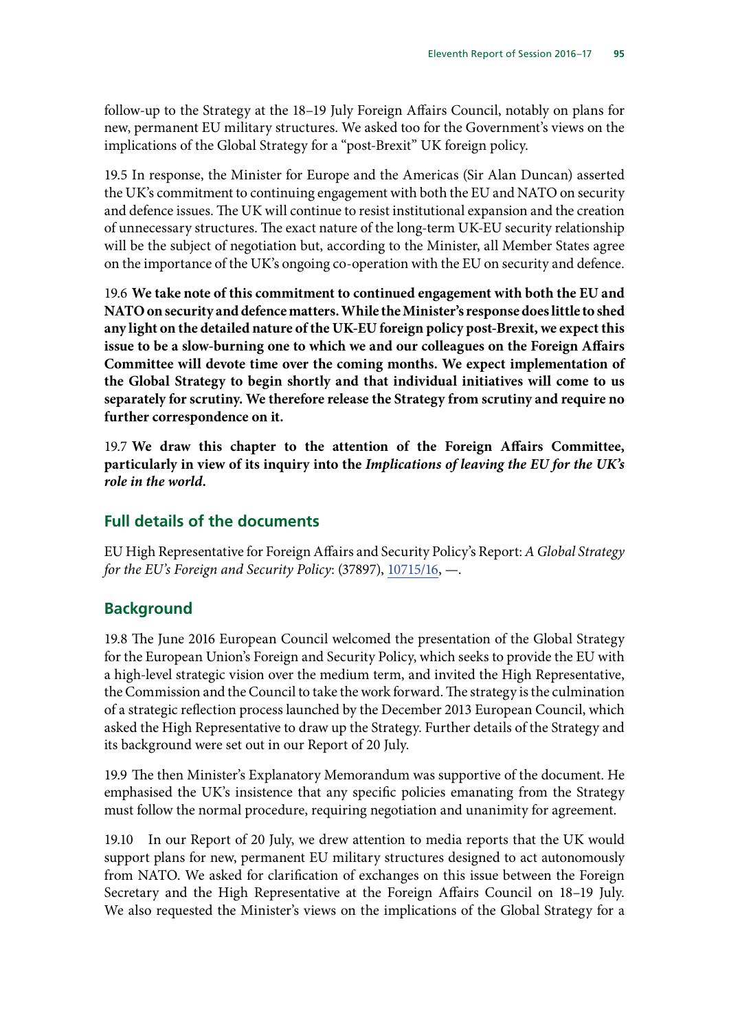follow-up to the Strategy at the 18–19 July Foreign Affairs Council, notably on plans for new, permanent EU military structures. We asked too for the Government's views on the implications of the Global Strategy for a "post-Brexit" UK foreign policy.

19.5 In response, the Minister for Europe and the Americas (Sir Alan Duncan) asserted the UK's commitment to continuing engagement with both the EU and NATO on security and defence issues. The UK will continue to resist institutional expansion and the creation of unnecessary structures. The exact nature of the long-term UK-EU security relationship will be the subject of negotiation but, according to the Minister, all Member States agree on the importance of the UK's ongoing co-operation with the EU on security and defence.

19.6 **We take note of this commitment to continued engagement with both the EU and NATO on security and defence matters. While the Minister's response does little to shed any light on the detailed nature of the UK-EU foreign policy post-Brexit, we expect this issue to be a slow-burning one to which we and our colleagues on the Foreign Affairs Committee will devote time over the coming months. We expect implementation of the Global Strategy to begin shortly and that individual initiatives will come to us separately for scrutiny. We therefore release the Strategy from scrutiny and require no further correspondence on it.**

19.7 **We draw this chapter to the attention of the Foreign Affairs Committee, particularly in view of its inquiry into the *Implications of leaving the EU for the UK's role in the world*.**

## Full details of the documents

EU High Representative for Foreign Affairs and Security Policy's Report: *A Global Strategy for the EU's Foreign and Security Policy*: (37897), 10715/16, —.

## Background

19.8 The June 2016 European Council welcomed the presentation of the Global Strategy for the European Union's Foreign and Security Policy, which seeks to provide the EU with a high-level strategic vision over the medium term, and invited the High Representative, the Commission and the Council to take the work forward. The strategy is the culmination of a strategic reflection process launched by the December 2013 European Council, which asked the High Representative to draw up the Strategy. Further details of the Strategy and its background were set out in our Report of 20 July.

19.9 The then Minister's Explanatory Memorandum was supportive of the document. He emphasised the UK's insistence that any specific policies emanating from the Strategy must follow the normal procedure, requiring negotiation and unanimity for agreement.

19.10 In our Report of 20 July, we drew attention to media reports that the UK would support plans for new, permanent EU military structures designed to act autonomously from NATO. We asked for clarification of exchanges on this issue between the Foreign Secretary and the High Representative at the Foreign Affairs Council on 18–19 July. We also requested the Minister's views on the implications of the Global Strategy for a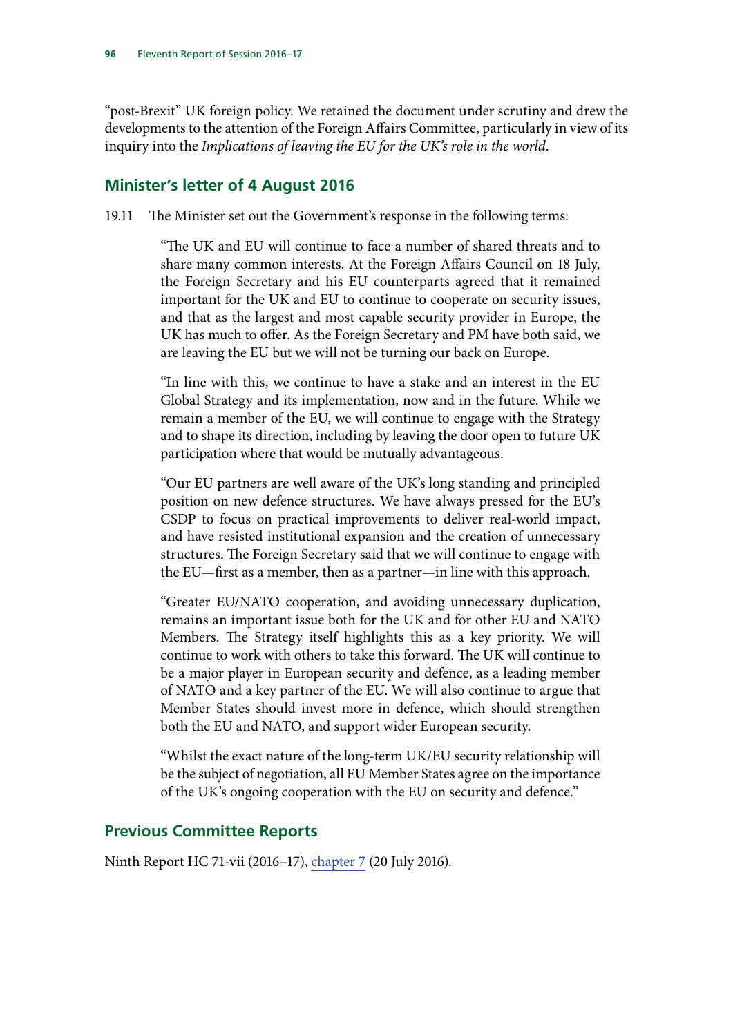"post-Brexit" UK foreign policy. We retained the document under scrutiny and drew the developments to the attention of the Foreign Affairs Committee, particularly in view of its inquiry into the *Implications of leaving the EU for the UK's role in the world*.

## Minister's letter of 4 August 2016

19.11 The Minister set out the Government's response in the following terms:

> "The UK and EU will continue to face a number of shared threats and to share many common interests. At the Foreign Affairs Council on 18 July, the Foreign Secretary and his EU counterparts agreed that it remained important for the UK and EU to continue to cooperate on security issues, and that as the largest and most capable security provider in Europe, the UK has much to offer. As the Foreign Secretary and PM have both said, we are leaving the EU but we will not be turning our back on Europe.
>
> "In line with this, we continue to have a stake and an interest in the EU Global Strategy and its implementation, now and in the future. While we remain a member of the EU, we will continue to engage with the Strategy and to shape its direction, including by leaving the door open to future UK participation where that would be mutually advantageous.
>
> "Our EU partners are well aware of the UK's long standing and principled position on new defence structures. We have always pressed for the EU's CSDP to focus on practical improvements to deliver real-world impact, and have resisted institutional expansion and the creation of unnecessary structures. The Foreign Secretary said that we will continue to engage with the EU—first as a member, then as a partner—in line with this approach.
>
> "Greater EU/NATO cooperation, and avoiding unnecessary duplication, remains an important issue both for the UK and for other EU and NATO Members. The Strategy itself highlights this as a key priority. We will continue to work with others to take this forward. The UK will continue to be a major player in European security and defence, as a leading member of NATO and a key partner of the EU. We will also continue to argue that Member States should invest more in defence, which should strengthen both the EU and NATO, and support wider European security.
>
> "Whilst the exact nature of the long-term UK/EU security relationship will be the subject of negotiation, all EU Member States agree on the importance of the UK's ongoing cooperation with the EU on security and defence."

## Previous Committee Reports

Ninth Report HC 71-vii (2016–17), chapter 7 (20 July 2016).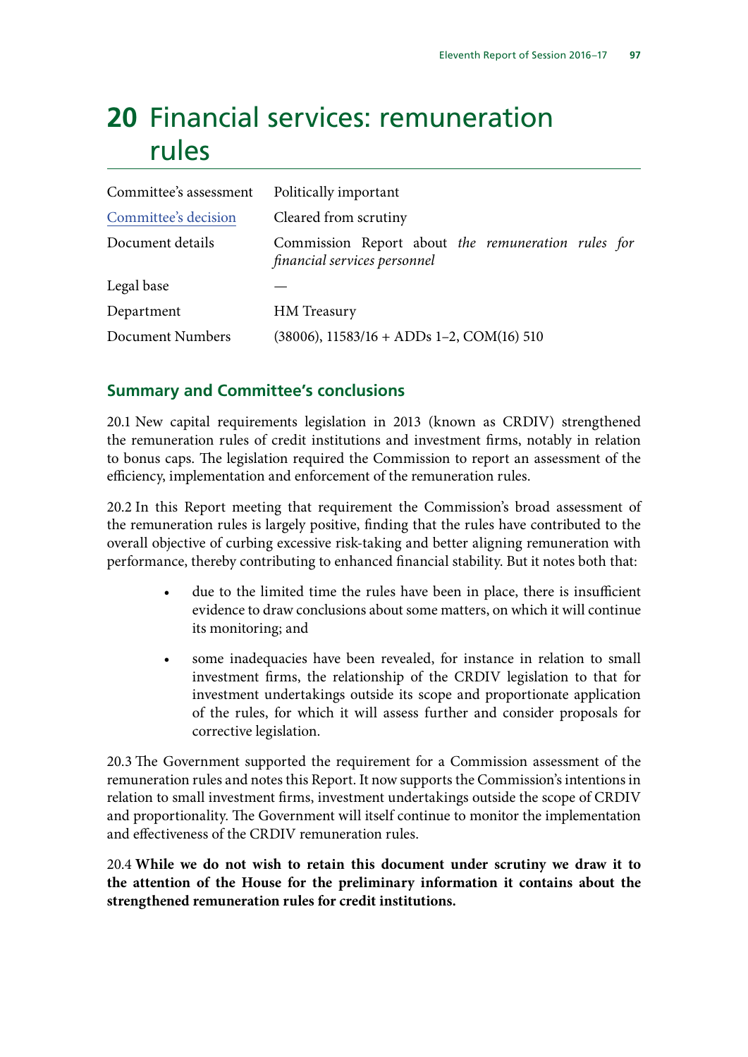# 20 Financial services: remuneration rules

| | |
|---|---|
| Committee's assessment | Politically important |
| Committee's decision | Cleared from scrutiny |
| Document details | Commission Report about *the remuneration rules for financial services personnel* |
| Legal base | — |
| Department | HM Treasury |
| Document Numbers | (38006), 11583/16 + ADDs 1–2, COM(16) 510 |

## Summary and Committee's conclusions

20.1 New capital requirements legislation in 2013 (known as CRDIV) strengthened the remuneration rules of credit institutions and investment firms, notably in relation to bonus caps. The legislation required the Commission to report an assessment of the efficiency, implementation and enforcement of the remuneration rules.

20.2 In this Report meeting that requirement the Commission's broad assessment of the remuneration rules is largely positive, finding that the rules have contributed to the overall objective of curbing excessive risk-taking and better aligning remuneration with performance, thereby contributing to enhanced financial stability. But it notes both that:

- due to the limited time the rules have been in place, there is insufficient evidence to draw conclusions about some matters, on which it will continue its monitoring; and
- some inadequacies have been revealed, for instance in relation to small investment firms, the relationship of the CRDIV legislation to that for investment undertakings outside its scope and proportionate application of the rules, for which it will assess further and consider proposals for corrective legislation.

20.3 The Government supported the requirement for a Commission assessment of the remuneration rules and notes this Report. It now supports the Commission's intentions in relation to small investment firms, investment undertakings outside the scope of CRDIV and proportionality. The Government will itself continue to monitor the implementation and effectiveness of the CRDIV remuneration rules.

20.4 **While we do not wish to retain this document under scrutiny we draw it to the attention of the House for the preliminary information it contains about the strengthened remuneration rules for credit institutions.**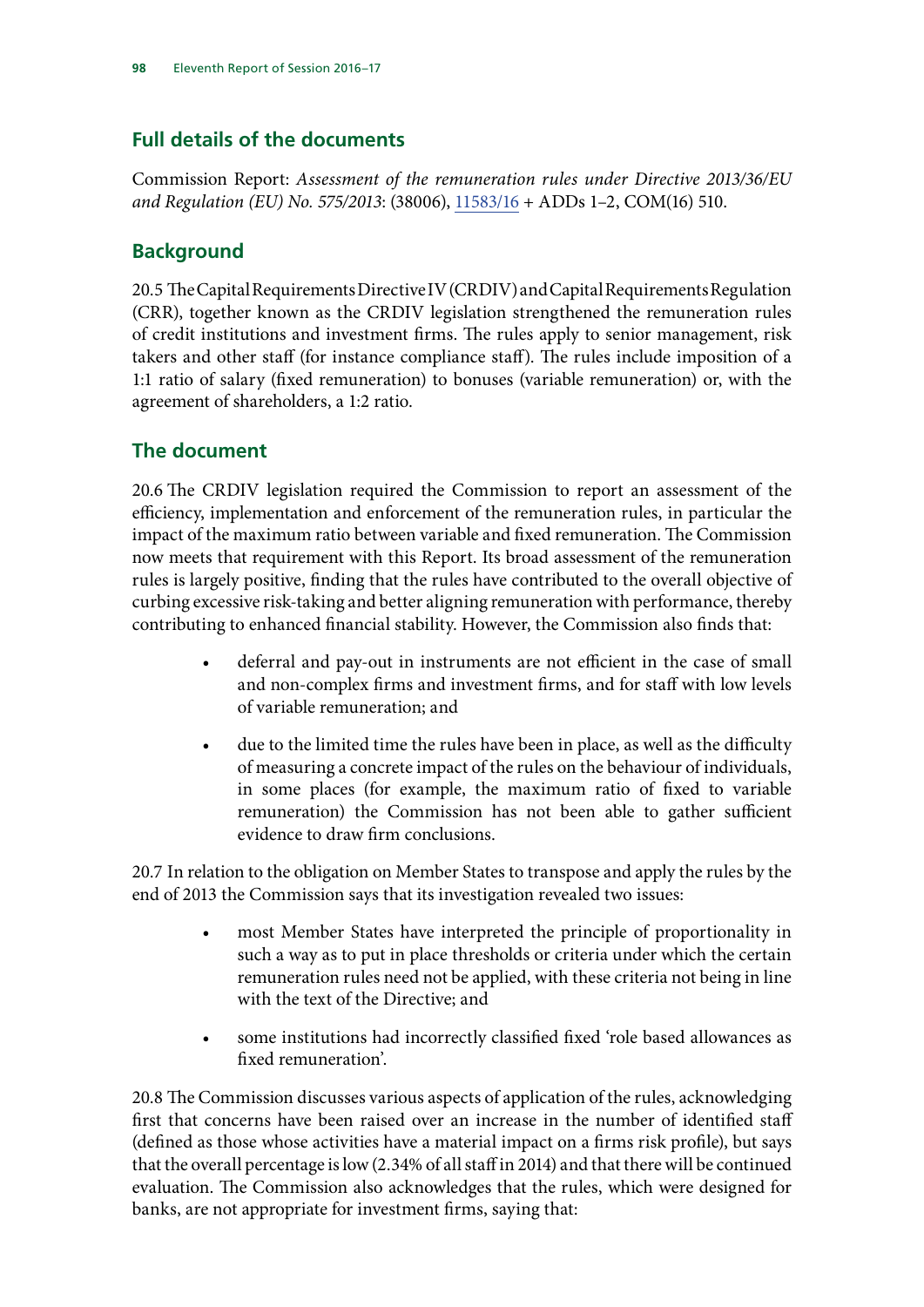## Full details of the documents

Commission Report: *Assessment of the remuneration rules under Directive 2013/36/EU and Regulation (EU) No. 575/2013*: (38006), 11583/16 + ADDs 1–2, COM(16) 510.

## Background

20.5 The Capital Requirements Directive IV (CRDIV) and Capital Requirements Regulation (CRR), together known as the CRDIV legislation strengthened the remuneration rules of credit institutions and investment firms. The rules apply to senior management, risk takers and other staff (for instance compliance staff). The rules include imposition of a 1:1 ratio of salary (fixed remuneration) to bonuses (variable remuneration) or, with the agreement of shareholders, a 1:2 ratio.

## The document

20.6 The CRDIV legislation required the Commission to report an assessment of the efficiency, implementation and enforcement of the remuneration rules, in particular the impact of the maximum ratio between variable and fixed remuneration. The Commission now meets that requirement with this Report. Its broad assessment of the remuneration rules is largely positive, finding that the rules have contributed to the overall objective of curbing excessive risk-taking and better aligning remuneration with performance, thereby contributing to enhanced financial stability. However, the Commission also finds that:

- deferral and pay-out in instruments are not efficient in the case of small and non-complex firms and investment firms, and for staff with low levels of variable remuneration; and
- due to the limited time the rules have been in place, as well as the difficulty of measuring a concrete impact of the rules on the behaviour of individuals, in some places (for example, the maximum ratio of fixed to variable remuneration) the Commission has not been able to gather sufficient evidence to draw firm conclusions.

20.7 In relation to the obligation on Member States to transpose and apply the rules by the end of 2013 the Commission says that its investigation revealed two issues:

- most Member States have interpreted the principle of proportionality in such a way as to put in place thresholds or criteria under which the certain remuneration rules need not be applied, with these criteria not being in line with the text of the Directive; and
- some institutions had incorrectly classified fixed 'role based allowances as fixed remuneration'.

20.8 The Commission discusses various aspects of application of the rules, acknowledging first that concerns have been raised over an increase in the number of identified staff (defined as those whose activities have a material impact on a firms risk profile), but says that the overall percentage is low (2.34% of all staff in 2014) and that there will be continued evaluation. The Commission also acknowledges that the rules, which were designed for banks, are not appropriate for investment firms, saying that: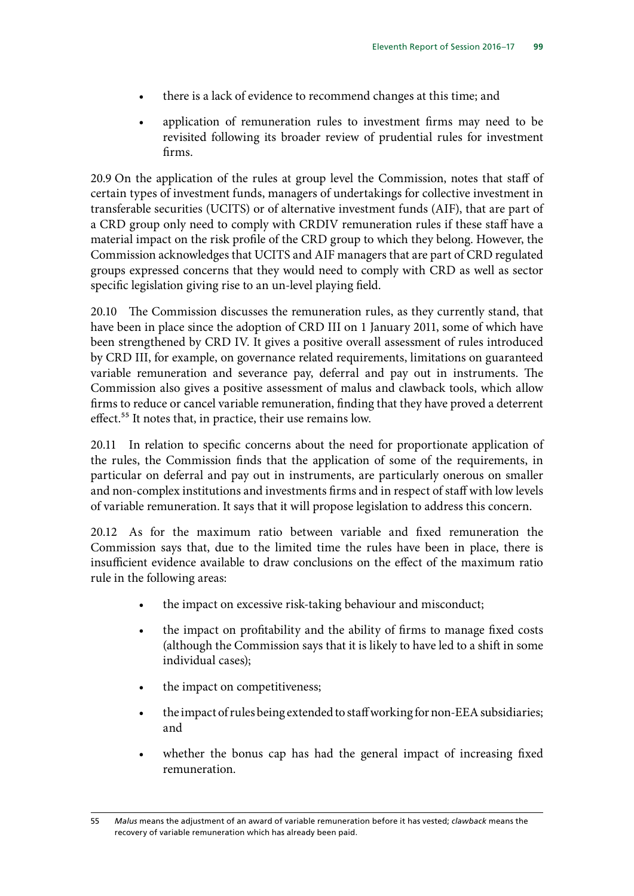- there is a lack of evidence to recommend changes at this time; and
- application of remuneration rules to investment firms may need to be revisited following its broader review of prudential rules for investment firms.

20.9 On the application of the rules at group level the Commission, notes that staff of certain types of investment funds, managers of undertakings for collective investment in transferable securities (UCITS) or of alternative investment funds (AIF), that are part of a CRD group only need to comply with CRDIV remuneration rules if these staff have a material impact on the risk profile of the CRD group to which they belong. However, the Commission acknowledges that UCITS and AIF managers that are part of CRD regulated groups expressed concerns that they would need to comply with CRD as well as sector specific legislation giving rise to an un-level playing field.

20.10 The Commission discusses the remuneration rules, as they currently stand, that have been in place since the adoption of CRD III on 1 January 2011, some of which have been strengthened by CRD IV. It gives a positive overall assessment of rules introduced by CRD III, for example, on governance related requirements, limitations on guaranteed variable remuneration and severance pay, deferral and pay out in instruments. The Commission also gives a positive assessment of malus and clawback tools, which allow firms to reduce or cancel variable remuneration, finding that they have proved a deterrent effect.[55] It notes that, in practice, their use remains low.

20.11 In relation to specific concerns about the need for proportionate application of the rules, the Commission finds that the application of some of the requirements, in particular on deferral and pay out in instruments, are particularly onerous on smaller and non-complex institutions and investments firms and in respect of staff with low levels of variable remuneration. It says that it will propose legislation to address this concern.

20.12 As for the maximum ratio between variable and fixed remuneration the Commission says that, due to the limited time the rules have been in place, there is insufficient evidence available to draw conclusions on the effect of the maximum ratio rule in the following areas:

- the impact on excessive risk-taking behaviour and misconduct;
- the impact on profitability and the ability of firms to manage fixed costs (although the Commission says that it is likely to have led to a shift in some individual cases);
- the impact on competitiveness;
- the impact of rules being extended to staff working for non-EEA subsidiaries; and
- whether the bonus cap has had the general impact of increasing fixed remuneration.

---

55 *Malus* means the adjustment of an award of variable remuneration before it has vested; *clawback* means the recovery of variable remuneration which has already been paid.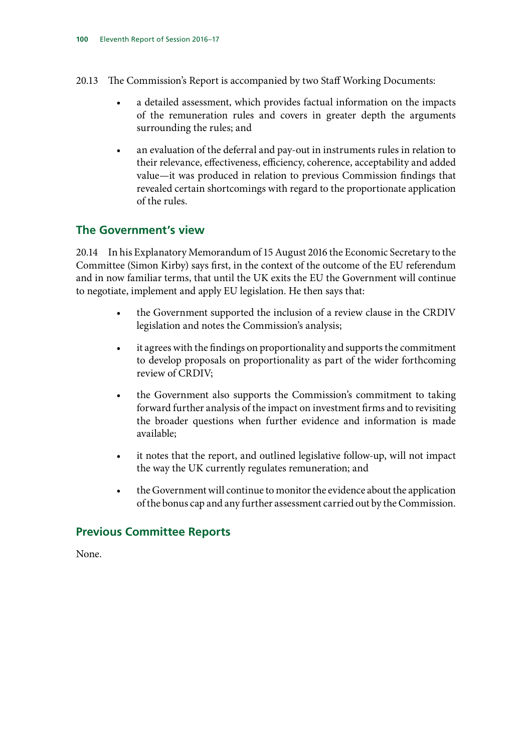20.13 The Commission's Report is accompanied by two Staff Working Documents:

- a detailed assessment, which provides factual information on the impacts of the remuneration rules and covers in greater depth the arguments surrounding the rules; and
- an evaluation of the deferral and pay-out in instruments rules in relation to their relevance, effectiveness, efficiency, coherence, acceptability and added value—it was produced in relation to previous Commission findings that revealed certain shortcomings with regard to the proportionate application of the rules.

## The Government's view

20.14 In his Explanatory Memorandum of 15 August 2016 the Economic Secretary to the Committee (Simon Kirby) says first, in the context of the outcome of the EU referendum and in now familiar terms, that until the UK exits the EU the Government will continue to negotiate, implement and apply EU legislation. He then says that:

- the Government supported the inclusion of a review clause in the CRDIV legislation and notes the Commission's analysis;
- it agrees with the findings on proportionality and supports the commitment to develop proposals on proportionality as part of the wider forthcoming review of CRDIV;
- the Government also supports the Commission's commitment to taking forward further analysis of the impact on investment firms and to revisiting the broader questions when further evidence and information is made available;
- it notes that the report, and outlined legislative follow-up, will not impact the way the UK currently regulates remuneration; and
- the Government will continue to monitor the evidence about the application of the bonus cap and any further assessment carried out by the Commission.

## Previous Committee Reports

None.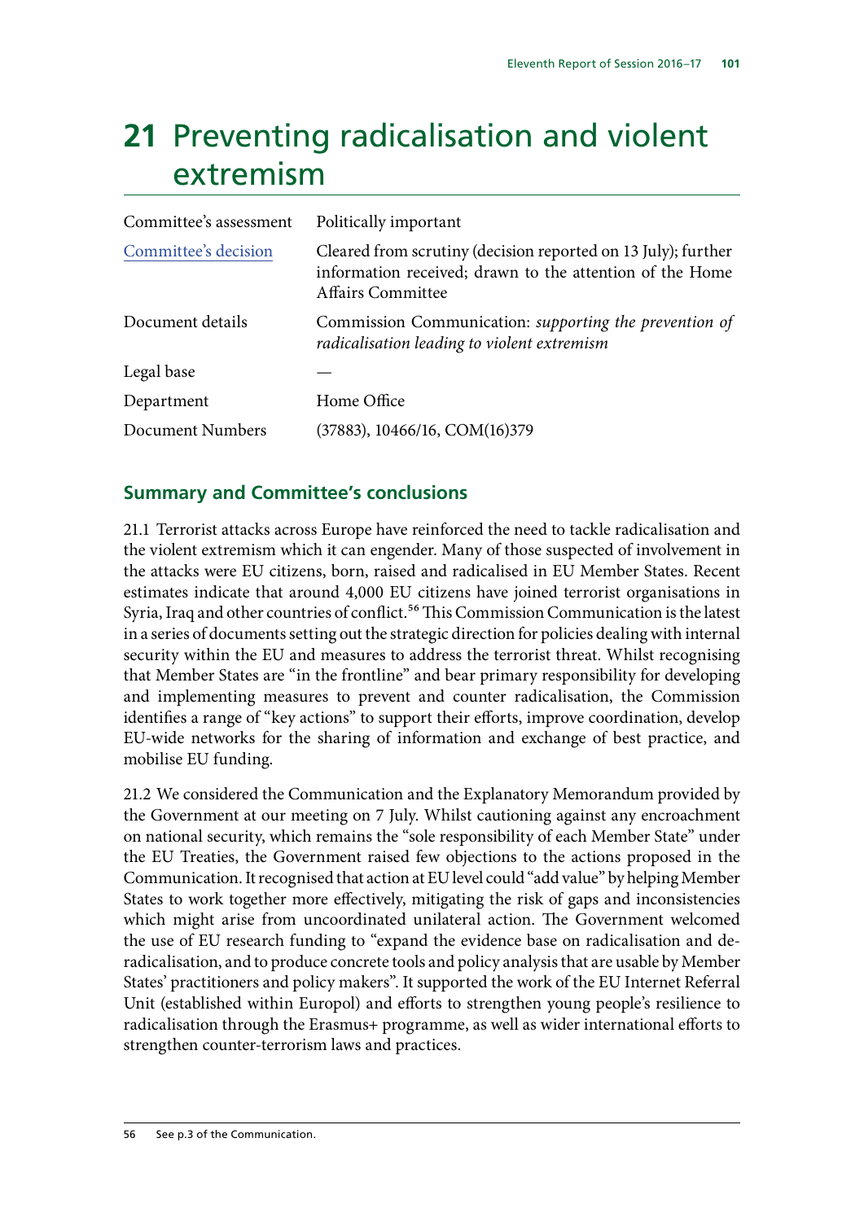# 21 Preventing radicalisation and violent extremism

| | |
|---|---|
| Committee's assessment | Politically important |
| Committee's decision | Cleared from scrutiny (decision reported on 13 July); further information received; drawn to the attention of the Home Affairs Committee |
| Document details | Commission Communication: *supporting the prevention of radicalisation leading to violent extremism* |
| Legal base | — |
| Department | Home Office |
| Document Numbers | (37883), 10466/16, COM(16)379 |

## Summary and Committee's conclusions

21.1 Terrorist attacks across Europe have reinforced the need to tackle radicalisation and the violent extremism which it can engender. Many of those suspected of involvement in the attacks were EU citizens, born, raised and radicalised in EU Member States. Recent estimates indicate that around 4,000 EU citizens have joined terrorist organisations in Syria, Iraq and other countries of conflict.[56] This Commission Communication is the latest in a series of documents setting out the strategic direction for policies dealing with internal security within the EU and measures to address the terrorist threat. Whilst recognising that Member States are "in the frontline" and bear primary responsibility for developing and implementing measures to prevent and counter radicalisation, the Commission identifies a range of "key actions" to support their efforts, improve coordination, develop EU-wide networks for the sharing of information and exchange of best practice, and mobilise EU funding.

21.2 We considered the Communication and the Explanatory Memorandum provided by the Government at our meeting on 7 July. Whilst cautioning against any encroachment on national security, which remains the "sole responsibility of each Member State" under the EU Treaties, the Government raised few objections to the actions proposed in the Communication. It recognised that action at EU level could "add value" by helping Member States to work together more effectively, mitigating the risk of gaps and inconsistencies which might arise from uncoordinated unilateral action. The Government welcomed the use of EU research funding to "expand the evidence base on radicalisation and de-radicalisation, and to produce concrete tools and policy analysis that are usable by Member States' practitioners and policy makers". It supported the work of the EU Internet Referral Unit (established within Europol) and efforts to strengthen young people's resilience to radicalisation through the Erasmus+ programme, as well as wider international efforts to strengthen counter-terrorism laws and practices.

56 See p.3 of the Communication.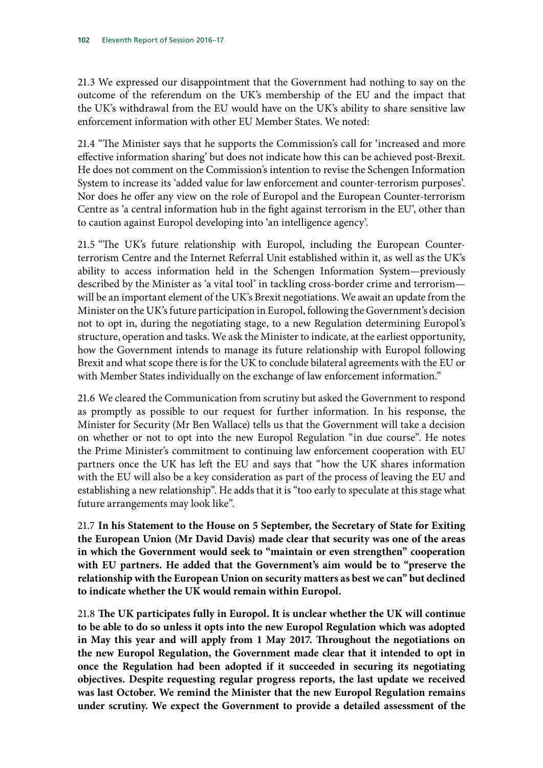21.3 We expressed our disappointment that the Government had nothing to say on the outcome of the referendum on the UK's membership of the EU and the impact that the UK's withdrawal from the EU would have on the UK's ability to share sensitive law enforcement information with other EU Member States. We noted:

21.4 "The Minister says that he supports the Commission's call for 'increased and more effective information sharing' but does not indicate how this can be achieved post-Brexit. He does not comment on the Commission's intention to revise the Schengen Information System to increase its 'added value for law enforcement and counter-terrorism purposes'. Nor does he offer any view on the role of Europol and the European Counter-terrorism Centre as 'a central information hub in the fight against terrorism in the EU', other than to caution against Europol developing into 'an intelligence agency'.

21.5 "The UK's future relationship with Europol, including the European Counter-terrorism Centre and the Internet Referral Unit established within it, as well as the UK's ability to access information held in the Schengen Information System—previously described by the Minister as 'a vital tool' in tackling cross-border crime and terrorism—will be an important element of the UK's Brexit negotiations. We await an update from the Minister on the UK's future participation in Europol, following the Government's decision not to opt in, during the negotiating stage, to a new Regulation determining Europol's structure, operation and tasks. We ask the Minister to indicate, at the earliest opportunity, how the Government intends to manage its future relationship with Europol following Brexit and what scope there is for the UK to conclude bilateral agreements with the EU or with Member States individually on the exchange of law enforcement information."

21.6 We cleared the Communication from scrutiny but asked the Government to respond as promptly as possible to our request for further information. In his response, the Minister for Security (Mr Ben Wallace) tells us that the Government will take a decision on whether or not to opt into the new Europol Regulation "in due course". He notes the Prime Minister's commitment to continuing law enforcement cooperation with EU partners once the UK has left the EU and says that "how the UK shares information with the EU will also be a key consideration as part of the process of leaving the EU and establishing a new relationship". He adds that it is "too early to speculate at this stage what future arrangements may look like".

21.7 **In his Statement to the House on 5 September, the Secretary of State for Exiting the European Union (Mr David Davis) made clear that security was one of the areas in which the Government would seek to "maintain or even strengthen" cooperation with EU partners. He added that the Government's aim would be to "preserve the relationship with the European Union on security matters as best we can" but declined to indicate whether the UK would remain within Europol.**

21.8 **The UK participates fully in Europol. It is unclear whether the UK will continue to be able to do so unless it opts into the new Europol Regulation which was adopted in May this year and will apply from 1 May 2017. Throughout the negotiations on the new Europol Regulation, the Government made clear that it intended to opt in once the Regulation had been adopted if it succeeded in securing its negotiating objectives. Despite requesting regular progress reports, the last update we received was last October. We remind the Minister that the new Europol Regulation remains under scrutiny. We expect the Government to provide a detailed assessment of the**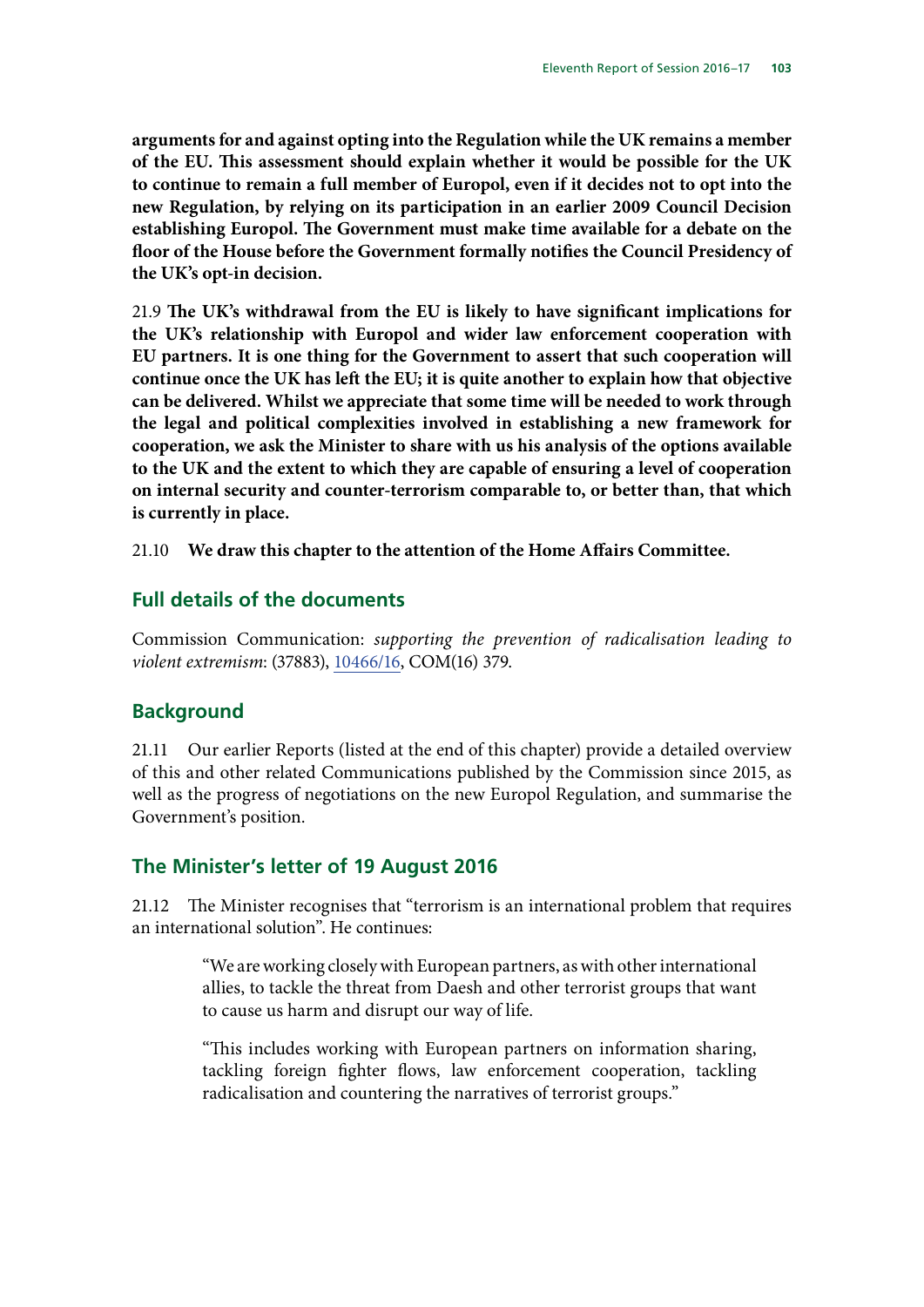**arguments for and against opting into the Regulation while the UK remains a member of the EU. This assessment should explain whether it would be possible for the UK to continue to remain a full member of Europol, even if it decides not to opt into the new Regulation, by relying on its participation in an earlier 2009 Council Decision establishing Europol. The Government must make time available for a debate on the floor of the House before the Government formally notifies the Council Presidency of the UK's opt-in decision.**

21.9 **The UK's withdrawal from the EU is likely to have significant implications for the UK's relationship with Europol and wider law enforcement cooperation with EU partners. It is one thing for the Government to assert that such cooperation will continue once the UK has left the EU; it is quite another to explain how that objective can be delivered. Whilst we appreciate that some time will be needed to work through the legal and political complexities involved in establishing a new framework for cooperation, we ask the Minister to share with us his analysis of the options available to the UK and the extent to which they are capable of ensuring a level of cooperation on internal security and counter-terrorism comparable to, or better than, that which is currently in place.**

21.10 **We draw this chapter to the attention of the Home Affairs Committee.**

## Full details of the documents

Commission Communication: *supporting the prevention of radicalisation leading to violent extremism*: (37883), 10466/16, COM(16) 379.

## Background

21.11 Our earlier Reports (listed at the end of this chapter) provide a detailed overview of this and other related Communications published by the Commission since 2015, as well as the progress of negotiations on the new Europol Regulation, and summarise the Government's position.

## The Minister's letter of 19 August 2016

21.12 The Minister recognises that "terrorism is an international problem that requires an international solution". He continues:

> "We are working closely with European partners, as with other international allies, to tackle the threat from Daesh and other terrorist groups that want to cause us harm and disrupt our way of life.
>
> "This includes working with European partners on information sharing, tackling foreign fighter flows, law enforcement cooperation, tackling radicalisation and countering the narratives of terrorist groups."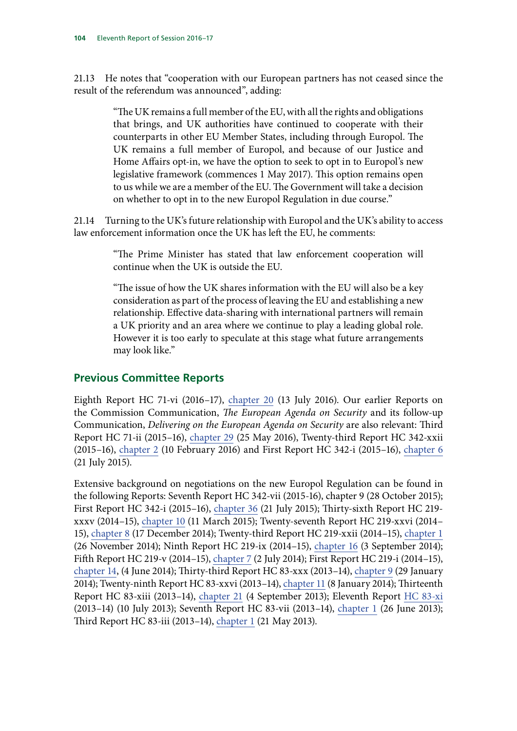21.13 He notes that "cooperation with our European partners has not ceased since the result of the referendum was announced", adding:

> "The UK remains a full member of the EU, with all the rights and obligations that brings, and UK authorities have continued to cooperate with their counterparts in other EU Member States, including through Europol. The UK remains a full member of Europol, and because of our Justice and Home Affairs opt-in, we have the option to seek to opt in to Europol's new legislative framework (commences 1 May 2017). This option remains open to us while we are a member of the EU. The Government will take a decision on whether to opt in to the new Europol Regulation in due course."

21.14 Turning to the UK's future relationship with Europol and the UK's ability to access law enforcement information once the UK has left the EU, he comments:

> "The Prime Minister has stated that law enforcement cooperation will continue when the UK is outside the EU.
>
> "The issue of how the UK shares information with the EU will also be a key consideration as part of the process of leaving the EU and establishing a new relationship. Effective data-sharing with international partners will remain a UK priority and an area where we continue to play a leading global role. However it is too early to speculate at this stage what future arrangements may look like."

## Previous Committee Reports

Eighth Report HC 71-vi (2016–17), chapter 20 (13 July 2016). Our earlier Reports on the Commission Communication, *The European Agenda on Security* and its follow-up Communication, *Delivering on the European Agenda on Security* are also relevant: Third Report HC 71-ii (2015–16), chapter 29 (25 May 2016), Twenty-third Report HC 342-xxii (2015–16), chapter 2 (10 February 2016) and First Report HC 342-i (2015–16), chapter 6 (21 July 2015).

Extensive background on negotiations on the new Europol Regulation can be found in the following Reports: Seventh Report HC 342-vii (2015-16), chapter 9 (28 October 2015); First Report HC 342-i (2015–16), chapter 36 (21 July 2015); Thirty-sixth Report HC 219-xxxv (2014–15), chapter 10 (11 March 2015); Twenty-seventh Report HC 219-xxvi (2014–15), chapter 8 (17 December 2014); Twenty-third Report HC 219-xxii (2014–15), chapter 1 (26 November 2014); Ninth Report HC 219-ix (2014–15), chapter 16 (3 September 2014); Fifth Report HC 219-v (2014–15), chapter 7 (2 July 2014); First Report HC 219-i (2014–15), chapter 14, (4 June 2014); Thirty-third Report HC 83-xxx (2013–14), chapter 9 (29 January 2014); Twenty-ninth Report HC 83-xxvi (2013–14), chapter 11 (8 January 2014); Thirteenth Report HC 83-xiii (2013–14), chapter 21 (4 September 2013); Eleventh Report HC 83-xi (2013–14) (10 July 2013); Seventh Report HC 83-vii (2013–14), chapter 1 (26 June 2013); Third Report HC 83-iii (2013–14), chapter 1 (21 May 2013).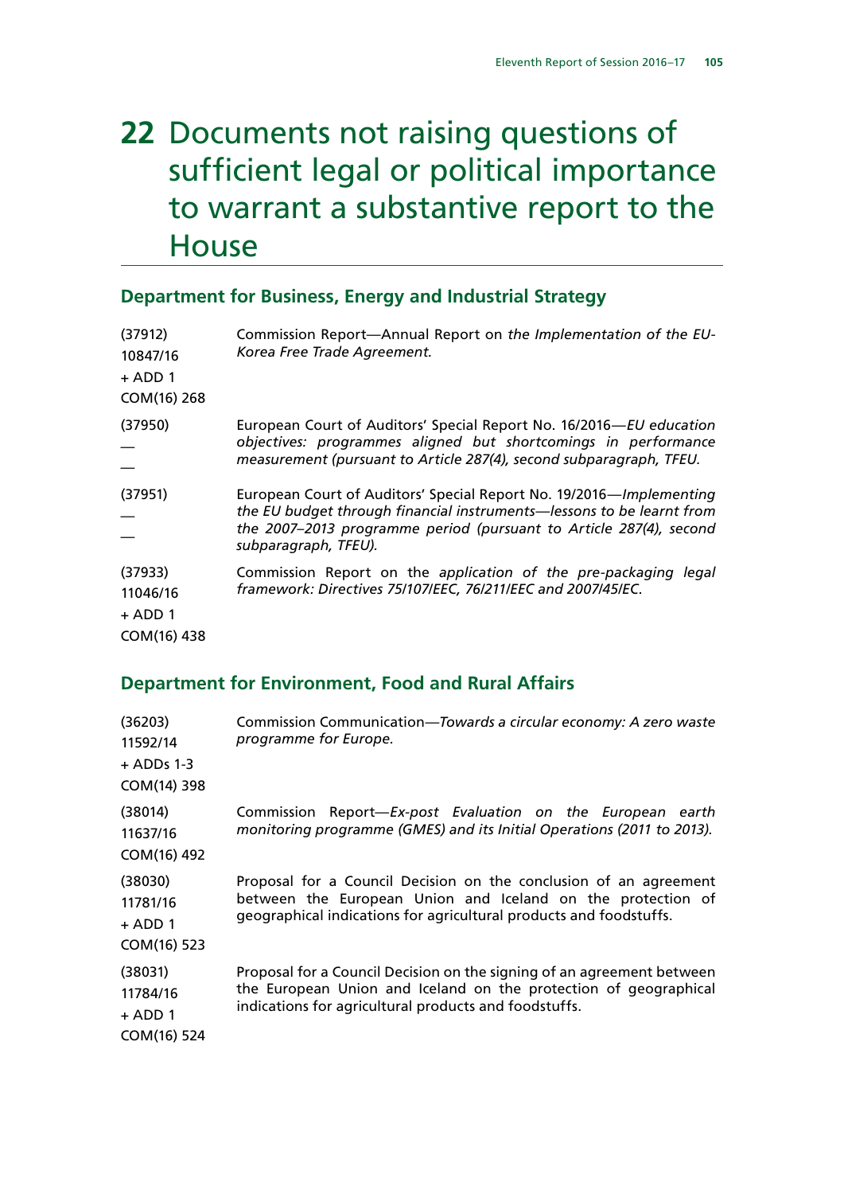# 22 Documents not raising questions of sufficient legal or political importance to warrant a substantive report to the House

## Department for Business, Energy and Industrial Strategy

| | |
|---|---|
| (37912)<br>10847/16<br>+ ADD 1<br>COM(16) 268 | Commission Report—Annual Report on *the Implementation of the EU-Korea Free Trade Agreement.* |
| (37950)<br>—<br>— | European Court of Auditors' Special Report No. 16/2016—*EU education objectives: programmes aligned but shortcomings in performance measurement (pursuant to Article 287(4), second subparagraph, TFEU.* |
| (37951)<br>—<br>— | European Court of Auditors' Special Report No. 19/2016—*Implementing the EU budget through financial instruments—lessons to be learnt from the 2007–2013 programme period (pursuant to Article 287(4), second subparagraph, TFEU).* |
| (37933)<br>11046/16<br>+ ADD 1<br>COM(16) 438 | Commission Report on the *application of the pre-packaging legal framework: Directives 75/107/EEC, 76/211/EEC and 2007/45/EC.* |

## Department for Environment, Food and Rural Affairs

| | |
|---|---|
| (36203)<br>11592/14<br>+ ADDs 1-3<br>COM(14) 398 | Commission Communication—*Towards a circular economy: A zero waste programme for Europe.* |
| (38014)<br>11637/16<br>COM(16) 492 | Commission Report—*Ex-post Evaluation on the European earth monitoring programme (GMES) and its Initial Operations (2011 to 2013).* |
| (38030)<br>11781/16<br>+ ADD 1<br>COM(16) 523 | Proposal for a Council Decision on the conclusion of an agreement between the European Union and Iceland on the protection of geographical indications for agricultural products and foodstuffs. |
| (38031)<br>11784/16<br>+ ADD 1<br>COM(16) 524 | Proposal for a Council Decision on the signing of an agreement between the European Union and Iceland on the protection of geographical indications for agricultural products and foodstuffs. |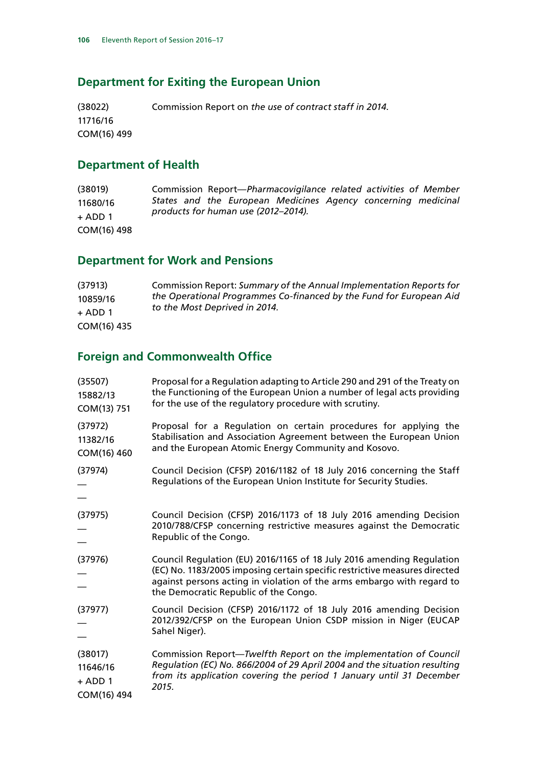## Department for Exiting the European Union

| | |
|---|---|
| (38022)<br>11716/16<br>COM(16) 499 | Commission Report on *the use of contract staff in 2014.* |

## Department of Health

| | |
|---|---|
| (38019)<br>11680/16<br>+ ADD 1<br>COM(16) 498 | Commission Report—*Pharmacovigilance related activities of Member States and the European Medicines Agency concerning medicinal products for human use (2012–2014).* |

## Department for Work and Pensions

| | |
|---|---|
| (37913)<br>10859/16<br>+ ADD 1<br>COM(16) 435 | Commission Report: *Summary of the Annual Implementation Reports for the Operational Programmes Co-financed by the Fund for European Aid to the Most Deprived in 2014.* |

## Foreign and Commonwealth Office

| | |
|---|---|
| (35507)<br>15882/13<br>COM(13) 751 | Proposal for a Regulation adapting to Article 290 and 291 of the Treaty on the Functioning of the European Union a number of legal acts providing for the use of the regulatory procedure with scrutiny. |
| (37972)<br>11382/16<br>COM(16) 460 | Proposal for a Regulation on certain procedures for applying the Stabilisation and Association Agreement between the European Union and the European Atomic Energy Community and Kosovo. |
| (37974)<br>—<br>— | Council Decision (CFSP) 2016/1182 of 18 July 2016 concerning the Staff Regulations of the European Union Institute for Security Studies. |
| (37975)<br>—<br>— | Council Decision (CFSP) 2016/1173 of 18 July 2016 amending Decision 2010/788/CFSP concerning restrictive measures against the Democratic Republic of the Congo. |
| (37976)<br>—<br>— | Council Regulation (EU) 2016/1165 of 18 July 2016 amending Regulation (EC) No. 1183/2005 imposing certain specific restrictive measures directed against persons acting in violation of the arms embargo with regard to the Democratic Republic of the Congo. |
| (37977)<br>—<br>— | Council Decision (CFSP) 2016/1172 of 18 July 2016 amending Decision 2012/392/CFSP on the European Union CSDP mission in Niger (EUCAP Sahel Niger). |
| (38017)<br>11646/16<br>+ ADD 1<br>COM(16) 494 | Commission Report—*Twelfth Report on the implementation of Council Regulation (EC) No. 866/2004 of 29 April 2004 and the situation resulting from its application covering the period 1 January until 31 December 2015.* |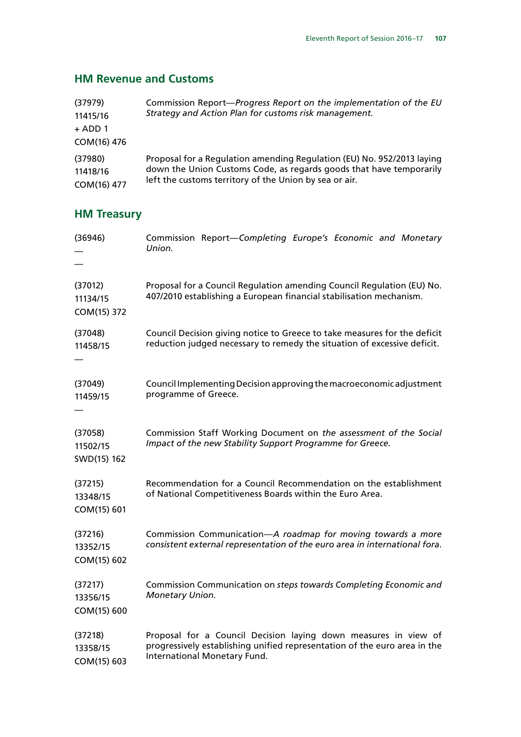## HM Revenue and Customs

| | |
|---|---|
| (37979)<br>11415/16<br>+ ADD 1<br>COM(16) 476 | Commission Report—*Progress Report on the implementation of the EU Strategy and Action Plan for customs risk management.* |
| (37980)<br>11418/16<br>COM(16) 477 | Proposal for a Regulation amending Regulation (EU) No. 952/2013 laying down the Union Customs Code, as regards goods that have temporarily left the customs territory of the Union by sea or air. |

## HM Treasury

| | |
|---|---|
| (36946)<br>—<br>— | Commission Report—*Completing Europe's Economic and Monetary Union.* |
| (37012)<br>11134/15<br>COM(15) 372 | Proposal for a Council Regulation amending Council Regulation (EU) No. 407/2010 establishing a European financial stabilisation mechanism. |
| (37048)<br>11458/15<br>— | Council Decision giving notice to Greece to take measures for the deficit reduction judged necessary to remedy the situation of excessive deficit. |
| (37049)<br>11459/15<br>— | Council Implementing Decision approving the macroeconomic adjustment programme of Greece. |
| (37058)<br>11502/15<br>SWD(15) 162 | Commission Staff Working Document on *the assessment of the Social Impact of the new Stability Support Programme for Greece.* |
| (37215)<br>13348/15<br>COM(15) 601 | Recommendation for a Council Recommendation on the establishment of National Competitiveness Boards within the Euro Area. |
| (37216)<br>13352/15<br>COM(15) 602 | Commission Communication—*A roadmap for moving towards a more consistent external representation of the euro area in international fora.* |
| (37217)<br>13356/15<br>COM(15) 600 | Commission Communication on *steps towards Completing Economic and Monetary Union.* |
| (37218)<br>13358/15<br>COM(15) 603 | Proposal for a Council Decision laying down measures in view of progressively establishing unified representation of the euro area in the International Monetary Fund. |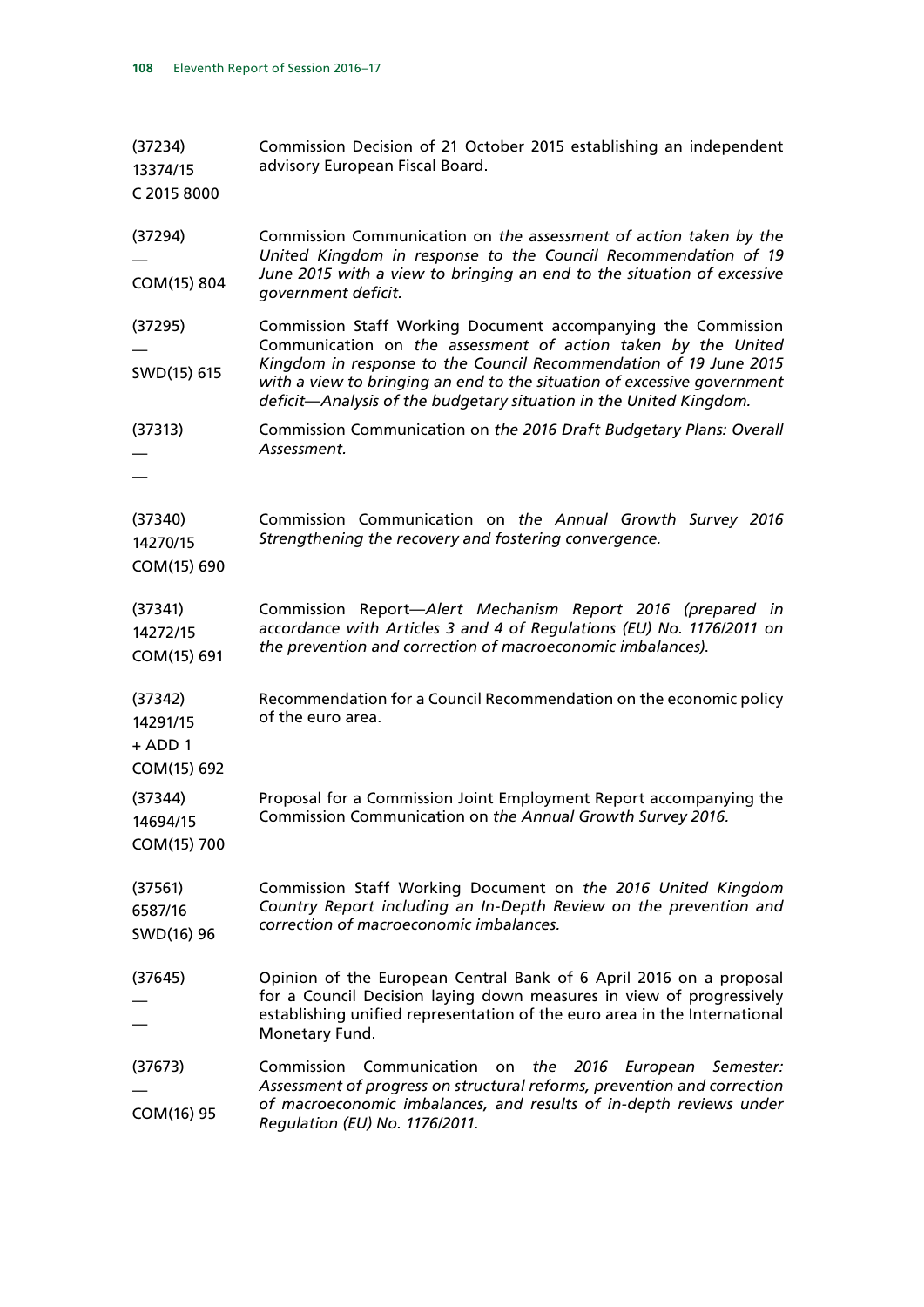| | |
|---|---|
| (37234)<br>13374/15<br>C 2015 8000 | Commission Decision of 21 October 2015 establishing an independent advisory European Fiscal Board. |
| (37294)<br>—<br>COM(15) 804 | Commission Communication on *the assessment of action taken by the United Kingdom in response to the Council Recommendation of 19 June 2015 with a view to bringing an end to the situation of excessive government deficit.* |
| (37295)<br>—<br>SWD(15) 615 | Commission Staff Working Document accompanying the Commission Communication on *the assessment of action taken by the United Kingdom in response to the Council Recommendation of 19 June 2015 with a view to bringing an end to the situation of excessive government deficit—Analysis of the budgetary situation in the United Kingdom.* |
| (37313)<br>—<br>— | Commission Communication on *the 2016 Draft Budgetary Plans: Overall Assessment.* |
| (37340)<br>14270/15<br>COM(15) 690 | Commission Communication on *the Annual Growth Survey 2016 Strengthening the recovery and fostering convergence.* |
| (37341)<br>14272/15<br>COM(15) 691 | Commission Report—*Alert Mechanism Report 2016 (prepared in accordance with Articles 3 and 4 of Regulations (EU) No. 1176/2011 on the prevention and correction of macroeconomic imbalances).* |
| (37342)<br>14291/15<br>+ ADD 1<br>COM(15) 692 | Recommendation for a Council Recommendation on the economic policy of the euro area. |
| (37344)<br>14694/15<br>COM(15) 700 | Proposal for a Commission Joint Employment Report accompanying the Commission Communication on *the Annual Growth Survey 2016*. |
| (37561)<br>6587/16<br>SWD(16) 96 | Commission Staff Working Document on *the 2016 United Kingdom Country Report including an In-Depth Review on the prevention and correction of macroeconomic imbalances.* |
| (37645)<br>—<br>— | Opinion of the European Central Bank of 6 April 2016 on a proposal for a Council Decision laying down measures in view of progressively establishing unified representation of the euro area in the International Monetary Fund. |
| (37673)<br>—<br>COM(16) 95 | Commission Communication on *the 2016 European Semester: Assessment of progress on structural reforms, prevention and correction of macroeconomic imbalances, and results of in-depth reviews under Regulation (EU) No. 1176/2011.* |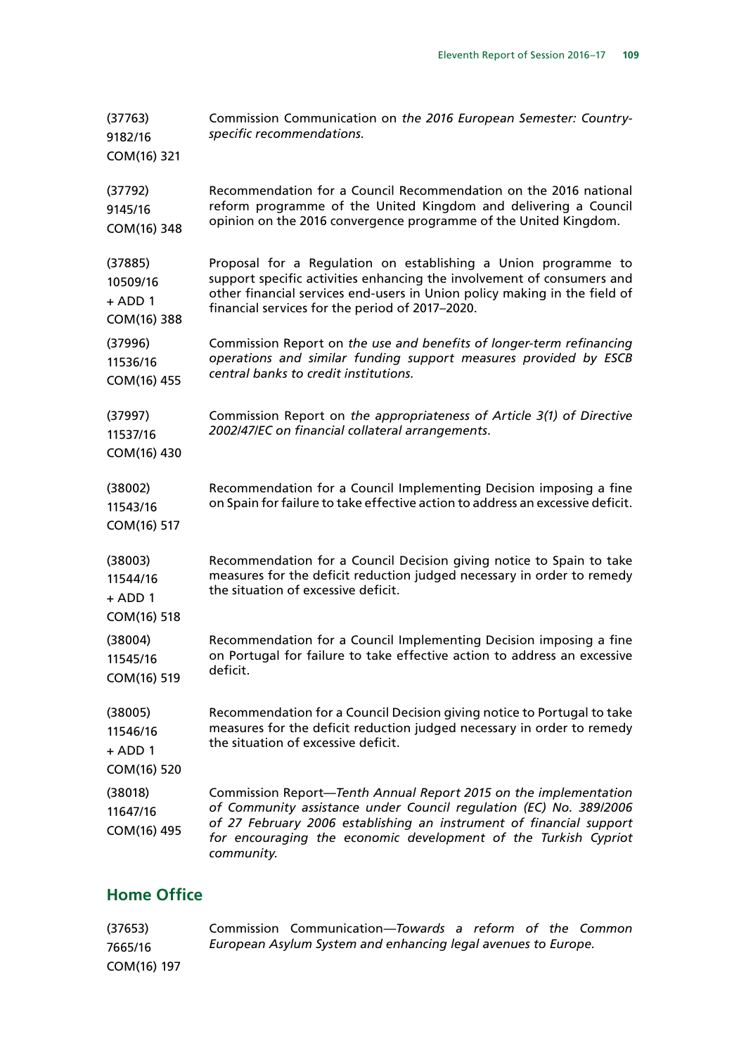| | |
|---|---|
| (37763)<br>9182/16<br>COM(16) 321 | Commission Communication on *the 2016 European Semester: Country-specific recommendations.* |
| (37792)<br>9145/16<br>COM(16) 348 | Recommendation for a Council Recommendation on the 2016 national reform programme of the United Kingdom and delivering a Council opinion on the 2016 convergence programme of the United Kingdom. |
| (37885)<br>10509/16<br>+ ADD 1<br>COM(16) 388 | Proposal for a Regulation on establishing a Union programme to support specific activities enhancing the involvement of consumers and other financial services end-users in Union policy making in the field of financial services for the period of 2017–2020. |
| (37996)<br>11536/16<br>COM(16) 455 | Commission Report on *the use and benefits of longer-term refinancing operations and similar funding support measures provided by ESCB central banks to credit institutions.* |
| (37997)<br>11537/16<br>COM(16) 430 | Commission Report on *the appropriateness of Article 3(1) of Directive 2002/47/EC on financial collateral arrangements.* |
| (38002)<br>11543/16<br>COM(16) 517 | Recommendation for a Council Implementing Decision imposing a fine on Spain for failure to take effective action to address an excessive deficit. |
| (38003)<br>11544/16<br>+ ADD 1<br>COM(16) 518 | Recommendation for a Council Decision giving notice to Spain to take measures for the deficit reduction judged necessary in order to remedy the situation of excessive deficit. |
| (38004)<br>11545/16<br>COM(16) 519 | Recommendation for a Council Implementing Decision imposing a fine on Portugal for failure to take effective action to address an excessive deficit. |
| (38005)<br>11546/16<br>+ ADD 1<br>COM(16) 520 | Recommendation for a Council Decision giving notice to Portugal to take measures for the deficit reduction judged necessary in order to remedy the situation of excessive deficit. |
| (38018)<br>11647/16<br>COM(16) 495 | Commission Report—*Tenth Annual Report 2015 on the implementation of Community assistance under Council regulation (EC) No. 389/2006 of 27 February 2006 establishing an instrument of financial support for encouraging the economic development of the Turkish Cypriot community.* |

## Home Office

| | |
|---|---|
| (37653)<br>7665/16<br>COM(16) 197 | Commission Communication—*Towards a reform of the Common European Asylum System and enhancing legal avenues to Europe.* |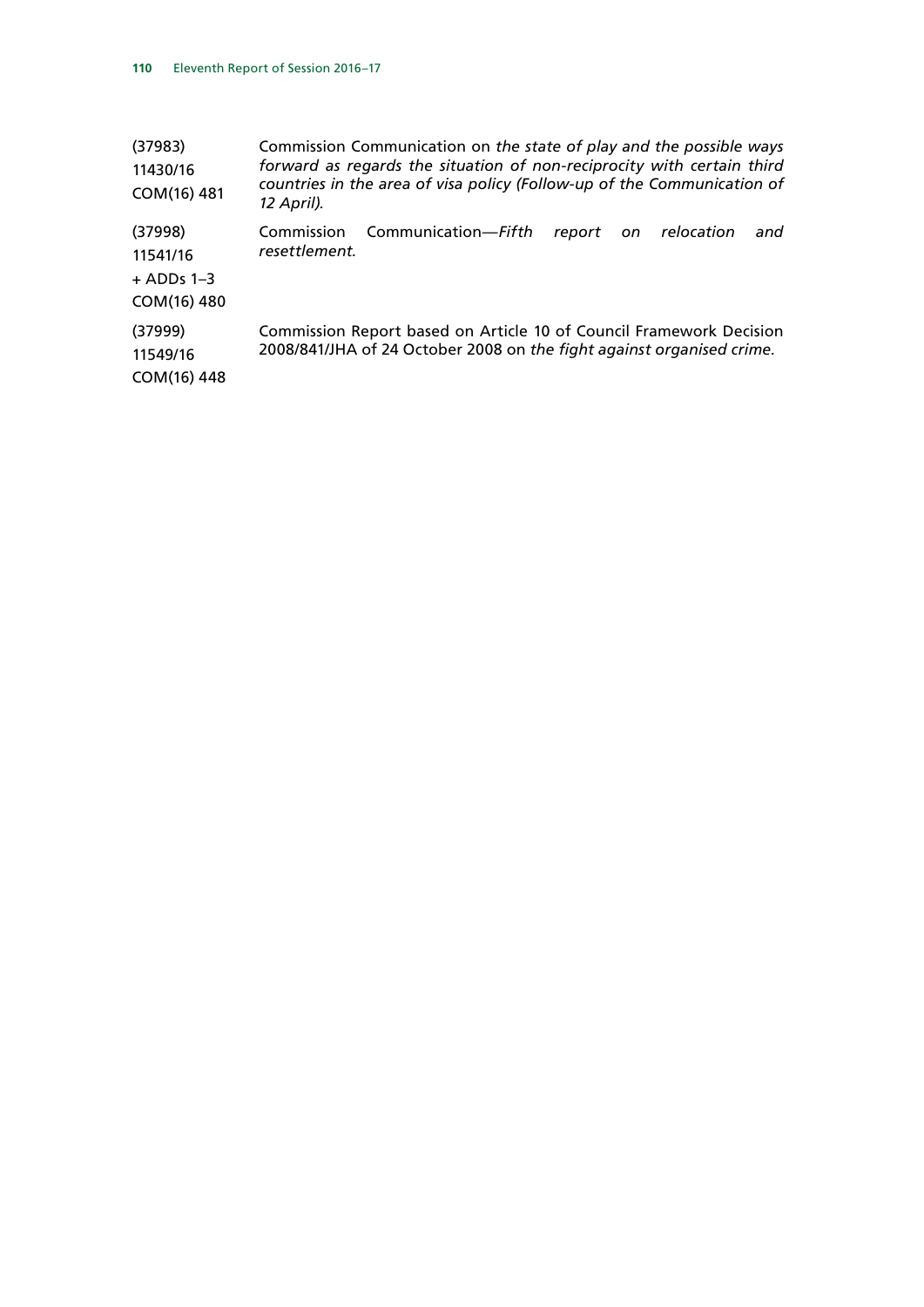| | |
|---|---|
| (37983)<br>11430/16<br>COM(16) 481 | Commission Communication on *the state of play and the possible ways forward as regards the situation of non-reciprocity with certain third countries in the area of visa policy (Follow-up of the Communication of 12 April).* |
| (37998)<br>11541/16<br>+ ADDs 1–3<br>COM(16) 480 | Commission Communication—*Fifth report on relocation and resettlement.* |
| (37999)<br>11549/16<br>COM(16) 448 | Commission Report based on Article 10 of Council Framework Decision 2008/841/JHA of 24 October 2008 on *the fight against organised crime.* |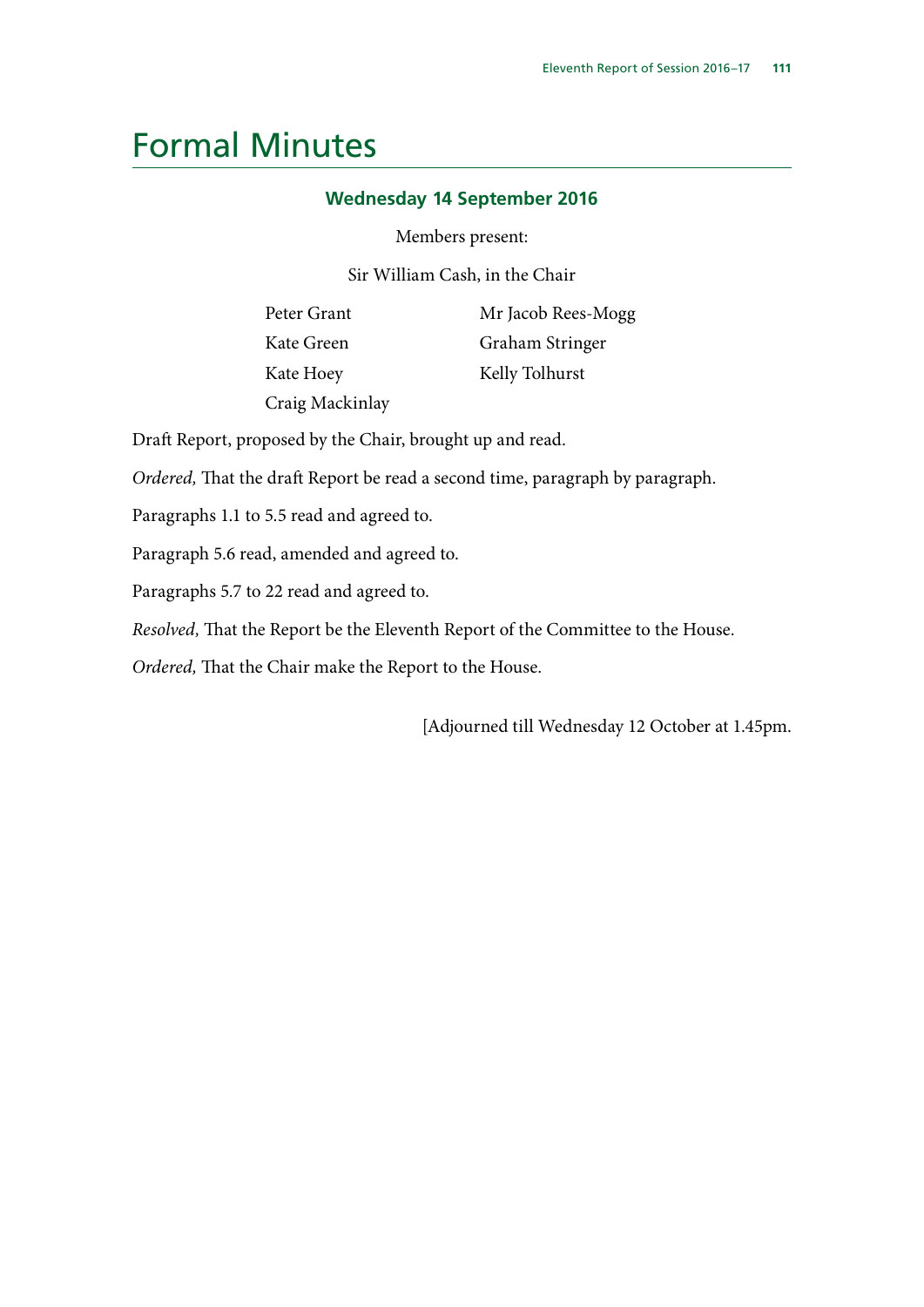# Formal Minutes

### Wednesday 14 September 2016

Members present:

Sir William Cash, in the Chair

Peter Grant
Kate Green
Kate Hoey
Craig Mackinlay
Mr Jacob Rees-Mogg
Graham Stringer
Kelly Tolhurst

Draft Report, proposed by the Chair, brought up and read.

*Ordered,* That the draft Report be read a second time, paragraph by paragraph.

Paragraphs 1.1 to 5.5 read and agreed to.

Paragraph 5.6 read, amended and agreed to.

Paragraphs 5.7 to 22 read and agreed to.

*Resolved,* That the Report be the Eleventh Report of the Committee to the House.

*Ordered,* That the Chair make the Report to the House.

[Adjourned till Wednesday 12 October at 1.45pm.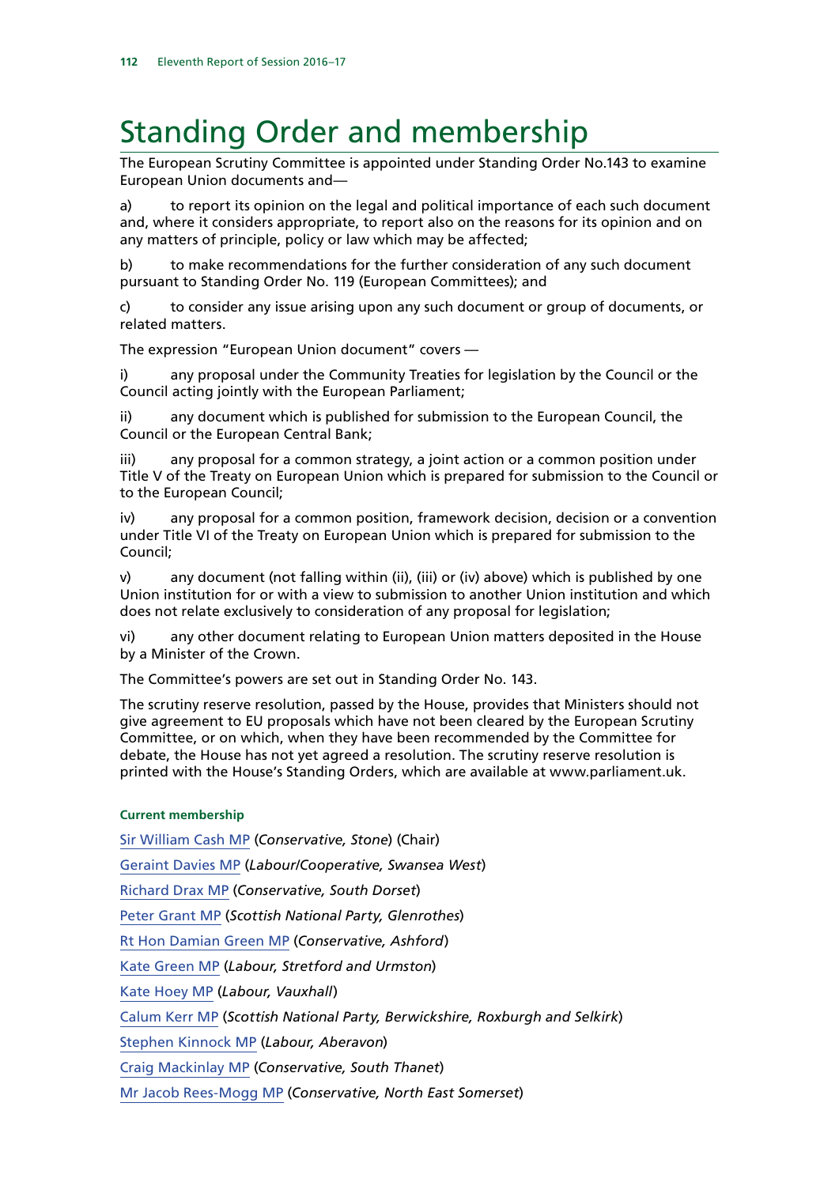# Standing Order and membership

The European Scrutiny Committee is appointed under Standing Order No.143 to examine European Union documents and—

a) to report its opinion on the legal and political importance of each such document and, where it considers appropriate, to report also on the reasons for its opinion and on any matters of principle, policy or law which may be affected;

b) to make recommendations for the further consideration of any such document pursuant to Standing Order No. 119 (European Committees); and

c) to consider any issue arising upon any such document or group of documents, or related matters.

The expression "European Union document" covers —

i) any proposal under the Community Treaties for legislation by the Council or the Council acting jointly with the European Parliament;

ii) any document which is published for submission to the European Council, the Council or the European Central Bank;

iii) any proposal for a common strategy, a joint action or a common position under Title V of the Treaty on European Union which is prepared for submission to the Council or to the European Council;

iv) any proposal for a common position, framework decision, decision or a convention under Title VI of the Treaty on European Union which is prepared for submission to the Council;

v) any document (not falling within (ii), (iii) or (iv) above) which is published by one Union institution for or with a view to submission to another Union institution and which does not relate exclusively to consideration of any proposal for legislation;

vi) any other document relating to European Union matters deposited in the House by a Minister of the Crown.

The Committee's powers are set out in Standing Order No. 143.

The scrutiny reserve resolution, passed by the House, provides that Ministers should not give agreement to EU proposals which have not been cleared by the European Scrutiny Committee, or on which, when they have been recommended by the Committee for debate, the House has not yet agreed a resolution. The scrutiny reserve resolution is printed with the House's Standing Orders, which are available at www.parliament.uk.

#### Current membership

Sir William Cash MP (*Conservative, Stone*) (Chair)

Geraint Davies MP (*Labour/Cooperative, Swansea West*)

Richard Drax MP (*Conservative, South Dorset*)

Peter Grant MP (*Scottish National Party, Glenrothes*)

Rt Hon Damian Green MP (*Conservative, Ashford*)

Kate Green MP (*Labour, Stretford and Urmston*)

Kate Hoey MP (*Labour, Vauxhall*)

Calum Kerr MP (*Scottish National Party, Berwickshire, Roxburgh and Selkirk*)

Stephen Kinnock MP (*Labour, Aberavon*)

Craig Mackinlay MP (*Conservative, South Thanet*)

Mr Jacob Rees-Mogg MP (*Conservative, North East Somerset*)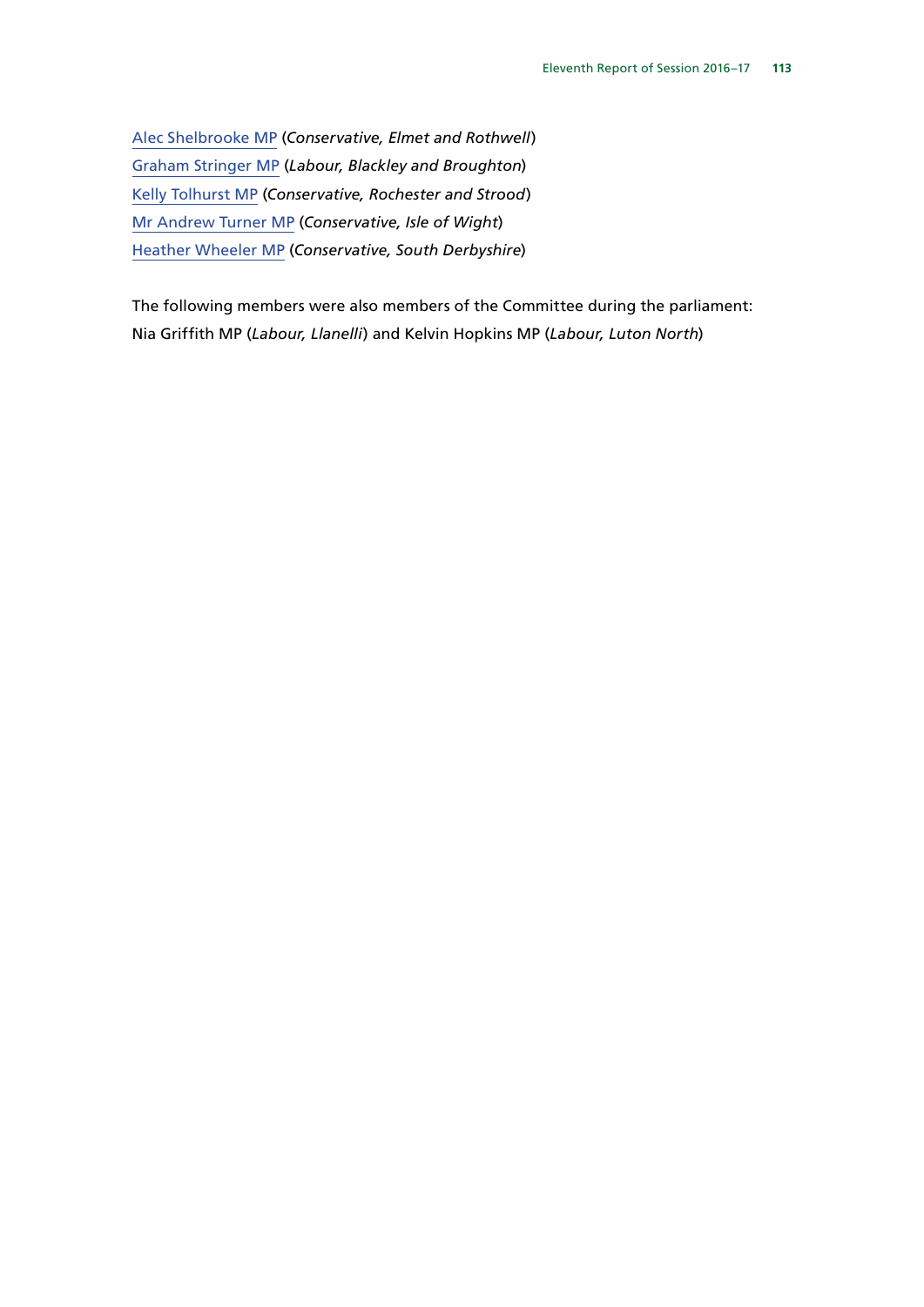Alec Shelbrooke MP (*Conservative, Elmet and Rothwell*)
Graham Stringer MP (*Labour, Blackley and Broughton*)
Kelly Tolhurst MP (*Conservative, Rochester and Strood*)
Mr Andrew Turner MP (*Conservative, Isle of Wight*)
Heather Wheeler MP (*Conservative, South Derbyshire*)

The following members were also members of the Committee during the parliament:
Nia Griffith MP (*Labour, Llanelli*) and Kelvin Hopkins MP (*Labour, Luton North*)